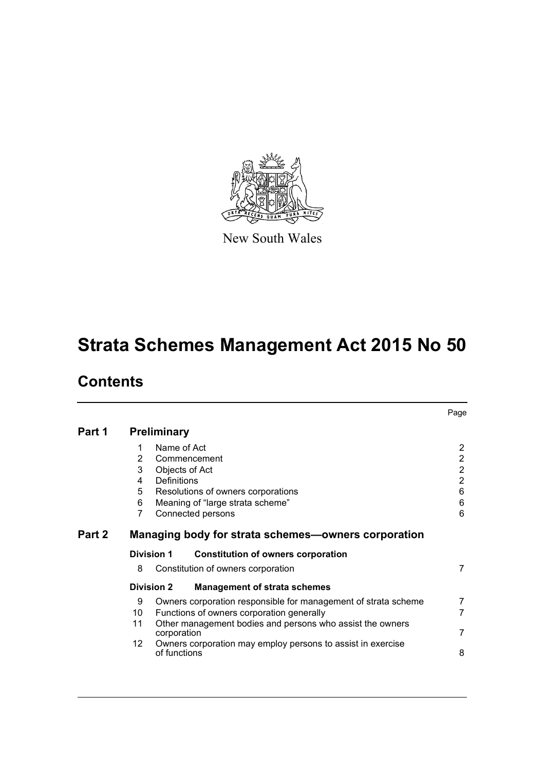New South Wales

# Strata Schemes Management Act 2015 No 50

## Contents

| | | | Page |
|---|---|---|---|
| **Part 1** | **Preliminary** | | |
| | 1 | Name of Act | 2 |
| | 2 | Commencement | 2 |
| | 3 | Objects of Act | 2 |
| | 4 | Definitions | 2 |
| | 5 | Resolutions of owners corporations | 6 |
| | 6 | Meaning of "large strata scheme" | 6 |
| | 7 | Connected persons | 6 |
| **Part 2** | **Managing body for strata schemes—owners corporation** | | |
| | **Division 1** | **Constitution of owners corporation** | |
| | 8 | Constitution of owners corporation | 7 |
| | **Division 2** | **Management of strata schemes** | |
| | 9 | Owners corporation responsible for management of strata scheme | 7 |
| | 10 | Functions of owners corporation generally | 7 |
| | 11 | Other management bodies and persons who assist the owners corporation | 7 |
| | 12 | Owners corporation may employ persons to assist in exercise of functions | 8 |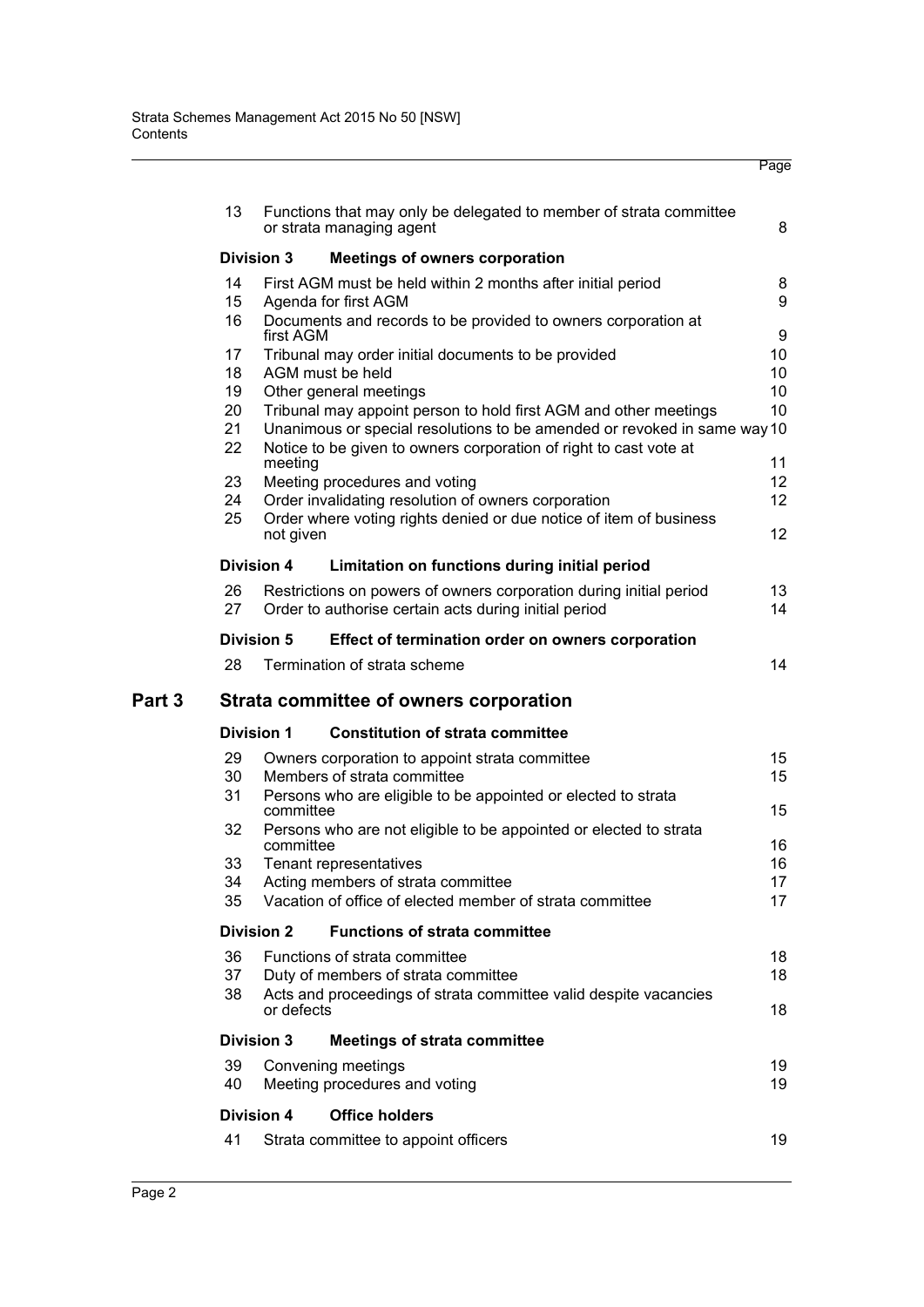| | | Page |
|---|---|---|
| 13 | Functions that may only be delegated to member of strata committee or strata managing agent | 8 |
| **Division 3** | **Meetings of owners corporation** | |
| 14 | First AGM must be held within 2 months after initial period | 8 |
| 15 | Agenda for first AGM | 9 |
| 16 | Documents and records to be provided to owners corporation at first AGM | 9 |
| 17 | Tribunal may order initial documents to be provided | 10 |
| 18 | AGM must be held | 10 |
| 19 | Other general meetings | 10 |
| 20 | Tribunal may appoint person to hold first AGM and other meetings | 10 |
| 21 | Unanimous or special resolutions to be amended or revoked in same way | 10 |
| 22 | Notice to be given to owners corporation of right to cast vote at meeting | 11 |
| 23 | Meeting procedures and voting | 12 |
| 24 | Order invalidating resolution of owners corporation | 12 |
| 25 | Order where voting rights denied or due notice of item of business not given | 12 |
| **Division 4** | **Limitation on functions during initial period** | |
| 26 | Restrictions on powers of owners corporation during initial period | 13 |
| 27 | Order to authorise certain acts during initial period | 14 |
| **Division 5** | **Effect of termination order on owners corporation** | |
| 28 | Termination of strata scheme | 14 |

## Part 3 Strata committee of owners corporation

| | | |
|---|---|---|
| **Division 1** | **Constitution of strata committee** | |
| 29 | Owners corporation to appoint strata committee | 15 |
| 30 | Members of strata committee | 15 |
| 31 | Persons who are eligible to be appointed or elected to strata committee | 15 |
| 32 | Persons who are not eligible to be appointed or elected to strata committee | 16 |
| 33 | Tenant representatives | 16 |
| 34 | Acting members of strata committee | 17 |
| 35 | Vacation of office of elected member of strata committee | 17 |
| **Division 2** | **Functions of strata committee** | |
| 36 | Functions of strata committee | 18 |
| 37 | Duty of members of strata committee | 18 |
| 38 | Acts and proceedings of strata committee valid despite vacancies or defects | 18 |
| **Division 3** | **Meetings of strata committee** | |
| 39 | Convening meetings | 19 |
| 40 | Meeting procedures and voting | 19 |
| **Division 4** | **Office holders** | |
| 41 | Strata committee to appoint officers | 19 |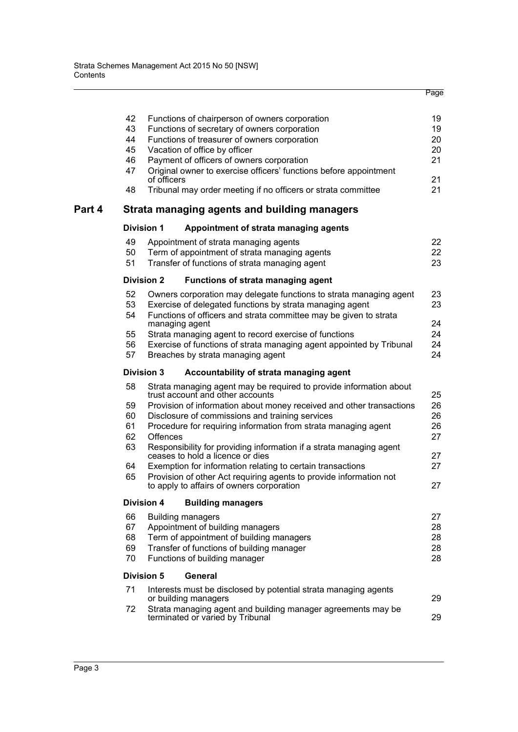| | | Page |
|---|---|---|
| 42 | Functions of chairperson of owners corporation | 19 |
| 43 | Functions of secretary of owners corporation | 19 |
| 44 | Functions of treasurer of owners corporation | 20 |
| 45 | Vacation of office by officer | 20 |
| 46 | Payment of officers of owners corporation | 21 |
| 47 | Original owner to exercise officers' functions before appointment of officers | 21 |
| 48 | Tribunal may order meeting if no officers or strata committee | 21 |

## Part 4 Strata managing agents and building managers

### Division 1 Appointment of strata managing agents

| | | |
|---|---|---|
| 49 | Appointment of strata managing agents | 22 |
| 50 | Term of appointment of strata managing agents | 22 |
| 51 | Transfer of functions of strata managing agent | 23 |

### Division 2 Functions of strata managing agent

| | | |
|---|---|---|
| 52 | Owners corporation may delegate functions to strata managing agent | 23 |
| 53 | Exercise of delegated functions by strata managing agent | 23 |
| 54 | Functions of officers and strata committee may be given to strata managing agent | 24 |
| 55 | Strata managing agent to record exercise of functions | 24 |
| 56 | Exercise of functions of strata managing agent appointed by Tribunal | 24 |
| 57 | Breaches by strata managing agent | 24 |

### Division 3 Accountability of strata managing agent

| | | |
|---|---|---|
| 58 | Strata managing agent may be required to provide information about trust account and other accounts | 25 |
| 59 | Provision of information about money received and other transactions | 26 |
| 60 | Disclosure of commissions and training services | 26 |
| 61 | Procedure for requiring information from strata managing agent | 26 |
| 62 | Offences | 27 |
| 63 | Responsibility for providing information if a strata managing agent ceases to hold a licence or dies | 27 |
| 64 | Exemption for information relating to certain transactions | 27 |
| 65 | Provision of other Act requiring agents to provide information not to apply to affairs of owners corporation | 27 |

### Division 4 Building managers

| | | |
|---|---|---|
| 66 | Building managers | 27 |
| 67 | Appointment of building managers | 28 |
| 68 | Term of appointment of building managers | 28 |
| 69 | Transfer of functions of building manager | 28 |
| 70 | Functions of building manager | 28 |

### Division 5 General

| | | |
|---|---|---|
| 71 | Interests must be disclosed by potential strata managing agents or building managers | 29 |
| 72 | Strata managing agent and building manager agreements may be terminated or varied by Tribunal | 29 |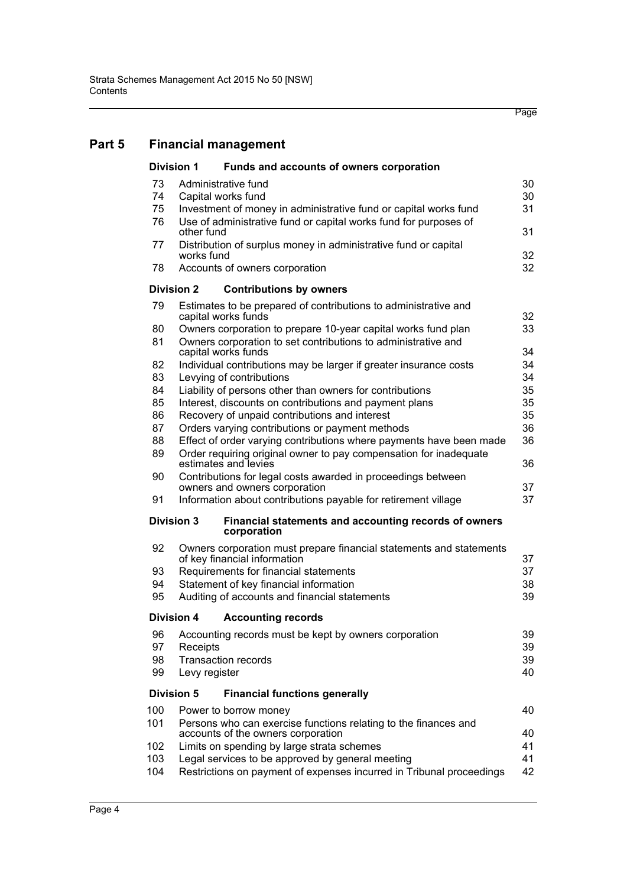## Part 5 Financial management

### Division 1 Funds and accounts of owners corporation

| | | Page |
|---|---|---|
| 73 | Administrative fund | 30 |
| 74 | Capital works fund | 30 |
| 75 | Investment of money in administrative fund or capital works fund | 31 |
| 76 | Use of administrative fund or capital works fund for purposes of other fund | 31 |
| 77 | Distribution of surplus money in administrative fund or capital works fund | 32 |
| 78 | Accounts of owners corporation | 32 |

### Division 2 Contributions by owners

| | | |
|---|---|---|
| 79 | Estimates to be prepared of contributions to administrative and capital works funds | 32 |
| 80 | Owners corporation to prepare 10-year capital works fund plan | 33 |
| 81 | Owners corporation to set contributions to administrative and capital works funds | 34 |
| 82 | Individual contributions may be larger if greater insurance costs | 34 |
| 83 | Levying of contributions | 34 |
| 84 | Liability of persons other than owners for contributions | 35 |
| 85 | Interest, discounts on contributions and payment plans | 35 |
| 86 | Recovery of unpaid contributions and interest | 35 |
| 87 | Orders varying contributions or payment methods | 36 |
| 88 | Effect of order varying contributions where payments have been made | 36 |
| 89 | Order requiring original owner to pay compensation for inadequate estimates and levies | 36 |
| 90 | Contributions for legal costs awarded in proceedings between owners and owners corporation | 37 |
| 91 | Information about contributions payable for retirement village | 37 |

### Division 3 Financial statements and accounting records of owners corporation

| | | |
|---|---|---|
| 92 | Owners corporation must prepare financial statements and statements of key financial information | 37 |
| 93 | Requirements for financial statements | 37 |
| 94 | Statement of key financial information | 38 |
| 95 | Auditing of accounts and financial statements | 39 |

### Division 4 Accounting records

| | | |
|---|---|---|
| 96 | Accounting records must be kept by owners corporation | 39 |
| 97 | Receipts | 39 |
| 98 | Transaction records | 39 |
| 99 | Levy register | 40 |

### Division 5 Financial functions generally

| | | |
|---|---|---|
| 100 | Power to borrow money | 40 |
| 101 | Persons who can exercise functions relating to the finances and accounts of the owners corporation | 40 |
| 102 | Limits on spending by large strata schemes | 41 |
| 103 | Legal services to be approved by general meeting | 41 |
| 104 | Restrictions on payment of expenses incurred in Tribunal proceedings | 42 |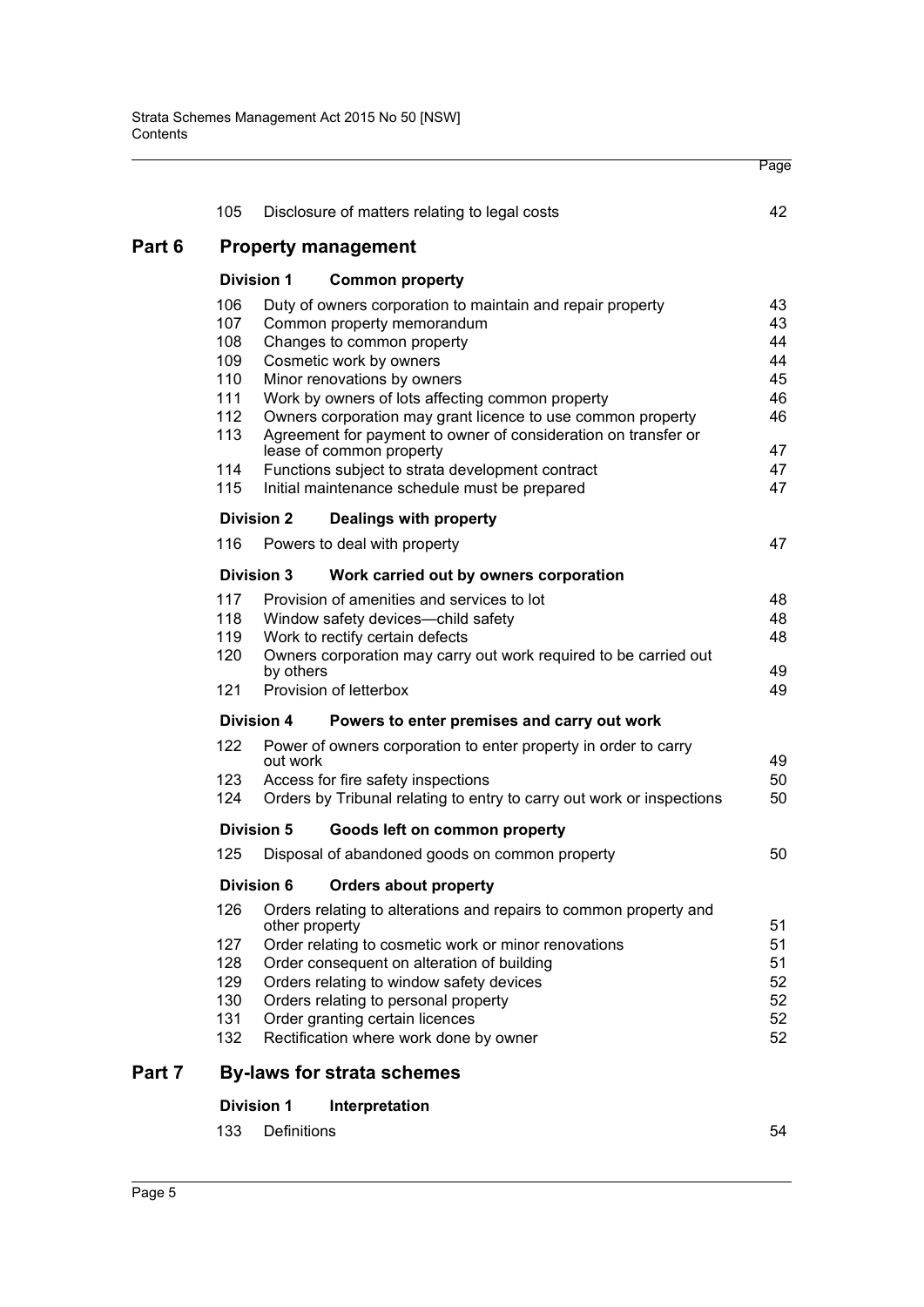| | | Page |
|---|---|---|
| 105 | Disclosure of matters relating to legal costs | 42 |

## Part 6 Property management

### Division 1 Common property

| | | |
|---|---|---|
| 106 | Duty of owners corporation to maintain and repair property | 43 |
| 107 | Common property memorandum | 43 |
| 108 | Changes to common property | 44 |
| 109 | Cosmetic work by owners | 44 |
| 110 | Minor renovations by owners | 45 |
| 111 | Work by owners of lots affecting common property | 46 |
| 112 | Owners corporation may grant licence to use common property | 46 |
| 113 | Agreement for payment to owner of consideration on transfer or lease of common property | 47 |
| 114 | Functions subject to strata development contract | 47 |
| 115 | Initial maintenance schedule must be prepared | 47 |

### Division 2 Dealings with property

| | | |
|---|---|---|
| 116 | Powers to deal with property | 47 |

### Division 3 Work carried out by owners corporation

| | | |
|---|---|---|
| 117 | Provision of amenities and services to lot | 48 |
| 118 | Window safety devices—child safety | 48 |
| 119 | Work to rectify certain defects | 48 |
| 120 | Owners corporation may carry out work required to be carried out by others | 49 |
| 121 | Provision of letterbox | 49 |

### Division 4 Powers to enter premises and carry out work

| | | |
|---|---|---|
| 122 | Power of owners corporation to enter property in order to carry out work | 49 |
| 123 | Access for fire safety inspections | 50 |
| 124 | Orders by Tribunal relating to entry to carry out work or inspections | 50 |

### Division 5 Goods left on common property

| | | |
|---|---|---|
| 125 | Disposal of abandoned goods on common property | 50 |

### Division 6 Orders about property

| | | |
|---|---|---|
| 126 | Orders relating to alterations and repairs to common property and other property | 51 |
| 127 | Order relating to cosmetic work or minor renovations | 51 |
| 128 | Order consequent on alteration of building | 51 |
| 129 | Orders relating to window safety devices | 52 |
| 130 | Orders relating to personal property | 52 |
| 131 | Order granting certain licences | 52 |
| 132 | Rectification where work done by owner | 52 |

## Part 7 By-laws for strata schemes

### Division 1 Interpretation

| | | |
|---|---|---|
| 133 | Definitions | 54 |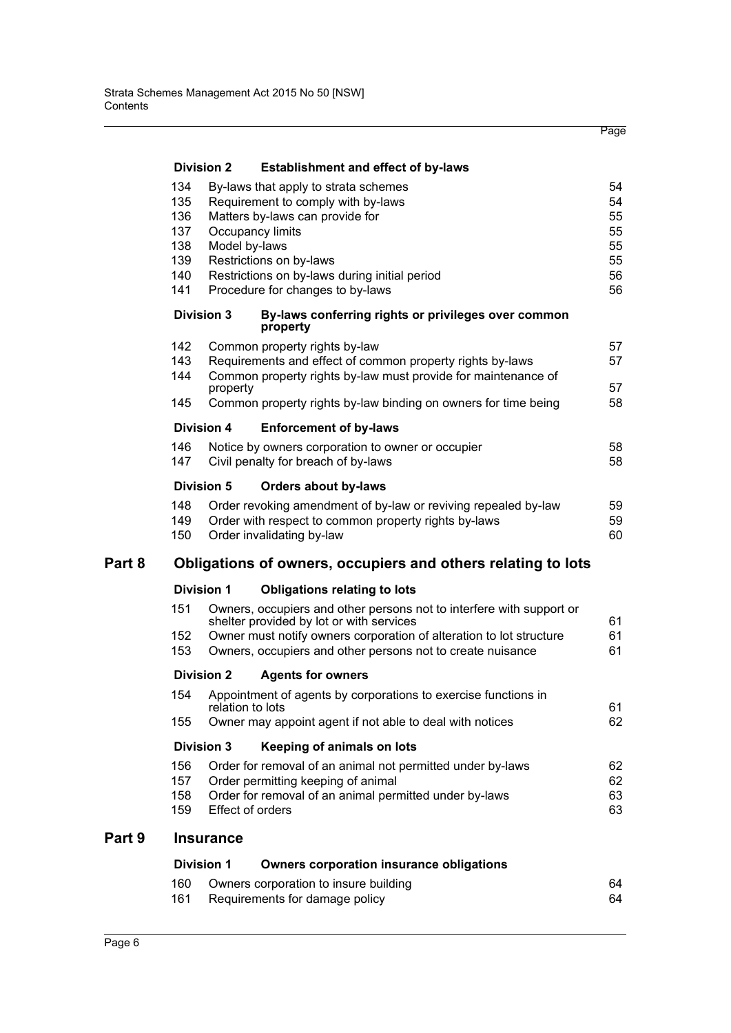### Division 2 Establishment and effect of by-laws

| | | |
|---|---|---|
| 134 | By-laws that apply to strata schemes | 54 |
| 135 | Requirement to comply with by-laws | 54 |
| 136 | Matters by-laws can provide for | 55 |
| 137 | Occupancy limits | 55 |
| 138 | Model by-laws | 55 |
| 139 | Restrictions on by-laws | 55 |
| 140 | Restrictions on by-laws during initial period | 56 |
| 141 | Procedure for changes to by-laws | 56 |

### Division 3 By-laws conferring rights or privileges over common property

| | | |
|---|---|---|
| 142 | Common property rights by-law | 57 |
| 143 | Requirements and effect of common property rights by-laws | 57 |
| 144 | Common property rights by-law must provide for maintenance of property | 57 |
| 145 | Common property rights by-law binding on owners for time being | 58 |

### Division 4 Enforcement of by-laws

| | | |
|---|---|---|
| 146 | Notice by owners corporation to owner or occupier | 58 |
| 147 | Civil penalty for breach of by-laws | 58 |

### Division 5 Orders about by-laws

| | | |
|---|---|---|
| 148 | Order revoking amendment of by-law or reviving repealed by-law | 59 |
| 149 | Order with respect to common property rights by-laws | 59 |
| 150 | Order invalidating by-law | 60 |

## Part 8 Obligations of owners, occupiers and others relating to lots

### Division 1 Obligations relating to lots

| | | |
|---|---|---|
| 151 | Owners, occupiers and other persons not to interfere with support or shelter provided by lot or with services | 61 |
| 152 | Owner must notify owners corporation of alteration to lot structure | 61 |
| 153 | Owners, occupiers and other persons not to create nuisance | 61 |

### Division 2 Agents for owners

| | | |
|---|---|---|
| 154 | Appointment of agents by corporations to exercise functions in relation to lots | 61 |
| 155 | Owner may appoint agent if not able to deal with notices | 62 |

### Division 3 Keeping of animals on lots

| | | |
|---|---|---|
| 156 | Order for removal of an animal not permitted under by-laws | 62 |
| 157 | Order permitting keeping of animal | 62 |
| 158 | Order for removal of an animal permitted under by-laws | 63 |
| 159 | Effect of orders | 63 |

## Part 9 Insurance

### Division 1 Owners corporation insurance obligations

| | | |
|---|---|---|
| 160 | Owners corporation to insure building | 64 |
| 161 | Requirements for damage policy | 64 |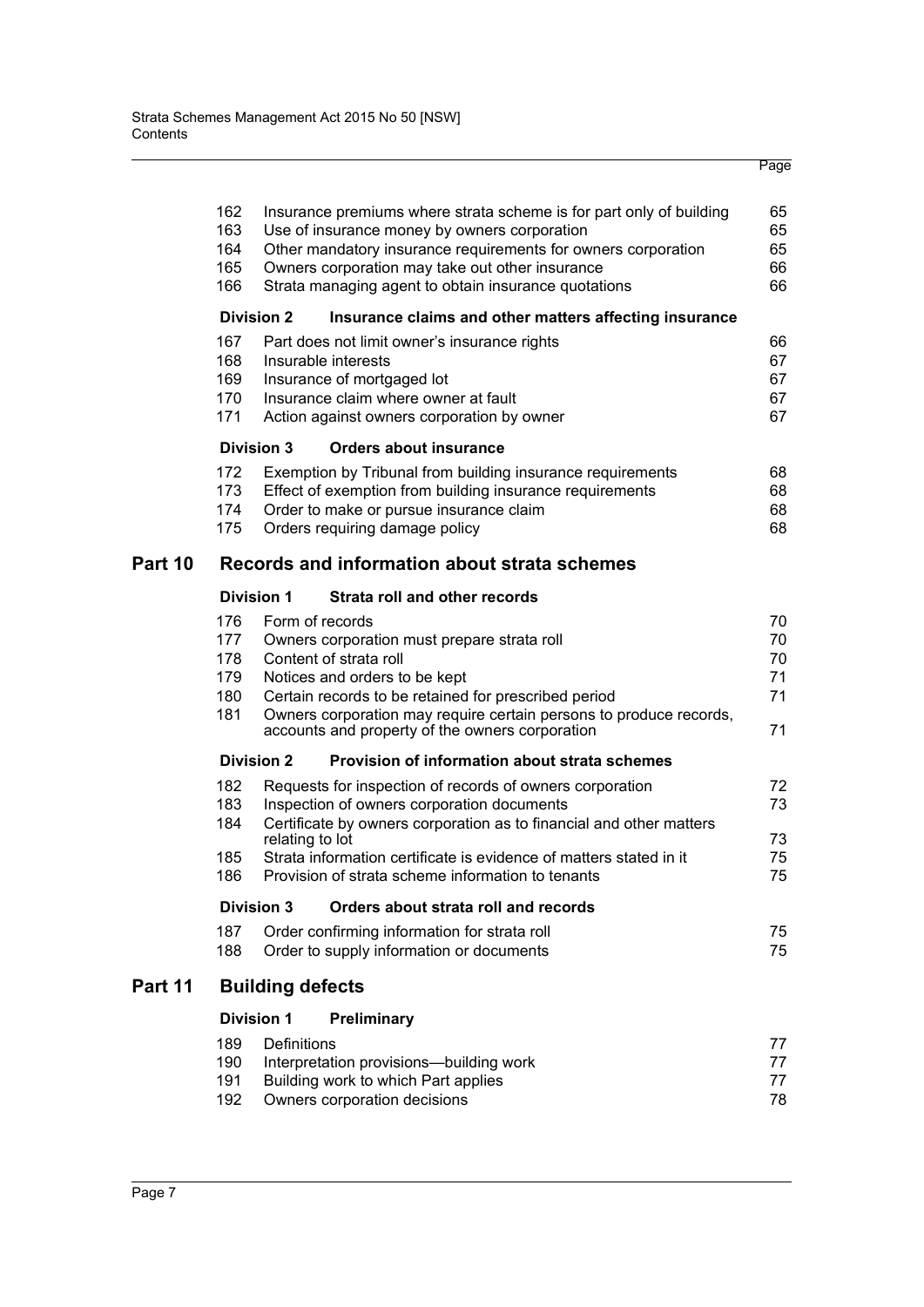| | | Page |
|---|---|---|
| 162 | Insurance premiums where strata scheme is for part only of building | 65 |
| 163 | Use of insurance money by owners corporation | 65 |
| 164 | Other mandatory insurance requirements for owners corporation | 65 |
| 165 | Owners corporation may take out other insurance | 66 |
| 166 | Strata managing agent to obtain insurance quotations | 66 |

**Division 2 Insurance claims and other matters affecting insurance**

| | | |
|---|---|---|
| 167 | Part does not limit owner's insurance rights | 66 |
| 168 | Insurable interests | 67 |
| 169 | Insurance of mortgaged lot | 67 |
| 170 | Insurance claim where owner at fault | 67 |
| 171 | Action against owners corporation by owner | 67 |

**Division 3 Orders about insurance**

| | | |
|---|---|---|
| 172 | Exemption by Tribunal from building insurance requirements | 68 |
| 173 | Effect of exemption from building insurance requirements | 68 |
| 174 | Order to make or pursue insurance claim | 68 |
| 175 | Orders requiring damage policy | 68 |

## Part 10 Records and information about strata schemes

**Division 1 Strata roll and other records**

| | | |
|---|---|---|
| 176 | Form of records | 70 |
| 177 | Owners corporation must prepare strata roll | 70 |
| 178 | Content of strata roll | 70 |
| 179 | Notices and orders to be kept | 71 |
| 180 | Certain records to be retained for prescribed period | 71 |
| 181 | Owners corporation may require certain persons to produce records, accounts and property of the owners corporation | 71 |

**Division 2 Provision of information about strata schemes**

| | | |
|---|---|---|
| 182 | Requests for inspection of records of owners corporation | 72 |
| 183 | Inspection of owners corporation documents | 73 |
| 184 | Certificate by owners corporation as to financial and other matters relating to lot | 73 |
| 185 | Strata information certificate is evidence of matters stated in it | 75 |
| 186 | Provision of strata scheme information to tenants | 75 |

**Division 3 Orders about strata roll and records**

| | | |
|---|---|---|
| 187 | Order confirming information for strata roll | 75 |
| 188 | Order to supply information or documents | 75 |

## Part 11 Building defects

**Division 1 Preliminary**

| | | |
|---|---|---|
| 189 | Definitions | 77 |
| 190 | Interpretation provisions—building work | 77 |
| 191 | Building work to which Part applies | 77 |
| 192 | Owners corporation decisions | 78 |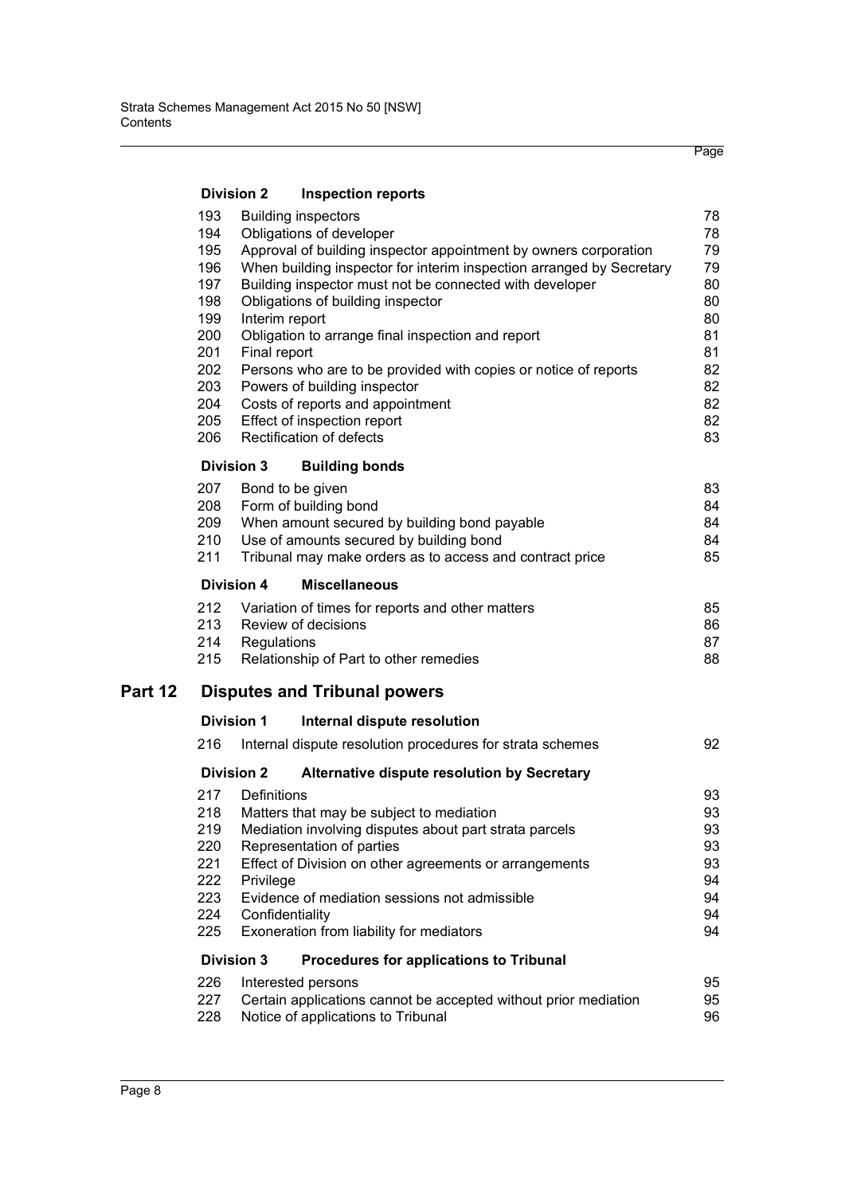### Division 2 Inspection reports

| | | Page |
|---|---|---|
| 193 | Building inspectors | 78 |
| 194 | Obligations of developer | 78 |
| 195 | Approval of building inspector appointment by owners corporation | 79 |
| 196 | When building inspector for interim inspection arranged by Secretary | 79 |
| 197 | Building inspector must not be connected with developer | 80 |
| 198 | Obligations of building inspector | 80 |
| 199 | Interim report | 80 |
| 200 | Obligation to arrange final inspection and report | 81 |
| 201 | Final report | 81 |
| 202 | Persons who are to be provided with copies or notice of reports | 82 |
| 203 | Powers of building inspector | 82 |
| 204 | Costs of reports and appointment | 82 |
| 205 | Effect of inspection report | 82 |
| 206 | Rectification of defects | 83 |

### Division 3 Building bonds

| | | |
|---|---|---|
| 207 | Bond to be given | 83 |
| 208 | Form of building bond | 84 |
| 209 | When amount secured by building bond payable | 84 |
| 210 | Use of amounts secured by building bond | 84 |
| 211 | Tribunal may make orders as to access and contract price | 85 |

### Division 4 Miscellaneous

| | | |
|---|---|---|
| 212 | Variation of times for reports and other matters | 85 |
| 213 | Review of decisions | 86 |
| 214 | Regulations | 87 |
| 215 | Relationship of Part to other remedies | 88 |

## Part 12 Disputes and Tribunal powers

### Division 1 Internal dispute resolution

| | | |
|---|---|---|
| 216 | Internal dispute resolution procedures for strata schemes | 92 |

### Division 2 Alternative dispute resolution by Secretary

| | | |
|---|---|---|
| 217 | Definitions | 93 |
| 218 | Matters that may be subject to mediation | 93 |
| 219 | Mediation involving disputes about part strata parcels | 93 |
| 220 | Representation of parties | 93 |
| 221 | Effect of Division on other agreements or arrangements | 93 |
| 222 | Privilege | 94 |
| 223 | Evidence of mediation sessions not admissible | 94 |
| 224 | Confidentiality | 94 |
| 225 | Exoneration from liability for mediators | 94 |

### Division 3 Procedures for applications to Tribunal

| | | |
|---|---|---|
| 226 | Interested persons | 95 |
| 227 | Certain applications cannot be accepted without prior mediation | 95 |
| 228 | Notice of applications to Tribunal | 96 |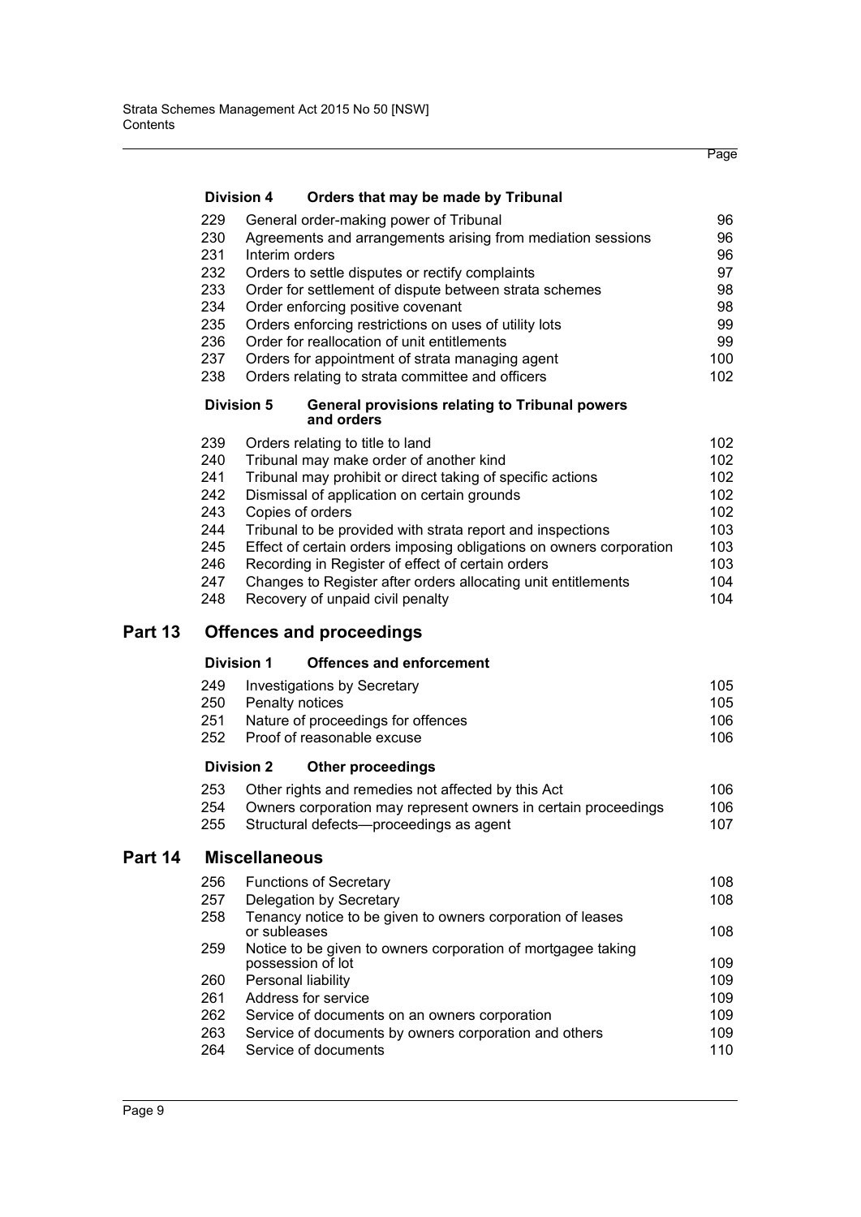### Division 4 Orders that may be made by Tribunal

| | | |
|---|---|---|
| 229 | General order-making power of Tribunal | 96 |
| 230 | Agreements and arrangements arising from mediation sessions | 96 |
| 231 | Interim orders | 96 |
| 232 | Orders to settle disputes or rectify complaints | 97 |
| 233 | Order for settlement of dispute between strata schemes | 98 |
| 234 | Order enforcing positive covenant | 98 |
| 235 | Orders enforcing restrictions on uses of utility lots | 99 |
| 236 | Order for reallocation of unit entitlements | 99 |
| 237 | Orders for appointment of strata managing agent | 100 |
| 238 | Orders relating to strata committee and officers | 102 |

### Division 5 General provisions relating to Tribunal powers and orders

| | | |
|---|---|---|
| 239 | Orders relating to title to land | 102 |
| 240 | Tribunal may make order of another kind | 102 |
| 241 | Tribunal may prohibit or direct taking of specific actions | 102 |
| 242 | Dismissal of application on certain grounds | 102 |
| 243 | Copies of orders | 102 |
| 244 | Tribunal to be provided with strata report and inspections | 103 |
| 245 | Effect of certain orders imposing obligations on owners corporation | 103 |
| 246 | Recording in Register of effect of certain orders | 103 |
| 247 | Changes to Register after orders allocating unit entitlements | 104 |
| 248 | Recovery of unpaid civil penalty | 104 |

## Part 13 Offences and proceedings

### Division 1 Offences and enforcement

| | | |
|---|---|---|
| 249 | Investigations by Secretary | 105 |
| 250 | Penalty notices | 105 |
| 251 | Nature of proceedings for offences | 106 |
| 252 | Proof of reasonable excuse | 106 |

### Division 2 Other proceedings

| | | |
|---|---|---|
| 253 | Other rights and remedies not affected by this Act | 106 |
| 254 | Owners corporation may represent owners in certain proceedings | 106 |
| 255 | Structural defects—proceedings as agent | 107 |

## Part 14 Miscellaneous

| | | |
|---|---|---|
| 256 | Functions of Secretary | 108 |
| 257 | Delegation by Secretary | 108 |
| 258 | Tenancy notice to be given to owners corporation of leases or subleases | 108 |
| 259 | Notice to be given to owners corporation of mortgagee taking possession of lot | 109 |
| 260 | Personal liability | 109 |
| 261 | Address for service | 109 |
| 262 | Service of documents on an owners corporation | 109 |
| 263 | Service of documents by owners corporation and others | 109 |
| 264 | Service of documents | 110 |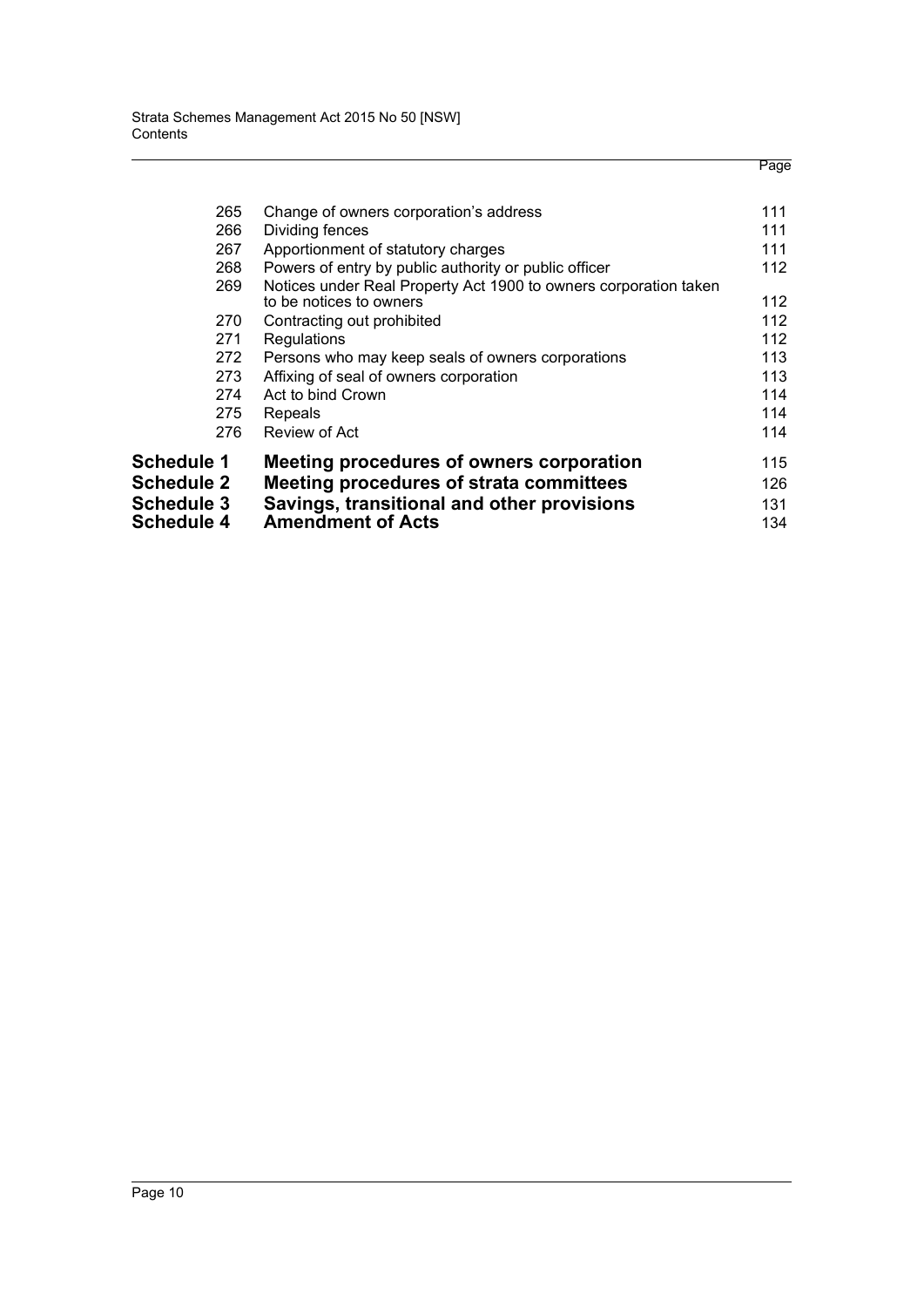| | | Page |
|---|---|---|
| 265 | Change of owners corporation's address | 111 |
| 266 | Dividing fences | 111 |
| 267 | Apportionment of statutory charges | 111 |
| 268 | Powers of entry by public authority or public officer | 112 |
| 269 | Notices under Real Property Act 1900 to owners corporation taken to be notices to owners | 112 |
| 270 | Contracting out prohibited | 112 |
| 271 | Regulations | 112 |
| 272 | Persons who may keep seals of owners corporations | 113 |
| 273 | Affixing of seal of owners corporation | 113 |
| 274 | Act to bind Crown | 114 |
| 275 | Repeals | 114 |
| 276 | Review of Act | 114 |
| **Schedule 1** | **Meeting procedures of owners corporation** | 115 |
| **Schedule 2** | **Meeting procedures of strata committees** | 126 |
| **Schedule 3** | **Savings, transitional and other provisions** | 131 |
| **Schedule 4** | **Amendment of Acts** | 134 |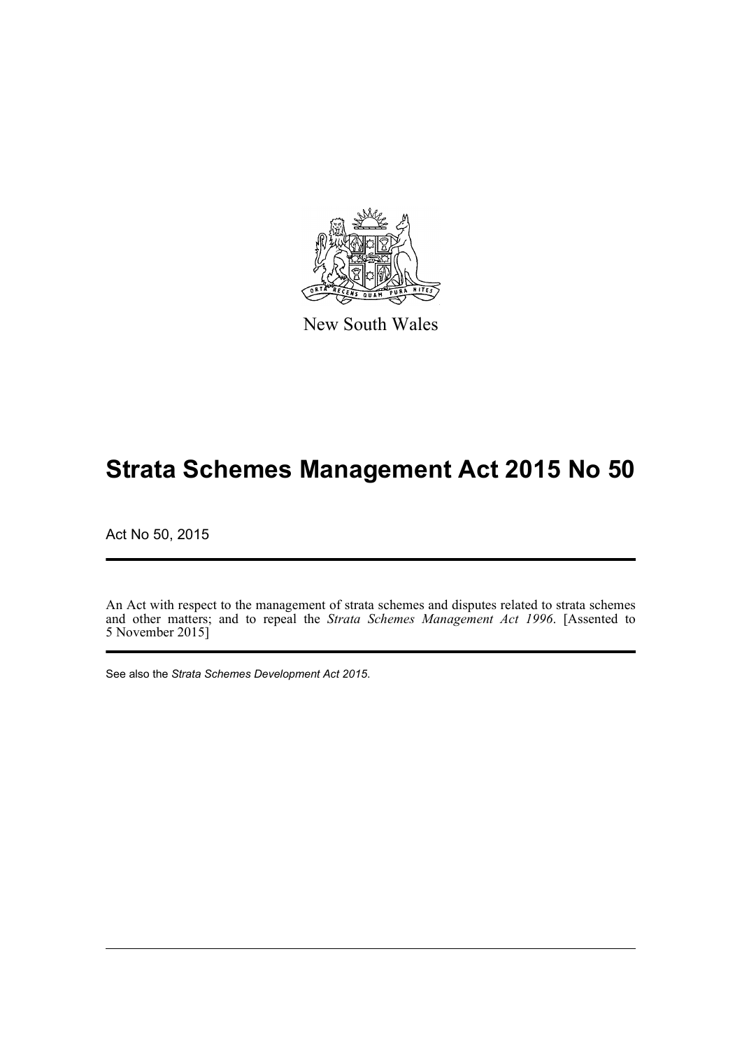New South Wales

# Strata Schemes Management Act 2015 No 50

Act No 50, 2015

An Act with respect to the management of strata schemes and disputes related to strata schemes and other matters; and to repeal the *Strata Schemes Management Act 1996*. [Assented to 5 November 2015]

See also the *Strata Schemes Development Act 2015*.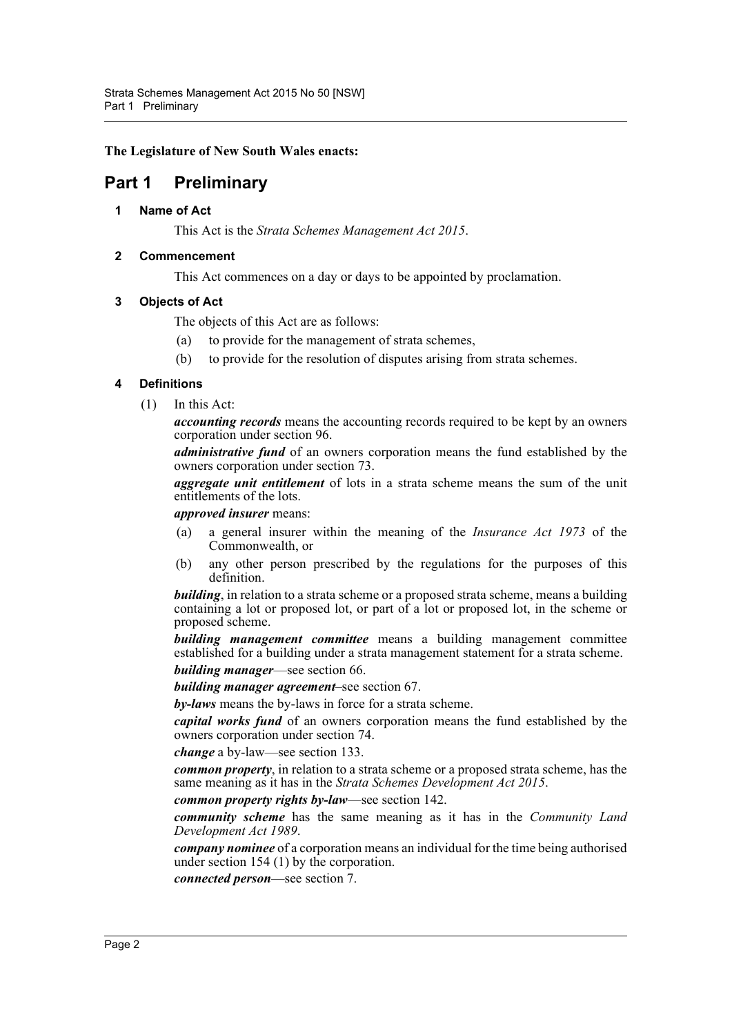**The Legislature of New South Wales enacts:**

# Part 1 Preliminary

### 1 Name of Act

This Act is the *Strata Schemes Management Act 2015*.

### 2 Commencement

This Act commences on a day or days to be appointed by proclamation.

### 3 Objects of Act

The objects of this Act are as follows:

(a) to provide for the management of strata schemes,

(b) to provide for the resolution of disputes arising from strata schemes.

### 4 Definitions

(1) In this Act:

***accounting records*** means the accounting records required to be kept by an owners corporation under section 96.

***administrative fund*** of an owners corporation means the fund established by the owners corporation under section 73.

***aggregate unit entitlement*** of lots in a strata scheme means the sum of the unit entitlements of the lots.

***approved insurer*** means:

(a) a general insurer within the meaning of the *Insurance Act 1973* of the Commonwealth, or

(b) any other person prescribed by the regulations for the purposes of this definition.

***building***, in relation to a strata scheme or a proposed strata scheme, means a building containing a lot or proposed lot, or part of a lot or proposed lot, in the scheme or proposed scheme.

***building management committee*** means a building management committee established for a building under a strata management statement for a strata scheme.

***building manager***—see section 66.

***building manager agreement***–see section 67.

***by-laws*** means the by-laws in force for a strata scheme.

***capital works fund*** of an owners corporation means the fund established by the owners corporation under section 74.

***change*** a by-law—see section 133.

***common property***, in relation to a strata scheme or a proposed strata scheme, has the same meaning as it has in the *Strata Schemes Development Act 2015*.

***common property rights by-law***—see section 142.

***community scheme*** has the same meaning as it has in the *Community Land Development Act 1989*.

***company nominee*** of a corporation means an individual for the time being authorised under section 154 (1) by the corporation.

***connected person***—see section 7.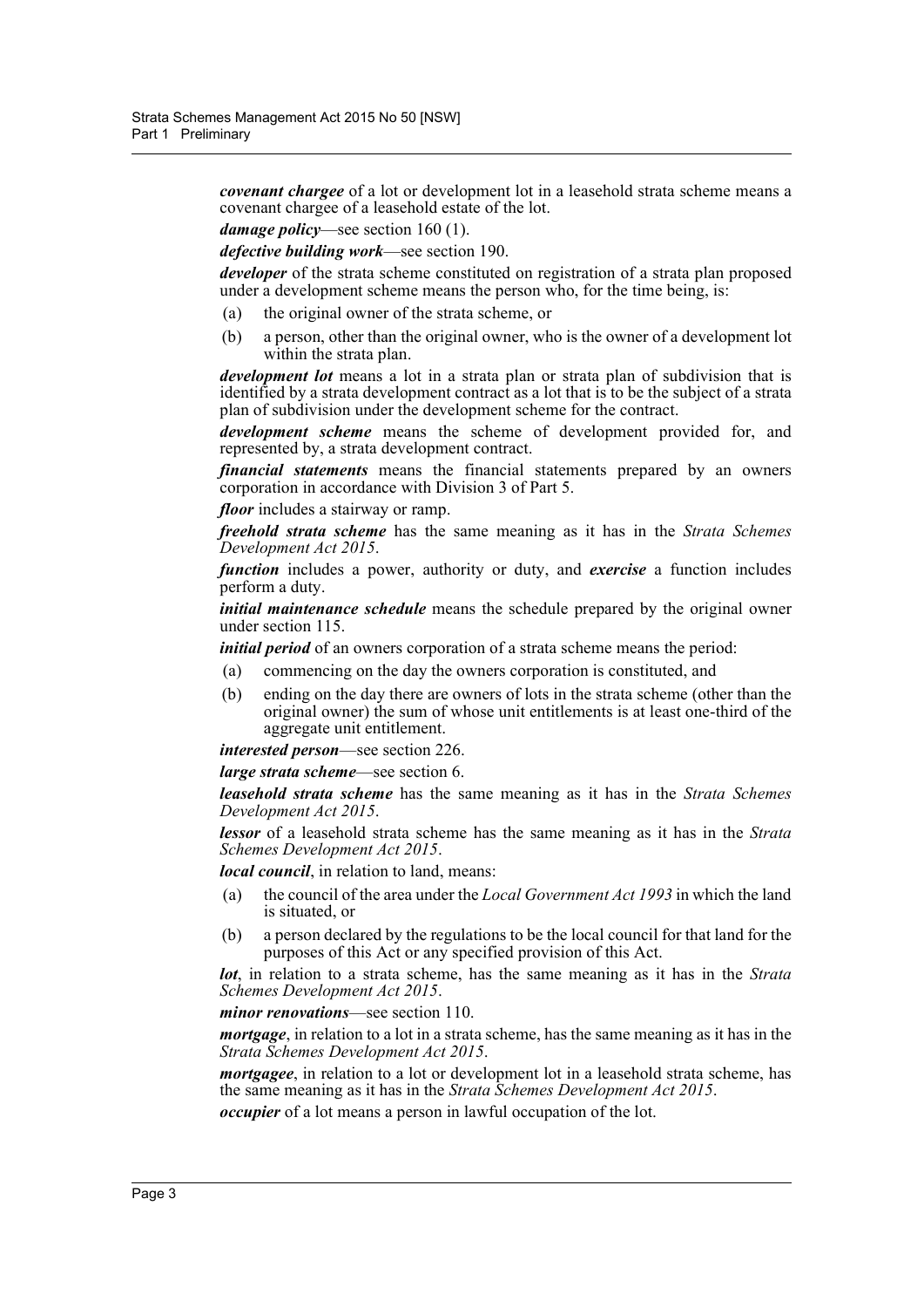***covenant chargee*** of a lot or development lot in a leasehold strata scheme means a covenant chargee of a leasehold estate of the lot.

***damage policy***—see section 160 (1).

***defective building work***—see section 190.

***developer*** of the strata scheme constituted on registration of a strata plan proposed under a development scheme means the person who, for the time being, is:

(a) the original owner of the strata scheme, or

(b) a person, other than the original owner, who is the owner of a development lot within the strata plan.

***development lot*** means a lot in a strata plan or strata plan of subdivision that is identified by a strata development contract as a lot that is to be the subject of a strata plan of subdivision under the development scheme for the contract.

***development scheme*** means the scheme of development provided for, and represented by, a strata development contract.

***financial statements*** means the financial statements prepared by an owners corporation in accordance with Division 3 of Part 5.

***floor*** includes a stairway or ramp.

***freehold strata scheme*** has the same meaning as it has in the *Strata Schemes Development Act 2015*.

***function*** includes a power, authority or duty, and ***exercise*** a function includes perform a duty.

***initial maintenance schedule*** means the schedule prepared by the original owner under section 115.

***initial period*** of an owners corporation of a strata scheme means the period:

(a) commencing on the day the owners corporation is constituted, and

(b) ending on the day there are owners of lots in the strata scheme (other than the original owner) the sum of whose unit entitlements is at least one-third of the aggregate unit entitlement.

***interested person***—see section 226.

***large strata scheme***—see section 6.

***leasehold strata scheme*** has the same meaning as it has in the *Strata Schemes Development Act 2015*.

***lessor*** of a leasehold strata scheme has the same meaning as it has in the *Strata Schemes Development Act 2015*.

***local council***, in relation to land, means:

(a) the council of the area under the *Local Government Act 1993* in which the land is situated, or

(b) a person declared by the regulations to be the local council for that land for the purposes of this Act or any specified provision of this Act.

***lot***, in relation to a strata scheme, has the same meaning as it has in the *Strata Schemes Development Act 2015*.

***minor renovations***—see section 110.

***mortgage***, in relation to a lot in a strata scheme, has the same meaning as it has in the *Strata Schemes Development Act 2015*.

***mortgagee***, in relation to a lot or development lot in a leasehold strata scheme, has the same meaning as it has in the *Strata Schemes Development Act 2015*.

***occupier*** of a lot means a person in lawful occupation of the lot.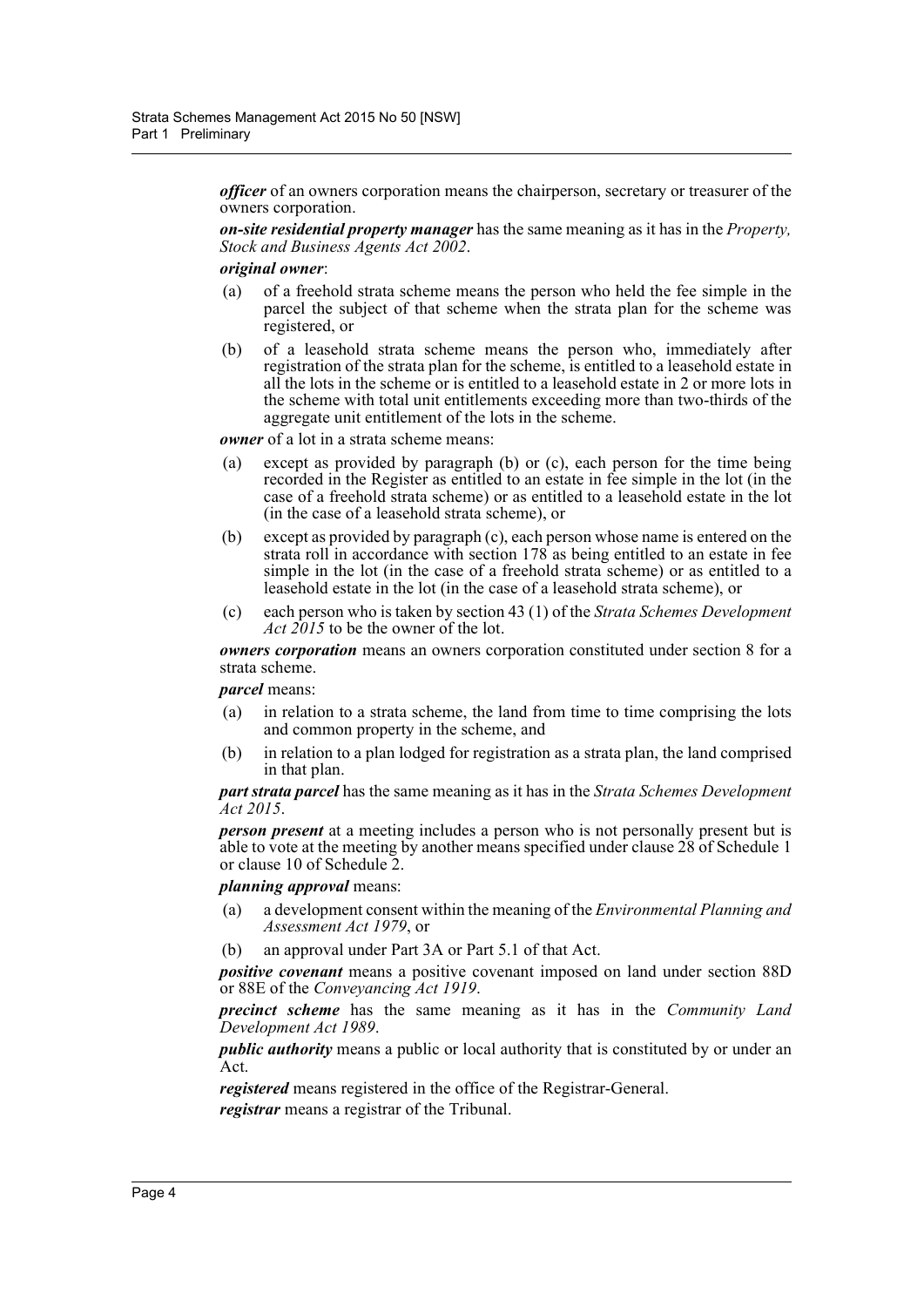***officer*** of an owners corporation means the chairperson, secretary or treasurer of the owners corporation.

***on-site residential property manager*** has the same meaning as it has in the *Property, Stock and Business Agents Act 2002*.

***original owner***:

- (a) of a freehold strata scheme means the person who held the fee simple in the parcel the subject of that scheme when the strata plan for the scheme was registered, or
- (b) of a leasehold strata scheme means the person who, immediately after registration of the strata plan for the scheme, is entitled to a leasehold estate in all the lots in the scheme or is entitled to a leasehold estate in 2 or more lots in the scheme with total unit entitlements exceeding more than two-thirds of the aggregate unit entitlement of the lots in the scheme.

***owner*** of a lot in a strata scheme means:

- (a) except as provided by paragraph (b) or (c), each person for the time being recorded in the Register as entitled to an estate in fee simple in the lot (in the case of a freehold strata scheme) or as entitled to a leasehold estate in the lot (in the case of a leasehold strata scheme), or
- (b) except as provided by paragraph (c), each person whose name is entered on the strata roll in accordance with section 178 as being entitled to an estate in fee simple in the lot (in the case of a freehold strata scheme) or as entitled to a leasehold estate in the lot (in the case of a leasehold strata scheme), or
- (c) each person who is taken by section 43 (1) of the *Strata Schemes Development Act 2015* to be the owner of the lot.

***owners corporation*** means an owners corporation constituted under section 8 for a strata scheme.

***parcel*** means:

- (a) in relation to a strata scheme, the land from time to time comprising the lots and common property in the scheme, and
- (b) in relation to a plan lodged for registration as a strata plan, the land comprised in that plan.

***part strata parcel*** has the same meaning as it has in the *Strata Schemes Development Act 2015*.

***person present*** at a meeting includes a person who is not personally present but is able to vote at the meeting by another means specified under clause 28 of Schedule 1 or clause 10 of Schedule 2.

***planning approval*** means:

- (a) a development consent within the meaning of the *Environmental Planning and Assessment Act 1979*, or
- (b) an approval under Part 3A or Part 5.1 of that Act.

***positive covenant*** means a positive covenant imposed on land under section 88D or 88E of the *Conveyancing Act 1919*.

***precinct scheme*** has the same meaning as it has in the *Community Land Development Act 1989*.

***public authority*** means a public or local authority that is constituted by or under an Act.

***registered*** means registered in the office of the Registrar-General.

***registrar*** means a registrar of the Tribunal.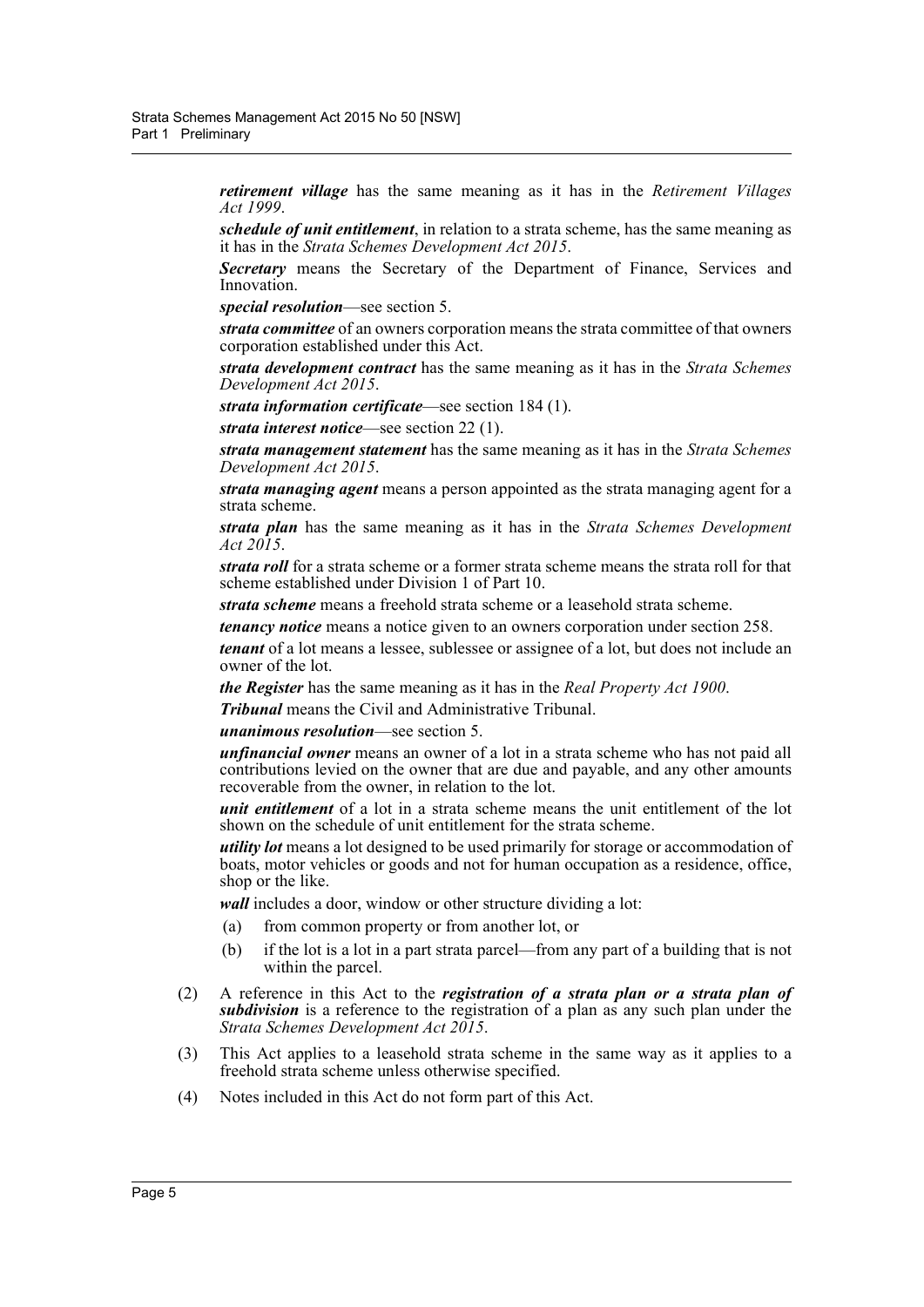***retirement village*** has the same meaning as it has in the *Retirement Villages Act 1999*.

***schedule of unit entitlement***, in relation to a strata scheme, has the same meaning as it has in the *Strata Schemes Development Act 2015*.

***Secretary*** means the Secretary of the Department of Finance, Services and Innovation.

***special resolution***—see section 5.

***strata committee*** of an owners corporation means the strata committee of that owners corporation established under this Act.

***strata development contract*** has the same meaning as it has in the *Strata Schemes Development Act 2015*.

***strata information certificate***—see section 184 (1).

***strata interest notice***—see section 22 (1).

***strata management statement*** has the same meaning as it has in the *Strata Schemes Development Act 2015*.

***strata managing agent*** means a person appointed as the strata managing agent for a strata scheme.

***strata plan*** has the same meaning as it has in the *Strata Schemes Development Act 2015*.

***strata roll*** for a strata scheme or a former strata scheme means the strata roll for that scheme established under Division 1 of Part 10.

***strata scheme*** means a freehold strata scheme or a leasehold strata scheme.

***tenancy notice*** means a notice given to an owners corporation under section 258.

***tenant*** of a lot means a lessee, sublessee or assignee of a lot, but does not include an owner of the lot.

***the Register*** has the same meaning as it has in the *Real Property Act 1900*.

***Tribunal*** means the Civil and Administrative Tribunal.

***unanimous resolution***—see section 5.

***unfinancial owner*** means an owner of a lot in a strata scheme who has not paid all contributions levied on the owner that are due and payable, and any other amounts recoverable from the owner, in relation to the lot.

***unit entitlement*** of a lot in a strata scheme means the unit entitlement of the lot shown on the schedule of unit entitlement for the strata scheme.

***utility lot*** means a lot designed to be used primarily for storage or accommodation of boats, motor vehicles or goods and not for human occupation as a residence, office, shop or the like.

***wall*** includes a door, window or other structure dividing a lot:

(a) from common property or from another lot, or

(b) if the lot is a lot in a part strata parcel—from any part of a building that is not within the parcel.

(2) A reference in this Act to the ***registration of a strata plan or a strata plan of subdivision*** is a reference to the registration of a plan as any such plan under the *Strata Schemes Development Act 2015*.

(3) This Act applies to a leasehold strata scheme in the same way as it applies to a freehold strata scheme unless otherwise specified.

(4) Notes included in this Act do not form part of this Act.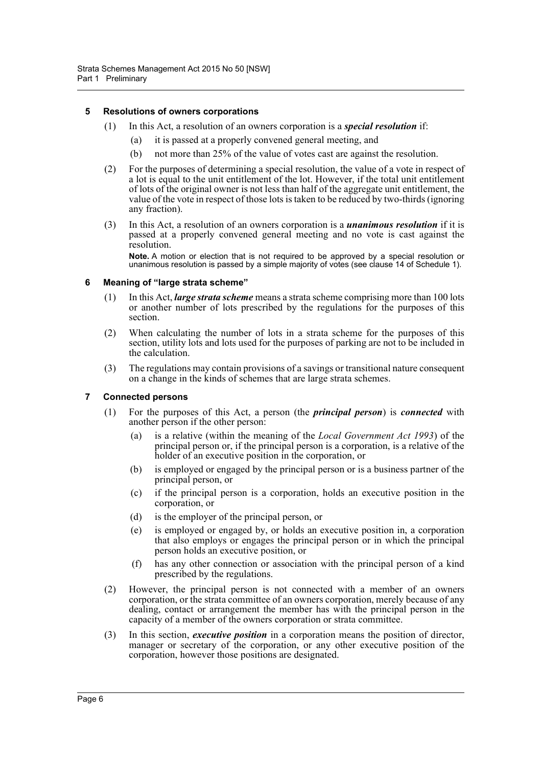### 5 Resolutions of owners corporations

(1) In this Act, a resolution of an owners corporation is a ***special resolution*** if:

(a) it is passed at a properly convened general meeting, and

(b) not more than 25% of the value of votes cast are against the resolution.

(2) For the purposes of determining a special resolution, the value of a vote in respect of a lot is equal to the unit entitlement of the lot. However, if the total unit entitlement of lots of the original owner is not less than half of the aggregate unit entitlement, the value of the vote in respect of those lots is taken to be reduced by two-thirds (ignoring any fraction).

(3) In this Act, a resolution of an owners corporation is a ***unanimous resolution*** if it is passed at a properly convened general meeting and no vote is cast against the resolution.

**Note.** A motion or election that is not required to be approved by a special resolution or unanimous resolution is passed by a simple majority of votes (see clause 14 of Schedule 1).

### 6 Meaning of "large strata scheme"

(1) In this Act, ***large strata scheme*** means a strata scheme comprising more than 100 lots or another number of lots prescribed by the regulations for the purposes of this section.

(2) When calculating the number of lots in a strata scheme for the purposes of this section, utility lots and lots used for the purposes of parking are not to be included in the calculation.

(3) The regulations may contain provisions of a savings or transitional nature consequent on a change in the kinds of schemes that are large strata schemes.

### 7 Connected persons

(1) For the purposes of this Act, a person (the ***principal person***) is ***connected*** with another person if the other person:

(a) is a relative (within the meaning of the *Local Government Act 1993*) of the principal person or, if the principal person is a corporation, is a relative of the holder of an executive position in the corporation, or

(b) is employed or engaged by the principal person or is a business partner of the principal person, or

(c) if the principal person is a corporation, holds an executive position in the corporation, or

(d) is the employer of the principal person, or

(e) is employed or engaged by, or holds an executive position in, a corporation that also employs or engages the principal person or in which the principal person holds an executive position, or

(f) has any other connection or association with the principal person of a kind prescribed by the regulations.

(2) However, the principal person is not connected with a member of an owners corporation, or the strata committee of an owners corporation, merely because of any dealing, contact or arrangement the member has with the principal person in the capacity of a member of the owners corporation or strata committee.

(3) In this section, ***executive position*** in a corporation means the position of director, manager or secretary of the corporation, or any other executive position of the corporation, however those positions are designated.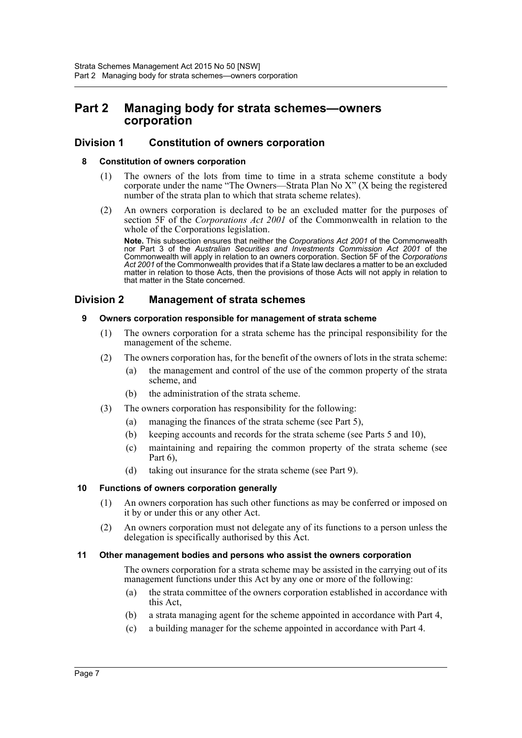# Part 2 Managing body for strata schemes—owners corporation

## Division 1 Constitution of owners corporation

### 8 Constitution of owners corporation

(1) The owners of the lots from time to time in a strata scheme constitute a body corporate under the name "The Owners—Strata Plan No X" (X being the registered number of the strata plan to which that strata scheme relates).

(2) An owners corporation is declared to be an excluded matter for the purposes of section 5F of the *Corporations Act 2001* of the Commonwealth in relation to the whole of the Corporations legislation.

**Note.** This subsection ensures that neither the *Corporations Act 2001* of the Commonwealth nor Part 3 of the *Australian Securities and Investments Commission Act 2001* of the Commonwealth will apply in relation to an owners corporation. Section 5F of the *Corporations Act 2001* of the Commonwealth provides that if a State law declares a matter to be an excluded matter in relation to those Acts, then the provisions of those Acts will not apply in relation to that matter in the State concerned.

## Division 2 Management of strata schemes

### 9 Owners corporation responsible for management of strata scheme

(1) The owners corporation for a strata scheme has the principal responsibility for the management of the scheme.

(2) The owners corporation has, for the benefit of the owners of lots in the strata scheme:

- (a) the management and control of the use of the common property of the strata scheme, and
- (b) the administration of the strata scheme.

(3) The owners corporation has responsibility for the following:

- (a) managing the finances of the strata scheme (see Part 5),
- (b) keeping accounts and records for the strata scheme (see Parts 5 and 10),
- (c) maintaining and repairing the common property of the strata scheme (see Part 6),
- (d) taking out insurance for the strata scheme (see Part 9).

### 10 Functions of owners corporation generally

(1) An owners corporation has such other functions as may be conferred or imposed on it by or under this or any other Act.

(2) An owners corporation must not delegate any of its functions to a person unless the delegation is specifically authorised by this Act.

### 11 Other management bodies and persons who assist the owners corporation

The owners corporation for a strata scheme may be assisted in the carrying out of its management functions under this Act by any one or more of the following:

- (a) the strata committee of the owners corporation established in accordance with this Act,
- (b) a strata managing agent for the scheme appointed in accordance with Part 4,
- (c) a building manager for the scheme appointed in accordance with Part 4.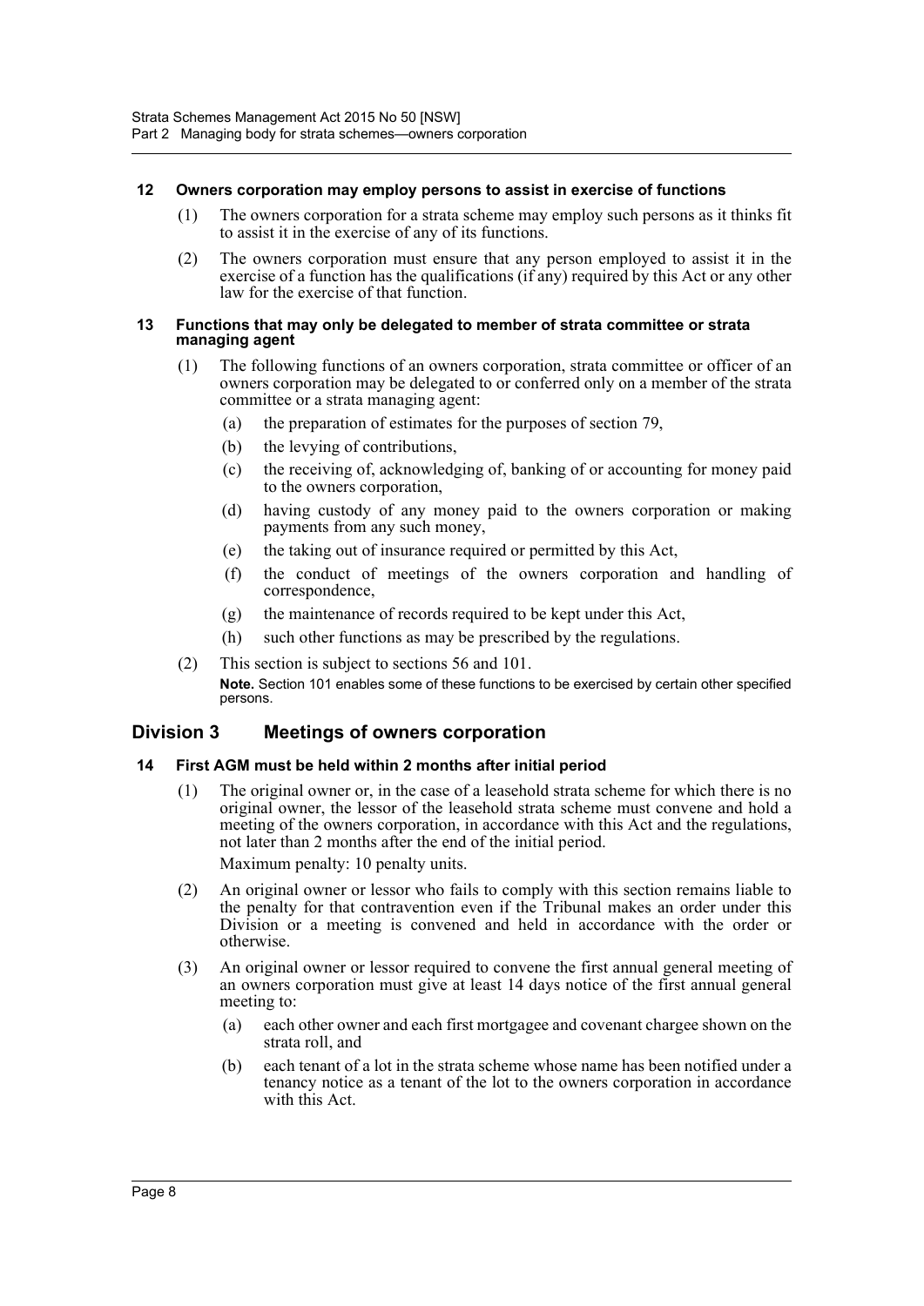### 12 Owners corporation may employ persons to assist in exercise of functions

(1) The owners corporation for a strata scheme may employ such persons as it thinks fit to assist it in the exercise of any of its functions.

(2) The owners corporation must ensure that any person employed to assist it in the exercise of a function has the qualifications (if any) required by this Act or any other law for the exercise of that function.

### 13 Functions that may only be delegated to member of strata committee or strata managing agent

(1) The following functions of an owners corporation, strata committee or officer of an owners corporation may be delegated to or conferred only on a member of the strata committee or a strata managing agent:

- (a) the preparation of estimates for the purposes of section 79,
- (b) the levying of contributions,
- (c) the receiving of, acknowledging of, banking of or accounting for money paid to the owners corporation,
- (d) having custody of any money paid to the owners corporation or making payments from any such money,
- (e) the taking out of insurance required or permitted by this Act,
- (f) the conduct of meetings of the owners corporation and handling of correspondence,
- (g) the maintenance of records required to be kept under this Act,
- (h) such other functions as may be prescribed by the regulations.

(2) This section is subject to sections 56 and 101.

**Note.** Section 101 enables some of these functions to be exercised by certain other specified persons.

## Division 3 Meetings of owners corporation

### 14 First AGM must be held within 2 months after initial period

(1) The original owner or, in the case of a leasehold strata scheme for which there is no original owner, the lessor of the leasehold strata scheme must convene and hold a meeting of the owners corporation, in accordance with this Act and the regulations, not later than 2 months after the end of the initial period.

Maximum penalty: 10 penalty units.

(2) An original owner or lessor who fails to comply with this section remains liable to the penalty for that contravention even if the Tribunal makes an order under this Division or a meeting is convened and held in accordance with the order or otherwise.

(3) An original owner or lessor required to convene the first annual general meeting of an owners corporation must give at least 14 days notice of the first annual general meeting to:

- (a) each other owner and each first mortgagee and covenant chargee shown on the strata roll, and
- (b) each tenant of a lot in the strata scheme whose name has been notified under a tenancy notice as a tenant of the lot to the owners corporation in accordance with this Act.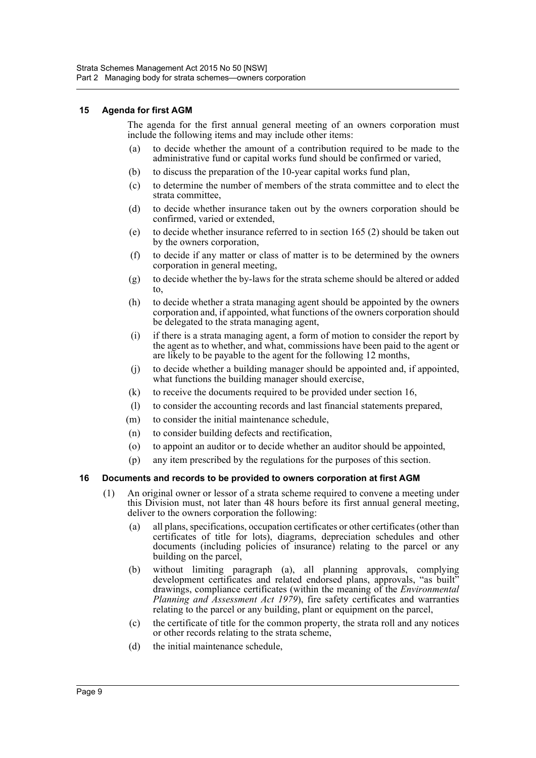### 15 Agenda for first AGM

The agenda for the first annual general meeting of an owners corporation must include the following items and may include other items:

- (a) to decide whether the amount of a contribution required to be made to the administrative fund or capital works fund should be confirmed or varied,
- (b) to discuss the preparation of the 10-year capital works fund plan,
- (c) to determine the number of members of the strata committee and to elect the strata committee,
- (d) to decide whether insurance taken out by the owners corporation should be confirmed, varied or extended,
- (e) to decide whether insurance referred to in section 165 (2) should be taken out by the owners corporation,
- (f) to decide if any matter or class of matter is to be determined by the owners corporation in general meeting,
- (g) to decide whether the by-laws for the strata scheme should be altered or added to,
- (h) to decide whether a strata managing agent should be appointed by the owners corporation and, if appointed, what functions of the owners corporation should be delegated to the strata managing agent,
- (i) if there is a strata managing agent, a form of motion to consider the report by the agent as to whether, and what, commissions have been paid to the agent or are likely to be payable to the agent for the following 12 months,
- (j) to decide whether a building manager should be appointed and, if appointed, what functions the building manager should exercise,
- (k) to receive the documents required to be provided under section 16,
- (l) to consider the accounting records and last financial statements prepared,
- (m) to consider the initial maintenance schedule,
- (n) to consider building defects and rectification,
- (o) to appoint an auditor or to decide whether an auditor should be appointed,
- (p) any item prescribed by the regulations for the purposes of this section.

### 16 Documents and records to be provided to owners corporation at first AGM

(1) An original owner or lessor of a strata scheme required to convene a meeting under this Division must, not later than 48 hours before its first annual general meeting, deliver to the owners corporation the following:

- (a) all plans, specifications, occupation certificates or other certificates (other than certificates of title for lots), diagrams, depreciation schedules and other documents (including policies of insurance) relating to the parcel or any building on the parcel,
- (b) without limiting paragraph (a), all planning approvals, complying development certificates and related endorsed plans, approvals, "as built" drawings, compliance certificates (within the meaning of the *Environmental Planning and Assessment Act 1979*), fire safety certificates and warranties relating to the parcel or any building, plant or equipment on the parcel,
- (c) the certificate of title for the common property, the strata roll and any notices or other records relating to the strata scheme,
- (d) the initial maintenance schedule,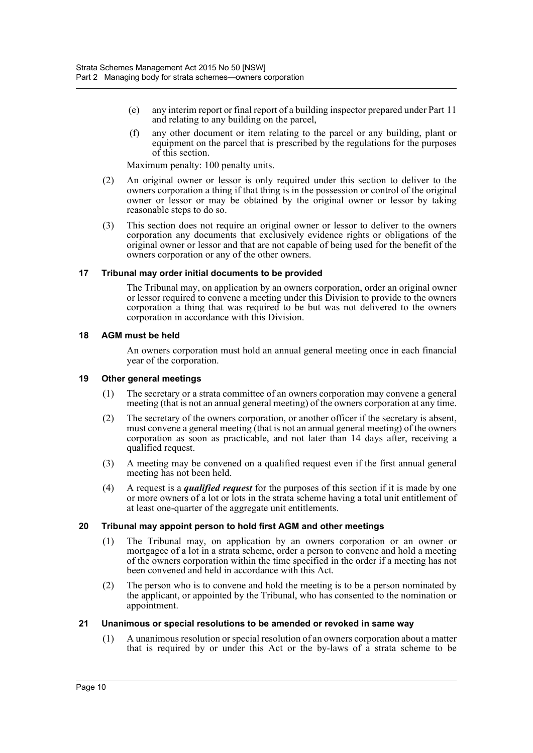(e) any interim report or final report of a building inspector prepared under Part 11 and relating to any building on the parcel,

(f) any other document or item relating to the parcel or any building, plant or equipment on the parcel that is prescribed by the regulations for the purposes of this section.

Maximum penalty: 100 penalty units.

(2) An original owner or lessor is only required under this section to deliver to the owners corporation a thing if that thing is in the possession or control of the original owner or lessor or may be obtained by the original owner or lessor by taking reasonable steps to do so.

(3) This section does not require an original owner or lessor to deliver to the owners corporation any documents that exclusively evidence rights or obligations of the original owner or lessor and that are not capable of being used for the benefit of the owners corporation or any of the other owners.

#### 17 Tribunal may order initial documents to be provided

The Tribunal may, on application by an owners corporation, order an original owner or lessor required to convene a meeting under this Division to provide to the owners corporation a thing that was required to be but was not delivered to the owners corporation in accordance with this Division.

#### 18 AGM must be held

An owners corporation must hold an annual general meeting once in each financial year of the corporation.

#### 19 Other general meetings

(1) The secretary or a strata committee of an owners corporation may convene a general meeting (that is not an annual general meeting) of the owners corporation at any time.

(2) The secretary of the owners corporation, or another officer if the secretary is absent, must convene a general meeting (that is not an annual general meeting) of the owners corporation as soon as practicable, and not later than 14 days after, receiving a qualified request.

(3) A meeting may be convened on a qualified request even if the first annual general meeting has not been held.

(4) A request is a ***qualified request*** for the purposes of this section if it is made by one or more owners of a lot or lots in the strata scheme having a total unit entitlement of at least one-quarter of the aggregate unit entitlements.

#### 20 Tribunal may appoint person to hold first AGM and other meetings

(1) The Tribunal may, on application by an owners corporation or an owner or mortgagee of a lot in a strata scheme, order a person to convene and hold a meeting of the owners corporation within the time specified in the order if a meeting has not been convened and held in accordance with this Act.

(2) The person who is to convene and hold the meeting is to be a person nominated by the applicant, or appointed by the Tribunal, who has consented to the nomination or appointment.

#### 21 Unanimous or special resolutions to be amended or revoked in same way

(1) A unanimous resolution or special resolution of an owners corporation about a matter that is required by or under this Act or the by-laws of a strata scheme to be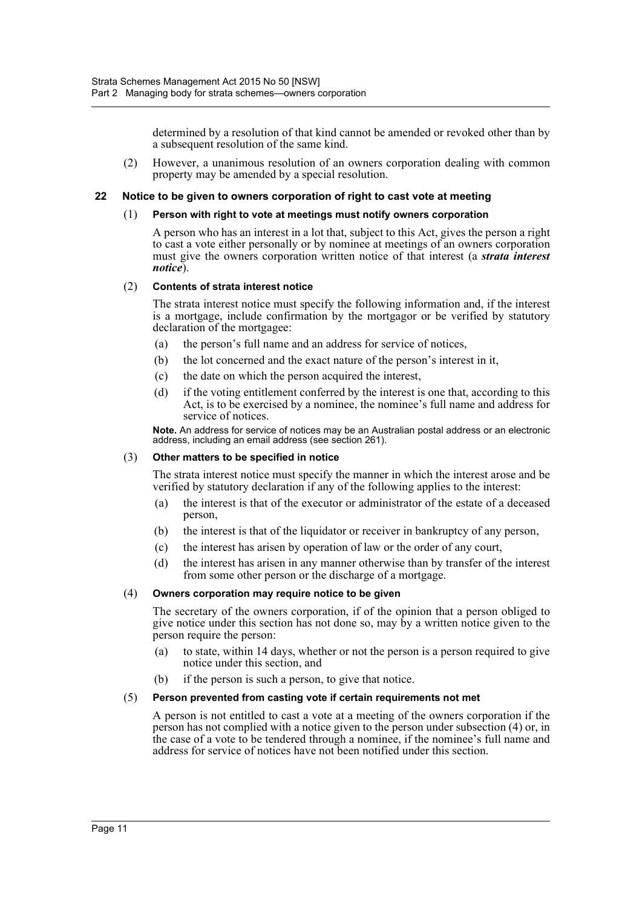determined by a resolution of that kind cannot be amended or revoked other than by a subsequent resolution of the same kind.

(2) However, a unanimous resolution of an owners corporation dealing with common property may be amended by a special resolution.

## 22 Notice to be given to owners corporation of right to cast vote at meeting

(1) **Person with right to vote at meetings must notify owners corporation**

A person who has an interest in a lot that, subject to this Act, gives the person a right to cast a vote either personally or by nominee at meetings of an owners corporation must give the owners corporation written notice of that interest (a ***strata interest notice***).

(2) **Contents of strata interest notice**

The strata interest notice must specify the following information and, if the interest is a mortgage, include confirmation by the mortgagor or be verified by statutory declaration of the mortgagee:

- (a) the person's full name and an address for service of notices,
- (b) the lot concerned and the exact nature of the person's interest in it,
- (c) the date on which the person acquired the interest,
- (d) if the voting entitlement conferred by the interest is one that, according to this Act, is to be exercised by a nominee, the nominee's full name and address for service of notices.

**Note.** An address for service of notices may be an Australian postal address or an electronic address, including an email address (see section 261).

(3) **Other matters to be specified in notice**

The strata interest notice must specify the manner in which the interest arose and be verified by statutory declaration if any of the following applies to the interest:

- (a) the interest is that of the executor or administrator of the estate of a deceased person,
- (b) the interest is that of the liquidator or receiver in bankruptcy of any person,
- (c) the interest has arisen by operation of law or the order of any court,
- (d) the interest has arisen in any manner otherwise than by transfer of the interest from some other person or the discharge of a mortgage.

(4) **Owners corporation may require notice to be given**

The secretary of the owners corporation, if of the opinion that a person obliged to give notice under this section has not done so, may by a written notice given to the person require the person:

- (a) to state, within 14 days, whether or not the person is a person required to give notice under this section, and
- (b) if the person is such a person, to give that notice.

(5) **Person prevented from casting vote if certain requirements not met**

A person is not entitled to cast a vote at a meeting of the owners corporation if the person has not complied with a notice given to the person under subsection (4) or, in the case of a vote to be tendered through a nominee, if the nominee's full name and address for service of notices have not been notified under this section.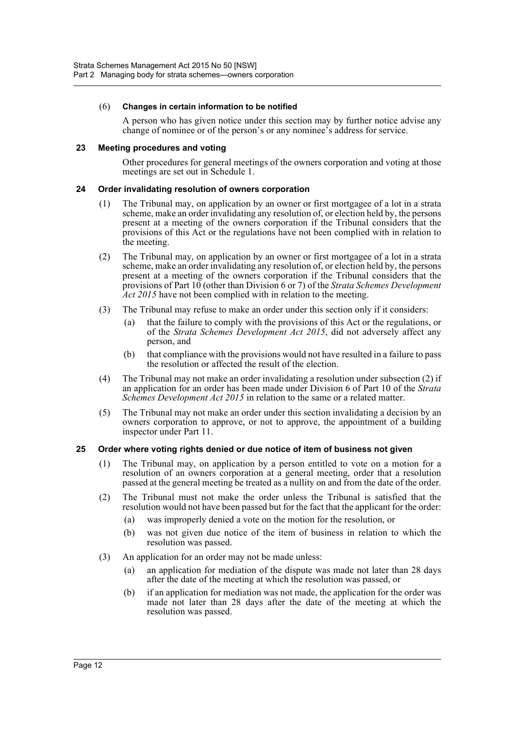(6) **Changes in certain information to be notified**

A person who has given notice under this section may by further notice advise any change of nominee or of the person's or any nominee's address for service.

### 23 Meeting procedures and voting

Other procedures for general meetings of the owners corporation and voting at those meetings are set out in Schedule 1.

### 24 Order invalidating resolution of owners corporation

(1) The Tribunal may, on application by an owner or first mortgagee of a lot in a strata scheme, make an order invalidating any resolution of, or election held by, the persons present at a meeting of the owners corporation if the Tribunal considers that the provisions of this Act or the regulations have not been complied with in relation to the meeting.

(2) The Tribunal may, on application by an owner or first mortgagee of a lot in a strata scheme, make an order invalidating any resolution of, or election held by, the persons present at a meeting of the owners corporation if the Tribunal considers that the provisions of Part 10 (other than Division 6 or 7) of the *Strata Schemes Development Act 2015* have not been complied with in relation to the meeting.

(3) The Tribunal may refuse to make an order under this section only if it considers:

(a) that the failure to comply with the provisions of this Act or the regulations, or of the *Strata Schemes Development Act 2015*, did not adversely affect any person, and

(b) that compliance with the provisions would not have resulted in a failure to pass the resolution or affected the result of the election.

(4) The Tribunal may not make an order invalidating a resolution under subsection (2) if an application for an order has been made under Division 6 of Part 10 of the *Strata Schemes Development Act 2015* in relation to the same or a related matter.

(5) The Tribunal may not make an order under this section invalidating a decision by an owners corporation to approve, or not to approve, the appointment of a building inspector under Part 11.

### 25 Order where voting rights denied or due notice of item of business not given

(1) The Tribunal may, on application by a person entitled to vote on a motion for a resolution of an owners corporation at a general meeting, order that a resolution passed at the general meeting be treated as a nullity on and from the date of the order.

(2) The Tribunal must not make the order unless the Tribunal is satisfied that the resolution would not have been passed but for the fact that the applicant for the order:

(a) was improperly denied a vote on the motion for the resolution, or

(b) was not given due notice of the item of business in relation to which the resolution was passed.

(3) An application for an order may not be made unless:

(a) an application for mediation of the dispute was made not later than 28 days after the date of the meeting at which the resolution was passed, or

(b) if an application for mediation was not made, the application for the order was made not later than 28 days after the date of the meeting at which the resolution was passed.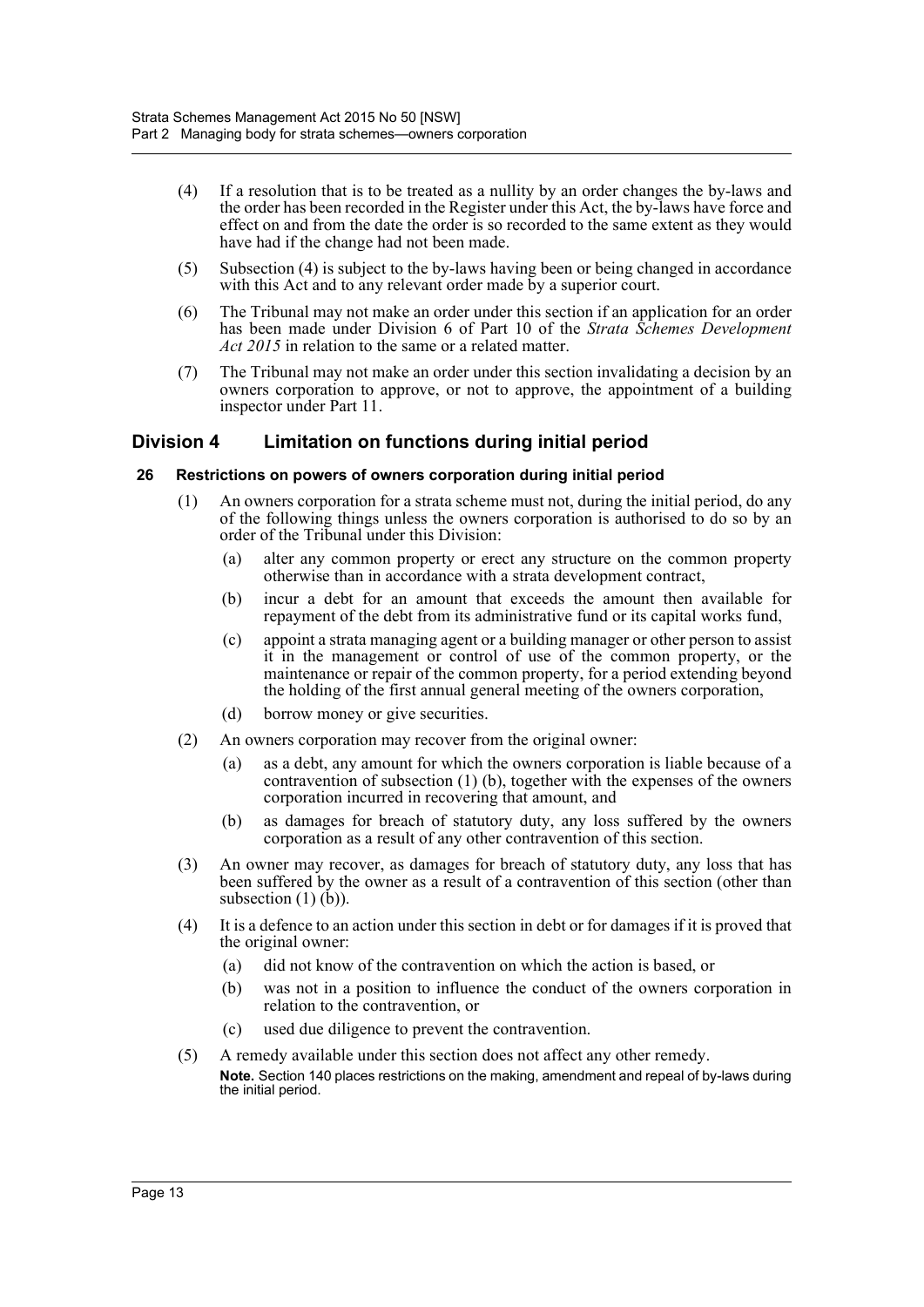(4) If a resolution that is to be treated as a nullity by an order changes the by-laws and the order has been recorded in the Register under this Act, the by-laws have force and effect on and from the date the order is so recorded to the same extent as they would have had if the change had not been made.

(5) Subsection (4) is subject to the by-laws having been or being changed in accordance with this Act and to any relevant order made by a superior court.

(6) The Tribunal may not make an order under this section if an application for an order has been made under Division 6 of Part 10 of the *Strata Schemes Development Act 2015* in relation to the same or a related matter.

(7) The Tribunal may not make an order under this section invalidating a decision by an owners corporation to approve, or not to approve, the appointment of a building inspector under Part 11.

## Division 4 Limitation on functions during initial period

### 26 Restrictions on powers of owners corporation during initial period

(1) An owners corporation for a strata scheme must not, during the initial period, do any of the following things unless the owners corporation is authorised to do so by an order of the Tribunal under this Division:

- (a) alter any common property or erect any structure on the common property otherwise than in accordance with a strata development contract,
- (b) incur a debt for an amount that exceeds the amount then available for repayment of the debt from its administrative fund or its capital works fund,
- (c) appoint a strata managing agent or a building manager or other person to assist it in the management or control of use of the common property, or the maintenance or repair of the common property, for a period extending beyond the holding of the first annual general meeting of the owners corporation,
- (d) borrow money or give securities.

(2) An owners corporation may recover from the original owner:

- (a) as a debt, any amount for which the owners corporation is liable because of a contravention of subsection (1) (b), together with the expenses of the owners corporation incurred in recovering that amount, and
- (b) as damages for breach of statutory duty, any loss suffered by the owners corporation as a result of any other contravention of this section.

(3) An owner may recover, as damages for breach of statutory duty, any loss that has been suffered by the owner as a result of a contravention of this section (other than subsection (1) (b)).

(4) It is a defence to an action under this section in debt or for damages if it is proved that the original owner:

- (a) did not know of the contravention on which the action is based, or
- (b) was not in a position to influence the conduct of the owners corporation in relation to the contravention, or
- (c) used due diligence to prevent the contravention.

(5) A remedy available under this section does not affect any other remedy.

**Note.** Section 140 places restrictions on the making, amendment and repeal of by-laws during the initial period.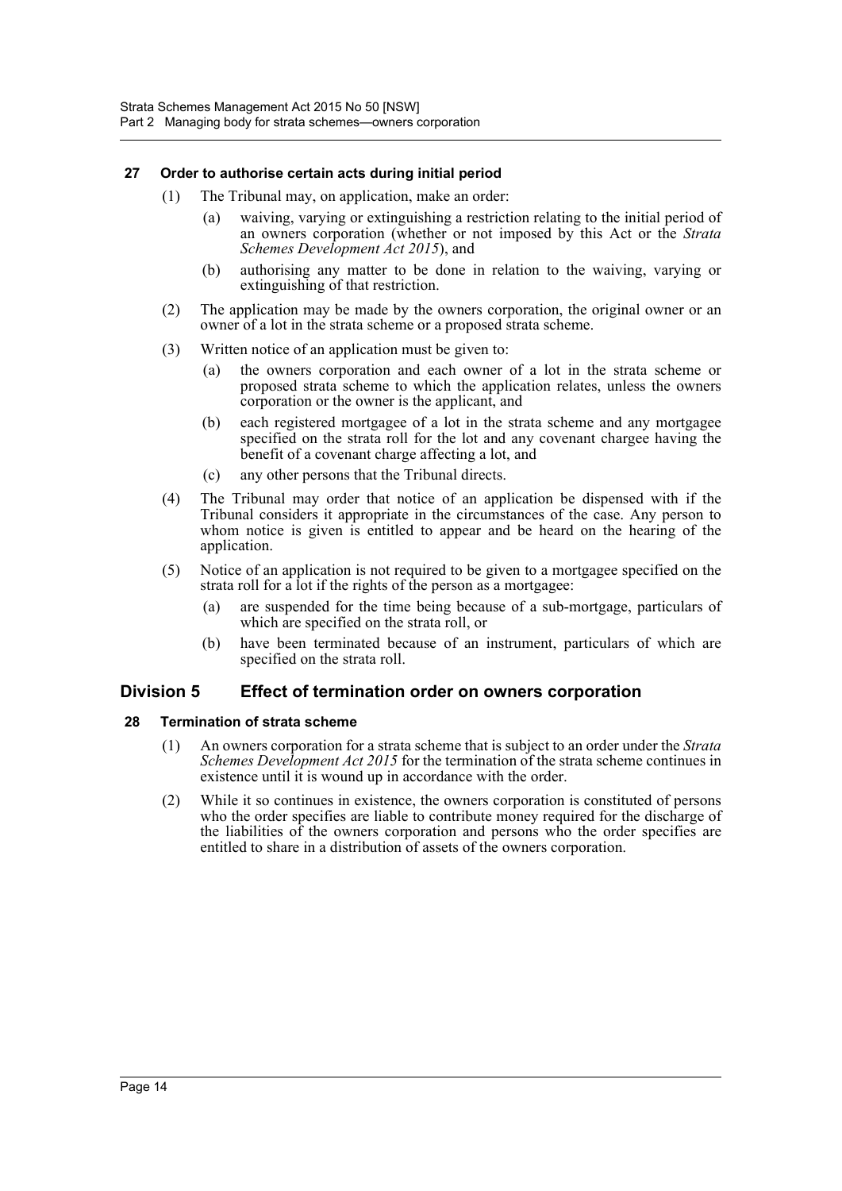### 27 Order to authorise certain acts during initial period

(1) The Tribunal may, on application, make an order:

(a) waiving, varying or extinguishing a restriction relating to the initial period of an owners corporation (whether or not imposed by this Act or the *Strata Schemes Development Act 2015*), and

(b) authorising any matter to be done in relation to the waiving, varying or extinguishing of that restriction.

(2) The application may be made by the owners corporation, the original owner or an owner of a lot in the strata scheme or a proposed strata scheme.

(3) Written notice of an application must be given to:

(a) the owners corporation and each owner of a lot in the strata scheme or proposed strata scheme to which the application relates, unless the owners corporation or the owner is the applicant, and

(b) each registered mortgagee of a lot in the strata scheme and any mortgagee specified on the strata roll for the lot and any covenant chargee having the benefit of a covenant charge affecting a lot, and

(c) any other persons that the Tribunal directs.

(4) The Tribunal may order that notice of an application be dispensed with if the Tribunal considers it appropriate in the circumstances of the case. Any person to whom notice is given is entitled to appear and be heard on the hearing of the application.

(5) Notice of an application is not required to be given to a mortgagee specified on the strata roll for a lot if the rights of the person as a mortgagee:

(a) are suspended for the time being because of a sub-mortgage, particulars of which are specified on the strata roll, or

(b) have been terminated because of an instrument, particulars of which are specified on the strata roll.

## Division 5 Effect of termination order on owners corporation

### 28 Termination of strata scheme

(1) An owners corporation for a strata scheme that is subject to an order under the *Strata Schemes Development Act 2015* for the termination of the strata scheme continues in existence until it is wound up in accordance with the order.

(2) While it so continues in existence, the owners corporation is constituted of persons who the order specifies are liable to contribute money required for the discharge of the liabilities of the owners corporation and persons who the order specifies are entitled to share in a distribution of assets of the owners corporation.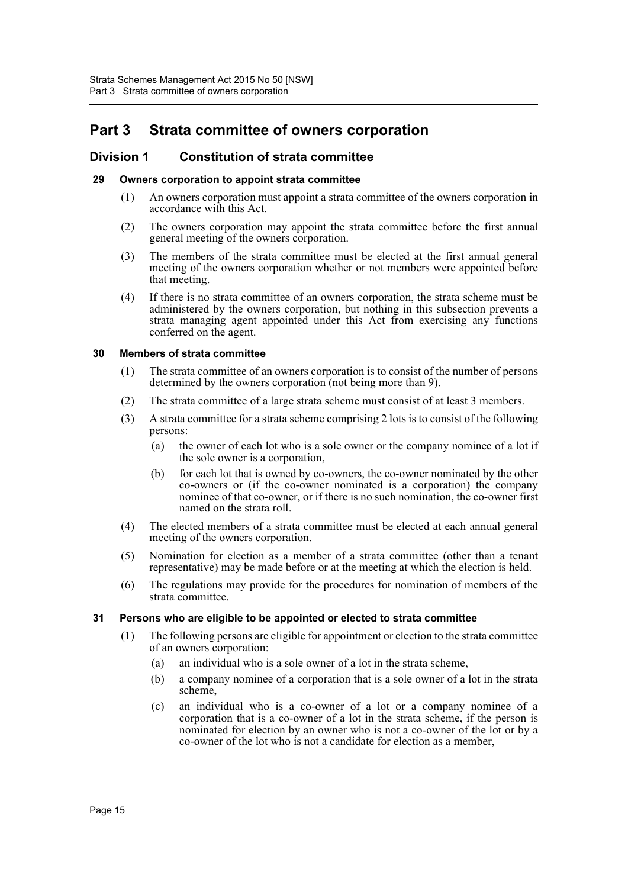# Part 3 Strata committee of owners corporation

## Division 1 Constitution of strata committee

### 29 Owners corporation to appoint strata committee

(1) An owners corporation must appoint a strata committee of the owners corporation in accordance with this Act.

(2) The owners corporation may appoint the strata committee before the first annual general meeting of the owners corporation.

(3) The members of the strata committee must be elected at the first annual general meeting of the owners corporation whether or not members were appointed before that meeting.

(4) If there is no strata committee of an owners corporation, the strata scheme must be administered by the owners corporation, but nothing in this subsection prevents a strata managing agent appointed under this Act from exercising any functions conferred on the agent.

### 30 Members of strata committee

(1) The strata committee of an owners corporation is to consist of the number of persons determined by the owners corporation (not being more than 9).

(2) The strata committee of a large strata scheme must consist of at least 3 members.

(3) A strata committee for a strata scheme comprising 2 lots is to consist of the following persons:

- (a) the owner of each lot who is a sole owner or the company nominee of a lot if the sole owner is a corporation,
- (b) for each lot that is owned by co-owners, the co-owner nominated by the other co-owners or (if the co-owner nominated is a corporation) the company nominee of that co-owner, or if there is no such nomination, the co-owner first named on the strata roll.

(4) The elected members of a strata committee must be elected at each annual general meeting of the owners corporation.

(5) Nomination for election as a member of a strata committee (other than a tenant representative) may be made before or at the meeting at which the election is held.

(6) The regulations may provide for the procedures for nomination of members of the strata committee.

### 31 Persons who are eligible to be appointed or elected to strata committee

(1) The following persons are eligible for appointment or election to the strata committee of an owners corporation:

- (a) an individual who is a sole owner of a lot in the strata scheme,
- (b) a company nominee of a corporation that is a sole owner of a lot in the strata scheme,
- (c) an individual who is a co-owner of a lot or a company nominee of a corporation that is a co-owner of a lot in the strata scheme, if the person is nominated for election by an owner who is not a co-owner of the lot or by a co-owner of the lot who is not a candidate for election as a member,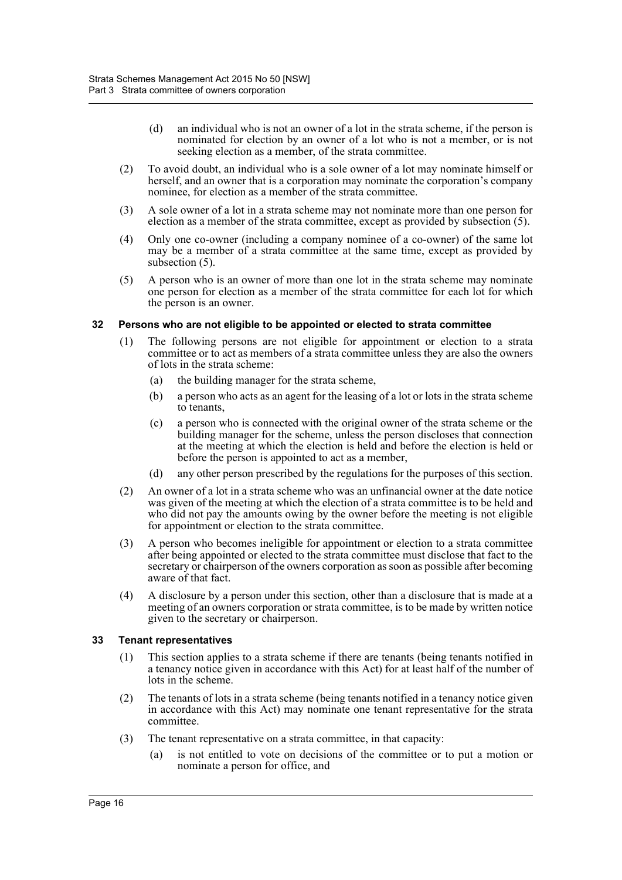(d) an individual who is not an owner of a lot in the strata scheme, if the person is nominated for election by an owner of a lot who is not a member, or is not seeking election as a member, of the strata committee.

(2) To avoid doubt, an individual who is a sole owner of a lot may nominate himself or herself, and an owner that is a corporation may nominate the corporation's company nominee, for election as a member of the strata committee.

(3) A sole owner of a lot in a strata scheme may not nominate more than one person for election as a member of the strata committee, except as provided by subsection (5).

(4) Only one co-owner (including a company nominee of a co-owner) of the same lot may be a member of a strata committee at the same time, except as provided by subsection (5).

(5) A person who is an owner of more than one lot in the strata scheme may nominate one person for election as a member of the strata committee for each lot for which the person is an owner.

### 32 Persons who are not eligible to be appointed or elected to strata committee

(1) The following persons are not eligible for appointment or election to a strata committee or to act as members of a strata committee unless they are also the owners of lots in the strata scheme:

(a) the building manager for the strata scheme,

(b) a person who acts as an agent for the leasing of a lot or lots in the strata scheme to tenants,

(c) a person who is connected with the original owner of the strata scheme or the building manager for the scheme, unless the person discloses that connection at the meeting at which the election is held and before the election is held or before the person is appointed to act as a member,

(d) any other person prescribed by the regulations for the purposes of this section.

(2) An owner of a lot in a strata scheme who was an unfinancial owner at the date notice was given of the meeting at which the election of a strata committee is to be held and who did not pay the amounts owing by the owner before the meeting is not eligible for appointment or election to the strata committee.

(3) A person who becomes ineligible for appointment or election to a strata committee after being appointed or elected to the strata committee must disclose that fact to the secretary or chairperson of the owners corporation as soon as possible after becoming aware of that fact.

(4) A disclosure by a person under this section, other than a disclosure that is made at a meeting of an owners corporation or strata committee, is to be made by written notice given to the secretary or chairperson.

### 33 Tenant representatives

(1) This section applies to a strata scheme if there are tenants (being tenants notified in a tenancy notice given in accordance with this Act) for at least half of the number of lots in the scheme.

(2) The tenants of lots in a strata scheme (being tenants notified in a tenancy notice given in accordance with this Act) may nominate one tenant representative for the strata committee.

(3) The tenant representative on a strata committee, in that capacity:

(a) is not entitled to vote on decisions of the committee or to put a motion or nominate a person for office, and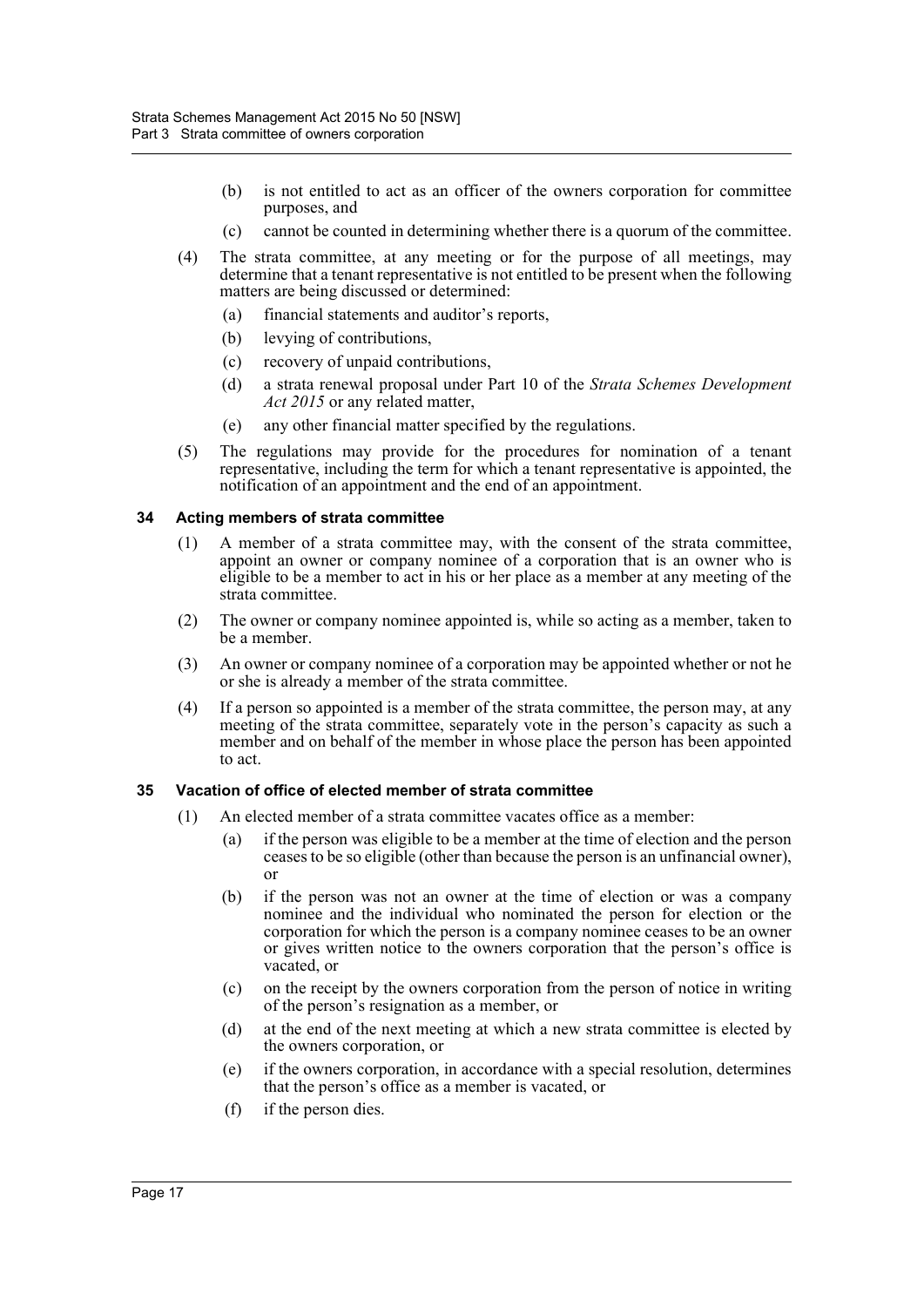- (b) is not entitled to act as an officer of the owners corporation for committee purposes, and
- (c) cannot be counted in determining whether there is a quorum of the committee.

(4) The strata committee, at any meeting or for the purpose of all meetings, may determine that a tenant representative is not entitled to be present when the following matters are being discussed or determined:

- (a) financial statements and auditor's reports,
- (b) levying of contributions,
- (c) recovery of unpaid contributions,
- (d) a strata renewal proposal under Part 10 of the *Strata Schemes Development Act 2015* or any related matter,
- (e) any other financial matter specified by the regulations.

(5) The regulations may provide for the procedures for nomination of a tenant representative, including the term for which a tenant representative is appointed, the notification of an appointment and the end of an appointment.

### 34 Acting members of strata committee

(1) A member of a strata committee may, with the consent of the strata committee, appoint an owner or company nominee of a corporation that is an owner who is eligible to be a member to act in his or her place as a member at any meeting of the strata committee.

(2) The owner or company nominee appointed is, while so acting as a member, taken to be a member.

(3) An owner or company nominee of a corporation may be appointed whether or not he or she is already a member of the strata committee.

(4) If a person so appointed is a member of the strata committee, the person may, at any meeting of the strata committee, separately vote in the person's capacity as such a member and on behalf of the member in whose place the person has been appointed to act.

### 35 Vacation of office of elected member of strata committee

(1) An elected member of a strata committee vacates office as a member:

- (a) if the person was eligible to be a member at the time of election and the person ceases to be so eligible (other than because the person is an unfinancial owner), or
- (b) if the person was not an owner at the time of election or was a company nominee and the individual who nominated the person for election or the corporation for which the person is a company nominee ceases to be an owner or gives written notice to the owners corporation that the person's office is vacated, or
- (c) on the receipt by the owners corporation from the person of notice in writing of the person's resignation as a member, or
- (d) at the end of the next meeting at which a new strata committee is elected by the owners corporation, or
- (e) if the owners corporation, in accordance with a special resolution, determines that the person's office as a member is vacated, or
- (f) if the person dies.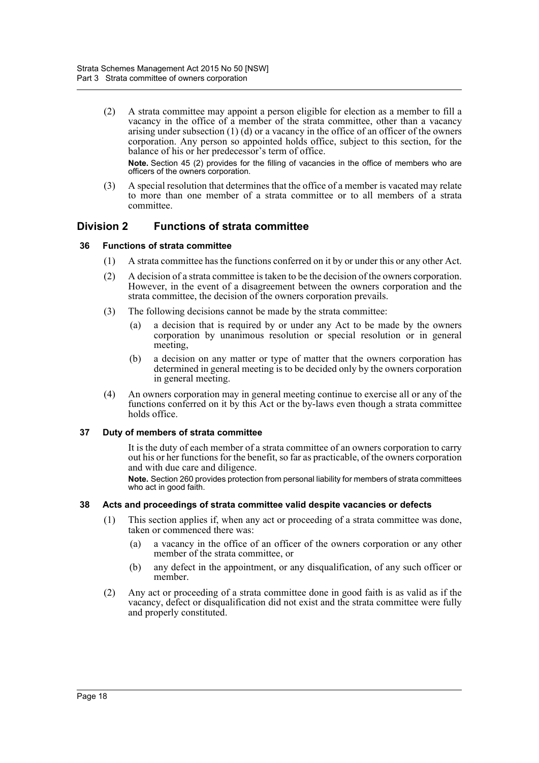(2) A strata committee may appoint a person eligible for election as a member to fill a vacancy in the office of a member of the strata committee, other than a vacancy arising under subsection (1) (d) or a vacancy in the office of an officer of the owners corporation. Any person so appointed holds office, subject to this section, for the balance of his or her predecessor's term of office.

**Note.** Section 45 (2) provides for the filling of vacancies in the office of members who are officers of the owners corporation.

(3) A special resolution that determines that the office of a member is vacated may relate to more than one member of a strata committee or to all members of a strata committee.

## Division 2 Functions of strata committee

### 36 Functions of strata committee

(1) A strata committee has the functions conferred on it by or under this or any other Act.

(2) A decision of a strata committee is taken to be the decision of the owners corporation. However, in the event of a disagreement between the owners corporation and the strata committee, the decision of the owners corporation prevails.

(3) The following decisions cannot be made by the strata committee:

- (a) a decision that is required by or under any Act to be made by the owners corporation by unanimous resolution or special resolution or in general meeting,
- (b) a decision on any matter or type of matter that the owners corporation has determined in general meeting is to be decided only by the owners corporation in general meeting.

(4) An owners corporation may in general meeting continue to exercise all or any of the functions conferred on it by this Act or the by-laws even though a strata committee holds office.

### 37 Duty of members of strata committee

It is the duty of each member of a strata committee of an owners corporation to carry out his or her functions for the benefit, so far as practicable, of the owners corporation and with due care and diligence.

**Note.** Section 260 provides protection from personal liability for members of strata committees who act in good faith.

### 38 Acts and proceedings of strata committee valid despite vacancies or defects

(1) This section applies if, when any act or proceeding of a strata committee was done, taken or commenced there was:

- (a) a vacancy in the office of an officer of the owners corporation or any other member of the strata committee, or
- (b) any defect in the appointment, or any disqualification, of any such officer or member.

(2) Any act or proceeding of a strata committee done in good faith is as valid as if the vacancy, defect or disqualification did not exist and the strata committee were fully and properly constituted.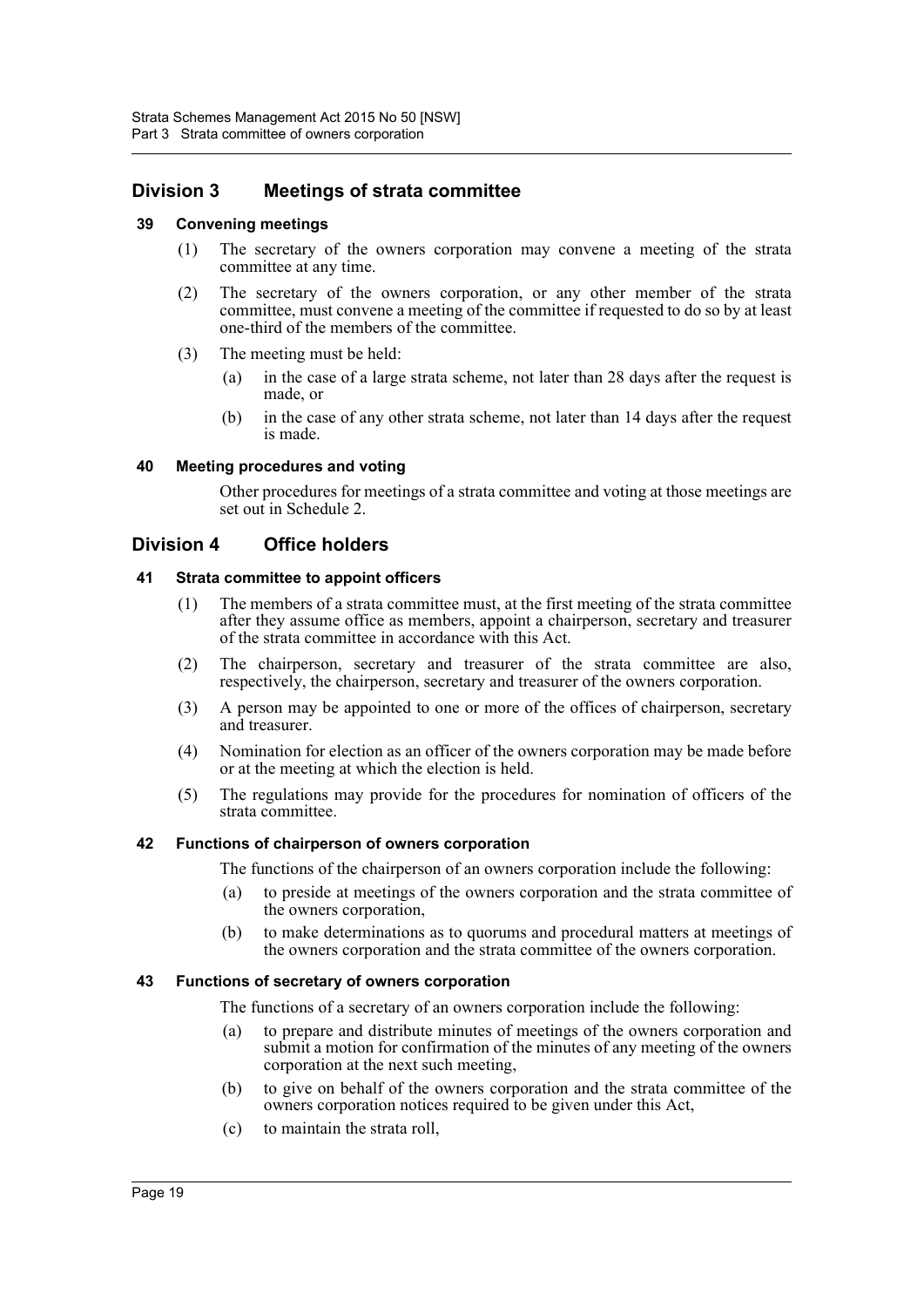## Division 3 Meetings of strata committee

### 39 Convening meetings

(1) The secretary of the owners corporation may convene a meeting of the strata committee at any time.

(2) The secretary of the owners corporation, or any other member of the strata committee, must convene a meeting of the committee if requested to do so by at least one-third of the members of the committee.

(3) The meeting must be held:

(a) in the case of a large strata scheme, not later than 28 days after the request is made, or

(b) in the case of any other strata scheme, not later than 14 days after the request is made.

### 40 Meeting procedures and voting

Other procedures for meetings of a strata committee and voting at those meetings are set out in Schedule 2.

## Division 4 Office holders

### 41 Strata committee to appoint officers

(1) The members of a strata committee must, at the first meeting of the strata committee after they assume office as members, appoint a chairperson, secretary and treasurer of the strata committee in accordance with this Act.

(2) The chairperson, secretary and treasurer of the strata committee are also, respectively, the chairperson, secretary and treasurer of the owners corporation.

(3) A person may be appointed to one or more of the offices of chairperson, secretary and treasurer.

(4) Nomination for election as an officer of the owners corporation may be made before or at the meeting at which the election is held.

(5) The regulations may provide for the procedures for nomination of officers of the strata committee.

### 42 Functions of chairperson of owners corporation

The functions of the chairperson of an owners corporation include the following:

(a) to preside at meetings of the owners corporation and the strata committee of the owners corporation,

(b) to make determinations as to quorums and procedural matters at meetings of the owners corporation and the strata committee of the owners corporation.

### 43 Functions of secretary of owners corporation

The functions of a secretary of an owners corporation include the following:

(a) to prepare and distribute minutes of meetings of the owners corporation and submit a motion for confirmation of the minutes of any meeting of the owners corporation at the next such meeting,

(b) to give on behalf of the owners corporation and the strata committee of the owners corporation notices required to be given under this Act,

(c) to maintain the strata roll,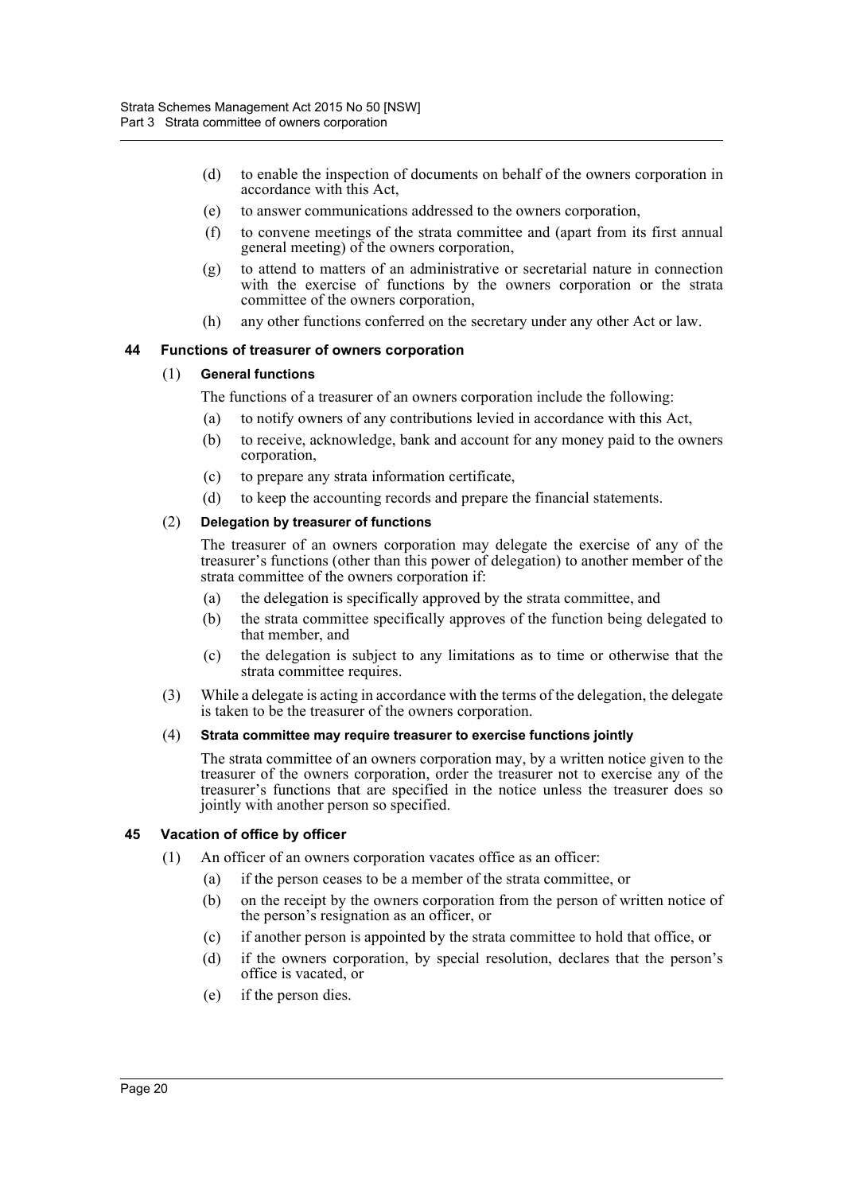- (d) to enable the inspection of documents on behalf of the owners corporation in accordance with this Act,
- (e) to answer communications addressed to the owners corporation,
- (f) to convene meetings of the strata committee and (apart from its first annual general meeting) of the owners corporation,
- (g) to attend to matters of an administrative or secretarial nature in connection with the exercise of functions by the owners corporation or the strata committee of the owners corporation,
- (h) any other functions conferred on the secretary under any other Act or law.

### 44 Functions of treasurer of owners corporation

(1) **General functions**

The functions of a treasurer of an owners corporation include the following:

- (a) to notify owners of any contributions levied in accordance with this Act,
- (b) to receive, acknowledge, bank and account for any money paid to the owners corporation,
- (c) to prepare any strata information certificate,
- (d) to keep the accounting records and prepare the financial statements.

(2) **Delegation by treasurer of functions**

The treasurer of an owners corporation may delegate the exercise of any of the treasurer's functions (other than this power of delegation) to another member of the strata committee of the owners corporation if:

- (a) the delegation is specifically approved by the strata committee, and
- (b) the strata committee specifically approves of the function being delegated to that member, and
- (c) the delegation is subject to any limitations as to time or otherwise that the strata committee requires.

(3) While a delegate is acting in accordance with the terms of the delegation, the delegate is taken to be the treasurer of the owners corporation.

(4) **Strata committee may require treasurer to exercise functions jointly**

The strata committee of an owners corporation may, by a written notice given to the treasurer of the owners corporation, order the treasurer not to exercise any of the treasurer's functions that are specified in the notice unless the treasurer does so jointly with another person so specified.

### 45 Vacation of office by officer

(1) An officer of an owners corporation vacates office as an officer:

- (a) if the person ceases to be a member of the strata committee, or
- (b) on the receipt by the owners corporation from the person of written notice of the person's resignation as an officer, or
- (c) if another person is appointed by the strata committee to hold that office, or
- (d) if the owners corporation, by special resolution, declares that the person's office is vacated, or
- (e) if the person dies.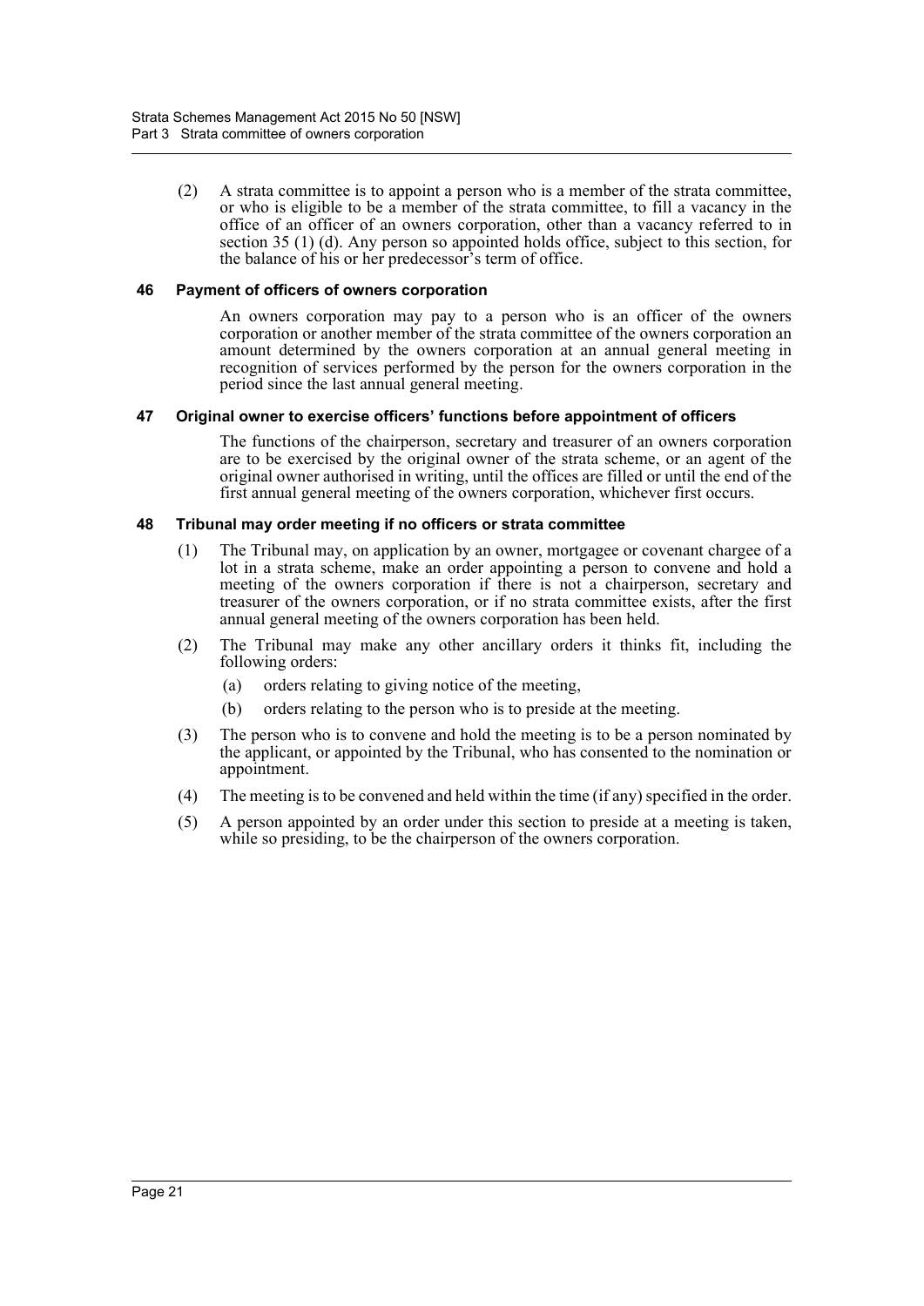(2) A strata committee is to appoint a person who is a member of the strata committee, or who is eligible to be a member of the strata committee, to fill a vacancy in the office of an officer of an owners corporation, other than a vacancy referred to in section 35 (1) (d). Any person so appointed holds office, subject to this section, for the balance of his or her predecessor's term of office.

### 46 Payment of officers of owners corporation

An owners corporation may pay to a person who is an officer of the owners corporation or another member of the strata committee of the owners corporation an amount determined by the owners corporation at an annual general meeting in recognition of services performed by the person for the owners corporation in the period since the last annual general meeting.

### 47 Original owner to exercise officers' functions before appointment of officers

The functions of the chairperson, secretary and treasurer of an owners corporation are to be exercised by the original owner of the strata scheme, or an agent of the original owner authorised in writing, until the offices are filled or until the end of the first annual general meeting of the owners corporation, whichever first occurs.

### 48 Tribunal may order meeting if no officers or strata committee

(1) The Tribunal may, on application by an owner, mortgagee or covenant chargee of a lot in a strata scheme, make an order appointing a person to convene and hold a meeting of the owners corporation if there is not a chairperson, secretary and treasurer of the owners corporation, or if no strata committee exists, after the first annual general meeting of the owners corporation has been held.

(2) The Tribunal may make any other ancillary orders it thinks fit, including the following orders:

- (a) orders relating to giving notice of the meeting,
- (b) orders relating to the person who is to preside at the meeting.

(3) The person who is to convene and hold the meeting is to be a person nominated by the applicant, or appointed by the Tribunal, who has consented to the nomination or appointment.

(4) The meeting is to be convened and held within the time (if any) specified in the order.

(5) A person appointed by an order under this section to preside at a meeting is taken, while so presiding, to be the chairperson of the owners corporation.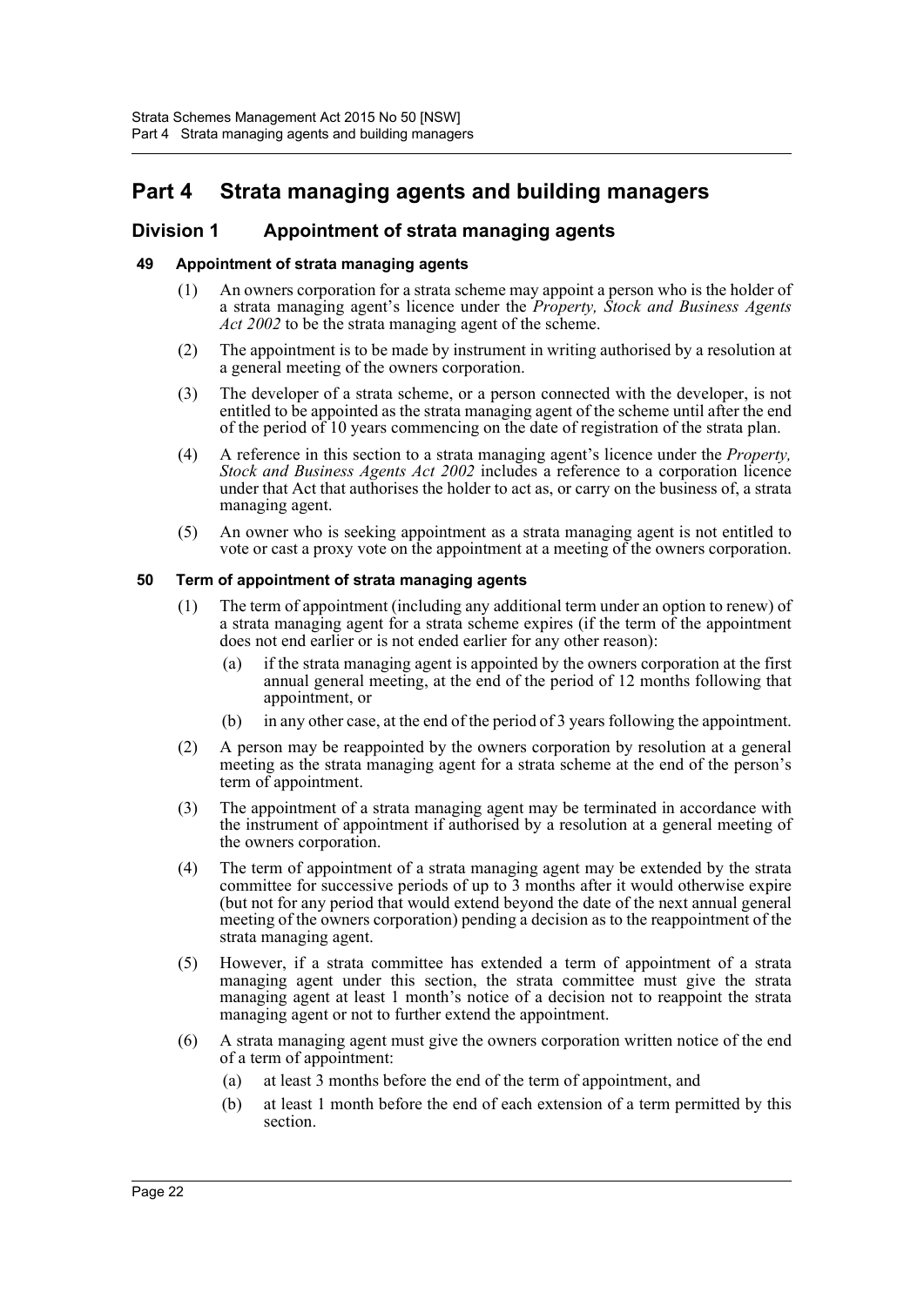# Part 4 Strata managing agents and building managers

## Division 1 Appointment of strata managing agents

### 49 Appointment of strata managing agents

(1) An owners corporation for a strata scheme may appoint a person who is the holder of a strata managing agent's licence under the *Property, Stock and Business Agents Act 2002* to be the strata managing agent of the scheme.

(2) The appointment is to be made by instrument in writing authorised by a resolution at a general meeting of the owners corporation.

(3) The developer of a strata scheme, or a person connected with the developer, is not entitled to be appointed as the strata managing agent of the scheme until after the end of the period of 10 years commencing on the date of registration of the strata plan.

(4) A reference in this section to a strata managing agent's licence under the *Property, Stock and Business Agents Act 2002* includes a reference to a corporation licence under that Act that authorises the holder to act as, or carry on the business of, a strata managing agent.

(5) An owner who is seeking appointment as a strata managing agent is not entitled to vote or cast a proxy vote on the appointment at a meeting of the owners corporation.

### 50 Term of appointment of strata managing agents

(1) The term of appointment (including any additional term under an option to renew) of a strata managing agent for a strata scheme expires (if the term of the appointment does not end earlier or is not ended earlier for any other reason):

- (a) if the strata managing agent is appointed by the owners corporation at the first annual general meeting, at the end of the period of 12 months following that appointment, or
- (b) in any other case, at the end of the period of 3 years following the appointment.

(2) A person may be reappointed by the owners corporation by resolution at a general meeting as the strata managing agent for a strata scheme at the end of the person's term of appointment.

(3) The appointment of a strata managing agent may be terminated in accordance with the instrument of appointment if authorised by a resolution at a general meeting of the owners corporation.

(4) The term of appointment of a strata managing agent may be extended by the strata committee for successive periods of up to 3 months after it would otherwise expire (but not for any period that would extend beyond the date of the next annual general meeting of the owners corporation) pending a decision as to the reappointment of the strata managing agent.

(5) However, if a strata committee has extended a term of appointment of a strata managing agent under this section, the strata committee must give the strata managing agent at least 1 month's notice of a decision not to reappoint the strata managing agent or not to further extend the appointment.

(6) A strata managing agent must give the owners corporation written notice of the end of a term of appointment:

- (a) at least 3 months before the end of the term of appointment, and
- (b) at least 1 month before the end of each extension of a term permitted by this section.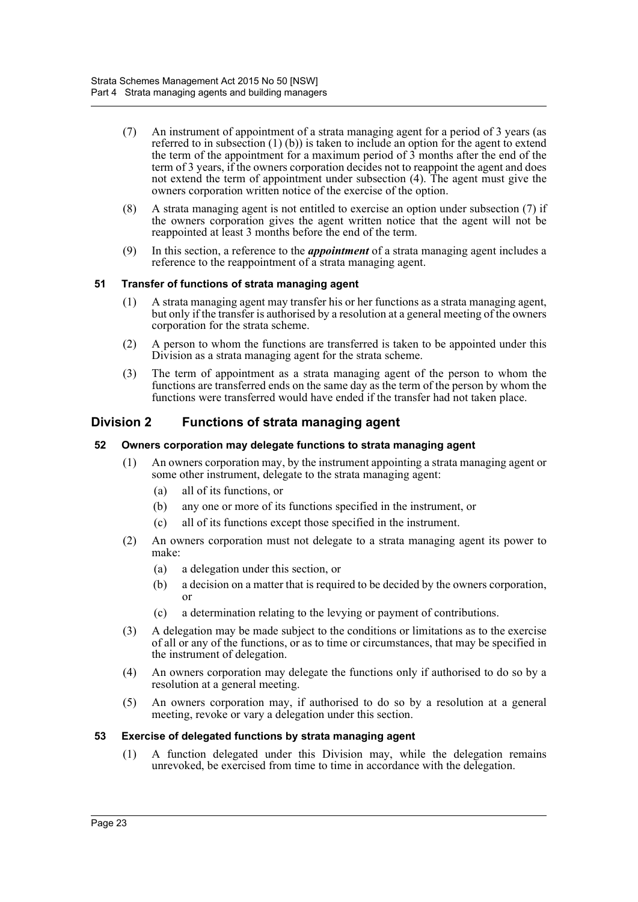(7) An instrument of appointment of a strata managing agent for a period of 3 years (as referred to in subsection (1) (b)) is taken to include an option for the agent to extend the term of the appointment for a maximum period of 3 months after the end of the term of 3 years, if the owners corporation decides not to reappoint the agent and does not extend the term of appointment under subsection (4). The agent must give the owners corporation written notice of the exercise of the option.

(8) A strata managing agent is not entitled to exercise an option under subsection (7) if the owners corporation gives the agent written notice that the agent will not be reappointed at least 3 months before the end of the term.

(9) In this section, a reference to the ***appointment*** of a strata managing agent includes a reference to the reappointment of a strata managing agent.

### 51 Transfer of functions of strata managing agent

(1) A strata managing agent may transfer his or her functions as a strata managing agent, but only if the transfer is authorised by a resolution at a general meeting of the owners corporation for the strata scheme.

(2) A person to whom the functions are transferred is taken to be appointed under this Division as a strata managing agent for the strata scheme.

(3) The term of appointment as a strata managing agent of the person to whom the functions are transferred ends on the same day as the term of the person by whom the functions were transferred would have ended if the transfer had not taken place.

## Division 2 Functions of strata managing agent

### 52 Owners corporation may delegate functions to strata managing agent

(1) An owners corporation may, by the instrument appointing a strata managing agent or some other instrument, delegate to the strata managing agent:

- (a) all of its functions, or
- (b) any one or more of its functions specified in the instrument, or
- (c) all of its functions except those specified in the instrument.

(2) An owners corporation must not delegate to a strata managing agent its power to make:

- (a) a delegation under this section, or
- (b) a decision on a matter that is required to be decided by the owners corporation, or
- (c) a determination relating to the levying or payment of contributions.

(3) A delegation may be made subject to the conditions or limitations as to the exercise of all or any of the functions, or as to time or circumstances, that may be specified in the instrument of delegation.

(4) An owners corporation may delegate the functions only if authorised to do so by a resolution at a general meeting.

(5) An owners corporation may, if authorised to do so by a resolution at a general meeting, revoke or vary a delegation under this section.

### 53 Exercise of delegated functions by strata managing agent

(1) A function delegated under this Division may, while the delegation remains unrevoked, be exercised from time to time in accordance with the delegation.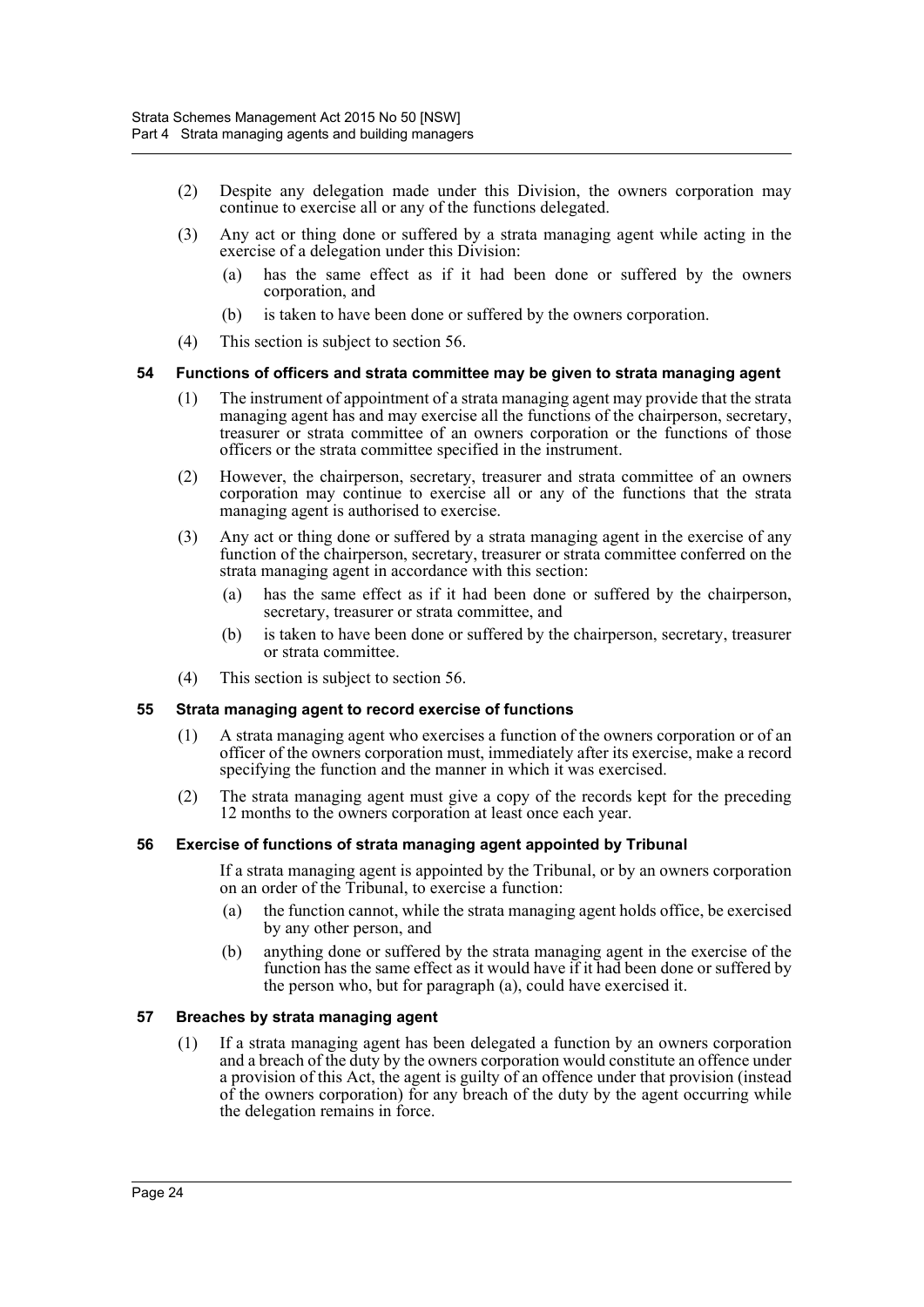(2) Despite any delegation made under this Division, the owners corporation may continue to exercise all or any of the functions delegated.

(3) Any act or thing done or suffered by a strata managing agent while acting in the exercise of a delegation under this Division:

  (a) has the same effect as if it had been done or suffered by the owners corporation, and

  (b) is taken to have been done or suffered by the owners corporation.

(4) This section is subject to section 56.

### 54 Functions of officers and strata committee may be given to strata managing agent

(1) The instrument of appointment of a strata managing agent may provide that the strata managing agent has and may exercise all the functions of the chairperson, secretary, treasurer or strata committee of an owners corporation or the functions of those officers or the strata committee specified in the instrument.

(2) However, the chairperson, secretary, treasurer and strata committee of an owners corporation may continue to exercise all or any of the functions that the strata managing agent is authorised to exercise.

(3) Any act or thing done or suffered by a strata managing agent in the exercise of any function of the chairperson, secretary, treasurer or strata committee conferred on the strata managing agent in accordance with this section:

  (a) has the same effect as if it had been done or suffered by the chairperson, secretary, treasurer or strata committee, and

  (b) is taken to have been done or suffered by the chairperson, secretary, treasurer or strata committee.

(4) This section is subject to section 56.

### 55 Strata managing agent to record exercise of functions

(1) A strata managing agent who exercises a function of the owners corporation or of an officer of the owners corporation must, immediately after its exercise, make a record specifying the function and the manner in which it was exercised.

(2) The strata managing agent must give a copy of the records kept for the preceding 12 months to the owners corporation at least once each year.

### 56 Exercise of functions of strata managing agent appointed by Tribunal

If a strata managing agent is appointed by the Tribunal, or by an owners corporation on an order of the Tribunal, to exercise a function:

  (a) the function cannot, while the strata managing agent holds office, be exercised by any other person, and

  (b) anything done or suffered by the strata managing agent in the exercise of the function has the same effect as it would have if it had been done or suffered by the person who, but for paragraph (a), could have exercised it.

### 57 Breaches by strata managing agent

(1) If a strata managing agent has been delegated a function by an owners corporation and a breach of the duty by the owners corporation would constitute an offence under a provision of this Act, the agent is guilty of an offence under that provision (instead of the owners corporation) for any breach of the duty by the agent occurring while the delegation remains in force.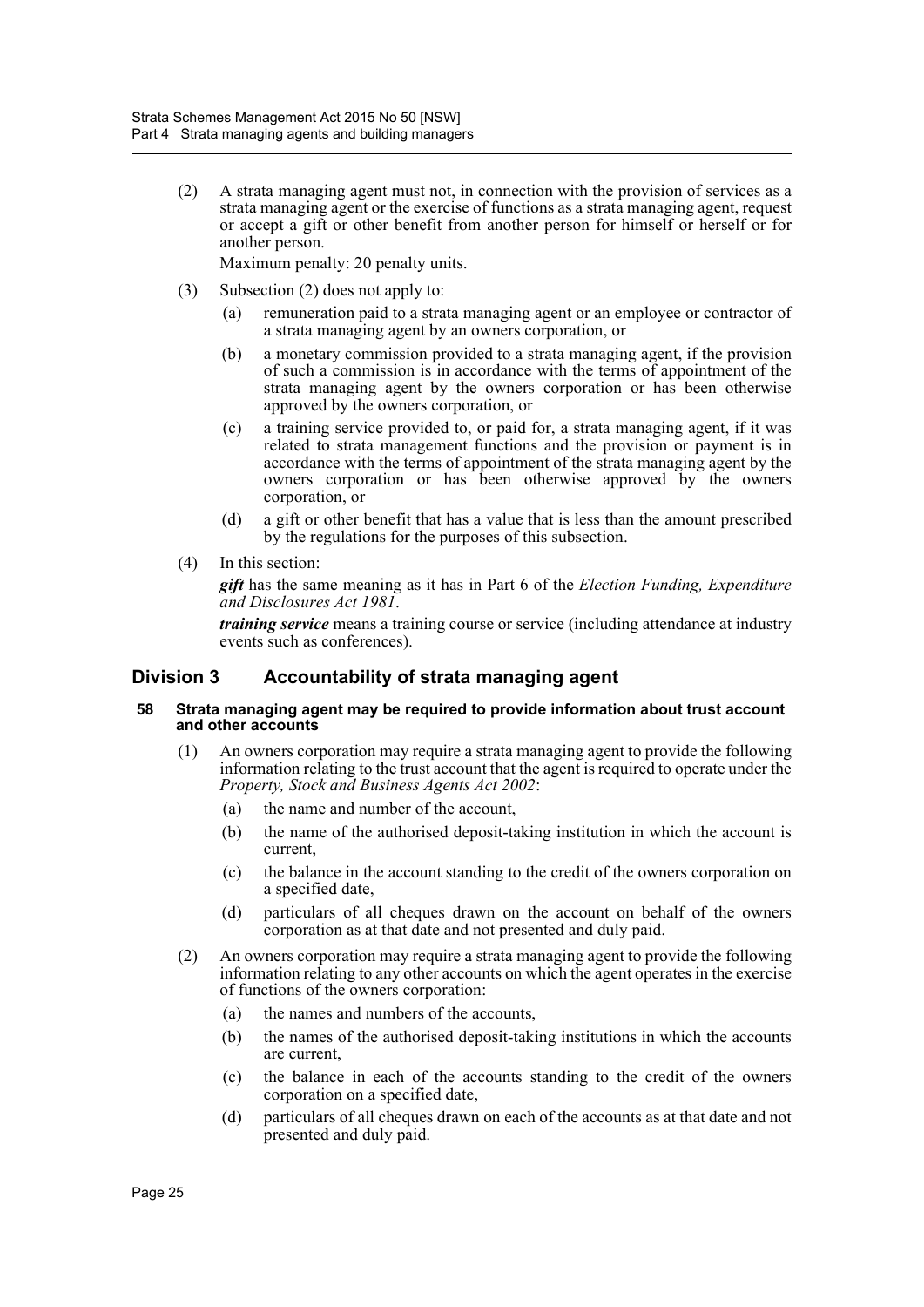(2) A strata managing agent must not, in connection with the provision of services as a strata managing agent or the exercise of functions as a strata managing agent, request or accept a gift or other benefit from another person for himself or herself or for another person.

Maximum penalty: 20 penalty units.

(3) Subsection (2) does not apply to:

(a) remuneration paid to a strata managing agent or an employee or contractor of a strata managing agent by an owners corporation, or

(b) a monetary commission provided to a strata managing agent, if the provision of such a commission is in accordance with the terms of appointment of the strata managing agent by the owners corporation or has been otherwise approved by the owners corporation, or

(c) a training service provided to, or paid for, a strata managing agent, if it was related to strata management functions and the provision or payment is in accordance with the terms of appointment of the strata managing agent by the owners corporation or has been otherwise approved by the owners corporation, or

(d) a gift or other benefit that has a value that is less than the amount prescribed by the regulations for the purposes of this subsection.

(4) In this section:

***gift*** has the same meaning as it has in Part 6 of the *Election Funding, Expenditure and Disclosures Act 1981*.

***training service*** means a training course or service (including attendance at industry events such as conferences).

## Division 3 Accountability of strata managing agent

#### 58 Strata managing agent may be required to provide information about trust account and other accounts

(1) An owners corporation may require a strata managing agent to provide the following information relating to the trust account that the agent is required to operate under the *Property, Stock and Business Agents Act 2002*:

(a) the name and number of the account,

(b) the name of the authorised deposit-taking institution in which the account is current,

(c) the balance in the account standing to the credit of the owners corporation on a specified date,

(d) particulars of all cheques drawn on the account on behalf of the owners corporation as at that date and not presented and duly paid.

(2) An owners corporation may require a strata managing agent to provide the following information relating to any other accounts on which the agent operates in the exercise of functions of the owners corporation:

(a) the names and numbers of the accounts,

(b) the names of the authorised deposit-taking institutions in which the accounts are current,

(c) the balance in each of the accounts standing to the credit of the owners corporation on a specified date,

(d) particulars of all cheques drawn on each of the accounts as at that date and not presented and duly paid.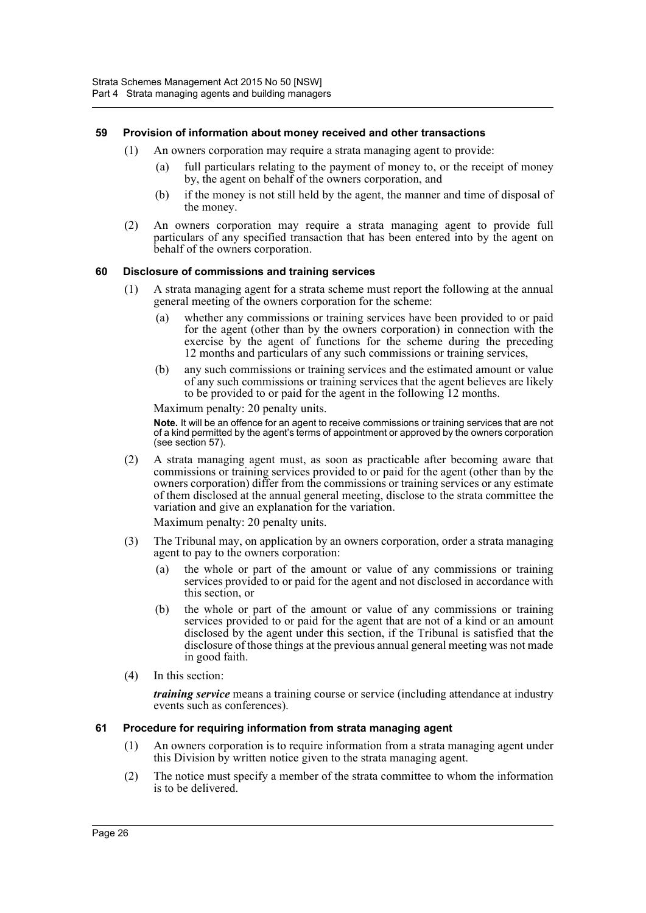#### 59 Provision of information about money received and other transactions

(1) An owners corporation may require a strata managing agent to provide:

(a) full particulars relating to the payment of money to, or the receipt of money by, the agent on behalf of the owners corporation, and

(b) if the money is not still held by the agent, the manner and time of disposal of the money.

(2) An owners corporation may require a strata managing agent to provide full particulars of any specified transaction that has been entered into by the agent on behalf of the owners corporation.

#### 60 Disclosure of commissions and training services

(1) A strata managing agent for a strata scheme must report the following at the annual general meeting of the owners corporation for the scheme:

(a) whether any commissions or training services have been provided to or paid for the agent (other than by the owners corporation) in connection with the exercise by the agent of functions for the scheme during the preceding 12 months and particulars of any such commissions or training services,

(b) any such commissions or training services and the estimated amount or value of any such commissions or training services that the agent believes are likely to be provided to or paid for the agent in the following 12 months.

Maximum penalty: 20 penalty units.

**Note.** It will be an offence for an agent to receive commissions or training services that are not of a kind permitted by the agent's terms of appointment or approved by the owners corporation (see section 57).

(2) A strata managing agent must, as soon as practicable after becoming aware that commissions or training services provided to or paid for the agent (other than by the owners corporation) differ from the commissions or training services or any estimate of them disclosed at the annual general meeting, disclose to the strata committee the variation and give an explanation for the variation.

Maximum penalty: 20 penalty units.

(3) The Tribunal may, on application by an owners corporation, order a strata managing agent to pay to the owners corporation:

(a) the whole or part of the amount or value of any commissions or training services provided to or paid for the agent and not disclosed in accordance with this section, or

(b) the whole or part of the amount or value of any commissions or training services provided to or paid for the agent that are not of a kind or an amount disclosed by the agent under this section, if the Tribunal is satisfied that the disclosure of those things at the previous annual general meeting was not made in good faith.

(4) In this section:

***training service*** means a training course or service (including attendance at industry events such as conferences).

#### 61 Procedure for requiring information from strata managing agent

(1) An owners corporation is to require information from a strata managing agent under this Division by written notice given to the strata managing agent.

(2) The notice must specify a member of the strata committee to whom the information is to be delivered.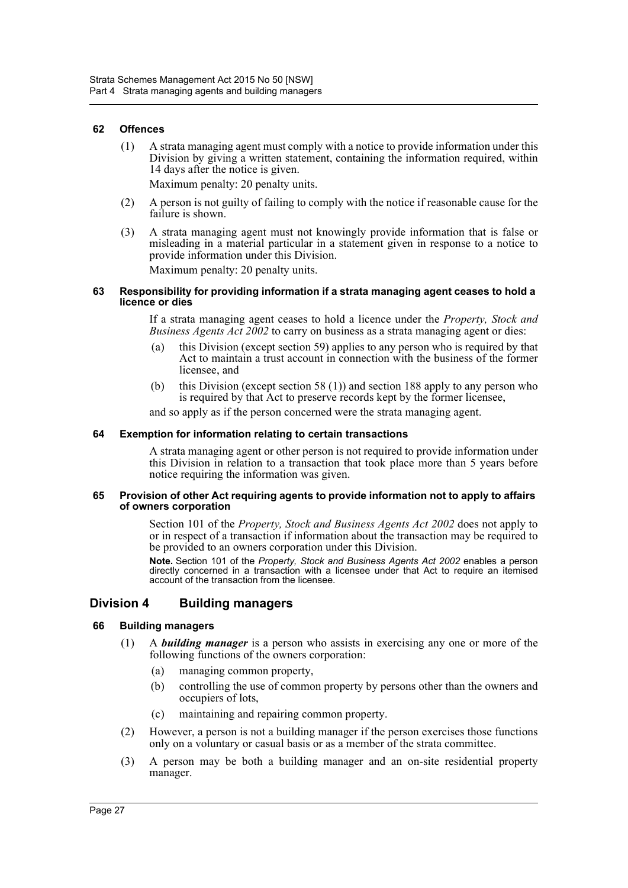#### 62 Offences

(1) A strata managing agent must comply with a notice to provide information under this Division by giving a written statement, containing the information required, within 14 days after the notice is given.

Maximum penalty: 20 penalty units.

(2) A person is not guilty of failing to comply with the notice if reasonable cause for the failure is shown.

(3) A strata managing agent must not knowingly provide information that is false or misleading in a material particular in a statement given in response to a notice to provide information under this Division.

Maximum penalty: 20 penalty units.

#### 63 Responsibility for providing information if a strata managing agent ceases to hold a licence or dies

If a strata managing agent ceases to hold a licence under the *Property, Stock and Business Agents Act 2002* to carry on business as a strata managing agent or dies:

(a) this Division (except section 59) applies to any person who is required by that Act to maintain a trust account in connection with the business of the former licensee, and

(b) this Division (except section 58 (1)) and section 188 apply to any person who is required by that Act to preserve records kept by the former licensee,

and so apply as if the person concerned were the strata managing agent.

#### 64 Exemption for information relating to certain transactions

A strata managing agent or other person is not required to provide information under this Division in relation to a transaction that took place more than 5 years before notice requiring the information was given.

#### 65 Provision of other Act requiring agents to provide information not to apply to affairs of owners corporation

Section 101 of the *Property, Stock and Business Agents Act 2002* does not apply to or in respect of a transaction if information about the transaction may be required to be provided to an owners corporation under this Division.

**Note.** Section 101 of the *Property, Stock and Business Agents Act 2002* enables a person directly concerned in a transaction with a licensee under that Act to require an itemised account of the transaction from the licensee.

## Division 4 Building managers

#### 66 Building managers

(1) A ***building manager*** is a person who assists in exercising any one or more of the following functions of the owners corporation:

(a) managing common property,

(b) controlling the use of common property by persons other than the owners and occupiers of lots,

(c) maintaining and repairing common property.

(2) However, a person is not a building manager if the person exercises those functions only on a voluntary or casual basis or as a member of the strata committee.

(3) A person may be both a building manager and an on-site residential property manager.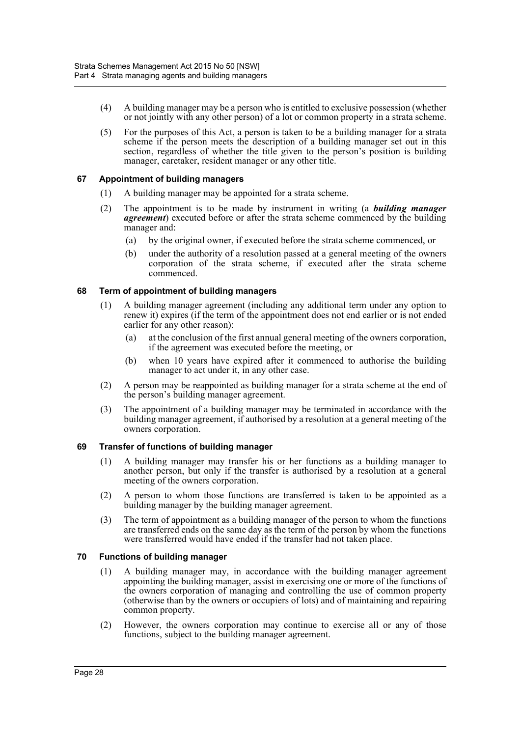(4) A building manager may be a person who is entitled to exclusive possession (whether or not jointly with any other person) of a lot or common property in a strata scheme.

(5) For the purposes of this Act, a person is taken to be a building manager for a strata scheme if the person meets the description of a building manager set out in this section, regardless of whether the title given to the person's position is building manager, caretaker, resident manager or any other title.

### 67 Appointment of building managers

(1) A building manager may be appointed for a strata scheme.

(2) The appointment is to be made by instrument in writing (a ***building manager agreement***) executed before or after the strata scheme commenced by the building manager and:

- (a) by the original owner, if executed before the strata scheme commenced, or
- (b) under the authority of a resolution passed at a general meeting of the owners corporation of the strata scheme, if executed after the strata scheme commenced.

### 68 Term of appointment of building managers

(1) A building manager agreement (including any additional term under any option to renew it) expires (if the term of the appointment does not end earlier or is not ended earlier for any other reason):

- (a) at the conclusion of the first annual general meeting of the owners corporation, if the agreement was executed before the meeting, or
- (b) when 10 years have expired after it commenced to authorise the building manager to act under it, in any other case.

(2) A person may be reappointed as building manager for a strata scheme at the end of the person's building manager agreement.

(3) The appointment of a building manager may be terminated in accordance with the building manager agreement, if authorised by a resolution at a general meeting of the owners corporation.

### 69 Transfer of functions of building manager

(1) A building manager may transfer his or her functions as a building manager to another person, but only if the transfer is authorised by a resolution at a general meeting of the owners corporation.

(2) A person to whom those functions are transferred is taken to be appointed as a building manager by the building manager agreement.

(3) The term of appointment as a building manager of the person to whom the functions are transferred ends on the same day as the term of the person by whom the functions were transferred would have ended if the transfer had not taken place.

### 70 Functions of building manager

(1) A building manager may, in accordance with the building manager agreement appointing the building manager, assist in exercising one or more of the functions of the owners corporation of managing and controlling the use of common property (otherwise than by the owners or occupiers of lots) and of maintaining and repairing common property.

(2) However, the owners corporation may continue to exercise all or any of those functions, subject to the building manager agreement.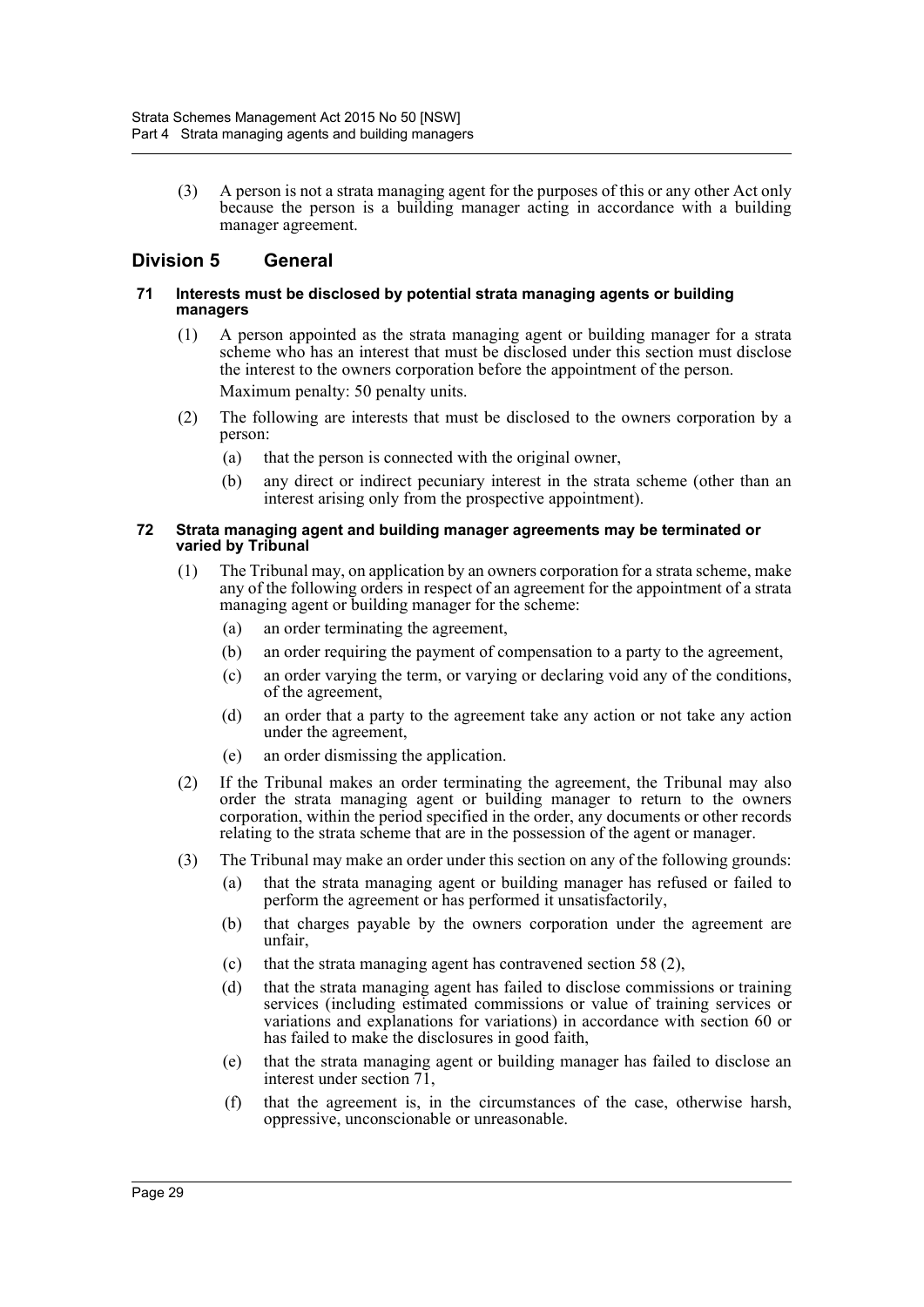(3) A person is not a strata managing agent for the purposes of this or any other Act only because the person is a building manager acting in accordance with a building manager agreement.

## Division 5 General

### 71 Interests must be disclosed by potential strata managing agents or building managers

(1) A person appointed as the strata managing agent or building manager for a strata scheme who has an interest that must be disclosed under this section must disclose the interest to the owners corporation before the appointment of the person.

Maximum penalty: 50 penalty units.

(2) The following are interests that must be disclosed to the owners corporation by a person:

(a) that the person is connected with the original owner,

(b) any direct or indirect pecuniary interest in the strata scheme (other than an interest arising only from the prospective appointment).

### 72 Strata managing agent and building manager agreements may be terminated or varied by Tribunal

(1) The Tribunal may, on application by an owners corporation for a strata scheme, make any of the following orders in respect of an agreement for the appointment of a strata managing agent or building manager for the scheme:

(a) an order terminating the agreement,

(b) an order requiring the payment of compensation to a party to the agreement,

(c) an order varying the term, or varying or declaring void any of the conditions, of the agreement,

(d) an order that a party to the agreement take any action or not take any action under the agreement,

(e) an order dismissing the application.

(2) If the Tribunal makes an order terminating the agreement, the Tribunal may also order the strata managing agent or building manager to return to the owners corporation, within the period specified in the order, any documents or other records relating to the strata scheme that are in the possession of the agent or manager.

(3) The Tribunal may make an order under this section on any of the following grounds:

(a) that the strata managing agent or building manager has refused or failed to perform the agreement or has performed it unsatisfactorily,

(b) that charges payable by the owners corporation under the agreement are unfair,

(c) that the strata managing agent has contravened section 58 (2),

(d) that the strata managing agent has failed to disclose commissions or training services (including estimated commissions or value of training services or variations and explanations for variations) in accordance with section 60 or has failed to make the disclosures in good faith,

(e) that the strata managing agent or building manager has failed to disclose an interest under section 71,

(f) that the agreement is, in the circumstances of the case, otherwise harsh, oppressive, unconscionable or unreasonable.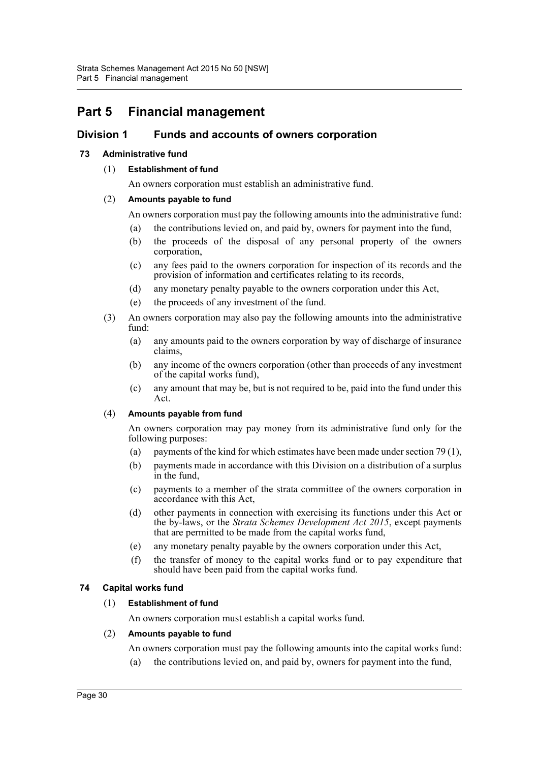# Part 5 Financial management

## Division 1 Funds and accounts of owners corporation

### 73 Administrative fund

(1) **Establishment of fund**

An owners corporation must establish an administrative fund.

(2) **Amounts payable to fund**

An owners corporation must pay the following amounts into the administrative fund:

- (a) the contributions levied on, and paid by, owners for payment into the fund,
- (b) the proceeds of the disposal of any personal property of the owners corporation,
- (c) any fees paid to the owners corporation for inspection of its records and the provision of information and certificates relating to its records,
- (d) any monetary penalty payable to the owners corporation under this Act,
- (e) the proceeds of any investment of the fund.

(3) An owners corporation may also pay the following amounts into the administrative fund:

- (a) any amounts paid to the owners corporation by way of discharge of insurance claims,
- (b) any income of the owners corporation (other than proceeds of any investment of the capital works fund),
- (c) any amount that may be, but is not required to be, paid into the fund under this Act.

(4) **Amounts payable from fund**

An owners corporation may pay money from its administrative fund only for the following purposes:

- (a) payments of the kind for which estimates have been made under section 79 (1),
- (b) payments made in accordance with this Division on a distribution of a surplus in the fund,
- (c) payments to a member of the strata committee of the owners corporation in accordance with this Act,
- (d) other payments in connection with exercising its functions under this Act or the by-laws, or the *Strata Schemes Development Act 2015*, except payments that are permitted to be made from the capital works fund,
- (e) any monetary penalty payable by the owners corporation under this Act,
- (f) the transfer of money to the capital works fund or to pay expenditure that should have been paid from the capital works fund.

### 74 Capital works fund

(1) **Establishment of fund**

An owners corporation must establish a capital works fund.

(2) **Amounts payable to fund**

An owners corporation must pay the following amounts into the capital works fund:

- (a) the contributions levied on, and paid by, owners for payment into the fund,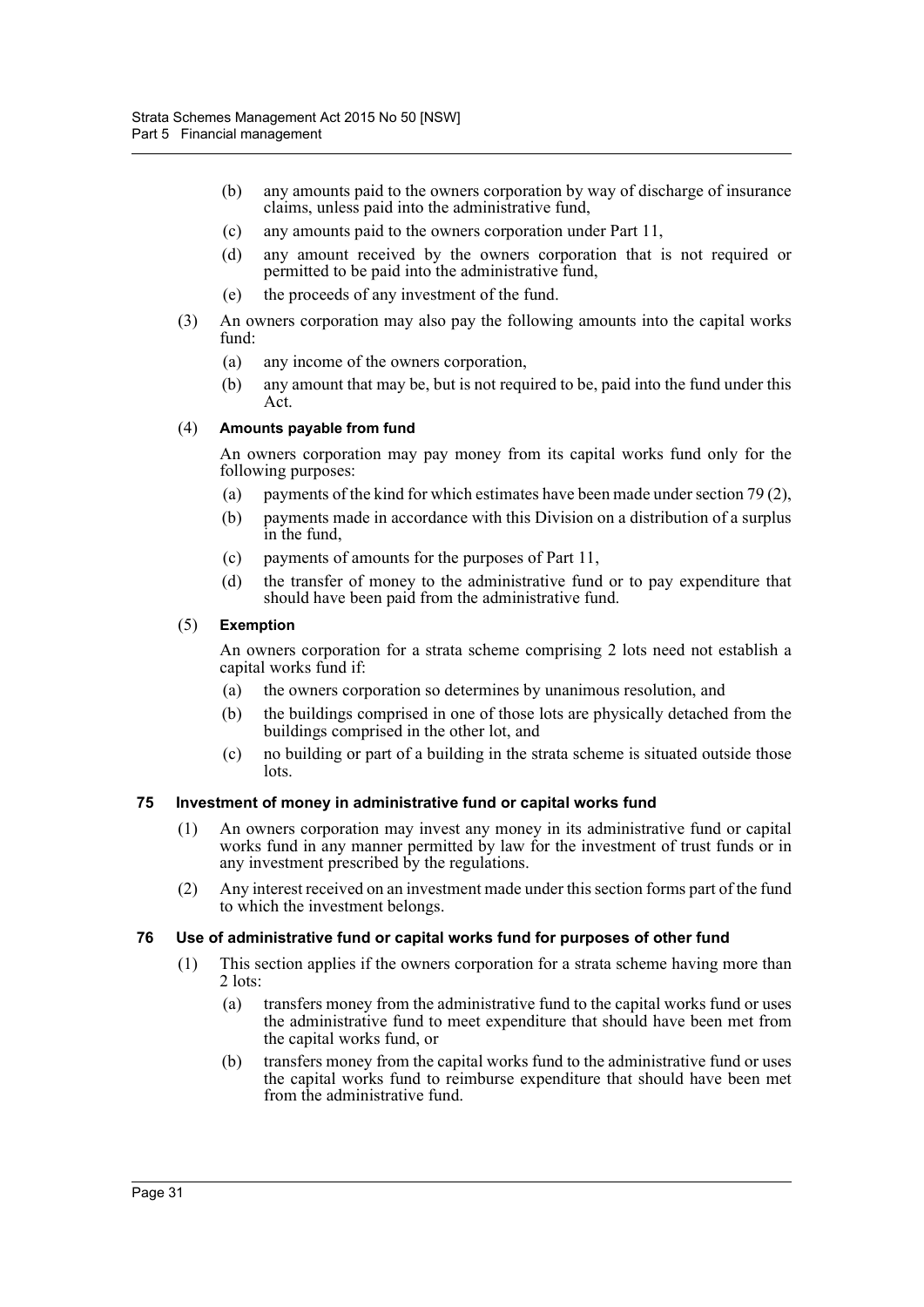- (b) any amounts paid to the owners corporation by way of discharge of insurance claims, unless paid into the administrative fund,
- (c) any amounts paid to the owners corporation under Part 11,
- (d) any amount received by the owners corporation that is not required or permitted to be paid into the administrative fund,
- (e) the proceeds of any investment of the fund.

(3) An owners corporation may also pay the following amounts into the capital works fund:

- (a) any income of the owners corporation,
- (b) any amount that may be, but is not required to be, paid into the fund under this Act.

(4) **Amounts payable from fund**

An owners corporation may pay money from its capital works fund only for the following purposes:

- (a) payments of the kind for which estimates have been made under section 79 (2),
- (b) payments made in accordance with this Division on a distribution of a surplus in the fund,
- (c) payments of amounts for the purposes of Part 11,
- (d) the transfer of money to the administrative fund or to pay expenditure that should have been paid from the administrative fund.

(5) **Exemption**

An owners corporation for a strata scheme comprising 2 lots need not establish a capital works fund if:

- (a) the owners corporation so determines by unanimous resolution, and
- (b) the buildings comprised in one of those lots are physically detached from the buildings comprised in the other lot, and
- (c) no building or part of a building in the strata scheme is situated outside those lots.

### 75 Investment of money in administrative fund or capital works fund

(1) An owners corporation may invest any money in its administrative fund or capital works fund in any manner permitted by law for the investment of trust funds or in any investment prescribed by the regulations.

(2) Any interest received on an investment made under this section forms part of the fund to which the investment belongs.

### 76 Use of administrative fund or capital works fund for purposes of other fund

(1) This section applies if the owners corporation for a strata scheme having more than 2 lots:

- (a) transfers money from the administrative fund to the capital works fund or uses the administrative fund to meet expenditure that should have been met from the capital works fund, or
- (b) transfers money from the capital works fund to the administrative fund or uses the capital works fund to reimburse expenditure that should have been met from the administrative fund.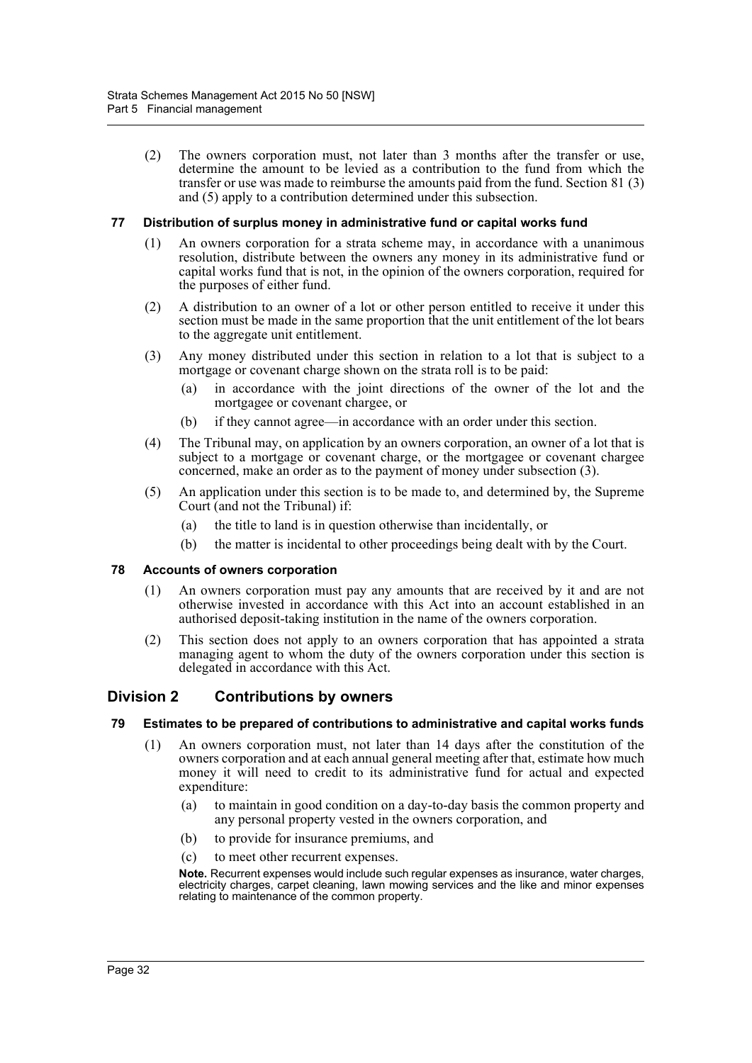(2) The owners corporation must, not later than 3 months after the transfer or use, determine the amount to be levied as a contribution to the fund from which the transfer or use was made to reimburse the amounts paid from the fund. Section 81 (3) and (5) apply to a contribution determined under this subsection.

### 77 Distribution of surplus money in administrative fund or capital works fund

(1) An owners corporation for a strata scheme may, in accordance with a unanimous resolution, distribute between the owners any money in its administrative fund or capital works fund that is not, in the opinion of the owners corporation, required for the purposes of either fund.

(2) A distribution to an owner of a lot or other person entitled to receive it under this section must be made in the same proportion that the unit entitlement of the lot bears to the aggregate unit entitlement.

(3) Any money distributed under this section in relation to a lot that is subject to a mortgage or covenant charge shown on the strata roll is to be paid:

(a) in accordance with the joint directions of the owner of the lot and the mortgagee or covenant chargee, or

(b) if they cannot agree—in accordance with an order under this section.

(4) The Tribunal may, on application by an owners corporation, an owner of a lot that is subject to a mortgage or covenant charge, or the mortgagee or covenant chargee concerned, make an order as to the payment of money under subsection (3).

(5) An application under this section is to be made to, and determined by, the Supreme Court (and not the Tribunal) if:

(a) the title to land is in question otherwise than incidentally, or

(b) the matter is incidental to other proceedings being dealt with by the Court.

### 78 Accounts of owners corporation

(1) An owners corporation must pay any amounts that are received by it and are not otherwise invested in accordance with this Act into an account established in an authorised deposit-taking institution in the name of the owners corporation.

(2) This section does not apply to an owners corporation that has appointed a strata managing agent to whom the duty of the owners corporation under this section is delegated in accordance with this Act.

## Division 2 Contributions by owners

### 79 Estimates to be prepared of contributions to administrative and capital works funds

(1) An owners corporation must, not later than 14 days after the constitution of the owners corporation and at each annual general meeting after that, estimate how much money it will need to credit to its administrative fund for actual and expected expenditure:

(a) to maintain in good condition on a day-to-day basis the common property and any personal property vested in the owners corporation, and

(b) to provide for insurance premiums, and

(c) to meet other recurrent expenses.

**Note.** Recurrent expenses would include such regular expenses as insurance, water charges, electricity charges, carpet cleaning, lawn mowing services and the like and minor expenses relating to maintenance of the common property.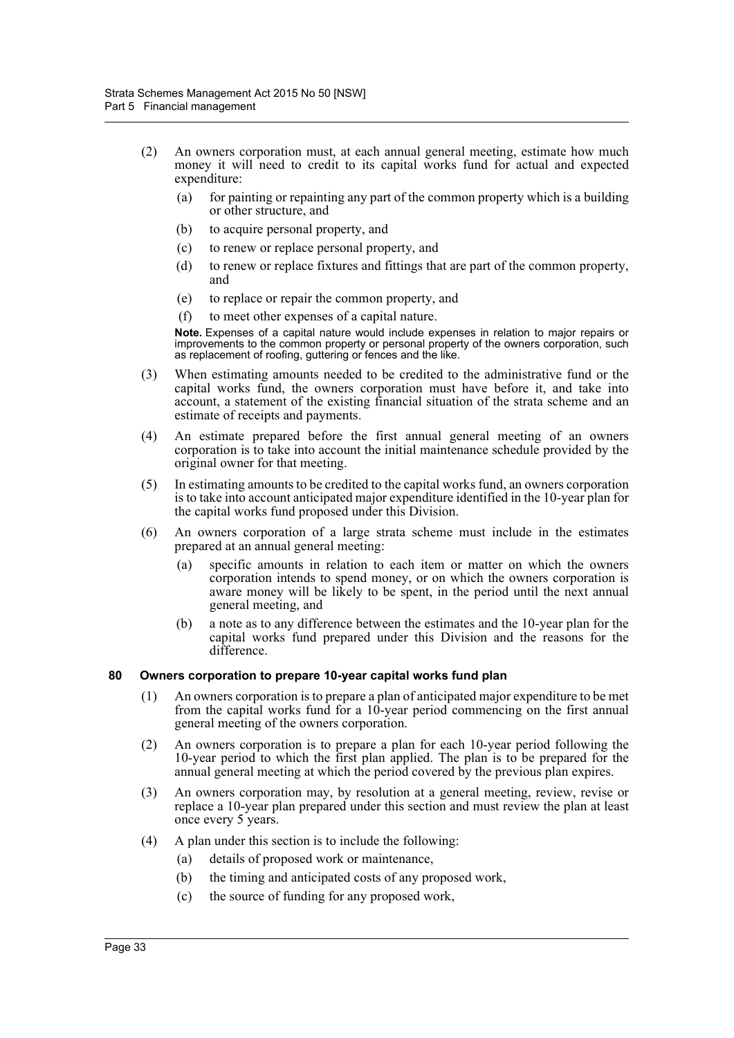(2) An owners corporation must, at each annual general meeting, estimate how much money it will need to credit to its capital works fund for actual and expected expenditure:

(a) for painting or repainting any part of the common property which is a building or other structure, and

(b) to acquire personal property, and

(c) to renew or replace personal property, and

(d) to renew or replace fixtures and fittings that are part of the common property, and

(e) to replace or repair the common property, and

(f) to meet other expenses of a capital nature.

**Note.** Expenses of a capital nature would include expenses in relation to major repairs or improvements to the common property or personal property of the owners corporation, such as replacement of roofing, guttering or fences and the like.

(3) When estimating amounts needed to be credited to the administrative fund or the capital works fund, the owners corporation must have before it, and take into account, a statement of the existing financial situation of the strata scheme and an estimate of receipts and payments.

(4) An estimate prepared before the first annual general meeting of an owners corporation is to take into account the initial maintenance schedule provided by the original owner for that meeting.

(5) In estimating amounts to be credited to the capital works fund, an owners corporation is to take into account anticipated major expenditure identified in the 10-year plan for the capital works fund proposed under this Division.

(6) An owners corporation of a large strata scheme must include in the estimates prepared at an annual general meeting:

(a) specific amounts in relation to each item or matter on which the owners corporation intends to spend money, or on which the owners corporation is aware money will be likely to be spent, in the period until the next annual general meeting, and

(b) a note as to any difference between the estimates and the 10-year plan for the capital works fund prepared under this Division and the reasons for the difference.

#### 80 Owners corporation to prepare 10-year capital works fund plan

(1) An owners corporation is to prepare a plan of anticipated major expenditure to be met from the capital works fund for a 10-year period commencing on the first annual general meeting of the owners corporation.

(2) An owners corporation is to prepare a plan for each 10-year period following the 10-year period to which the first plan applied. The plan is to be prepared for the annual general meeting at which the period covered by the previous plan expires.

(3) An owners corporation may, by resolution at a general meeting, review, revise or replace a 10-year plan prepared under this section and must review the plan at least once every 5 years.

(4) A plan under this section is to include the following:

(a) details of proposed work or maintenance,

(b) the timing and anticipated costs of any proposed work,

(c) the source of funding for any proposed work,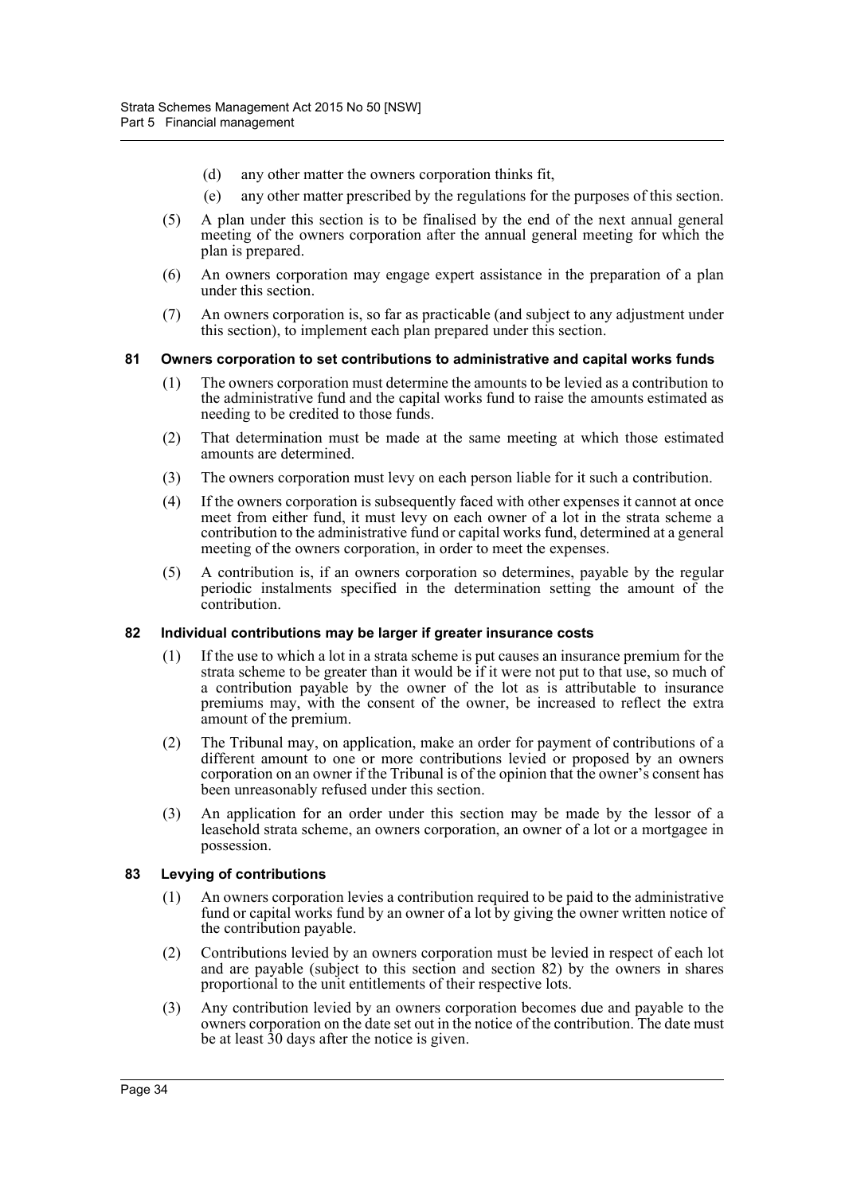(d) any other matter the owners corporation thinks fit,

(e) any other matter prescribed by the regulations for the purposes of this section.

(5) A plan under this section is to be finalised by the end of the next annual general meeting of the owners corporation after the annual general meeting for which the plan is prepared.

(6) An owners corporation may engage expert assistance in the preparation of a plan under this section.

(7) An owners corporation is, so far as practicable (and subject to any adjustment under this section), to implement each plan prepared under this section.

#### 81 Owners corporation to set contributions to administrative and capital works funds

(1) The owners corporation must determine the amounts to be levied as a contribution to the administrative fund and the capital works fund to raise the amounts estimated as needing to be credited to those funds.

(2) That determination must be made at the same meeting at which those estimated amounts are determined.

(3) The owners corporation must levy on each person liable for it such a contribution.

(4) If the owners corporation is subsequently faced with other expenses it cannot at once meet from either fund, it must levy on each owner of a lot in the strata scheme a contribution to the administrative fund or capital works fund, determined at a general meeting of the owners corporation, in order to meet the expenses.

(5) A contribution is, if an owners corporation so determines, payable by the regular periodic instalments specified in the determination setting the amount of the contribution.

#### 82 Individual contributions may be larger if greater insurance costs

(1) If the use to which a lot in a strata scheme is put causes an insurance premium for the strata scheme to be greater than it would be if it were not put to that use, so much of a contribution payable by the owner of the lot as is attributable to insurance premiums may, with the consent of the owner, be increased to reflect the extra amount of the premium.

(2) The Tribunal may, on application, make an order for payment of contributions of a different amount to one or more contributions levied or proposed by an owners corporation on an owner if the Tribunal is of the opinion that the owner's consent has been unreasonably refused under this section.

(3) An application for an order under this section may be made by the lessor of a leasehold strata scheme, an owners corporation, an owner of a lot or a mortgagee in possession.

#### 83 Levying of contributions

(1) An owners corporation levies a contribution required to be paid to the administrative fund or capital works fund by an owner of a lot by giving the owner written notice of the contribution payable.

(2) Contributions levied by an owners corporation must be levied in respect of each lot and are payable (subject to this section and section 82) by the owners in shares proportional to the unit entitlements of their respective lots.

(3) Any contribution levied by an owners corporation becomes due and payable to the owners corporation on the date set out in the notice of the contribution. The date must be at least 30 days after the notice is given.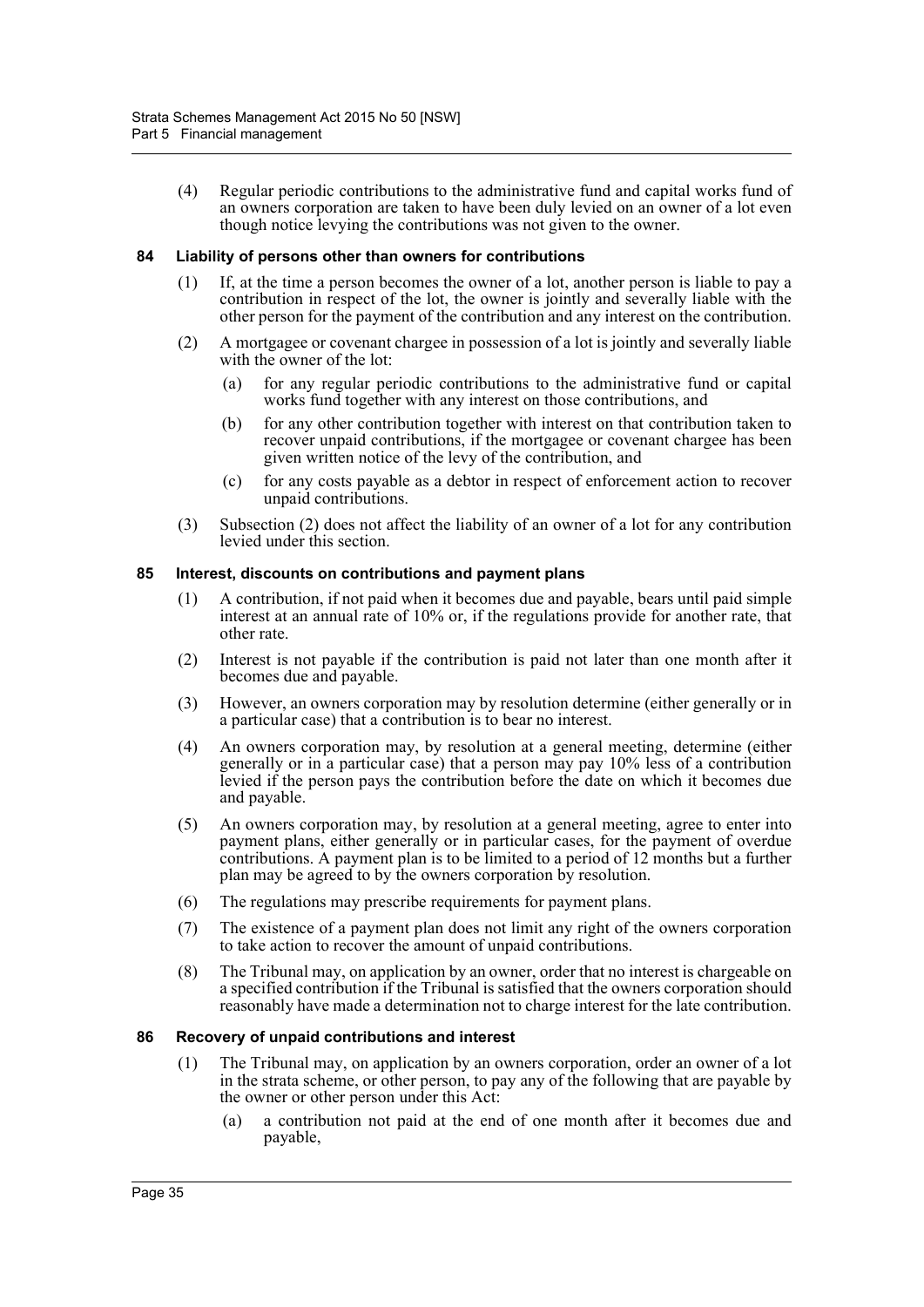(4) Regular periodic contributions to the administrative fund and capital works fund of an owners corporation are taken to have been duly levied on an owner of a lot even though notice levying the contributions was not given to the owner.

### 84 Liability of persons other than owners for contributions

(1) If, at the time a person becomes the owner of a lot, another person is liable to pay a contribution in respect of the lot, the owner is jointly and severally liable with the other person for the payment of the contribution and any interest on the contribution.

(2) A mortgagee or covenant chargee in possession of a lot is jointly and severally liable with the owner of the lot:

(a) for any regular periodic contributions to the administrative fund or capital works fund together with any interest on those contributions, and

(b) for any other contribution together with interest on that contribution taken to recover unpaid contributions, if the mortgagee or covenant chargee has been given written notice of the levy of the contribution, and

(c) for any costs payable as a debtor in respect of enforcement action to recover unpaid contributions.

(3) Subsection (2) does not affect the liability of an owner of a lot for any contribution levied under this section.

### 85 Interest, discounts on contributions and payment plans

(1) A contribution, if not paid when it becomes due and payable, bears until paid simple interest at an annual rate of 10% or, if the regulations provide for another rate, that other rate.

(2) Interest is not payable if the contribution is paid not later than one month after it becomes due and payable.

(3) However, an owners corporation may by resolution determine (either generally or in a particular case) that a contribution is to bear no interest.

(4) An owners corporation may, by resolution at a general meeting, determine (either generally or in a particular case) that a person may pay 10% less of a contribution levied if the person pays the contribution before the date on which it becomes due and payable.

(5) An owners corporation may, by resolution at a general meeting, agree to enter into payment plans, either generally or in particular cases, for the payment of overdue contributions. A payment plan is to be limited to a period of 12 months but a further plan may be agreed to by the owners corporation by resolution.

(6) The regulations may prescribe requirements for payment plans.

(7) The existence of a payment plan does not limit any right of the owners corporation to take action to recover the amount of unpaid contributions.

(8) The Tribunal may, on application by an owner, order that no interest is chargeable on a specified contribution if the Tribunal is satisfied that the owners corporation should reasonably have made a determination not to charge interest for the late contribution.

### 86 Recovery of unpaid contributions and interest

(1) The Tribunal may, on application by an owners corporation, order an owner of a lot in the strata scheme, or other person, to pay any of the following that are payable by the owner or other person under this Act:

(a) a contribution not paid at the end of one month after it becomes due and payable,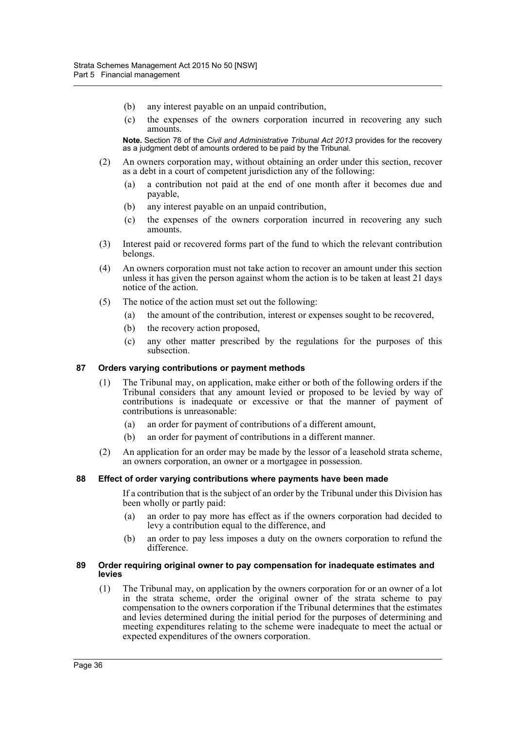(b) any interest payable on an unpaid contribution,

(c) the expenses of the owners corporation incurred in recovering any such amounts.

**Note.** Section 78 of the *Civil and Administrative Tribunal Act 2013* provides for the recovery as a judgment debt of amounts ordered to be paid by the Tribunal.

(2) An owners corporation may, without obtaining an order under this section, recover as a debt in a court of competent jurisdiction any of the following:

(a) a contribution not paid at the end of one month after it becomes due and payable,

(b) any interest payable on an unpaid contribution,

(c) the expenses of the owners corporation incurred in recovering any such amounts.

(3) Interest paid or recovered forms part of the fund to which the relevant contribution belongs.

(4) An owners corporation must not take action to recover an amount under this section unless it has given the person against whom the action is to be taken at least 21 days notice of the action.

(5) The notice of the action must set out the following:

(a) the amount of the contribution, interest or expenses sought to be recovered,

(b) the recovery action proposed,

(c) any other matter prescribed by the regulations for the purposes of this subsection.

### 87 Orders varying contributions or payment methods

(1) The Tribunal may, on application, make either or both of the following orders if the Tribunal considers that any amount levied or proposed to be levied by way of contributions is inadequate or excessive or that the manner of payment of contributions is unreasonable:

(a) an order for payment of contributions of a different amount,

(b) an order for payment of contributions in a different manner.

(2) An application for an order may be made by the lessor of a leasehold strata scheme, an owners corporation, an owner or a mortgagee in possession.

### 88 Effect of order varying contributions where payments have been made

If a contribution that is the subject of an order by the Tribunal under this Division has been wholly or partly paid:

(a) an order to pay more has effect as if the owners corporation had decided to levy a contribution equal to the difference, and

(b) an order to pay less imposes a duty on the owners corporation to refund the difference.

### 89 Order requiring original owner to pay compensation for inadequate estimates and levies

(1) The Tribunal may, on application by the owners corporation for or an owner of a lot in the strata scheme, order the original owner of the strata scheme to pay compensation to the owners corporation if the Tribunal determines that the estimates and levies determined during the initial period for the purposes of determining and meeting expenditures relating to the scheme were inadequate to meet the actual or expected expenditures of the owners corporation.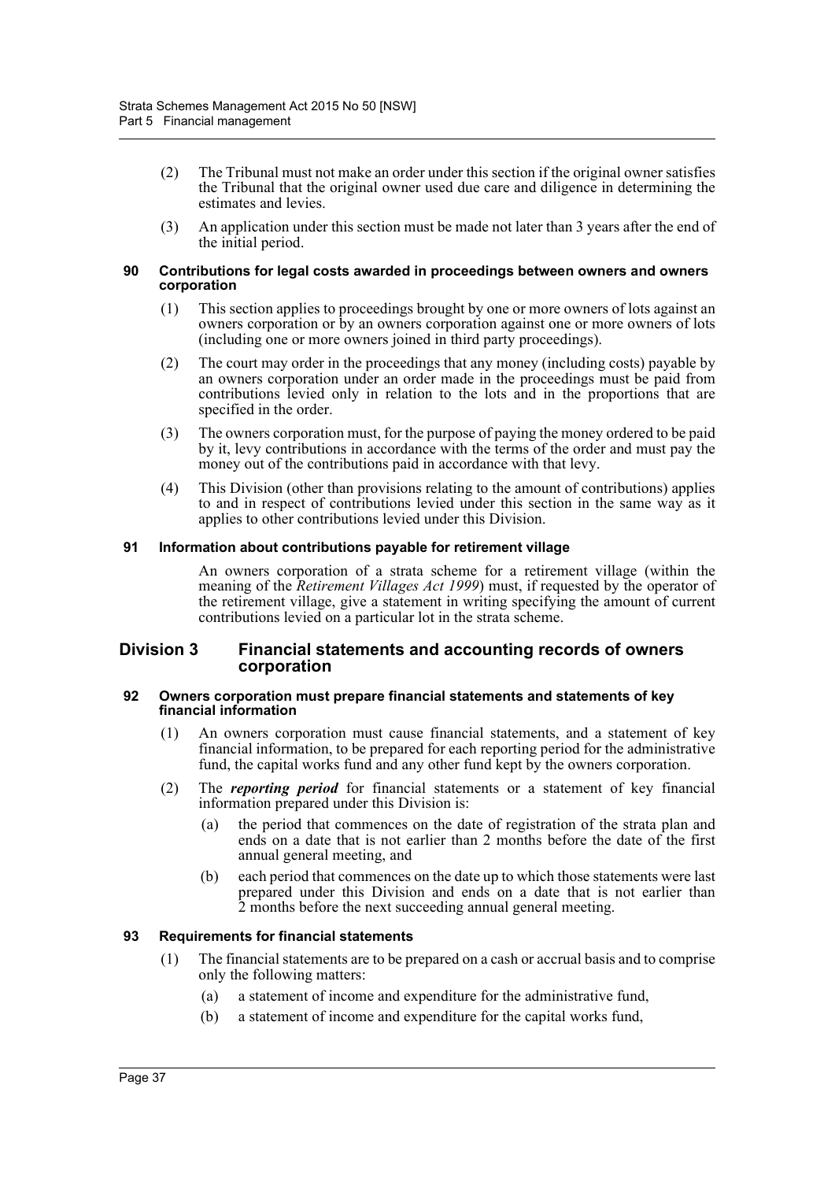(2) The Tribunal must not make an order under this section if the original owner satisfies the Tribunal that the original owner used due care and diligence in determining the estimates and levies.

(3) An application under this section must be made not later than 3 years after the end of the initial period.

### 90 Contributions for legal costs awarded in proceedings between owners and owners corporation

(1) This section applies to proceedings brought by one or more owners of lots against an owners corporation or by an owners corporation against one or more owners of lots (including one or more owners joined in third party proceedings).

(2) The court may order in the proceedings that any money (including costs) payable by an owners corporation under an order made in the proceedings must be paid from contributions levied only in relation to the lots and in the proportions that are specified in the order.

(3) The owners corporation must, for the purpose of paying the money ordered to be paid by it, levy contributions in accordance with the terms of the order and must pay the money out of the contributions paid in accordance with that levy.

(4) This Division (other than provisions relating to the amount of contributions) applies to and in respect of contributions levied under this section in the same way as it applies to other contributions levied under this Division.

### 91 Information about contributions payable for retirement village

An owners corporation of a strata scheme for a retirement village (within the meaning of the *Retirement Villages Act 1999*) must, if requested by the operator of the retirement village, give a statement in writing specifying the amount of current contributions levied on a particular lot in the strata scheme.

## Division 3 Financial statements and accounting records of owners corporation

### 92 Owners corporation must prepare financial statements and statements of key financial information

(1) An owners corporation must cause financial statements, and a statement of key financial information, to be prepared for each reporting period for the administrative fund, the capital works fund and any other fund kept by the owners corporation.

(2) The ***reporting period*** for financial statements or a statement of key financial information prepared under this Division is:

(a) the period that commences on the date of registration of the strata plan and ends on a date that is not earlier than 2 months before the date of the first annual general meeting, and

(b) each period that commences on the date up to which those statements were last prepared under this Division and ends on a date that is not earlier than 2 months before the next succeeding annual general meeting.

### 93 Requirements for financial statements

(1) The financial statements are to be prepared on a cash or accrual basis and to comprise only the following matters:

(a) a statement of income and expenditure for the administrative fund,

(b) a statement of income and expenditure for the capital works fund,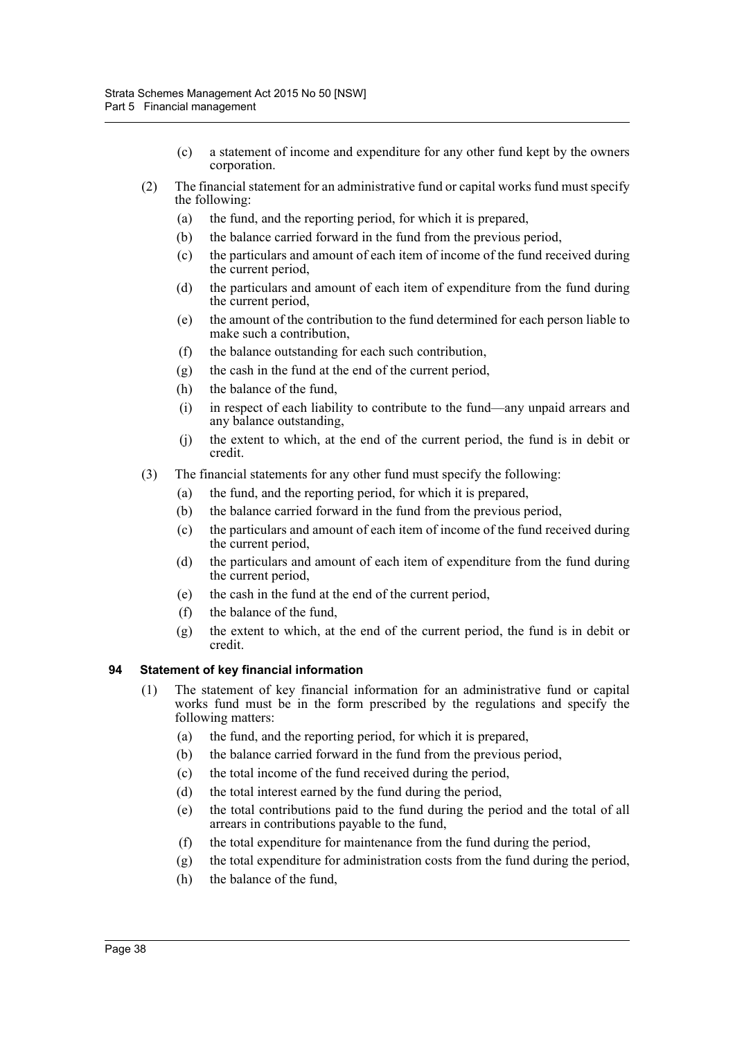(c) a statement of income and expenditure for any other fund kept by the owners corporation.

(2) The financial statement for an administrative fund or capital works fund must specify the following:

(a) the fund, and the reporting period, for which it is prepared,

(b) the balance carried forward in the fund from the previous period,

(c) the particulars and amount of each item of income of the fund received during the current period,

(d) the particulars and amount of each item of expenditure from the fund during the current period,

(e) the amount of the contribution to the fund determined for each person liable to make such a contribution,

(f) the balance outstanding for each such contribution,

(g) the cash in the fund at the end of the current period,

(h) the balance of the fund,

(i) in respect of each liability to contribute to the fund—any unpaid arrears and any balance outstanding,

(j) the extent to which, at the end of the current period, the fund is in debit or credit.

(3) The financial statements for any other fund must specify the following:

(a) the fund, and the reporting period, for which it is prepared,

(b) the balance carried forward in the fund from the previous period,

(c) the particulars and amount of each item of income of the fund received during the current period,

(d) the particulars and amount of each item of expenditure from the fund during the current period,

(e) the cash in the fund at the end of the current period,

(f) the balance of the fund,

(g) the extent to which, at the end of the current period, the fund is in debit or credit.

### 94 Statement of key financial information

(1) The statement of key financial information for an administrative fund or capital works fund must be in the form prescribed by the regulations and specify the following matters:

(a) the fund, and the reporting period, for which it is prepared,

(b) the balance carried forward in the fund from the previous period,

(c) the total income of the fund received during the period,

(d) the total interest earned by the fund during the period,

(e) the total contributions paid to the fund during the period and the total of all arrears in contributions payable to the fund,

(f) the total expenditure for maintenance from the fund during the period,

(g) the total expenditure for administration costs from the fund during the period,

(h) the balance of the fund,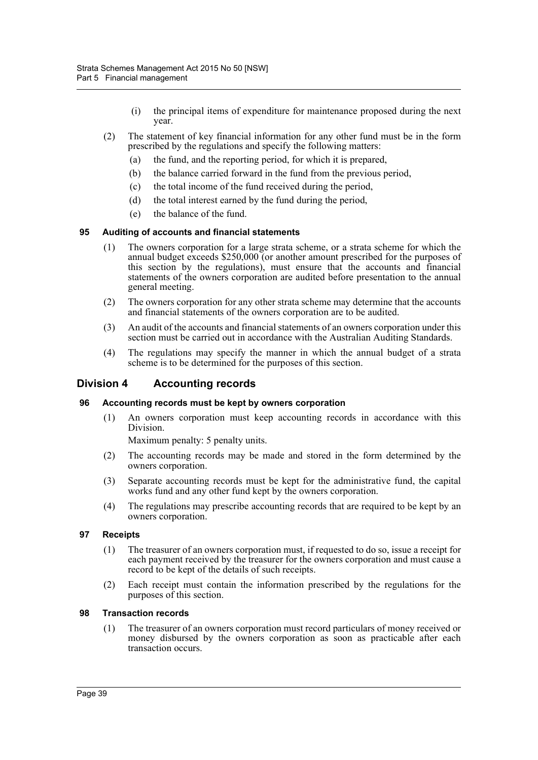(i) the principal items of expenditure for maintenance proposed during the next year.

(2) The statement of key financial information for any other fund must be in the form prescribed by the regulations and specify the following matters:

(a) the fund, and the reporting period, for which it is prepared,

(b) the balance carried forward in the fund from the previous period,

(c) the total income of the fund received during the period,

(d) the total interest earned by the fund during the period,

(e) the balance of the fund.

#### 95 Auditing of accounts and financial statements

(1) The owners corporation for a large strata scheme, or a strata scheme for which the annual budget exceeds $250,000 (or another amount prescribed for the purposes of this section by the regulations), must ensure that the accounts and financial statements of the owners corporation are audited before presentation to the annual general meeting.

(2) The owners corporation for any other strata scheme may determine that the accounts and financial statements of the owners corporation are to be audited.

(3) An audit of the accounts and financial statements of an owners corporation under this section must be carried out in accordance with the Australian Auditing Standards.

(4) The regulations may specify the manner in which the annual budget of a strata scheme is to be determined for the purposes of this section.

## Division 4 Accounting records

#### 96 Accounting records must be kept by owners corporation

(1) An owners corporation must keep accounting records in accordance with this Division.

Maximum penalty: 5 penalty units.

(2) The accounting records may be made and stored in the form determined by the owners corporation.

(3) Separate accounting records must be kept for the administrative fund, the capital works fund and any other fund kept by the owners corporation.

(4) The regulations may prescribe accounting records that are required to be kept by an owners corporation.

#### 97 Receipts

(1) The treasurer of an owners corporation must, if requested to do so, issue a receipt for each payment received by the treasurer for the owners corporation and must cause a record to be kept of the details of such receipts.

(2) Each receipt must contain the information prescribed by the regulations for the purposes of this section.

#### 98 Transaction records

(1) The treasurer of an owners corporation must record particulars of money received or money disbursed by the owners corporation as soon as practicable after each transaction occurs.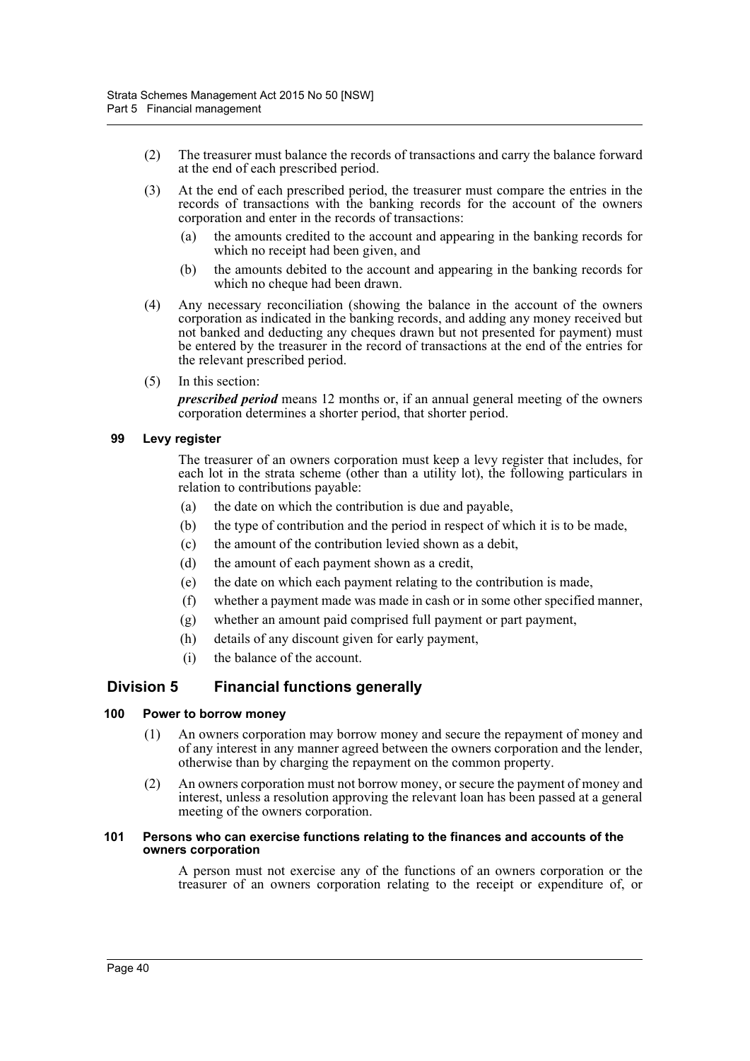(2) The treasurer must balance the records of transactions and carry the balance forward at the end of each prescribed period.

(3) At the end of each prescribed period, the treasurer must compare the entries in the records of transactions with the banking records for the account of the owners corporation and enter in the records of transactions:

- (a) the amounts credited to the account and appearing in the banking records for which no receipt had been given, and
- (b) the amounts debited to the account and appearing in the banking records for which no cheque had been drawn.

(4) Any necessary reconciliation (showing the balance in the account of the owners corporation as indicated in the banking records, and adding any money received but not banked and deducting any cheques drawn but not presented for payment) must be entered by the treasurer in the record of transactions at the end of the entries for the relevant prescribed period.

(5) In this section:

***prescribed period*** means 12 months or, if an annual general meeting of the owners corporation determines a shorter period, that shorter period.

#### 99 Levy register

The treasurer of an owners corporation must keep a levy register that includes, for each lot in the strata scheme (other than a utility lot), the following particulars in relation to contributions payable:

- (a) the date on which the contribution is due and payable,
- (b) the type of contribution and the period in respect of which it is to be made,
- (c) the amount of the contribution levied shown as a debit,
- (d) the amount of each payment shown as a credit,
- (e) the date on which each payment relating to the contribution is made,
- (f) whether a payment made was made in cash or in some other specified manner,
- (g) whether an amount paid comprised full payment or part payment,
- (h) details of any discount given for early payment,
- (i) the balance of the account.

## Division 5 Financial functions generally

#### 100 Power to borrow money

(1) An owners corporation may borrow money and secure the repayment of money and of any interest in any manner agreed between the owners corporation and the lender, otherwise than by charging the repayment on the common property.

(2) An owners corporation must not borrow money, or secure the payment of money and interest, unless a resolution approving the relevant loan has been passed at a general meeting of the owners corporation.

#### 101 Persons who can exercise functions relating to the finances and accounts of the owners corporation

A person must not exercise any of the functions of an owners corporation or the treasurer of an owners corporation relating to the receipt or expenditure of, or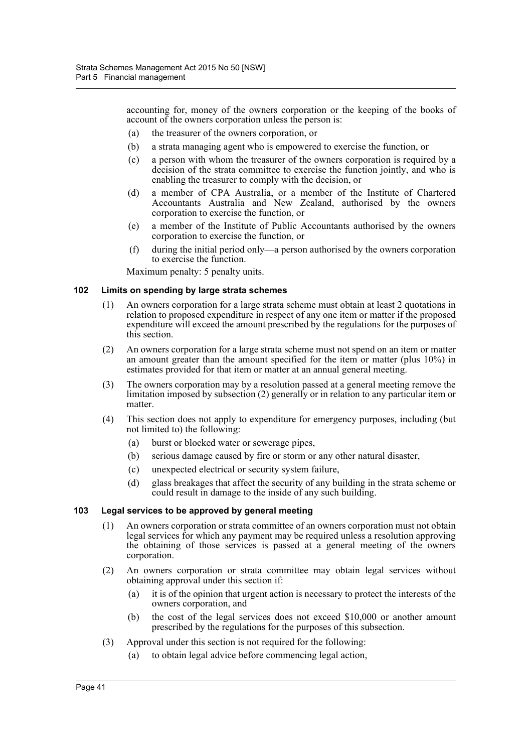accounting for, money of the owners corporation or the keeping of the books of account of the owners corporation unless the person is:

(a) the treasurer of the owners corporation, or

(b) a strata managing agent who is empowered to exercise the function, or

(c) a person with whom the treasurer of the owners corporation is required by a decision of the strata committee to exercise the function jointly, and who is enabling the treasurer to comply with the decision, or

(d) a member of CPA Australia, or a member of the Institute of Chartered Accountants Australia and New Zealand, authorised by the owners corporation to exercise the function, or

(e) a member of the Institute of Public Accountants authorised by the owners corporation to exercise the function, or

(f) during the initial period only—a person authorised by the owners corporation to exercise the function.

Maximum penalty: 5 penalty units.

### 102 Limits on spending by large strata schemes

(1) An owners corporation for a large strata scheme must obtain at least 2 quotations in relation to proposed expenditure in respect of any one item or matter if the proposed expenditure will exceed the amount prescribed by the regulations for the purposes of this section.

(2) An owners corporation for a large strata scheme must not spend on an item or matter an amount greater than the amount specified for the item or matter (plus 10%) in estimates provided for that item or matter at an annual general meeting.

(3) The owners corporation may by a resolution passed at a general meeting remove the limitation imposed by subsection (2) generally or in relation to any particular item or matter.

(4) This section does not apply to expenditure for emergency purposes, including (but not limited to) the following:

(a) burst or blocked water or sewerage pipes,

(b) serious damage caused by fire or storm or any other natural disaster,

(c) unexpected electrical or security system failure,

(d) glass breakages that affect the security of any building in the strata scheme or could result in damage to the inside of any such building.

### 103 Legal services to be approved by general meeting

(1) An owners corporation or strata committee of an owners corporation must not obtain legal services for which any payment may be required unless a resolution approving the obtaining of those services is passed at a general meeting of the owners corporation.

(2) An owners corporation or strata committee may obtain legal services without obtaining approval under this section if:

(a) it is of the opinion that urgent action is necessary to protect the interests of the owners corporation, and

(b) the cost of the legal services does not exceed $10,000 or another amount prescribed by the regulations for the purposes of this subsection.

(3) Approval under this section is not required for the following:

(a) to obtain legal advice before commencing legal action,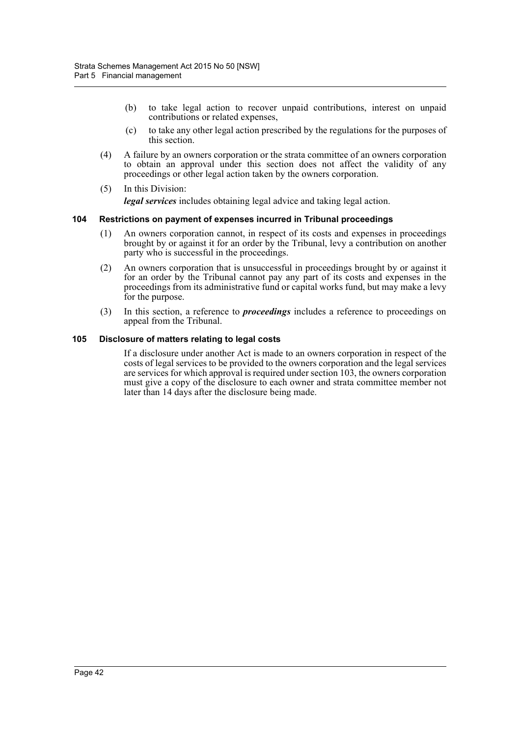(b) to take legal action to recover unpaid contributions, interest on unpaid contributions or related expenses,

(c) to take any other legal action prescribed by the regulations for the purposes of this section.

(4) A failure by an owners corporation or the strata committee of an owners corporation to obtain an approval under this section does not affect the validity of any proceedings or other legal action taken by the owners corporation.

(5) In this Division:

***legal services*** includes obtaining legal advice and taking legal action.

### 104 Restrictions on payment of expenses incurred in Tribunal proceedings

(1) An owners corporation cannot, in respect of its costs and expenses in proceedings brought by or against it for an order by the Tribunal, levy a contribution on another party who is successful in the proceedings.

(2) An owners corporation that is unsuccessful in proceedings brought by or against it for an order by the Tribunal cannot pay any part of its costs and expenses in the proceedings from its administrative fund or capital works fund, but may make a levy for the purpose.

(3) In this section, a reference to ***proceedings*** includes a reference to proceedings on appeal from the Tribunal.

### 105 Disclosure of matters relating to legal costs

If a disclosure under another Act is made to an owners corporation in respect of the costs of legal services to be provided to the owners corporation and the legal services are services for which approval is required under section 103, the owners corporation must give a copy of the disclosure to each owner and strata committee member not later than 14 days after the disclosure being made.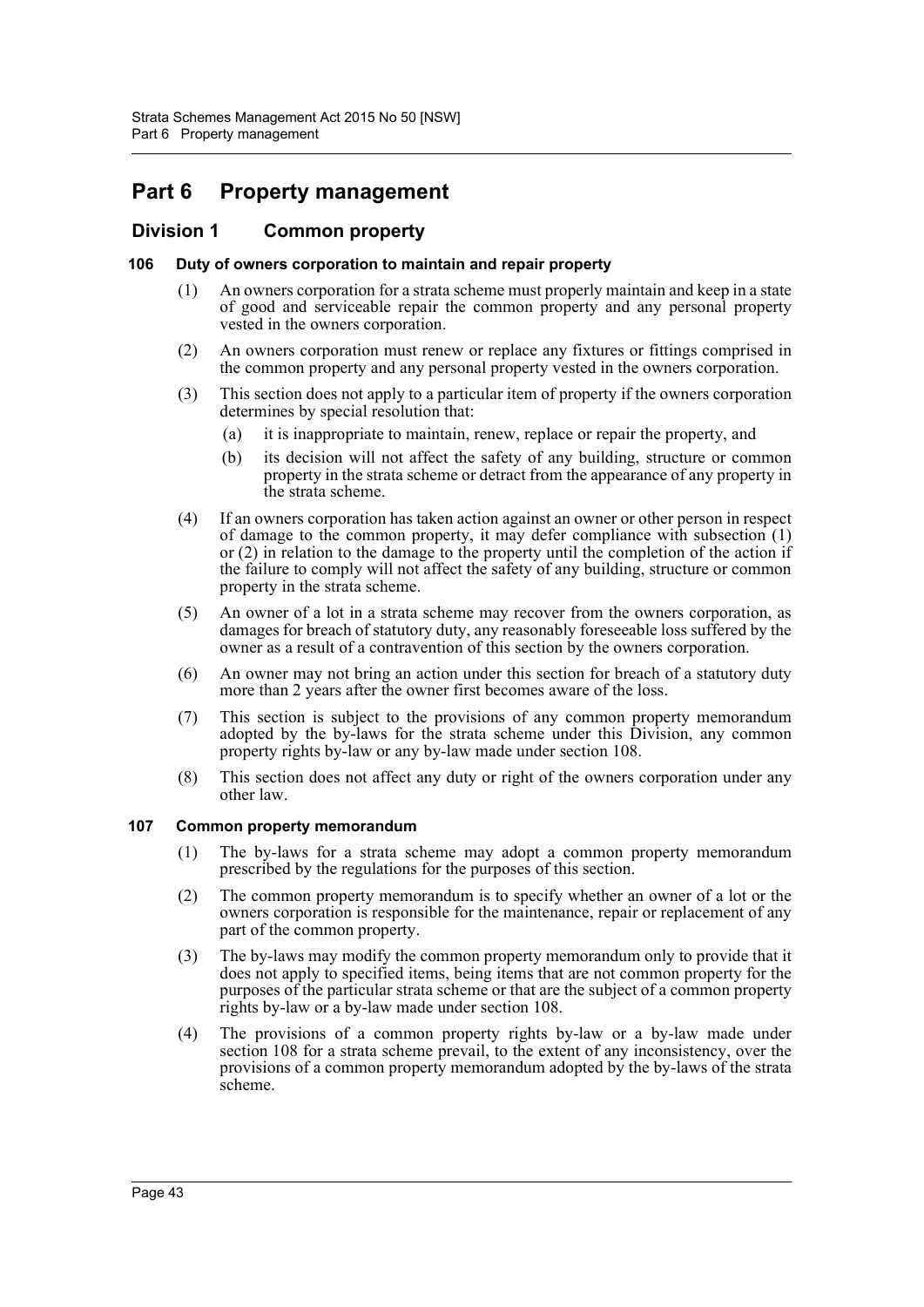# Part 6 Property management

## Division 1 Common property

### 106 Duty of owners corporation to maintain and repair property

(1) An owners corporation for a strata scheme must properly maintain and keep in a state of good and serviceable repair the common property and any personal property vested in the owners corporation.

(2) An owners corporation must renew or replace any fixtures or fittings comprised in the common property and any personal property vested in the owners corporation.

(3) This section does not apply to a particular item of property if the owners corporation determines by special resolution that:

- (a) it is inappropriate to maintain, renew, replace or repair the property, and
- (b) its decision will not affect the safety of any building, structure or common property in the strata scheme or detract from the appearance of any property in the strata scheme.

(4) If an owners corporation has taken action against an owner or other person in respect of damage to the common property, it may defer compliance with subsection (1) or (2) in relation to the damage to the property until the completion of the action if the failure to comply will not affect the safety of any building, structure or common property in the strata scheme.

(5) An owner of a lot in a strata scheme may recover from the owners corporation, as damages for breach of statutory duty, any reasonably foreseeable loss suffered by the owner as a result of a contravention of this section by the owners corporation.

(6) An owner may not bring an action under this section for breach of a statutory duty more than 2 years after the owner first becomes aware of the loss.

(7) This section is subject to the provisions of any common property memorandum adopted by the by-laws for the strata scheme under this Division, any common property rights by-law or any by-law made under section 108.

(8) This section does not affect any duty or right of the owners corporation under any other law.

### 107 Common property memorandum

(1) The by-laws for a strata scheme may adopt a common property memorandum prescribed by the regulations for the purposes of this section.

(2) The common property memorandum is to specify whether an owner of a lot or the owners corporation is responsible for the maintenance, repair or replacement of any part of the common property.

(3) The by-laws may modify the common property memorandum only to provide that it does not apply to specified items, being items that are not common property for the purposes of the particular strata scheme or that are the subject of a common property rights by-law or a by-law made under section 108.

(4) The provisions of a common property rights by-law or a by-law made under section 108 for a strata scheme prevail, to the extent of any inconsistency, over the provisions of a common property memorandum adopted by the by-laws of the strata scheme.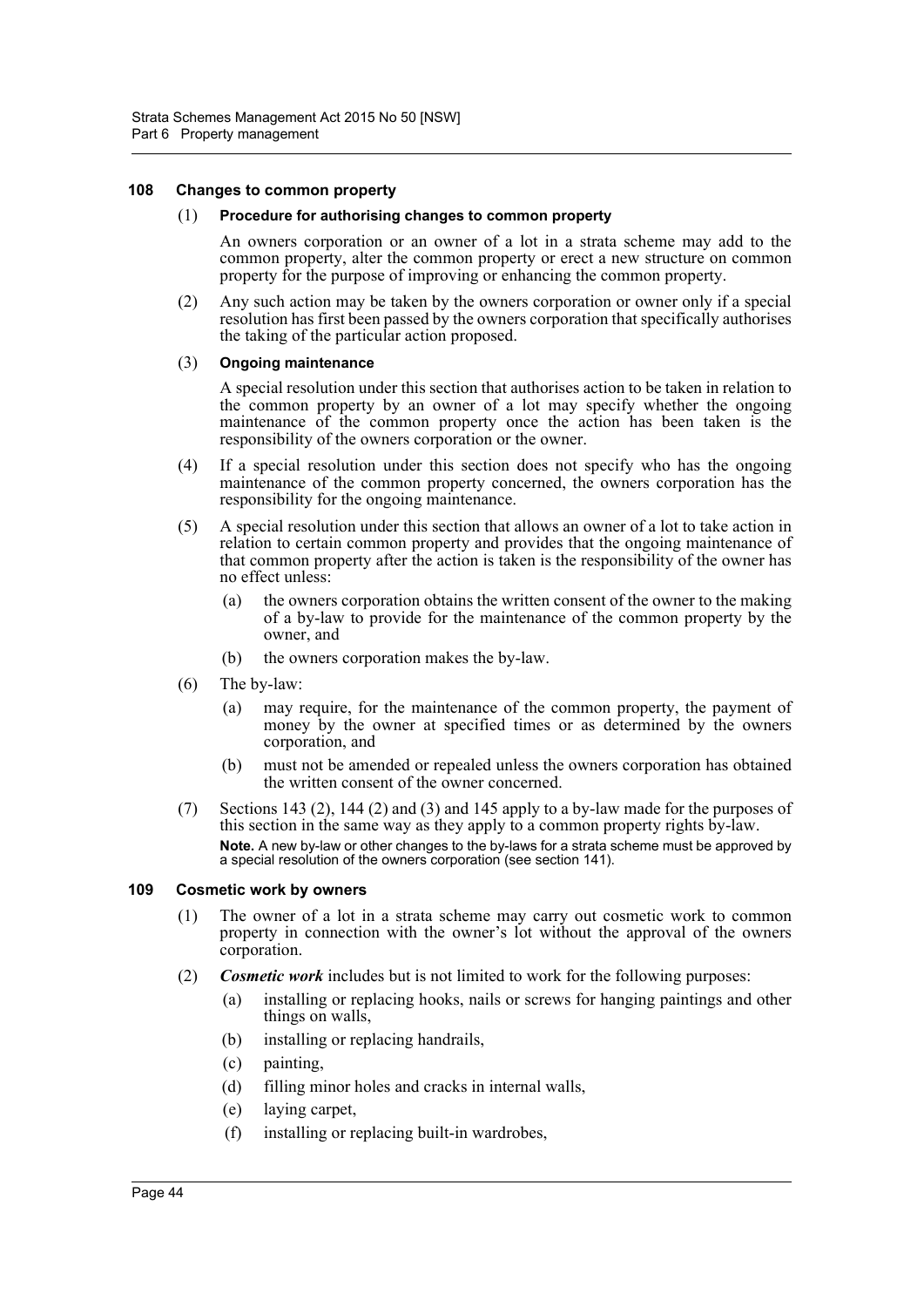### 108 Changes to common property

(1) **Procedure for authorising changes to common property**

An owners corporation or an owner of a lot in a strata scheme may add to the common property, alter the common property or erect a new structure on common property for the purpose of improving or enhancing the common property.

(2) Any such action may be taken by the owners corporation or owner only if a special resolution has first been passed by the owners corporation that specifically authorises the taking of the particular action proposed.

(3) **Ongoing maintenance**

A special resolution under this section that authorises action to be taken in relation to the common property by an owner of a lot may specify whether the ongoing maintenance of the common property once the action has been taken is the responsibility of the owners corporation or the owner.

(4) If a special resolution under this section does not specify who has the ongoing maintenance of the common property concerned, the owners corporation has the responsibility for the ongoing maintenance.

(5) A special resolution under this section that allows an owner of a lot to take action in relation to certain common property and provides that the ongoing maintenance of that common property after the action is taken is the responsibility of the owner has no effect unless:

- (a) the owners corporation obtains the written consent of the owner to the making of a by-law to provide for the maintenance of the common property by the owner, and
- (b) the owners corporation makes the by-law.

(6) The by-law:

- (a) may require, for the maintenance of the common property, the payment of money by the owner at specified times or as determined by the owners corporation, and
- (b) must not be amended or repealed unless the owners corporation has obtained the written consent of the owner concerned.

(7) Sections 143 (2), 144 (2) and (3) and 145 apply to a by-law made for the purposes of this section in the same way as they apply to a common property rights by-law.

**Note.** A new by-law or other changes to the by-laws for a strata scheme must be approved by a special resolution of the owners corporation (see section 141).

### 109 Cosmetic work by owners

(1) The owner of a lot in a strata scheme may carry out cosmetic work to common property in connection with the owner's lot without the approval of the owners corporation.

(2) ***Cosmetic work*** includes but is not limited to work for the following purposes:

- (a) installing or replacing hooks, nails or screws for hanging paintings and other things on walls,
- (b) installing or replacing handrails,
- (c) painting,
- (d) filling minor holes and cracks in internal walls,
- (e) laying carpet,
- (f) installing or replacing built-in wardrobes,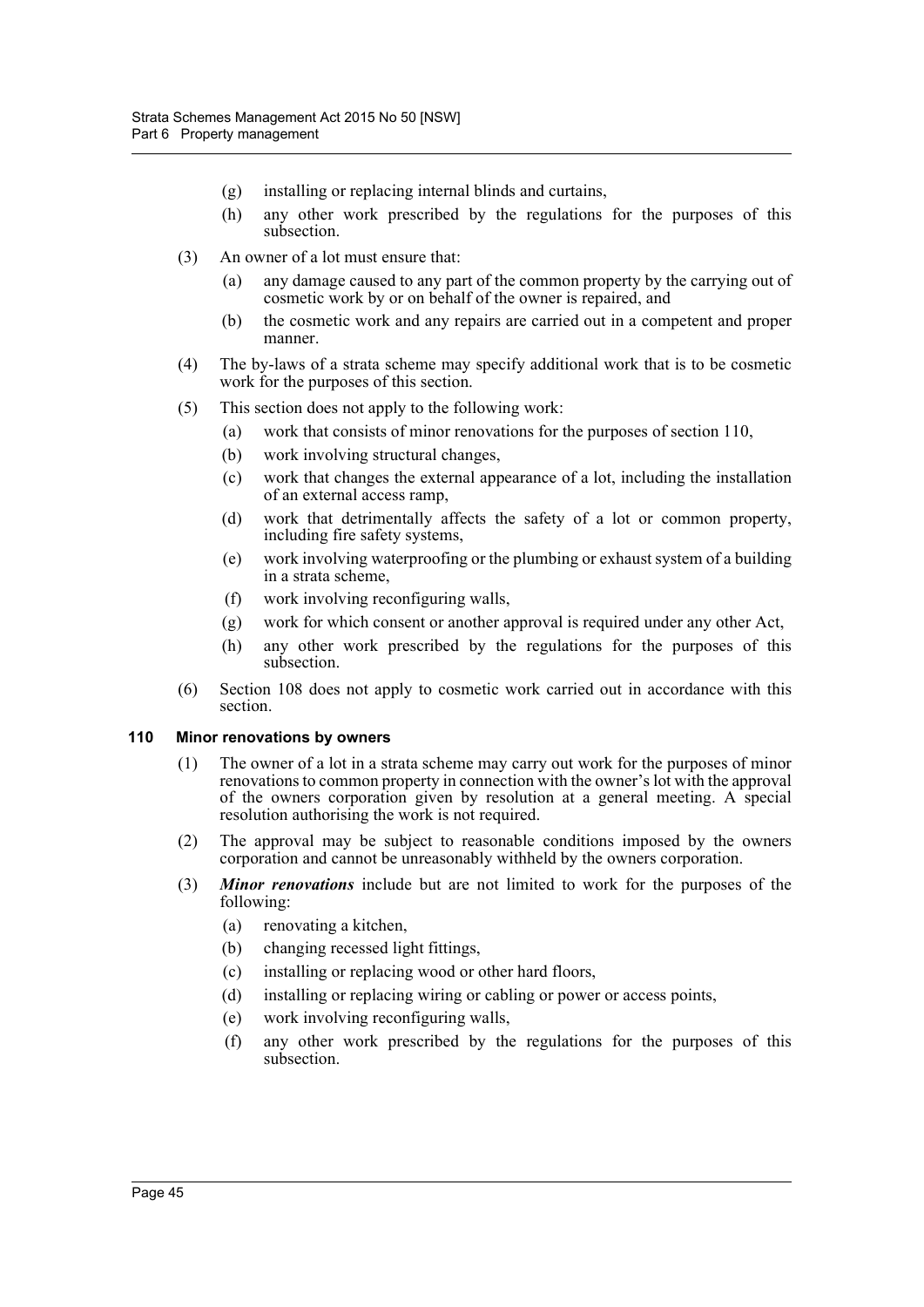- (g) installing or replacing internal blinds and curtains,
- (h) any other work prescribed by the regulations for the purposes of this subsection.

(3) An owner of a lot must ensure that:

- (a) any damage caused to any part of the common property by the carrying out of cosmetic work by or on behalf of the owner is repaired, and
- (b) the cosmetic work and any repairs are carried out in a competent and proper manner.

(4) The by-laws of a strata scheme may specify additional work that is to be cosmetic work for the purposes of this section.

(5) This section does not apply to the following work:

- (a) work that consists of minor renovations for the purposes of section 110,
- (b) work involving structural changes,
- (c) work that changes the external appearance of a lot, including the installation of an external access ramp,
- (d) work that detrimentally affects the safety of a lot or common property, including fire safety systems,
- (e) work involving waterproofing or the plumbing or exhaust system of a building in a strata scheme,
- (f) work involving reconfiguring walls,
- (g) work for which consent or another approval is required under any other Act,
- (h) any other work prescribed by the regulations for the purposes of this subsection.

(6) Section 108 does not apply to cosmetic work carried out in accordance with this section.

### 110 Minor renovations by owners

(1) The owner of a lot in a strata scheme may carry out work for the purposes of minor renovations to common property in connection with the owner's lot with the approval of the owners corporation given by resolution at a general meeting. A special resolution authorising the work is not required.

(2) The approval may be subject to reasonable conditions imposed by the owners corporation and cannot be unreasonably withheld by the owners corporation.

(3) ***Minor renovations*** include but are not limited to work for the purposes of the following:

- (a) renovating a kitchen,
- (b) changing recessed light fittings,
- (c) installing or replacing wood or other hard floors,
- (d) installing or replacing wiring or cabling or power or access points,
- (e) work involving reconfiguring walls,
- (f) any other work prescribed by the regulations for the purposes of this subsection.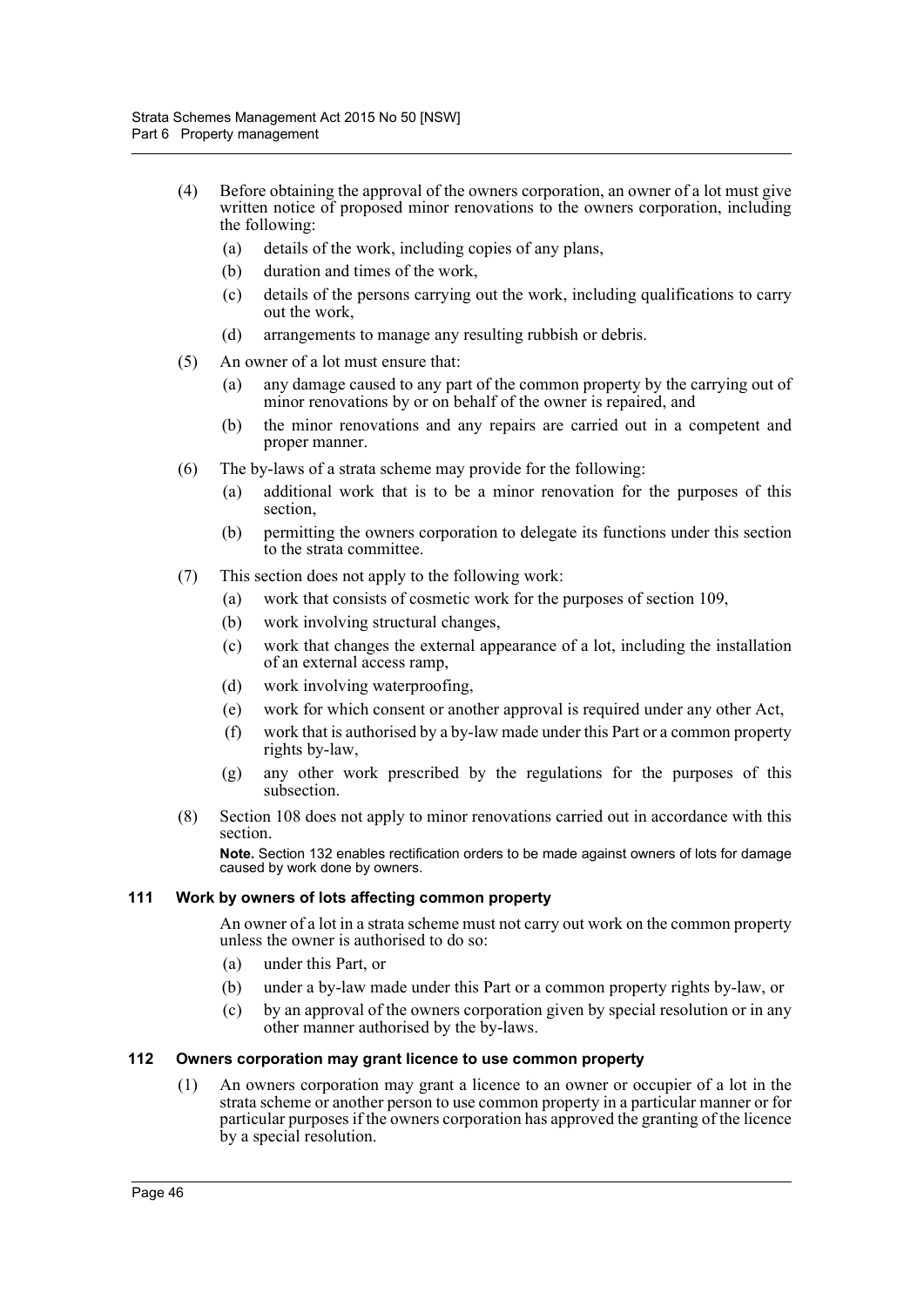(4) Before obtaining the approval of the owners corporation, an owner of a lot must give written notice of proposed minor renovations to the owners corporation, including the following:

(a) details of the work, including copies of any plans,

(b) duration and times of the work,

(c) details of the persons carrying out the work, including qualifications to carry out the work,

(d) arrangements to manage any resulting rubbish or debris.

(5) An owner of a lot must ensure that:

(a) any damage caused to any part of the common property by the carrying out of minor renovations by or on behalf of the owner is repaired, and

(b) the minor renovations and any repairs are carried out in a competent and proper manner.

(6) The by-laws of a strata scheme may provide for the following:

(a) additional work that is to be a minor renovation for the purposes of this section,

(b) permitting the owners corporation to delegate its functions under this section to the strata committee.

(7) This section does not apply to the following work:

(a) work that consists of cosmetic work for the purposes of section 109,

(b) work involving structural changes,

(c) work that changes the external appearance of a lot, including the installation of an external access ramp,

(d) work involving waterproofing,

(e) work for which consent or another approval is required under any other Act,

(f) work that is authorised by a by-law made under this Part or a common property rights by-law,

(g) any other work prescribed by the regulations for the purposes of this subsection.

(8) Section 108 does not apply to minor renovations carried out in accordance with this section.

**Note.** Section 132 enables rectification orders to be made against owners of lots for damage caused by work done by owners.

### 111 Work by owners of lots affecting common property

An owner of a lot in a strata scheme must not carry out work on the common property unless the owner is authorised to do so:

(a) under this Part, or

(b) under a by-law made under this Part or a common property rights by-law, or

(c) by an approval of the owners corporation given by special resolution or in any other manner authorised by the by-laws.

### 112 Owners corporation may grant licence to use common property

(1) An owners corporation may grant a licence to an owner or occupier of a lot in the strata scheme or another person to use common property in a particular manner or for particular purposes if the owners corporation has approved the granting of the licence by a special resolution.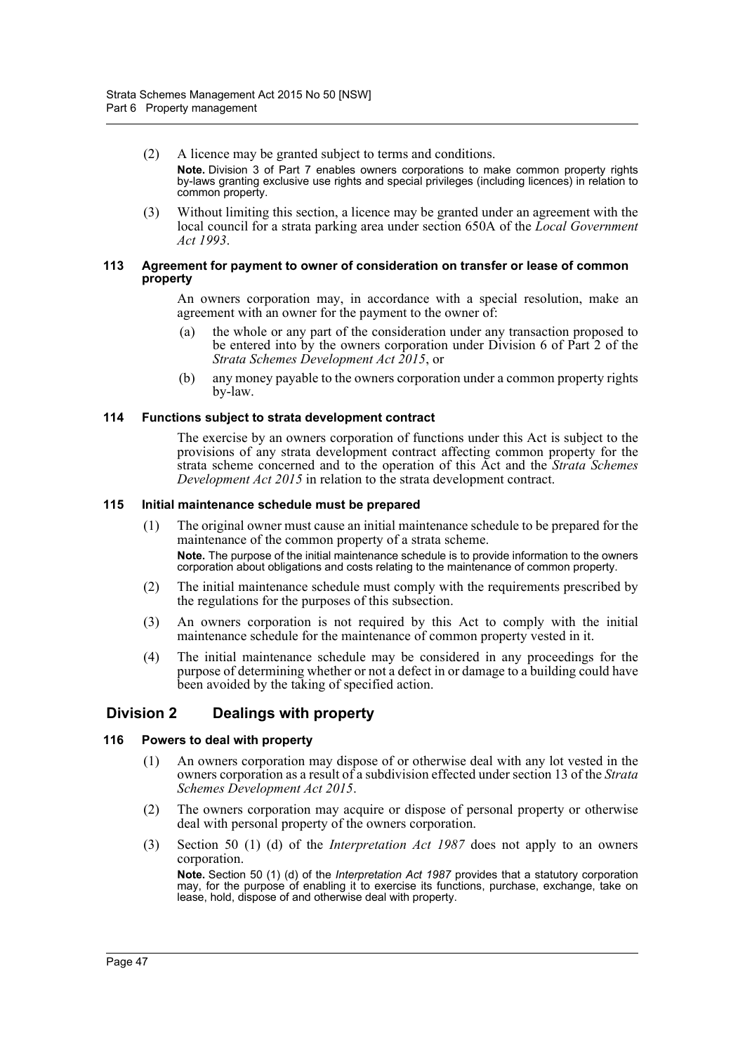(2) A licence may be granted subject to terms and conditions.

**Note.** Division 3 of Part 7 enables owners corporations to make common property rights by-laws granting exclusive use rights and special privileges (including licences) in relation to common property.

(3) Without limiting this section, a licence may be granted under an agreement with the local council for a strata parking area under section 650A of the *Local Government Act 1993*.

#### 113 Agreement for payment to owner of consideration on transfer or lease of common property

An owners corporation may, in accordance with a special resolution, make an agreement with an owner for the payment to the owner of:

(a) the whole or any part of the consideration under any transaction proposed to be entered into by the owners corporation under Division 6 of Part 2 of the *Strata Schemes Development Act 2015*, or

(b) any money payable to the owners corporation under a common property rights by-law.

#### 114 Functions subject to strata development contract

The exercise by an owners corporation of functions under this Act is subject to the provisions of any strata development contract affecting common property for the strata scheme concerned and to the operation of this Act and the *Strata Schemes Development Act 2015* in relation to the strata development contract.

#### 115 Initial maintenance schedule must be prepared

(1) The original owner must cause an initial maintenance schedule to be prepared for the maintenance of the common property of a strata scheme.

**Note.** The purpose of the initial maintenance schedule is to provide information to the owners corporation about obligations and costs relating to the maintenance of common property.

(2) The initial maintenance schedule must comply with the requirements prescribed by the regulations for the purposes of this subsection.

(3) An owners corporation is not required by this Act to comply with the initial maintenance schedule for the maintenance of common property vested in it.

(4) The initial maintenance schedule may be considered in any proceedings for the purpose of determining whether or not a defect in or damage to a building could have been avoided by the taking of specified action.

## Division 2 Dealings with property

#### 116 Powers to deal with property

(1) An owners corporation may dispose of or otherwise deal with any lot vested in the owners corporation as a result of a subdivision effected under section 13 of the *Strata Schemes Development Act 2015*.

(2) The owners corporation may acquire or dispose of personal property or otherwise deal with personal property of the owners corporation.

(3) Section 50 (1) (d) of the *Interpretation Act 1987* does not apply to an owners corporation.

**Note.** Section 50 (1) (d) of the *Interpretation Act 1987* provides that a statutory corporation may, for the purpose of enabling it to exercise its functions, purchase, exchange, take on lease, hold, dispose of and otherwise deal with property.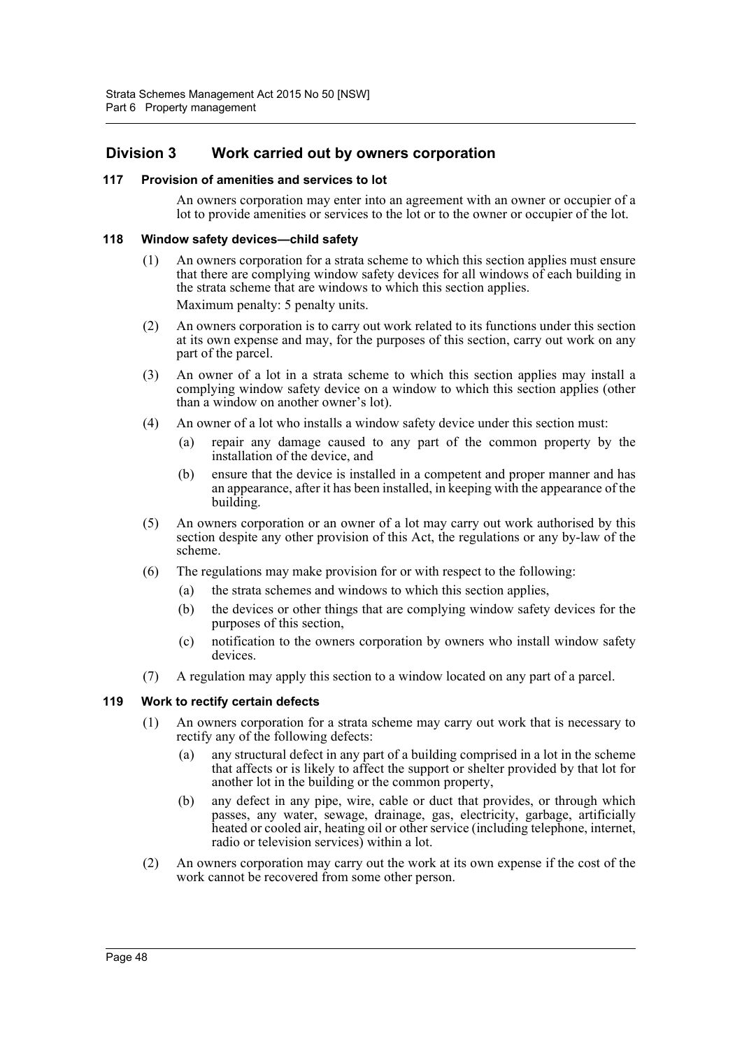## Division 3 Work carried out by owners corporation

### 117 Provision of amenities and services to lot

An owners corporation may enter into an agreement with an owner or occupier of a lot to provide amenities or services to the lot or to the owner or occupier of the lot.

### 118 Window safety devices—child safety

(1) An owners corporation for a strata scheme to which this section applies must ensure that there are complying window safety devices for all windows of each building in the strata scheme that are windows to which this section applies.

Maximum penalty: 5 penalty units.

(2) An owners corporation is to carry out work related to its functions under this section at its own expense and may, for the purposes of this section, carry out work on any part of the parcel.

(3) An owner of a lot in a strata scheme to which this section applies may install a complying window safety device on a window to which this section applies (other than a window on another owner's lot).

(4) An owner of a lot who installs a window safety device under this section must:

(a) repair any damage caused to any part of the common property by the installation of the device, and

(b) ensure that the device is installed in a competent and proper manner and has an appearance, after it has been installed, in keeping with the appearance of the building.

(5) An owners corporation or an owner of a lot may carry out work authorised by this section despite any other provision of this Act, the regulations or any by-law of the scheme.

(6) The regulations may make provision for or with respect to the following:

(a) the strata schemes and windows to which this section applies,

(b) the devices or other things that are complying window safety devices for the purposes of this section,

(c) notification to the owners corporation by owners who install window safety devices.

(7) A regulation may apply this section to a window located on any part of a parcel.

### 119 Work to rectify certain defects

(1) An owners corporation for a strata scheme may carry out work that is necessary to rectify any of the following defects:

(a) any structural defect in any part of a building comprised in a lot in the scheme that affects or is likely to affect the support or shelter provided by that lot for another lot in the building or the common property,

(b) any defect in any pipe, wire, cable or duct that provides, or through which passes, any water, sewage, drainage, gas, electricity, garbage, artificially heated or cooled air, heating oil or other service (including telephone, internet, radio or television services) within a lot.

(2) An owners corporation may carry out the work at its own expense if the cost of the work cannot be recovered from some other person.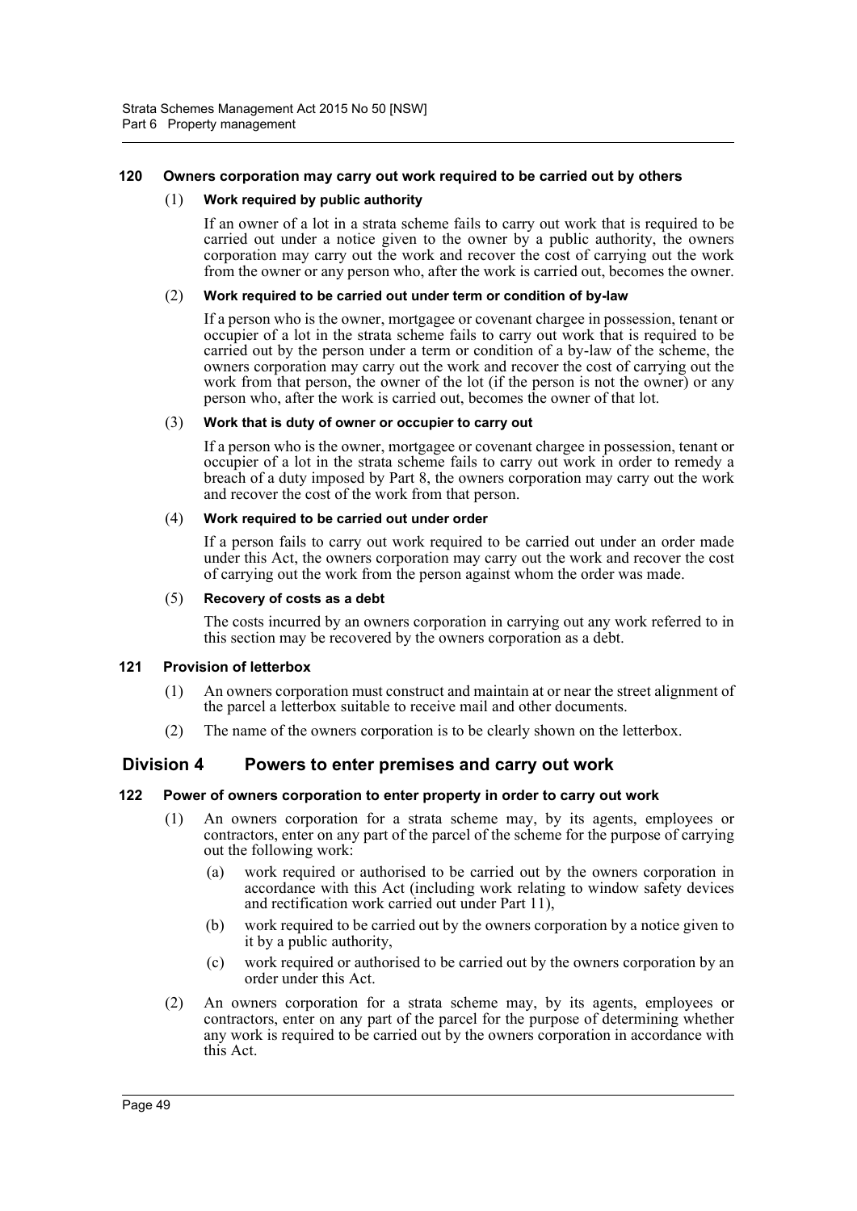#### 120 Owners corporation may carry out work required to be carried out by others

(1) **Work required by public authority**

If an owner of a lot in a strata scheme fails to carry out work that is required to be carried out under a notice given to the owner by a public authority, the owners corporation may carry out the work and recover the cost of carrying out the work from the owner or any person who, after the work is carried out, becomes the owner.

(2) **Work required to be carried out under term or condition of by-law**

If a person who is the owner, mortgagee or covenant chargee in possession, tenant or occupier of a lot in the strata scheme fails to carry out work that is required to be carried out by the person under a term or condition of a by-law of the scheme, the owners corporation may carry out the work and recover the cost of carrying out the work from that person, the owner of the lot (if the person is not the owner) or any person who, after the work is carried out, becomes the owner of that lot.

(3) **Work that is duty of owner or occupier to carry out**

If a person who is the owner, mortgagee or covenant chargee in possession, tenant or occupier of a lot in the strata scheme fails to carry out work in order to remedy a breach of a duty imposed by Part 8, the owners corporation may carry out the work and recover the cost of the work from that person.

(4) **Work required to be carried out under order**

If a person fails to carry out work required to be carried out under an order made under this Act, the owners corporation may carry out the work and recover the cost of carrying out the work from the person against whom the order was made.

(5) **Recovery of costs as a debt**

The costs incurred by an owners corporation in carrying out any work referred to in this section may be recovered by the owners corporation as a debt.

#### 121 Provision of letterbox

(1) An owners corporation must construct and maintain at or near the street alignment of the parcel a letterbox suitable to receive mail and other documents.

(2) The name of the owners corporation is to be clearly shown on the letterbox.

### Division 4 Powers to enter premises and carry out work

#### 122 Power of owners corporation to enter property in order to carry out work

(1) An owners corporation for a strata scheme may, by its agents, employees or contractors, enter on any part of the parcel of the scheme for the purpose of carrying out the following work:

- (a) work required or authorised to be carried out by the owners corporation in accordance with this Act (including work relating to window safety devices and rectification work carried out under Part 11),
- (b) work required to be carried out by the owners corporation by a notice given to it by a public authority,
- (c) work required or authorised to be carried out by the owners corporation by an order under this Act.

(2) An owners corporation for a strata scheme may, by its agents, employees or contractors, enter on any part of the parcel for the purpose of determining whether any work is required to be carried out by the owners corporation in accordance with this Act.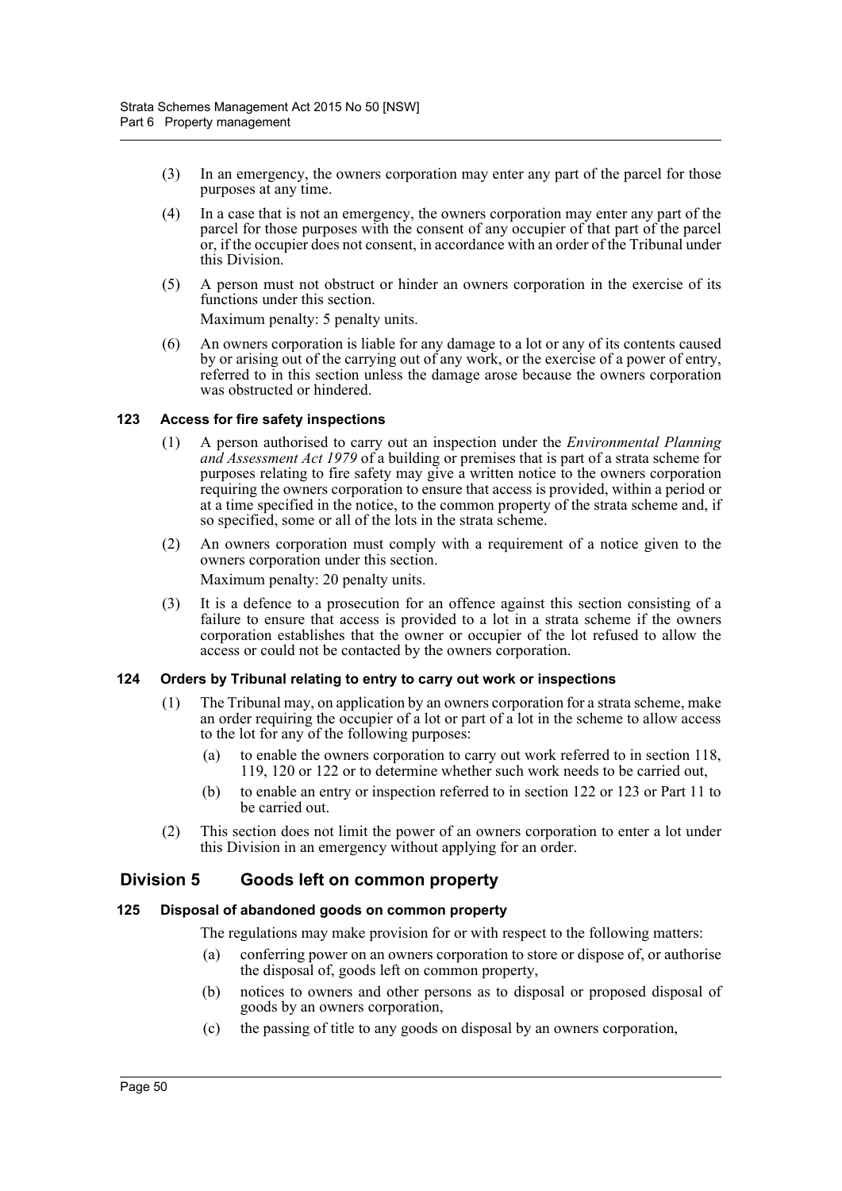(3) In an emergency, the owners corporation may enter any part of the parcel for those purposes at any time.

(4) In a case that is not an emergency, the owners corporation may enter any part of the parcel for those purposes with the consent of any occupier of that part of the parcel or, if the occupier does not consent, in accordance with an order of the Tribunal under this Division.

(5) A person must not obstruct or hinder an owners corporation in the exercise of its functions under this section.

Maximum penalty: 5 penalty units.

(6) An owners corporation is liable for any damage to a lot or any of its contents caused by or arising out of the carrying out of any work, or the exercise of a power of entry, referred to in this section unless the damage arose because the owners corporation was obstructed or hindered.

#### 123 Access for fire safety inspections

(1) A person authorised to carry out an inspection under the *Environmental Planning and Assessment Act 1979* of a building or premises that is part of a strata scheme for purposes relating to fire safety may give a written notice to the owners corporation requiring the owners corporation to ensure that access is provided, within a period or at a time specified in the notice, to the common property of the strata scheme and, if so specified, some or all of the lots in the strata scheme.

(2) An owners corporation must comply with a requirement of a notice given to the owners corporation under this section.

Maximum penalty: 20 penalty units.

(3) It is a defence to a prosecution for an offence against this section consisting of a failure to ensure that access is provided to a lot in a strata scheme if the owners corporation establishes that the owner or occupier of the lot refused to allow the access or could not be contacted by the owners corporation.

#### 124 Orders by Tribunal relating to entry to carry out work or inspections

(1) The Tribunal may, on application by an owners corporation for a strata scheme, make an order requiring the occupier of a lot or part of a lot in the scheme to allow access to the lot for any of the following purposes:

- (a) to enable the owners corporation to carry out work referred to in section 118, 119, 120 or 122 or to determine whether such work needs to be carried out,
- (b) to enable an entry or inspection referred to in section 122 or 123 or Part 11 to be carried out.

(2) This section does not limit the power of an owners corporation to enter a lot under this Division in an emergency without applying for an order.

### Division 5 Goods left on common property

#### 125 Disposal of abandoned goods on common property

The regulations may make provision for or with respect to the following matters:

- (a) conferring power on an owners corporation to store or dispose of, or authorise the disposal of, goods left on common property,
- (b) notices to owners and other persons as to disposal or proposed disposal of goods by an owners corporation,
- (c) the passing of title to any goods on disposal by an owners corporation,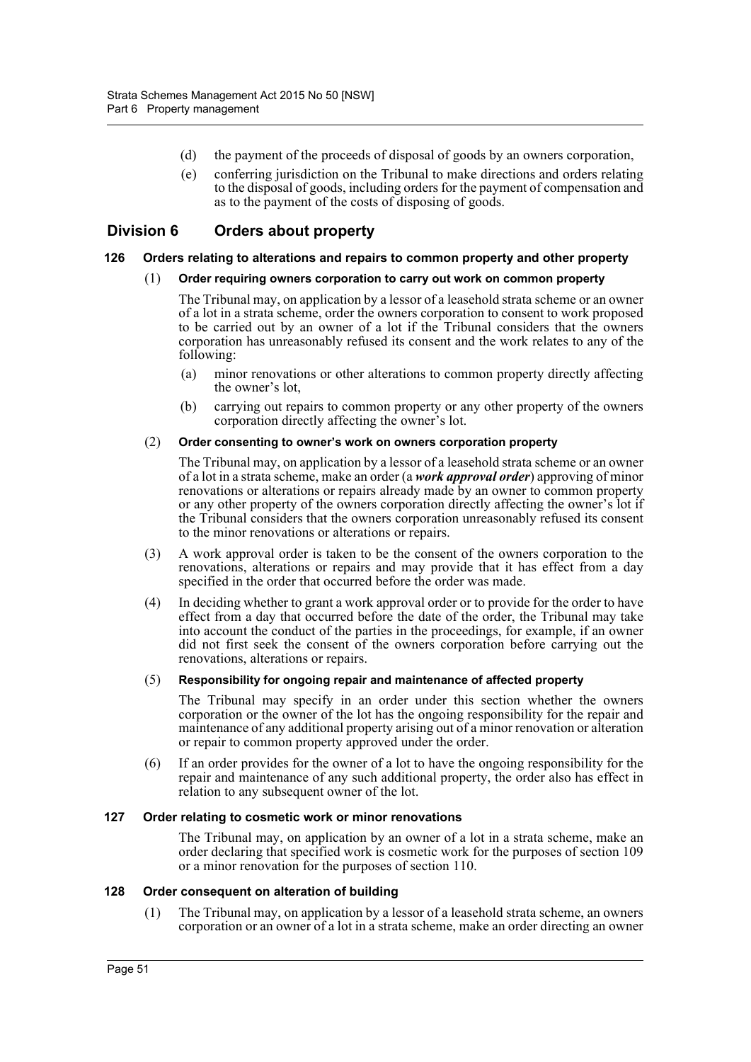- (d) the payment of the proceeds of disposal of goods by an owners corporation,
- (e) conferring jurisdiction on the Tribunal to make directions and orders relating to the disposal of goods, including orders for the payment of compensation and as to the payment of the costs of disposing of goods.

## Division 6 Orders about property

### 126 Orders relating to alterations and repairs to common property and other property

(1) **Order requiring owners corporation to carry out work on common property**

The Tribunal may, on application by a lessor of a leasehold strata scheme or an owner of a lot in a strata scheme, order the owners corporation to consent to work proposed to be carried out by an owner of a lot if the Tribunal considers that the owners corporation has unreasonably refused its consent and the work relates to any of the following:

- (a) minor renovations or other alterations to common property directly affecting the owner's lot,
- (b) carrying out repairs to common property or any other property of the owners corporation directly affecting the owner's lot.

(2) **Order consenting to owner's work on owners corporation property**

The Tribunal may, on application by a lessor of a leasehold strata scheme or an owner of a lot in a strata scheme, make an order (a ***work approval order***) approving of minor renovations or alterations or repairs already made by an owner to common property or any other property of the owners corporation directly affecting the owner's lot if the Tribunal considers that the owners corporation unreasonably refused its consent to the minor renovations or alterations or repairs.

(3) A work approval order is taken to be the consent of the owners corporation to the renovations, alterations or repairs and may provide that it has effect from a day specified in the order that occurred before the order was made.

(4) In deciding whether to grant a work approval order or to provide for the order to have effect from a day that occurred before the date of the order, the Tribunal may take into account the conduct of the parties in the proceedings, for example, if an owner did not first seek the consent of the owners corporation before carrying out the renovations, alterations or repairs.

(5) **Responsibility for ongoing repair and maintenance of affected property**

The Tribunal may specify in an order under this section whether the owners corporation or the owner of the lot has the ongoing responsibility for the repair and maintenance of any additional property arising out of a minor renovation or alteration or repair to common property approved under the order.

(6) If an order provides for the owner of a lot to have the ongoing responsibility for the repair and maintenance of any such additional property, the order also has effect in relation to any subsequent owner of the lot.

### 127 Order relating to cosmetic work or minor renovations

The Tribunal may, on application by an owner of a lot in a strata scheme, make an order declaring that specified work is cosmetic work for the purposes of section 109 or a minor renovation for the purposes of section 110.

### 128 Order consequent on alteration of building

(1) The Tribunal may, on application by a lessor of a leasehold strata scheme, an owners corporation or an owner of a lot in a strata scheme, make an order directing an owner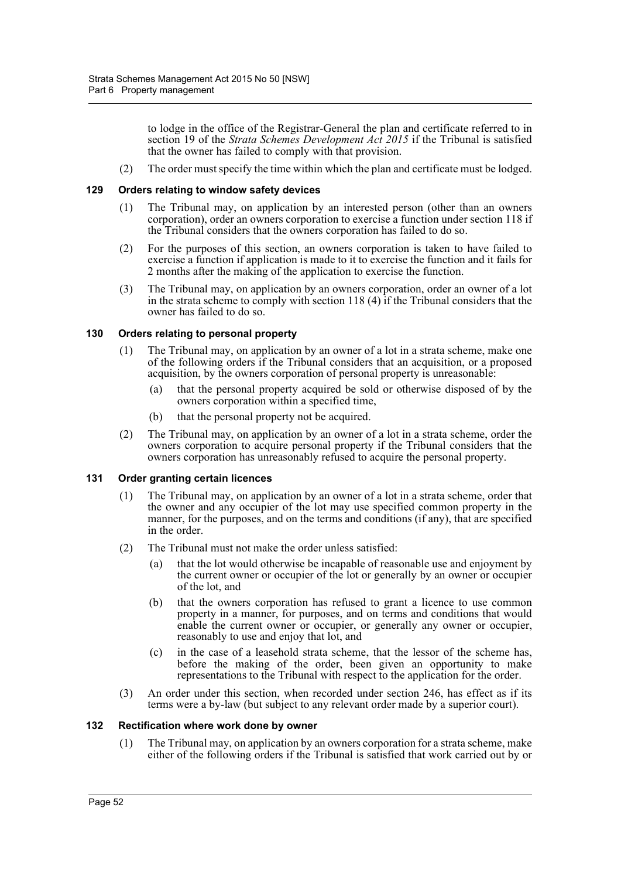to lodge in the office of the Registrar-General the plan and certificate referred to in section 19 of the *Strata Schemes Development Act 2015* if the Tribunal is satisfied that the owner has failed to comply with that provision.

(2) The order must specify the time within which the plan and certificate must be lodged.

### 129 Orders relating to window safety devices

(1) The Tribunal may, on application by an interested person (other than an owners corporation), order an owners corporation to exercise a function under section 118 if the Tribunal considers that the owners corporation has failed to do so.

(2) For the purposes of this section, an owners corporation is taken to have failed to exercise a function if application is made to it to exercise the function and it fails for 2 months after the making of the application to exercise the function.

(3) The Tribunal may, on application by an owners corporation, order an owner of a lot in the strata scheme to comply with section 118 (4) if the Tribunal considers that the owner has failed to do so.

### 130 Orders relating to personal property

(1) The Tribunal may, on application by an owner of a lot in a strata scheme, make one of the following orders if the Tribunal considers that an acquisition, or a proposed acquisition, by the owners corporation of personal property is unreasonable:

(a) that the personal property acquired be sold or otherwise disposed of by the owners corporation within a specified time,

(b) that the personal property not be acquired.

(2) The Tribunal may, on application by an owner of a lot in a strata scheme, order the owners corporation to acquire personal property if the Tribunal considers that the owners corporation has unreasonably refused to acquire the personal property.

### 131 Order granting certain licences

(1) The Tribunal may, on application by an owner of a lot in a strata scheme, order that the owner and any occupier of the lot may use specified common property in the manner, for the purposes, and on the terms and conditions (if any), that are specified in the order.

(2) The Tribunal must not make the order unless satisfied:

(a) that the lot would otherwise be incapable of reasonable use and enjoyment by the current owner or occupier of the lot or generally by an owner or occupier of the lot, and

(b) that the owners corporation has refused to grant a licence to use common property in a manner, for purposes, and on terms and conditions that would enable the current owner or occupier, or generally any owner or occupier, reasonably to use and enjoy that lot, and

(c) in the case of a leasehold strata scheme, that the lessor of the scheme has, before the making of the order, been given an opportunity to make representations to the Tribunal with respect to the application for the order.

(3) An order under this section, when recorded under section 246, has effect as if its terms were a by-law (but subject to any relevant order made by a superior court).

### 132 Rectification where work done by owner

(1) The Tribunal may, on application by an owners corporation for a strata scheme, make either of the following orders if the Tribunal is satisfied that work carried out by or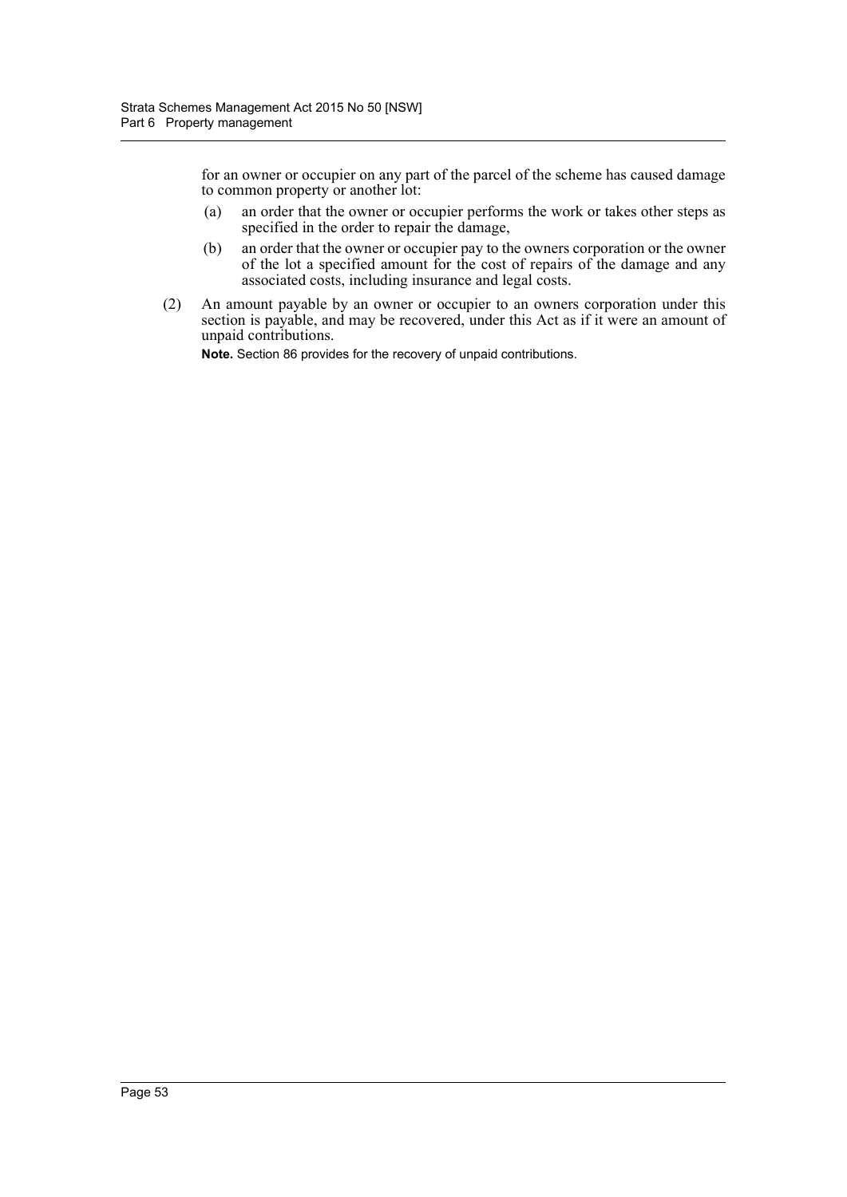for an owner or occupier on any part of the parcel of the scheme has caused damage to common property or another lot:

(a) an order that the owner or occupier performs the work or takes other steps as specified in the order to repair the damage,

(b) an order that the owner or occupier pay to the owners corporation or the owner of the lot a specified amount for the cost of repairs of the damage and any associated costs, including insurance and legal costs.

(2) An amount payable by an owner or occupier to an owners corporation under this section is payable, and may be recovered, under this Act as if it were an amount of unpaid contributions.

**Note.** Section 86 provides for the recovery of unpaid contributions.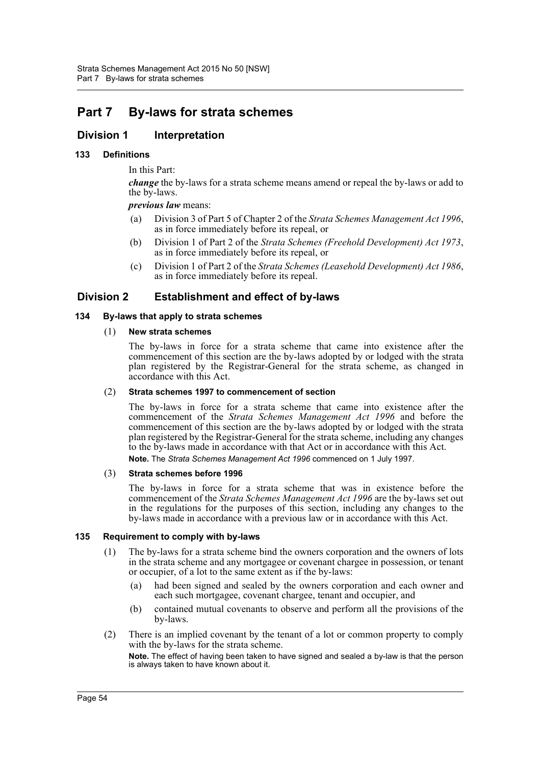# Part 7 By-laws for strata schemes

## Division 1 Interpretation

### 133 Definitions

In this Part:

***change*** the by-laws for a strata scheme means amend or repeal the by-laws or add to the by-laws.

***previous law*** means:

- (a) Division 3 of Part 5 of Chapter 2 of the *Strata Schemes Management Act 1996*, as in force immediately before its repeal, or
- (b) Division 1 of Part 2 of the *Strata Schemes (Freehold Development) Act 1973*, as in force immediately before its repeal, or
- (c) Division 1 of Part 2 of the *Strata Schemes (Leasehold Development) Act 1986*, as in force immediately before its repeal.

## Division 2 Establishment and effect of by-laws

### 134 By-laws that apply to strata schemes

(1) **New strata schemes**

The by-laws in force for a strata scheme that came into existence after the commencement of this section are the by-laws adopted by or lodged with the strata plan registered by the Registrar-General for the strata scheme, as changed in accordance with this Act.

(2) **Strata schemes 1997 to commencement of section**

The by-laws in force for a strata scheme that came into existence after the commencement of the *Strata Schemes Management Act 1996* and before the commencement of this section are the by-laws adopted by or lodged with the strata plan registered by the Registrar-General for the strata scheme, including any changes to the by-laws made in accordance with that Act or in accordance with this Act.

**Note.** The *Strata Schemes Management Act 1996* commenced on 1 July 1997.

(3) **Strata schemes before 1996**

The by-laws in force for a strata scheme that was in existence before the commencement of the *Strata Schemes Management Act 1996* are the by-laws set out in the regulations for the purposes of this section, including any changes to the by-laws made in accordance with a previous law or in accordance with this Act.

### 135 Requirement to comply with by-laws

(1) The by-laws for a strata scheme bind the owners corporation and the owners of lots in the strata scheme and any mortgagee or covenant chargee in possession, or tenant or occupier, of a lot to the same extent as if the by-laws:

- (a) had been signed and sealed by the owners corporation and each owner and each such mortgagee, covenant chargee, tenant and occupier, and
- (b) contained mutual covenants to observe and perform all the provisions of the by-laws.

(2) There is an implied covenant by the tenant of a lot or common property to comply with the by-laws for the strata scheme.

**Note.** The effect of having been taken to have signed and sealed a by-law is that the person is always taken to have known about it.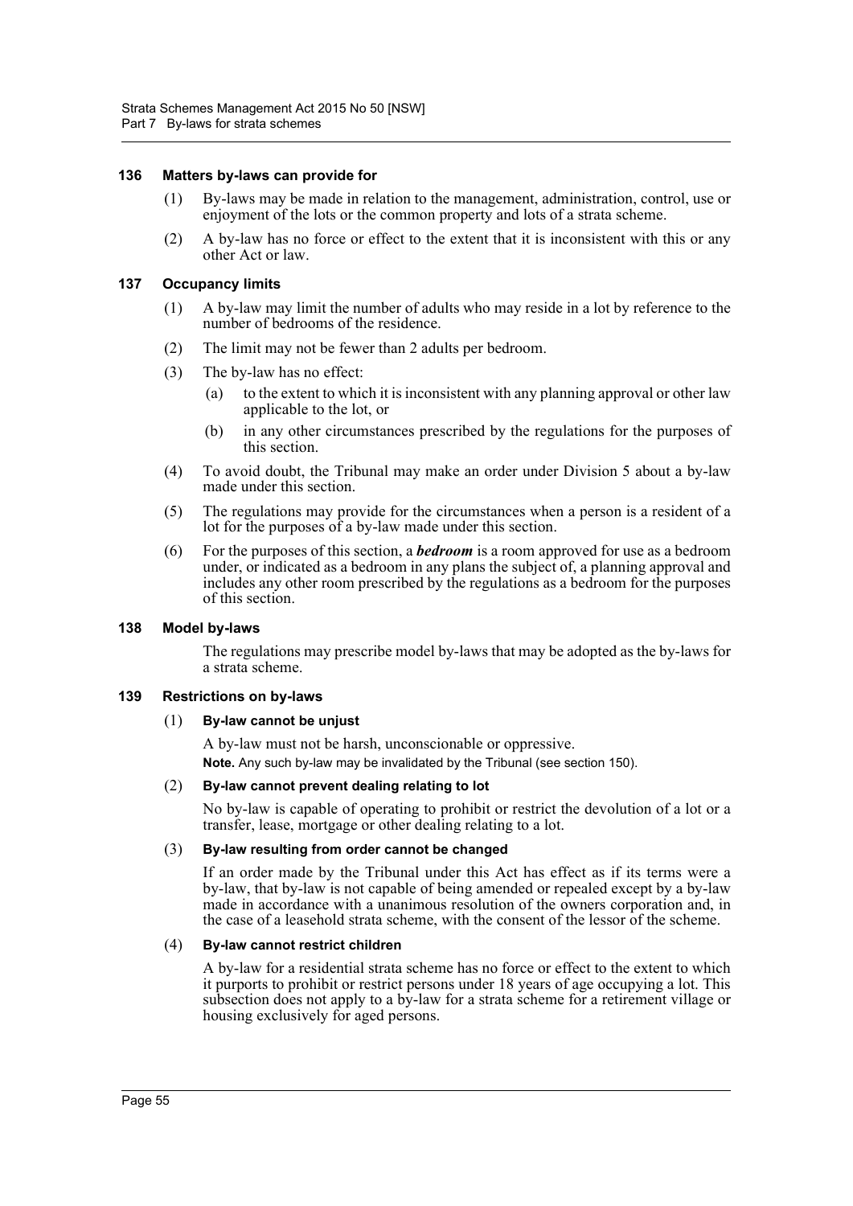### 136 Matters by-laws can provide for

(1) By-laws may be made in relation to the management, administration, control, use or enjoyment of the lots or the common property and lots of a strata scheme.

(2) A by-law has no force or effect to the extent that it is inconsistent with this or any other Act or law.

### 137 Occupancy limits

(1) A by-law may limit the number of adults who may reside in a lot by reference to the number of bedrooms of the residence.

(2) The limit may not be fewer than 2 adults per bedroom.

(3) The by-law has no effect:

- (a) to the extent to which it is inconsistent with any planning approval or other law applicable to the lot, or
- (b) in any other circumstances prescribed by the regulations for the purposes of this section.

(4) To avoid doubt, the Tribunal may make an order under Division 5 about a by-law made under this section.

(5) The regulations may provide for the circumstances when a person is a resident of a lot for the purposes of a by-law made under this section.

(6) For the purposes of this section, a ***bedroom*** is a room approved for use as a bedroom under, or indicated as a bedroom in any plans the subject of, a planning approval and includes any other room prescribed by the regulations as a bedroom for the purposes of this section.

### 138 Model by-laws

The regulations may prescribe model by-laws that may be adopted as the by-laws for a strata scheme.

### 139 Restrictions on by-laws

(1) **By-law cannot be unjust**

A by-law must not be harsh, unconscionable or oppressive.

**Note.** Any such by-law may be invalidated by the Tribunal (see section 150).

(2) **By-law cannot prevent dealing relating to lot**

No by-law is capable of operating to prohibit or restrict the devolution of a lot or a transfer, lease, mortgage or other dealing relating to a lot.

(3) **By-law resulting from order cannot be changed**

If an order made by the Tribunal under this Act has effect as if its terms were a by-law, that by-law is not capable of being amended or repealed except by a by-law made in accordance with a unanimous resolution of the owners corporation and, in the case of a leasehold strata scheme, with the consent of the lessor of the scheme.

(4) **By-law cannot restrict children**

A by-law for a residential strata scheme has no force or effect to the extent to which it purports to prohibit or restrict persons under 18 years of age occupying a lot. This subsection does not apply to a by-law for a strata scheme for a retirement village or housing exclusively for aged persons.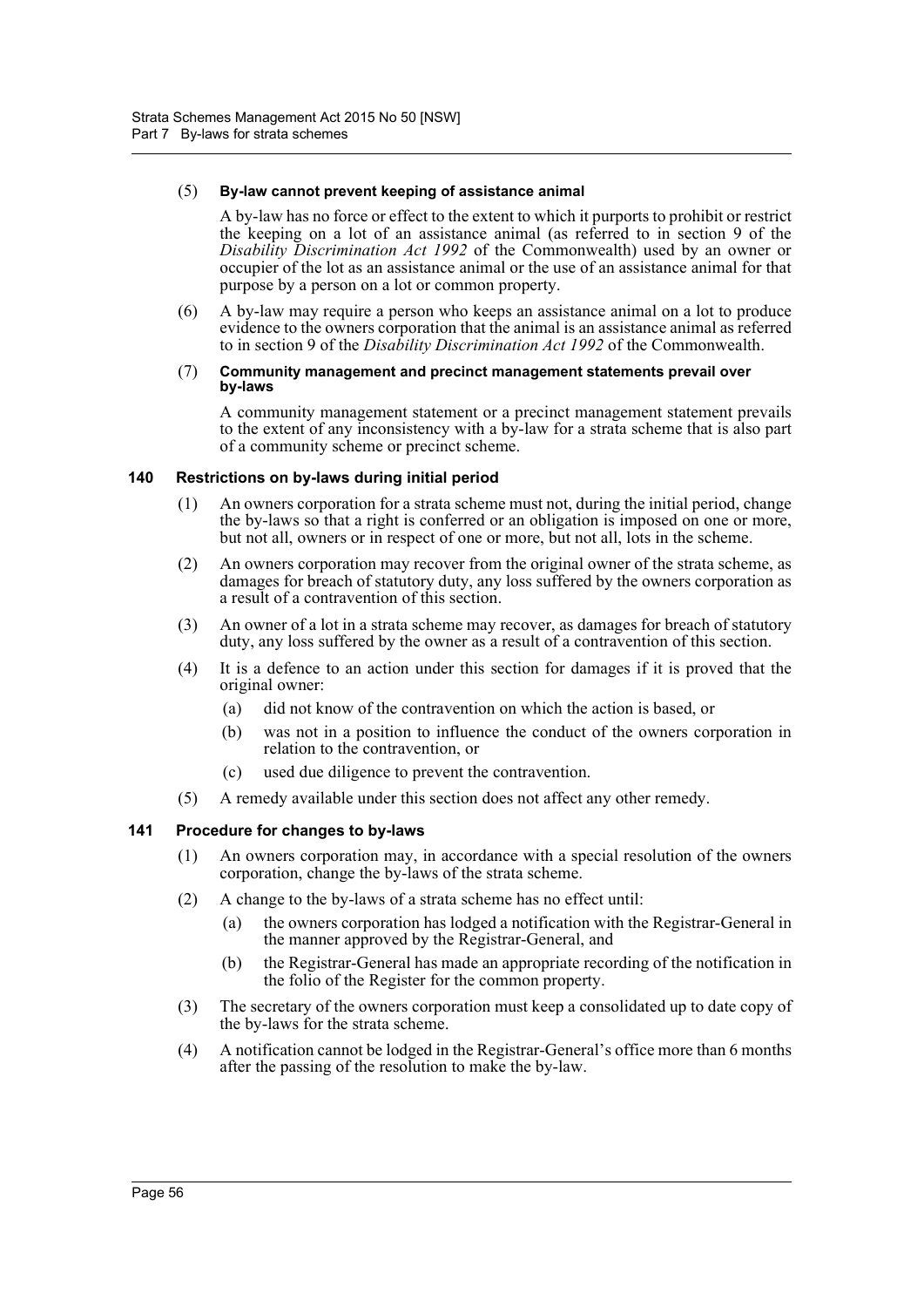(5) **By-law cannot prevent keeping of assistance animal**

A by-law has no force or effect to the extent to which it purports to prohibit or restrict the keeping on a lot of an assistance animal (as referred to in section 9 of the *Disability Discrimination Act 1992* of the Commonwealth) used by an owner or occupier of the lot as an assistance animal or the use of an assistance animal for that purpose by a person on a lot or common property.

(6) A by-law may require a person who keeps an assistance animal on a lot to produce evidence to the owners corporation that the animal is an assistance animal as referred to in section 9 of the *Disability Discrimination Act 1992* of the Commonwealth.

(7) **Community management and precinct management statements prevail over by-laws**

A community management statement or a precinct management statement prevails to the extent of any inconsistency with a by-law for a strata scheme that is also part of a community scheme or precinct scheme.

### 140 Restrictions on by-laws during initial period

(1) An owners corporation for a strata scheme must not, during the initial period, change the by-laws so that a right is conferred or an obligation is imposed on one or more, but not all, owners or in respect of one or more, but not all, lots in the scheme.

(2) An owners corporation may recover from the original owner of the strata scheme, as damages for breach of statutory duty, any loss suffered by the owners corporation as a result of a contravention of this section.

(3) An owner of a lot in a strata scheme may recover, as damages for breach of statutory duty, any loss suffered by the owner as a result of a contravention of this section.

(4) It is a defence to an action under this section for damages if it is proved that the original owner:

(a) did not know of the contravention on which the action is based, or

(b) was not in a position to influence the conduct of the owners corporation in relation to the contravention, or

(c) used due diligence to prevent the contravention.

(5) A remedy available under this section does not affect any other remedy.

### 141 Procedure for changes to by-laws

(1) An owners corporation may, in accordance with a special resolution of the owners corporation, change the by-laws of the strata scheme.

(2) A change to the by-laws of a strata scheme has no effect until:

(a) the owners corporation has lodged a notification with the Registrar-General in the manner approved by the Registrar-General, and

(b) the Registrar-General has made an appropriate recording of the notification in the folio of the Register for the common property.

(3) The secretary of the owners corporation must keep a consolidated up to date copy of the by-laws for the strata scheme.

(4) A notification cannot be lodged in the Registrar-General's office more than 6 months after the passing of the resolution to make the by-law.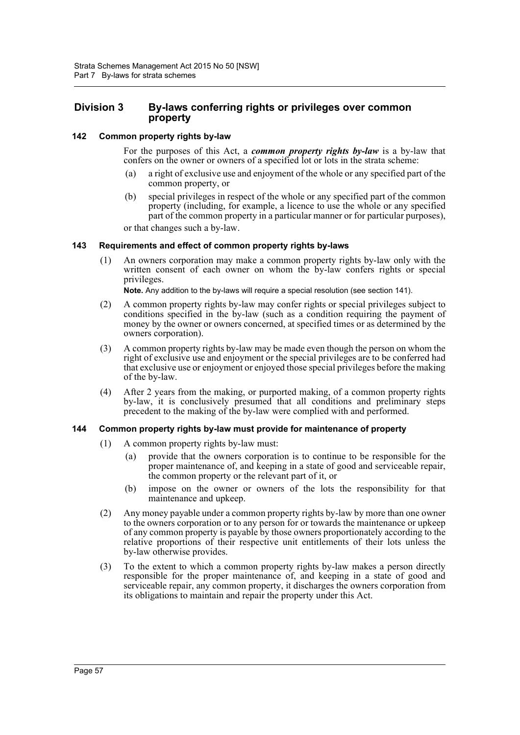## Division 3 By-laws conferring rights or privileges over common property

### 142 Common property rights by-law

For the purposes of this Act, a ***common property rights by-law*** is a by-law that confers on the owner or owners of a specified lot or lots in the strata scheme:

- (a) a right of exclusive use and enjoyment of the whole or any specified part of the common property, or
- (b) special privileges in respect of the whole or any specified part of the common property (including, for example, a licence to use the whole or any specified part of the common property in a particular manner or for particular purposes),

or that changes such a by-law.

### 143 Requirements and effect of common property rights by-laws

(1) An owners corporation may make a common property rights by-law only with the written consent of each owner on whom the by-law confers rights or special privileges.

**Note.** Any addition to the by-laws will require a special resolution (see section 141).

(2) A common property rights by-law may confer rights or special privileges subject to conditions specified in the by-law (such as a condition requiring the payment of money by the owner or owners concerned, at specified times or as determined by the owners corporation).

(3) A common property rights by-law may be made even though the person on whom the right of exclusive use and enjoyment or the special privileges are to be conferred had that exclusive use or enjoyment or enjoyed those special privileges before the making of the by-law.

(4) After 2 years from the making, or purported making, of a common property rights by-law, it is conclusively presumed that all conditions and preliminary steps precedent to the making of the by-law were complied with and performed.

### 144 Common property rights by-law must provide for maintenance of property

(1) A common property rights by-law must:

- (a) provide that the owners corporation is to continue to be responsible for the proper maintenance of, and keeping in a state of good and serviceable repair, the common property or the relevant part of it, or
- (b) impose on the owner or owners of the lots the responsibility for that maintenance and upkeep.

(2) Any money payable under a common property rights by-law by more than one owner to the owners corporation or to any person for or towards the maintenance or upkeep of any common property is payable by those owners proportionately according to the relative proportions of their respective unit entitlements of their lots unless the by-law otherwise provides.

(3) To the extent to which a common property rights by-law makes a person directly responsible for the proper maintenance of, and keeping in a state of good and serviceable repair, any common property, it discharges the owners corporation from its obligations to maintain and repair the property under this Act.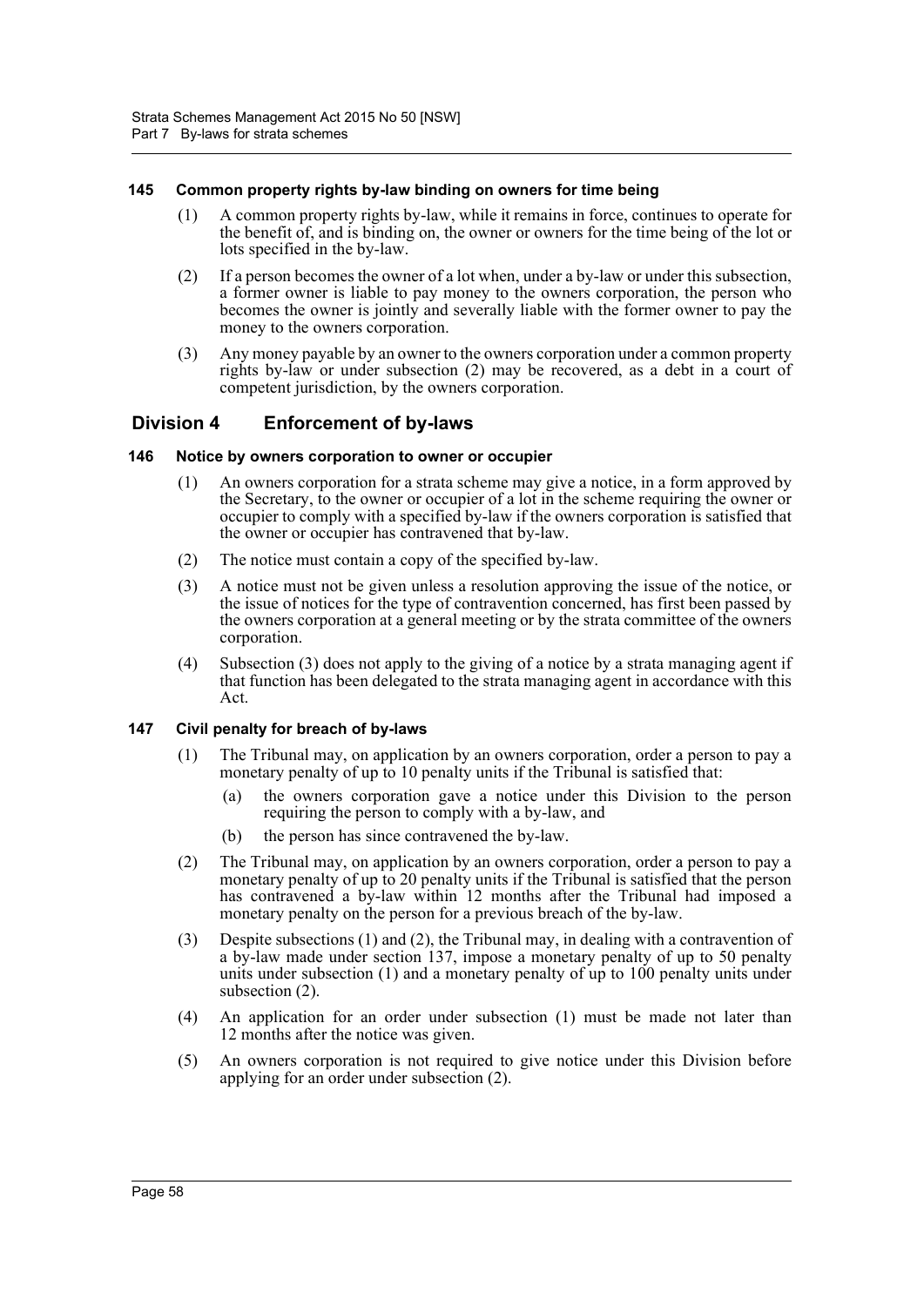#### 145 Common property rights by-law binding on owners for time being

(1) A common property rights by-law, while it remains in force, continues to operate for the benefit of, and is binding on, the owner or owners for the time being of the lot or lots specified in the by-law.

(2) If a person becomes the owner of a lot when, under a by-law or under this subsection, a former owner is liable to pay money to the owners corporation, the person who becomes the owner is jointly and severally liable with the former owner to pay the money to the owners corporation.

(3) Any money payable by an owner to the owners corporation under a common property rights by-law or under subsection (2) may be recovered, as a debt in a court of competent jurisdiction, by the owners corporation.

### Division 4 Enforcement of by-laws

#### 146 Notice by owners corporation to owner or occupier

(1) An owners corporation for a strata scheme may give a notice, in a form approved by the Secretary, to the owner or occupier of a lot in the scheme requiring the owner or occupier to comply with a specified by-law if the owners corporation is satisfied that the owner or occupier has contravened that by-law.

(2) The notice must contain a copy of the specified by-law.

(3) A notice must not be given unless a resolution approving the issue of the notice, or the issue of notices for the type of contravention concerned, has first been passed by the owners corporation at a general meeting or by the strata committee of the owners corporation.

(4) Subsection (3) does not apply to the giving of a notice by a strata managing agent if that function has been delegated to the strata managing agent in accordance with this Act.

#### 147 Civil penalty for breach of by-laws

(1) The Tribunal may, on application by an owners corporation, order a person to pay a monetary penalty of up to 10 penalty units if the Tribunal is satisfied that:

(a) the owners corporation gave a notice under this Division to the person requiring the person to comply with a by-law, and

(b) the person has since contravened the by-law.

(2) The Tribunal may, on application by an owners corporation, order a person to pay a monetary penalty of up to 20 penalty units if the Tribunal is satisfied that the person has contravened a by-law within 12 months after the Tribunal had imposed a monetary penalty on the person for a previous breach of the by-law.

(3) Despite subsections (1) and (2), the Tribunal may, in dealing with a contravention of a by-law made under section 137, impose a monetary penalty of up to 50 penalty units under subsection (1) and a monetary penalty of up to 100 penalty units under subsection (2).

(4) An application for an order under subsection (1) must be made not later than 12 months after the notice was given.

(5) An owners corporation is not required to give notice under this Division before applying for an order under subsection (2).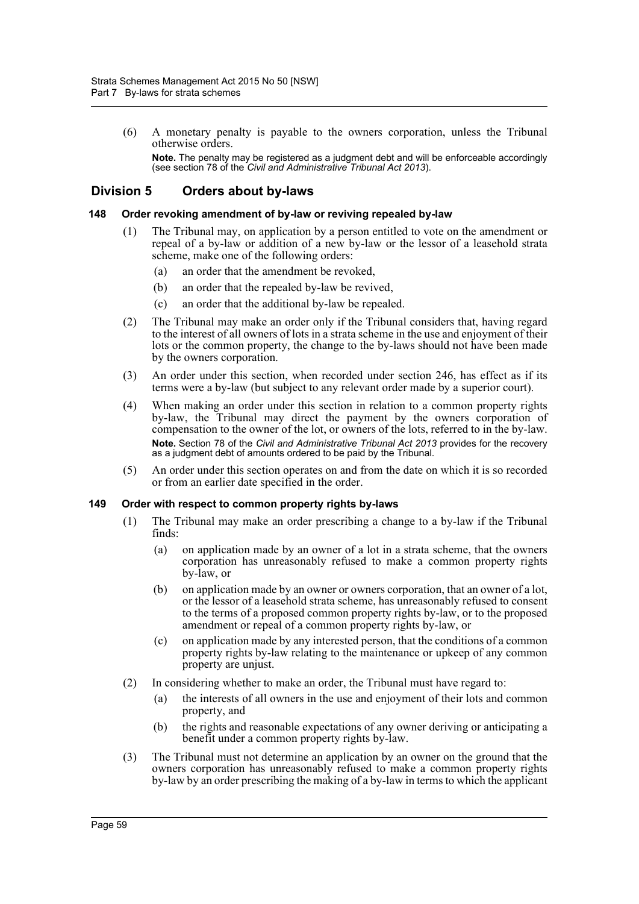(6) A monetary penalty is payable to the owners corporation, unless the Tribunal otherwise orders.

**Note.** The penalty may be registered as a judgment debt and will be enforceable accordingly (see section 78 of the *Civil and Administrative Tribunal Act 2013*).

## Division 5 Orders about by-laws

### 148 Order revoking amendment of by-law or reviving repealed by-law

(1) The Tribunal may, on application by a person entitled to vote on the amendment or repeal of a by-law or addition of a new by-law or the lessor of a leasehold strata scheme, make one of the following orders:

- (a) an order that the amendment be revoked,
- (b) an order that the repealed by-law be revived,
- (c) an order that the additional by-law be repealed.

(2) The Tribunal may make an order only if the Tribunal considers that, having regard to the interest of all owners of lots in a strata scheme in the use and enjoyment of their lots or the common property, the change to the by-laws should not have been made by the owners corporation.

(3) An order under this section, when recorded under section 246, has effect as if its terms were a by-law (but subject to any relevant order made by a superior court).

(4) When making an order under this section in relation to a common property rights by-law, the Tribunal may direct the payment by the owners corporation of compensation to the owner of the lot, or owners of the lots, referred to in the by-law.

**Note.** Section 78 of the *Civil and Administrative Tribunal Act 2013* provides for the recovery as a judgment debt of amounts ordered to be paid by the Tribunal.

(5) An order under this section operates on and from the date on which it is so recorded or from an earlier date specified in the order.

### 149 Order with respect to common property rights by-laws

(1) The Tribunal may make an order prescribing a change to a by-law if the Tribunal finds:

- (a) on application made by an owner of a lot in a strata scheme, that the owners corporation has unreasonably refused to make a common property rights by-law, or
- (b) on application made by an owner or owners corporation, that an owner of a lot, or the lessor of a leasehold strata scheme, has unreasonably refused to consent to the terms of a proposed common property rights by-law, or to the proposed amendment or repeal of a common property rights by-law, or
- (c) on application made by any interested person, that the conditions of a common property rights by-law relating to the maintenance or upkeep of any common property are unjust.

(2) In considering whether to make an order, the Tribunal must have regard to:

- (a) the interests of all owners in the use and enjoyment of their lots and common property, and
- (b) the rights and reasonable expectations of any owner deriving or anticipating a benefit under a common property rights by-law.

(3) The Tribunal must not determine an application by an owner on the ground that the owners corporation has unreasonably refused to make a common property rights by-law by an order prescribing the making of a by-law in terms to which the applicant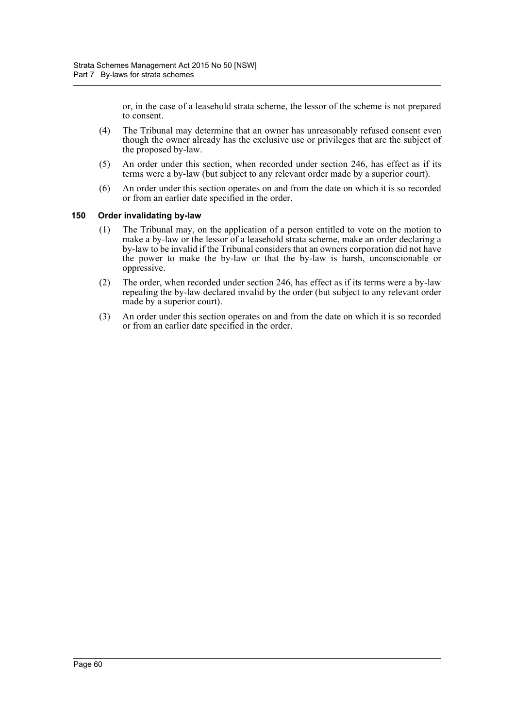or, in the case of a leasehold strata scheme, the lessor of the scheme is not prepared to consent.

(4) The Tribunal may determine that an owner has unreasonably refused consent even though the owner already has the exclusive use or privileges that are the subject of the proposed by-law.

(5) An order under this section, when recorded under section 246, has effect as if its terms were a by-law (but subject to any relevant order made by a superior court).

(6) An order under this section operates on and from the date on which it is so recorded or from an earlier date specified in the order.

### 150 Order invalidating by-law

(1) The Tribunal may, on the application of a person entitled to vote on the motion to make a by-law or the lessor of a leasehold strata scheme, make an order declaring a by-law to be invalid if the Tribunal considers that an owners corporation did not have the power to make the by-law or that the by-law is harsh, unconscionable or oppressive.

(2) The order, when recorded under section 246, has effect as if its terms were a by-law repealing the by-law declared invalid by the order (but subject to any relevant order made by a superior court).

(3) An order under this section operates on and from the date on which it is so recorded or from an earlier date specified in the order.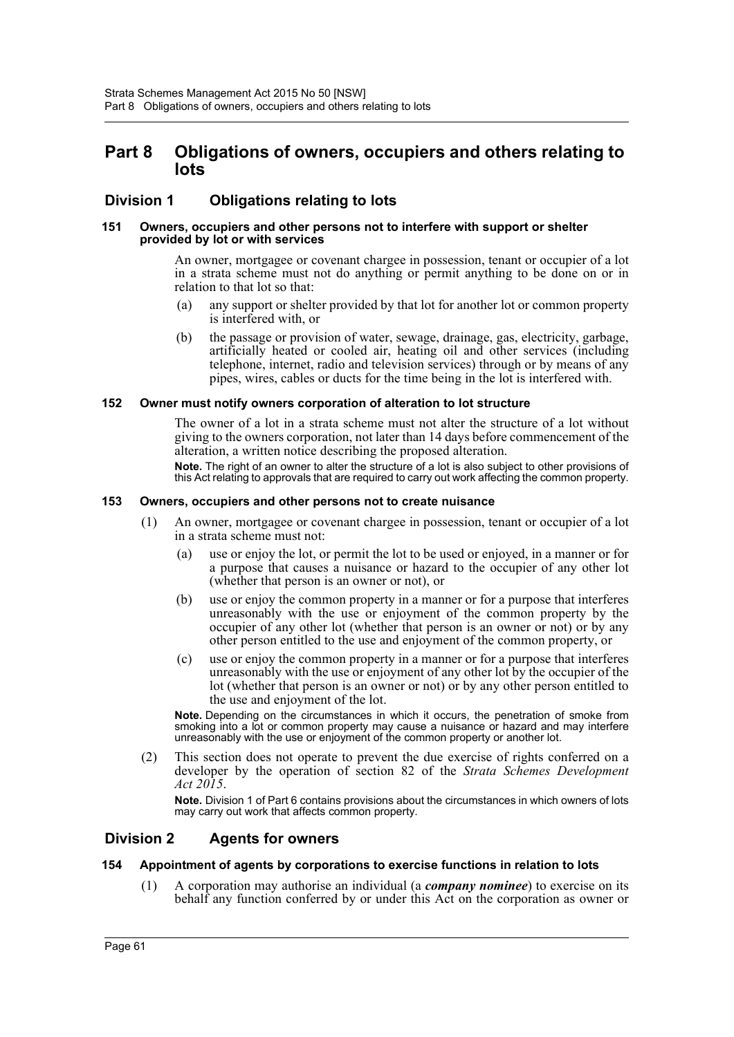# Part 8 Obligations of owners, occupiers and others relating to lots

## Division 1 Obligations relating to lots

### 151 Owners, occupiers and other persons not to interfere with support or shelter provided by lot or with services

An owner, mortgagee or covenant chargee in possession, tenant or occupier of a lot in a strata scheme must not do anything or permit anything to be done on or in relation to that lot so that:

- (a) any support or shelter provided by that lot for another lot or common property is interfered with, or
- (b) the passage or provision of water, sewage, drainage, gas, electricity, garbage, artificially heated or cooled air, heating oil and other services (including telephone, internet, radio and television services) through or by means of any pipes, wires, cables or ducts for the time being in the lot is interfered with.

### 152 Owner must notify owners corporation of alteration to lot structure

The owner of a lot in a strata scheme must not alter the structure of a lot without giving to the owners corporation, not later than 14 days before commencement of the alteration, a written notice describing the proposed alteration.

**Note.** The right of an owner to alter the structure of a lot is also subject to other provisions of this Act relating to approvals that are required to carry out work affecting the common property.

### 153 Owners, occupiers and other persons not to create nuisance

(1) An owner, mortgagee or covenant chargee in possession, tenant or occupier of a lot in a strata scheme must not:

- (a) use or enjoy the lot, or permit the lot to be used or enjoyed, in a manner or for a purpose that causes a nuisance or hazard to the occupier of any other lot (whether that person is an owner or not), or
- (b) use or enjoy the common property in a manner or for a purpose that interferes unreasonably with the use or enjoyment of the common property by the occupier of any other lot (whether that person is an owner or not) or by any other person entitled to the use and enjoyment of the common property, or
- (c) use or enjoy the common property in a manner or for a purpose that interferes unreasonably with the use or enjoyment of any other lot by the occupier of the lot (whether that person is an owner or not) or by any other person entitled to the use and enjoyment of the lot.

**Note.** Depending on the circumstances in which it occurs, the penetration of smoke from smoking into a lot or common property may cause a nuisance or hazard and may interfere unreasonably with the use or enjoyment of the common property or another lot.

(2) This section does not operate to prevent the due exercise of rights conferred on a developer by the operation of section 82 of the *Strata Schemes Development Act 2015*.

**Note.** Division 1 of Part 6 contains provisions about the circumstances in which owners of lots may carry out work that affects common property.

## Division 2 Agents for owners

### 154 Appointment of agents by corporations to exercise functions in relation to lots

(1) A corporation may authorise an individual (a ***company nominee***) to exercise on its behalf any function conferred by or under this Act on the corporation as owner or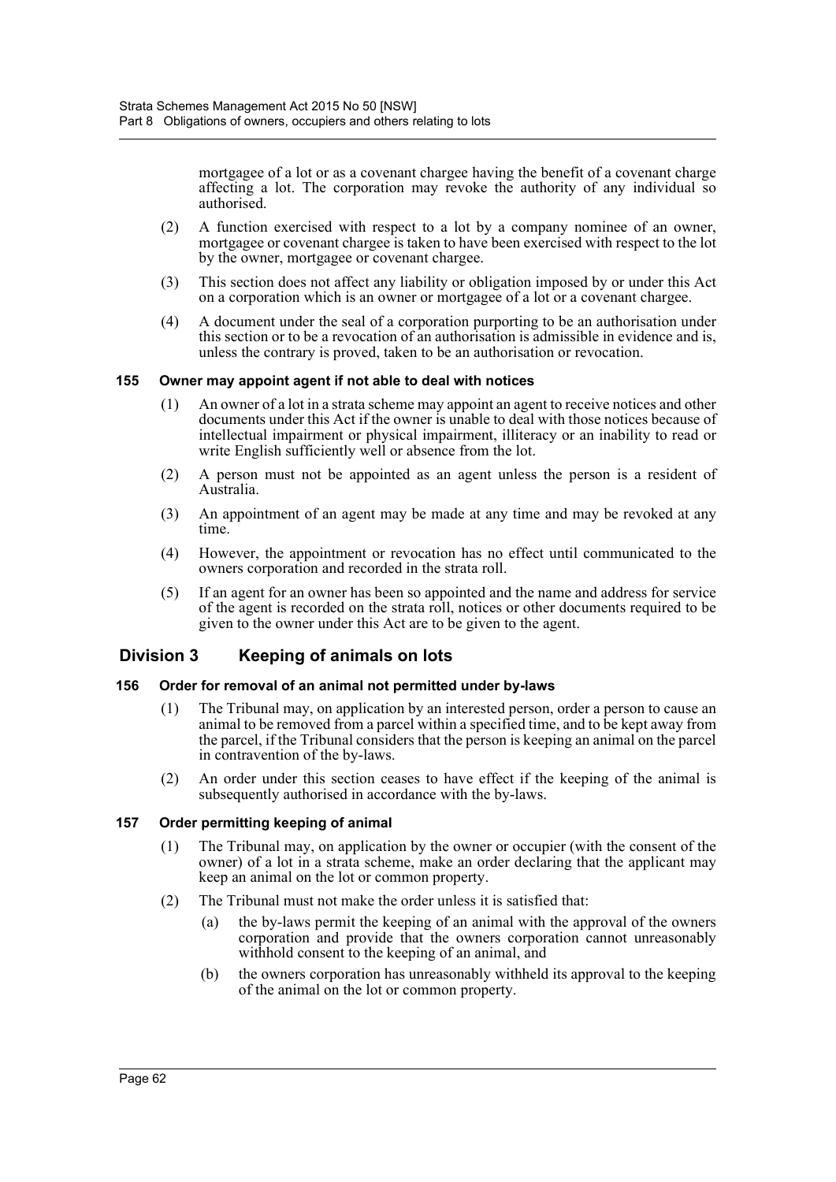mortgagee of a lot or as a covenant chargee having the benefit of a covenant charge affecting a lot. The corporation may revoke the authority of any individual so authorised.

(2) A function exercised with respect to a lot by a company nominee of an owner, mortgagee or covenant chargee is taken to have been exercised with respect to the lot by the owner, mortgagee or covenant chargee.

(3) This section does not affect any liability or obligation imposed by or under this Act on a corporation which is an owner or mortgagee of a lot or a covenant chargee.

(4) A document under the seal of a corporation purporting to be an authorisation under this section or to be a revocation of an authorisation is admissible in evidence and is, unless the contrary is proved, taken to be an authorisation or revocation.

#### 155 Owner may appoint agent if not able to deal with notices

(1) An owner of a lot in a strata scheme may appoint an agent to receive notices and other documents under this Act if the owner is unable to deal with those notices because of intellectual impairment or physical impairment, illiteracy or an inability to read or write English sufficiently well or absence from the lot.

(2) A person must not be appointed as an agent unless the person is a resident of Australia.

(3) An appointment of an agent may be made at any time and may be revoked at any time.

(4) However, the appointment or revocation has no effect until communicated to the owners corporation and recorded in the strata roll.

(5) If an agent for an owner has been so appointed and the name and address for service of the agent is recorded on the strata roll, notices or other documents required to be given to the owner under this Act are to be given to the agent.

### Division 3 Keeping of animals on lots

#### 156 Order for removal of an animal not permitted under by-laws

(1) The Tribunal may, on application by an interested person, order a person to cause an animal to be removed from a parcel within a specified time, and to be kept away from the parcel, if the Tribunal considers that the person is keeping an animal on the parcel in contravention of the by-laws.

(2) An order under this section ceases to have effect if the keeping of the animal is subsequently authorised in accordance with the by-laws.

#### 157 Order permitting keeping of animal

(1) The Tribunal may, on application by the owner or occupier (with the consent of the owner) of a lot in a strata scheme, make an order declaring that the applicant may keep an animal on the lot or common property.

(2) The Tribunal must not make the order unless it is satisfied that:

(a) the by-laws permit the keeping of an animal with the approval of the owners corporation and provide that the owners corporation cannot unreasonably withhold consent to the keeping of an animal, and

(b) the owners corporation has unreasonably withheld its approval to the keeping of the animal on the lot or common property.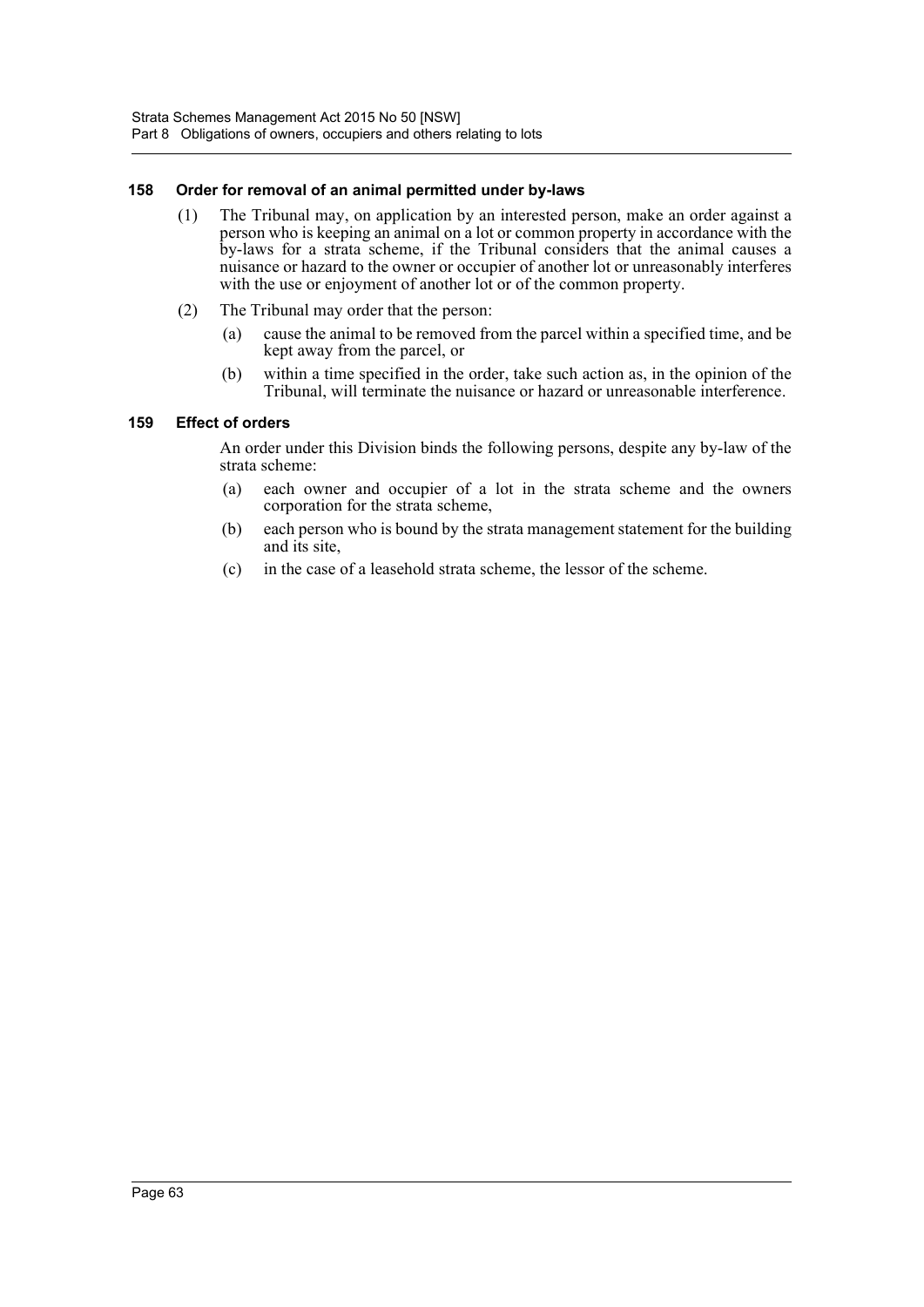#### 158 Order for removal of an animal permitted under by-laws

(1) The Tribunal may, on application by an interested person, make an order against a person who is keeping an animal on a lot or common property in accordance with the by-laws for a strata scheme, if the Tribunal considers that the animal causes a nuisance or hazard to the owner or occupier of another lot or unreasonably interferes with the use or enjoyment of another lot or of the common property.

(2) The Tribunal may order that the person:

(a) cause the animal to be removed from the parcel within a specified time, and be kept away from the parcel, or

(b) within a time specified in the order, take such action as, in the opinion of the Tribunal, will terminate the nuisance or hazard or unreasonable interference.

#### 159 Effect of orders

An order under this Division binds the following persons, despite any by-law of the strata scheme:

(a) each owner and occupier of a lot in the strata scheme and the owners corporation for the strata scheme,

(b) each person who is bound by the strata management statement for the building and its site,

(c) in the case of a leasehold strata scheme, the lessor of the scheme.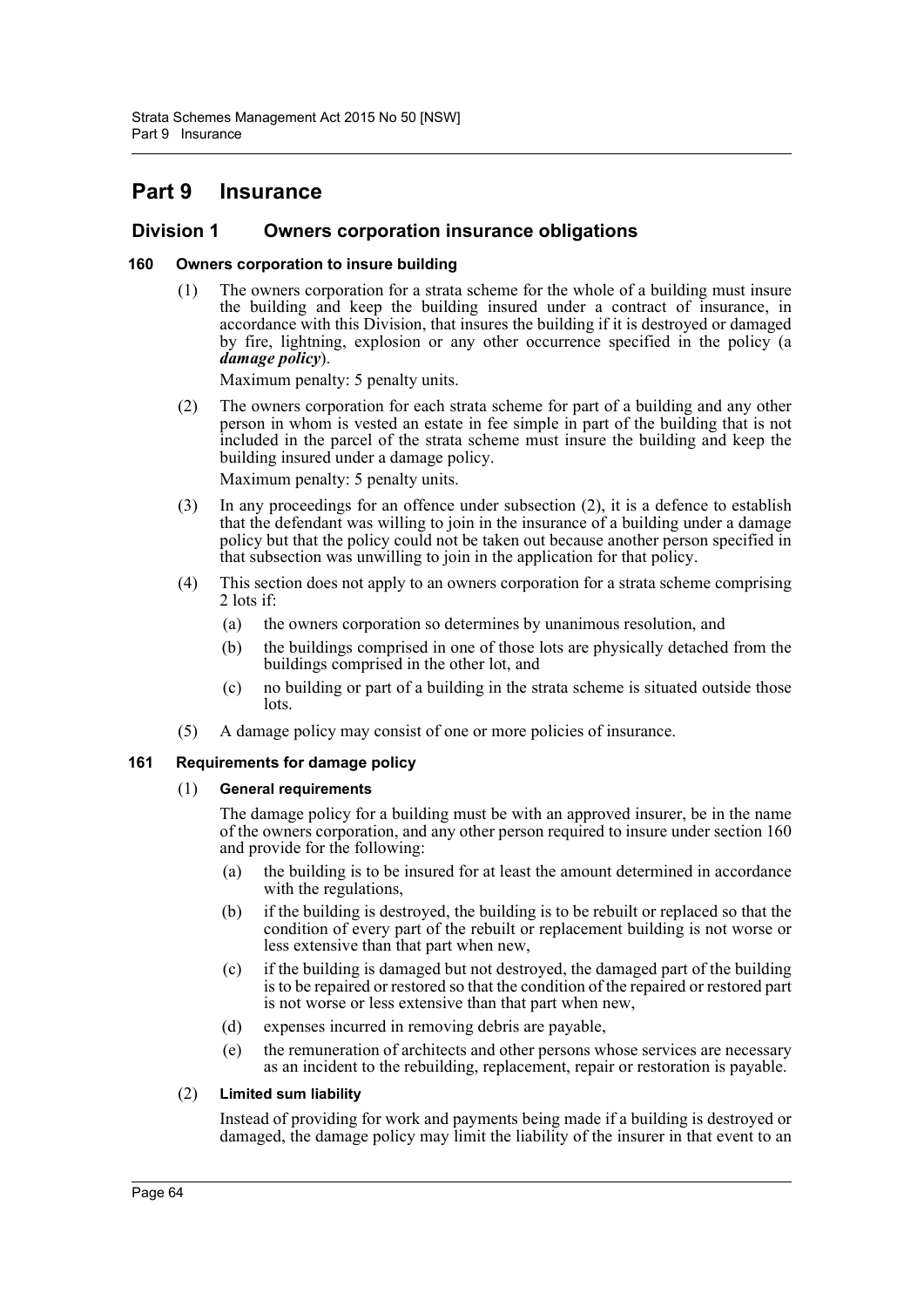# Part 9 Insurance

## Division 1 Owners corporation insurance obligations

### 160 Owners corporation to insure building

(1) The owners corporation for a strata scheme for the whole of a building must insure the building and keep the building insured under a contract of insurance, in accordance with this Division, that insures the building if it is destroyed or damaged by fire, lightning, explosion or any other occurrence specified in the policy (a ***damage policy***).

Maximum penalty: 5 penalty units.

(2) The owners corporation for each strata scheme for part of a building and any other person in whom is vested an estate in fee simple in part of the building that is not included in the parcel of the strata scheme must insure the building and keep the building insured under a damage policy.

Maximum penalty: 5 penalty units.

(3) In any proceedings for an offence under subsection (2), it is a defence to establish that the defendant was willing to join in the insurance of a building under a damage policy but that the policy could not be taken out because another person specified in that subsection was unwilling to join in the application for that policy.

(4) This section does not apply to an owners corporation for a strata scheme comprising 2 lots if:

(a) the owners corporation so determines by unanimous resolution, and

(b) the buildings comprised in one of those lots are physically detached from the buildings comprised in the other lot, and

(c) no building or part of a building in the strata scheme is situated outside those lots.

(5) A damage policy may consist of one or more policies of insurance.

### 161 Requirements for damage policy

(1) **General requirements**

The damage policy for a building must be with an approved insurer, be in the name of the owners corporation, and any other person required to insure under section 160 and provide for the following:

(a) the building is to be insured for at least the amount determined in accordance with the regulations,

(b) if the building is destroyed, the building is to be rebuilt or replaced so that the condition of every part of the rebuilt or replacement building is not worse or less extensive than that part when new,

(c) if the building is damaged but not destroyed, the damaged part of the building is to be repaired or restored so that the condition of the repaired or restored part is not worse or less extensive than that part when new,

(d) expenses incurred in removing debris are payable,

(e) the remuneration of architects and other persons whose services are necessary as an incident to the rebuilding, replacement, repair or restoration is payable.

(2) **Limited sum liability**

Instead of providing for work and payments being made if a building is destroyed or damaged, the damage policy may limit the liability of the insurer in that event to an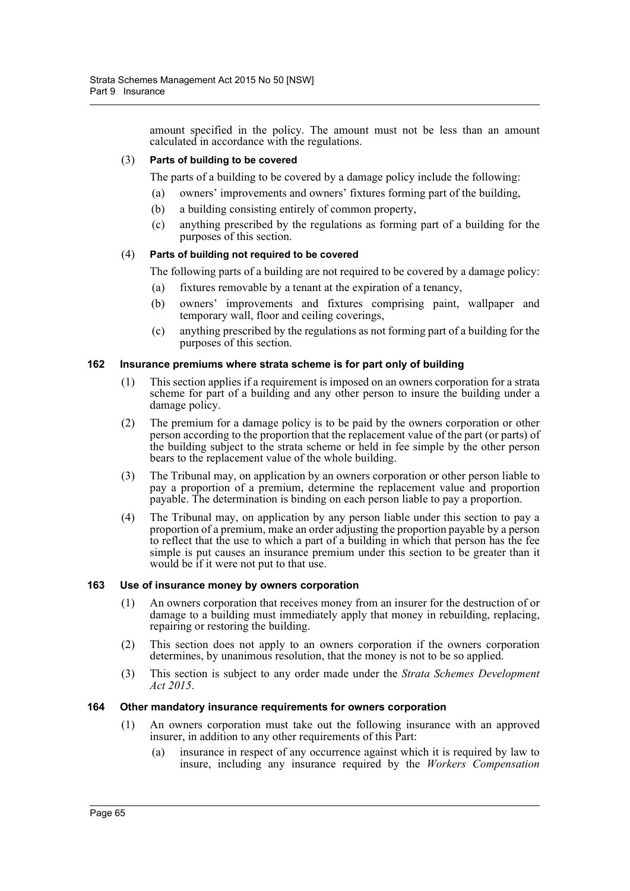amount specified in the policy. The amount must not be less than an amount calculated in accordance with the regulations.

(3) **Parts of building to be covered**

The parts of a building to be covered by a damage policy include the following:

(a) owners' improvements and owners' fixtures forming part of the building,

(b) a building consisting entirely of common property,

(c) anything prescribed by the regulations as forming part of a building for the purposes of this section.

(4) **Parts of building not required to be covered**

The following parts of a building are not required to be covered by a damage policy:

(a) fixtures removable by a tenant at the expiration of a tenancy,

(b) owners' improvements and fixtures comprising paint, wallpaper and temporary wall, floor and ceiling coverings,

(c) anything prescribed by the regulations as not forming part of a building for the purposes of this section.

### 162 Insurance premiums where strata scheme is for part only of building

(1) This section applies if a requirement is imposed on an owners corporation for a strata scheme for part of a building and any other person to insure the building under a damage policy.

(2) The premium for a damage policy is to be paid by the owners corporation or other person according to the proportion that the replacement value of the part (or parts) of the building subject to the strata scheme or held in fee simple by the other person bears to the replacement value of the whole building.

(3) The Tribunal may, on application by an owners corporation or other person liable to pay a proportion of a premium, determine the replacement value and proportion payable. The determination is binding on each person liable to pay a proportion.

(4) The Tribunal may, on application by any person liable under this section to pay a proportion of a premium, make an order adjusting the proportion payable by a person to reflect that the use to which a part of a building in which that person has the fee simple is put causes an insurance premium under this section to be greater than it would be if it were not put to that use.

### 163 Use of insurance money by owners corporation

(1) An owners corporation that receives money from an insurer for the destruction of or damage to a building must immediately apply that money in rebuilding, replacing, repairing or restoring the building.

(2) This section does not apply to an owners corporation if the owners corporation determines, by unanimous resolution, that the money is not to be so applied.

(3) This section is subject to any order made under the *Strata Schemes Development Act 2015*.

### 164 Other mandatory insurance requirements for owners corporation

(1) An owners corporation must take out the following insurance with an approved insurer, in addition to any other requirements of this Part:

(a) insurance in respect of any occurrence against which it is required by law to insure, including any insurance required by the *Workers Compensation*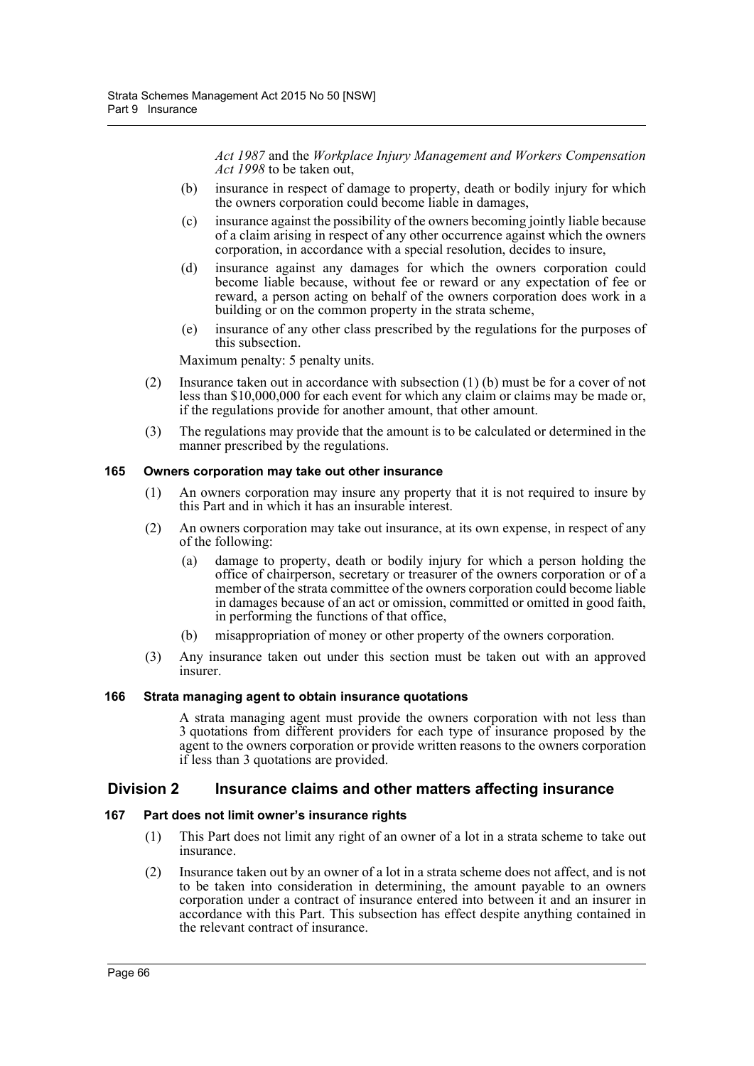*Act 1987* and the *Workplace Injury Management and Workers Compensation Act 1998* to be taken out,

(b) insurance in respect of damage to property, death or bodily injury for which the owners corporation could become liable in damages,

(c) insurance against the possibility of the owners becoming jointly liable because of a claim arising in respect of any other occurrence against which the owners corporation, in accordance with a special resolution, decides to insure,

(d) insurance against any damages for which the owners corporation could become liable because, without fee or reward or any expectation of fee or reward, a person acting on behalf of the owners corporation does work in a building or on the common property in the strata scheme,

(e) insurance of any other class prescribed by the regulations for the purposes of this subsection.

Maximum penalty: 5 penalty units.

(2) Insurance taken out in accordance with subsection (1) (b) must be for a cover of not less than $10,000,000 for each event for which any claim or claims may be made or, if the regulations provide for another amount, that other amount.

(3) The regulations may provide that the amount is to be calculated or determined in the manner prescribed by the regulations.

#### 165 Owners corporation may take out other insurance

(1) An owners corporation may insure any property that it is not required to insure by this Part and in which it has an insurable interest.

(2) An owners corporation may take out insurance, at its own expense, in respect of any of the following:

(a) damage to property, death or bodily injury for which a person holding the office of chairperson, secretary or treasurer of the owners corporation or of a member of the strata committee of the owners corporation could become liable in damages because of an act or omission, committed or omitted in good faith, in performing the functions of that office,

(b) misappropriation of money or other property of the owners corporation.

(3) Any insurance taken out under this section must be taken out with an approved insurer.

#### 166 Strata managing agent to obtain insurance quotations

A strata managing agent must provide the owners corporation with not less than 3 quotations from different providers for each type of insurance proposed by the agent to the owners corporation or provide written reasons to the owners corporation if less than 3 quotations are provided.

## Division 2 Insurance claims and other matters affecting insurance

#### 167 Part does not limit owner's insurance rights

(1) This Part does not limit any right of an owner of a lot in a strata scheme to take out insurance.

(2) Insurance taken out by an owner of a lot in a strata scheme does not affect, and is not to be taken into consideration in determining, the amount payable to an owners corporation under a contract of insurance entered into between it and an insurer in accordance with this Part. This subsection has effect despite anything contained in the relevant contract of insurance.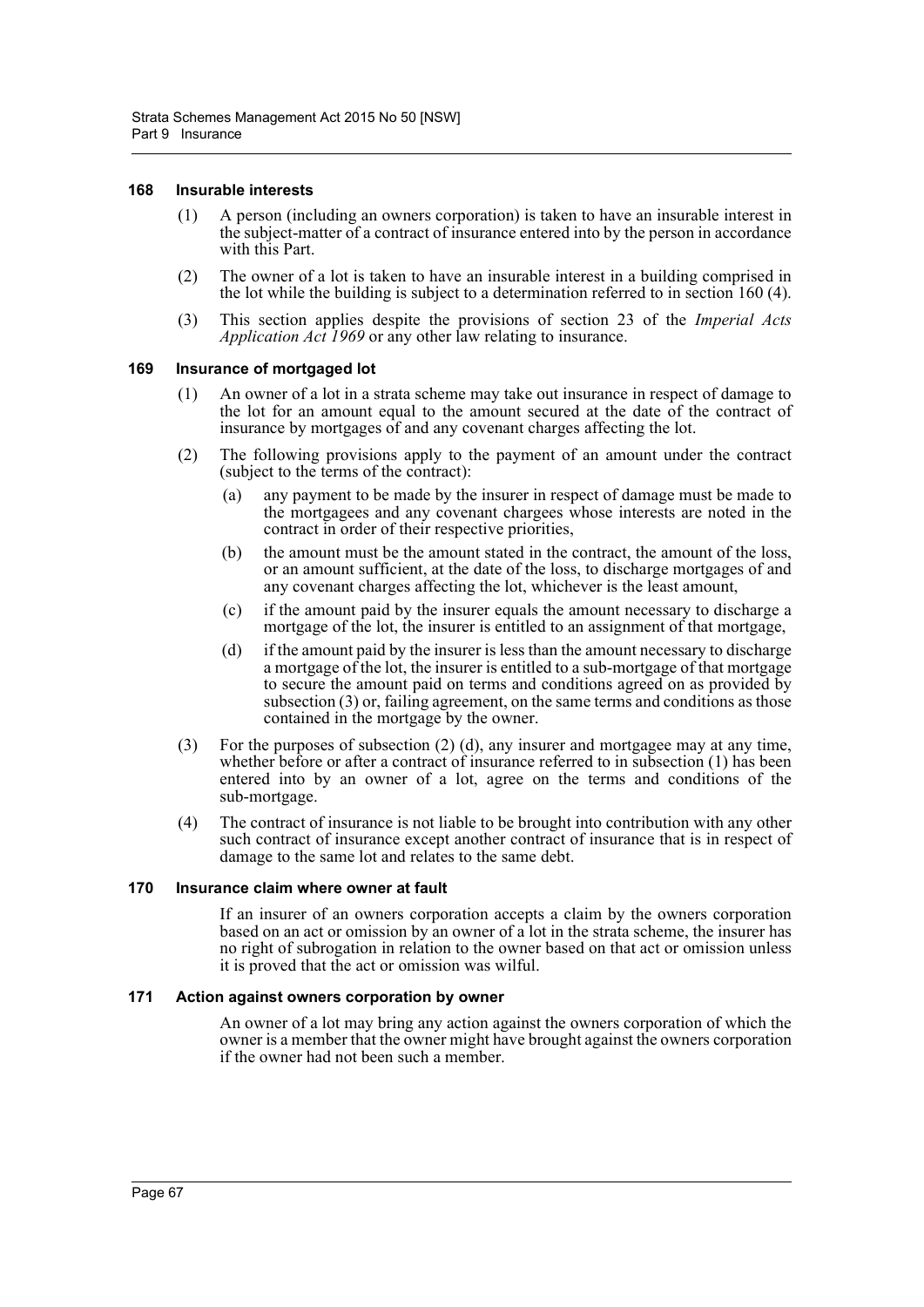#### 168 Insurable interests

(1) A person (including an owners corporation) is taken to have an insurable interest in the subject-matter of a contract of insurance entered into by the person in accordance with this Part.

(2) The owner of a lot is taken to have an insurable interest in a building comprised in the lot while the building is subject to a determination referred to in section 160 (4).

(3) This section applies despite the provisions of section 23 of the *Imperial Acts Application Act 1969* or any other law relating to insurance.

#### 169 Insurance of mortgaged lot

(1) An owner of a lot in a strata scheme may take out insurance in respect of damage to the lot for an amount equal to the amount secured at the date of the contract of insurance by mortgages of and any covenant charges affecting the lot.

(2) The following provisions apply to the payment of an amount under the contract (subject to the terms of the contract):

- (a) any payment to be made by the insurer in respect of damage must be made to the mortgagees and any covenant chargees whose interests are noted in the contract in order of their respective priorities,
- (b) the amount must be the amount stated in the contract, the amount of the loss, or an amount sufficient, at the date of the loss, to discharge mortgages of and any covenant charges affecting the lot, whichever is the least amount,
- (c) if the amount paid by the insurer equals the amount necessary to discharge a mortgage of the lot, the insurer is entitled to an assignment of that mortgage,
- (d) if the amount paid by the insurer is less than the amount necessary to discharge a mortgage of the lot, the insurer is entitled to a sub-mortgage of that mortgage to secure the amount paid on terms and conditions agreed on as provided by subsection (3) or, failing agreement, on the same terms and conditions as those contained in the mortgage by the owner.

(3) For the purposes of subsection (2) (d), any insurer and mortgagee may at any time, whether before or after a contract of insurance referred to in subsection (1) has been entered into by an owner of a lot, agree on the terms and conditions of the sub-mortgage.

(4) The contract of insurance is not liable to be brought into contribution with any other such contract of insurance except another contract of insurance that is in respect of damage to the same lot and relates to the same debt.

#### 170 Insurance claim where owner at fault

If an insurer of an owners corporation accepts a claim by the owners corporation based on an act or omission by an owner of a lot in the strata scheme, the insurer has no right of subrogation in relation to the owner based on that act or omission unless it is proved that the act or omission was wilful.

#### 171 Action against owners corporation by owner

An owner of a lot may bring any action against the owners corporation of which the owner is a member that the owner might have brought against the owners corporation if the owner had not been such a member.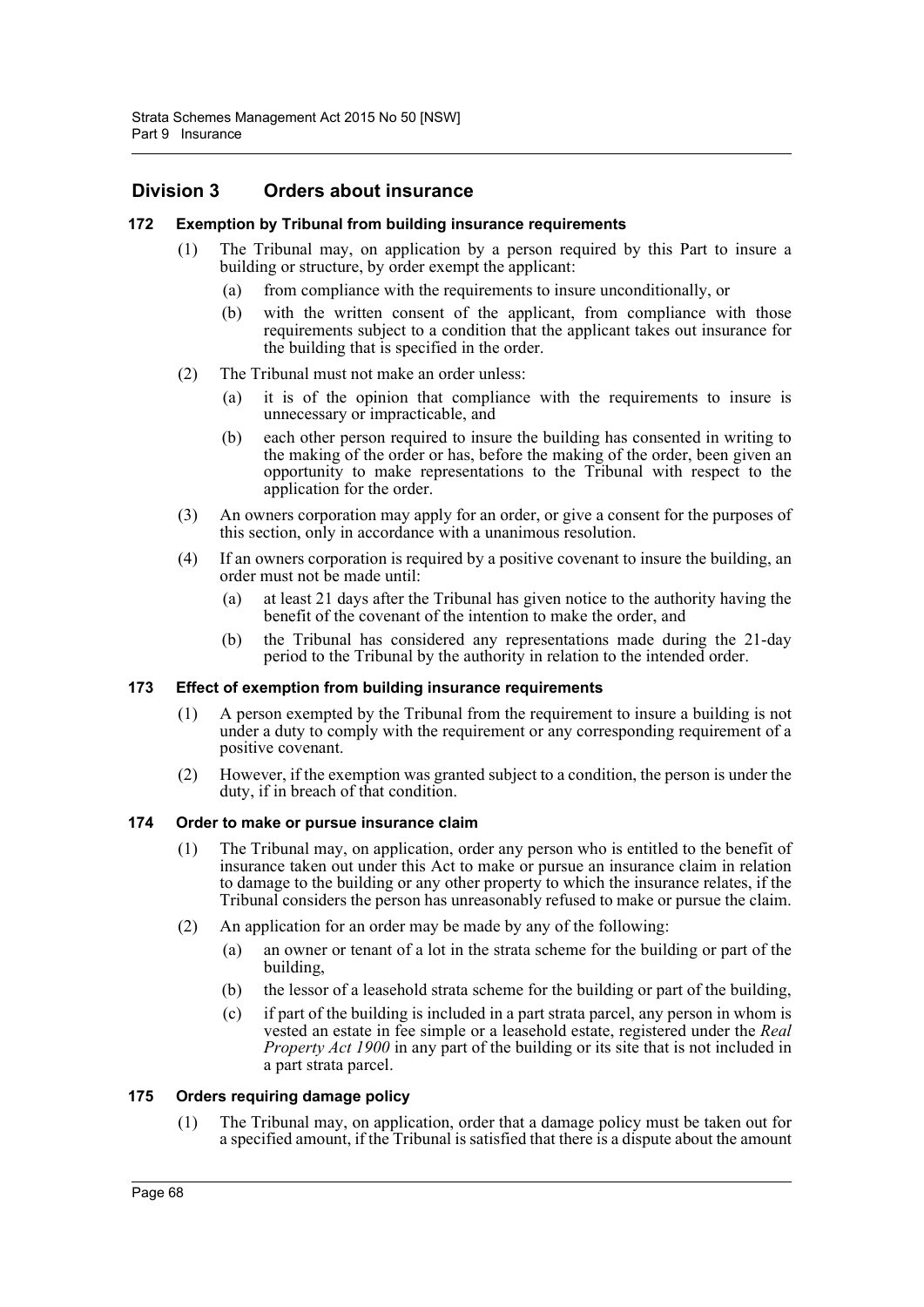## Division 3 Orders about insurance

### 172 Exemption by Tribunal from building insurance requirements

(1) The Tribunal may, on application by a person required by this Part to insure a building or structure, by order exempt the applicant:

- (a) from compliance with the requirements to insure unconditionally, or
- (b) with the written consent of the applicant, from compliance with those requirements subject to a condition that the applicant takes out insurance for the building that is specified in the order.

(2) The Tribunal must not make an order unless:

- (a) it is of the opinion that compliance with the requirements to insure is unnecessary or impracticable, and
- (b) each other person required to insure the building has consented in writing to the making of the order or has, before the making of the order, been given an opportunity to make representations to the Tribunal with respect to the application for the order.

(3) An owners corporation may apply for an order, or give a consent for the purposes of this section, only in accordance with a unanimous resolution.

(4) If an owners corporation is required by a positive covenant to insure the building, an order must not be made until:

- (a) at least 21 days after the Tribunal has given notice to the authority having the benefit of the covenant of the intention to make the order, and
- (b) the Tribunal has considered any representations made during the 21-day period to the Tribunal by the authority in relation to the intended order.

### 173 Effect of exemption from building insurance requirements

(1) A person exempted by the Tribunal from the requirement to insure a building is not under a duty to comply with the requirement or any corresponding requirement of a positive covenant.

(2) However, if the exemption was granted subject to a condition, the person is under the duty, if in breach of that condition.

### 174 Order to make or pursue insurance claim

(1) The Tribunal may, on application, order any person who is entitled to the benefit of insurance taken out under this Act to make or pursue an insurance claim in relation to damage to the building or any other property to which the insurance relates, if the Tribunal considers the person has unreasonably refused to make or pursue the claim.

(2) An application for an order may be made by any of the following:

- (a) an owner or tenant of a lot in the strata scheme for the building or part of the building,
- (b) the lessor of a leasehold strata scheme for the building or part of the building,
- (c) if part of the building is included in a part strata parcel, any person in whom is vested an estate in fee simple or a leasehold estate, registered under the *Real Property Act 1900* in any part of the building or its site that is not included in a part strata parcel.

### 175 Orders requiring damage policy

(1) The Tribunal may, on application, order that a damage policy must be taken out for a specified amount, if the Tribunal is satisfied that there is a dispute about the amount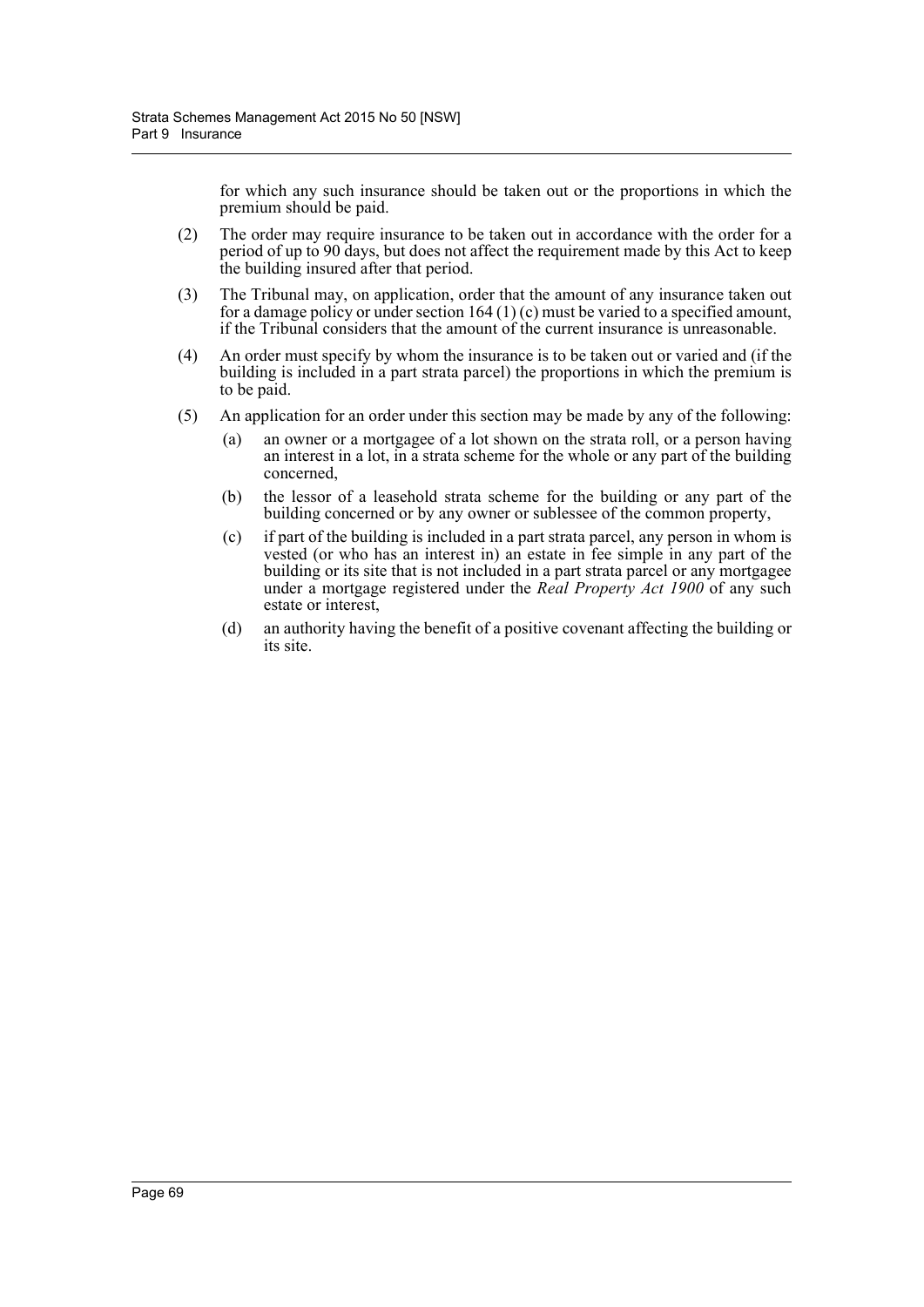for which any such insurance should be taken out or the proportions in which the premium should be paid.

(2) The order may require insurance to be taken out in accordance with the order for a period of up to 90 days, but does not affect the requirement made by this Act to keep the building insured after that period.

(3) The Tribunal may, on application, order that the amount of any insurance taken out for a damage policy or under section 164 (1) (c) must be varied to a specified amount, if the Tribunal considers that the amount of the current insurance is unreasonable.

(4) An order must specify by whom the insurance is to be taken out or varied and (if the building is included in a part strata parcel) the proportions in which the premium is to be paid.

(5) An application for an order under this section may be made by any of the following:

(a) an owner or a mortgagee of a lot shown on the strata roll, or a person having an interest in a lot, in a strata scheme for the whole or any part of the building concerned,

(b) the lessor of a leasehold strata scheme for the building or any part of the building concerned or by any owner or sublessee of the common property,

(c) if part of the building is included in a part strata parcel, any person in whom is vested (or who has an interest in) an estate in fee simple in any part of the building or its site that is not included in a part strata parcel or any mortgagee under a mortgage registered under the *Real Property Act 1900* of any such estate or interest,

(d) an authority having the benefit of a positive covenant affecting the building or its site.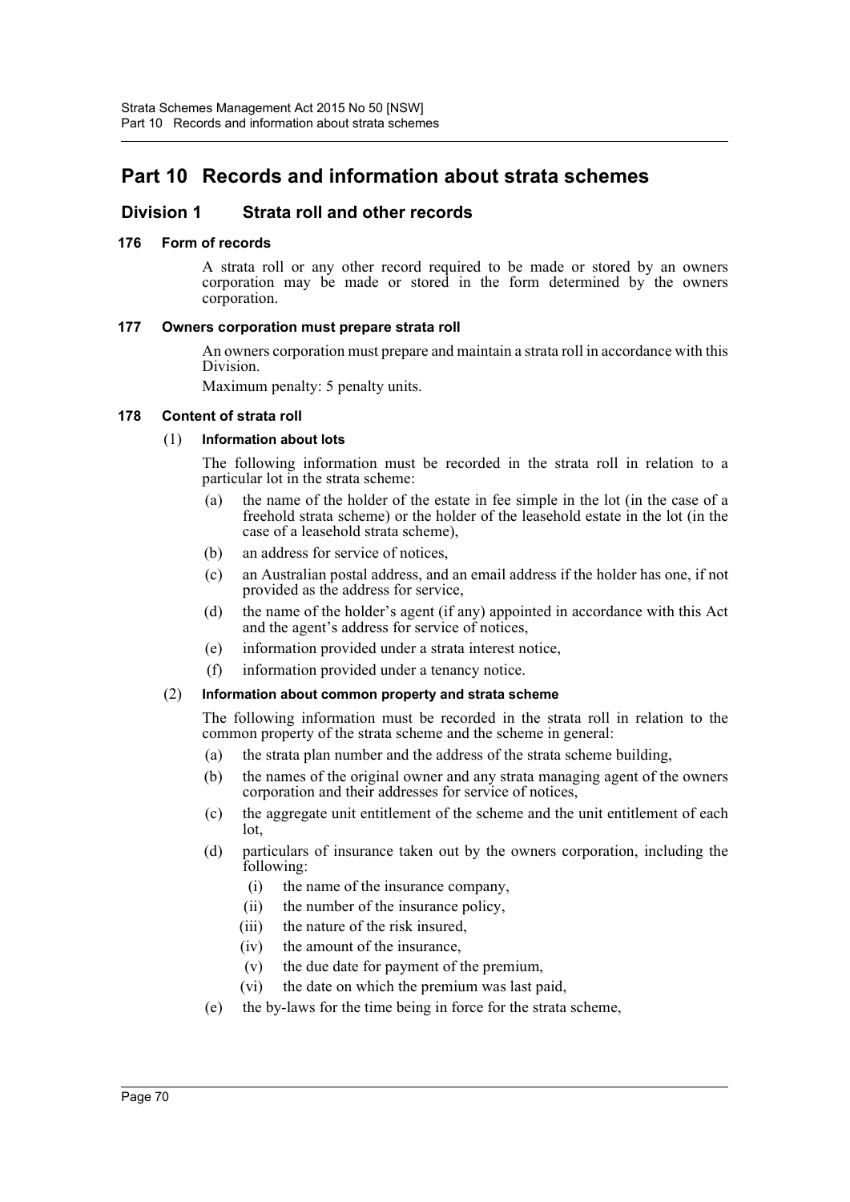# Part 10 Records and information about strata schemes

## Division 1 Strata roll and other records

### 176 Form of records

A strata roll or any other record required to be made or stored by an owners corporation may be made or stored in the form determined by the owners corporation.

### 177 Owners corporation must prepare strata roll

An owners corporation must prepare and maintain a strata roll in accordance with this Division.

Maximum penalty: 5 penalty units.

### 178 Content of strata roll

(1) **Information about lots**

The following information must be recorded in the strata roll in relation to a particular lot in the strata scheme:

- (a) the name of the holder of the estate in fee simple in the lot (in the case of a freehold strata scheme) or the holder of the leasehold estate in the lot (in the case of a leasehold strata scheme),
- (b) an address for service of notices,
- (c) an Australian postal address, and an email address if the holder has one, if not provided as the address for service,
- (d) the name of the holder's agent (if any) appointed in accordance with this Act and the agent's address for service of notices,
- (e) information provided under a strata interest notice,
- (f) information provided under a tenancy notice.

(2) **Information about common property and strata scheme**

The following information must be recorded in the strata roll in relation to the common property of the strata scheme and the scheme in general:

- (a) the strata plan number and the address of the strata scheme building,
- (b) the names of the original owner and any strata managing agent of the owners corporation and their addresses for service of notices,
- (c) the aggregate unit entitlement of the scheme and the unit entitlement of each lot,
- (d) particulars of insurance taken out by the owners corporation, including the following:
  - (i) the name of the insurance company,
  - (ii) the number of the insurance policy,
  - (iii) the nature of the risk insured,
  - (iv) the amount of the insurance,
  - (v) the due date for payment of the premium,
  - (vi) the date on which the premium was last paid,
- (e) the by-laws for the time being in force for the strata scheme,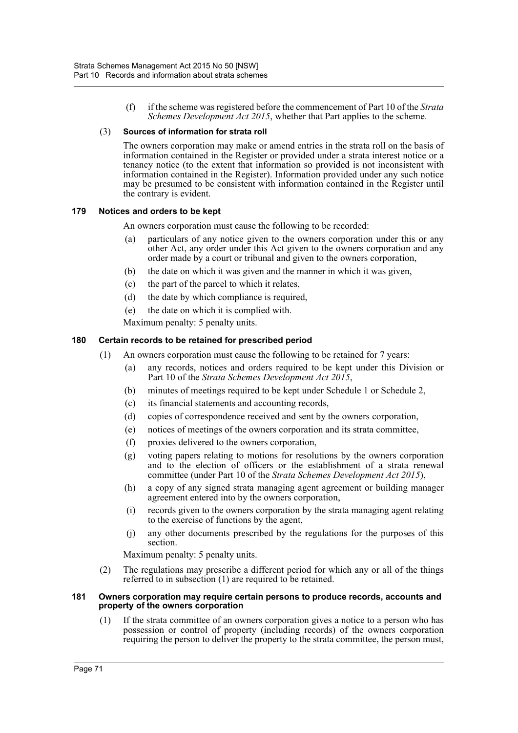(f) if the scheme was registered before the commencement of Part 10 of the *Strata Schemes Development Act 2015*, whether that Part applies to the scheme.

(3) **Sources of information for strata roll**

The owners corporation may make or amend entries in the strata roll on the basis of information contained in the Register or provided under a strata interest notice or a tenancy notice (to the extent that information so provided is not inconsistent with information contained in the Register). Information provided under any such notice may be presumed to be consistent with information contained in the Register until the contrary is evident.

#### 179 Notices and orders to be kept

An owners corporation must cause the following to be recorded:

(a) particulars of any notice given to the owners corporation under this or any other Act, any order under this Act given to the owners corporation and any order made by a court or tribunal and given to the owners corporation,

(b) the date on which it was given and the manner in which it was given,

(c) the part of the parcel to which it relates,

(d) the date by which compliance is required,

(e) the date on which it is complied with.

Maximum penalty: 5 penalty units.

#### 180 Certain records to be retained for prescribed period

(1) An owners corporation must cause the following to be retained for 7 years:

(a) any records, notices and orders required to be kept under this Division or Part 10 of the *Strata Schemes Development Act 2015*,

(b) minutes of meetings required to be kept under Schedule 1 or Schedule 2,

(c) its financial statements and accounting records,

(d) copies of correspondence received and sent by the owners corporation,

(e) notices of meetings of the owners corporation and its strata committee,

(f) proxies delivered to the owners corporation,

(g) voting papers relating to motions for resolutions by the owners corporation and to the election of officers or the establishment of a strata renewal committee (under Part 10 of the *Strata Schemes Development Act 2015*),

(h) a copy of any signed strata managing agent agreement or building manager agreement entered into by the owners corporation,

(i) records given to the owners corporation by the strata managing agent relating to the exercise of functions by the agent,

(j) any other documents prescribed by the regulations for the purposes of this section.

Maximum penalty: 5 penalty units.

(2) The regulations may prescribe a different period for which any or all of the things referred to in subsection (1) are required to be retained.

#### 181 Owners corporation may require certain persons to produce records, accounts and property of the owners corporation

(1) If the strata committee of an owners corporation gives a notice to a person who has possession or control of property (including records) of the owners corporation requiring the person to deliver the property to the strata committee, the person must,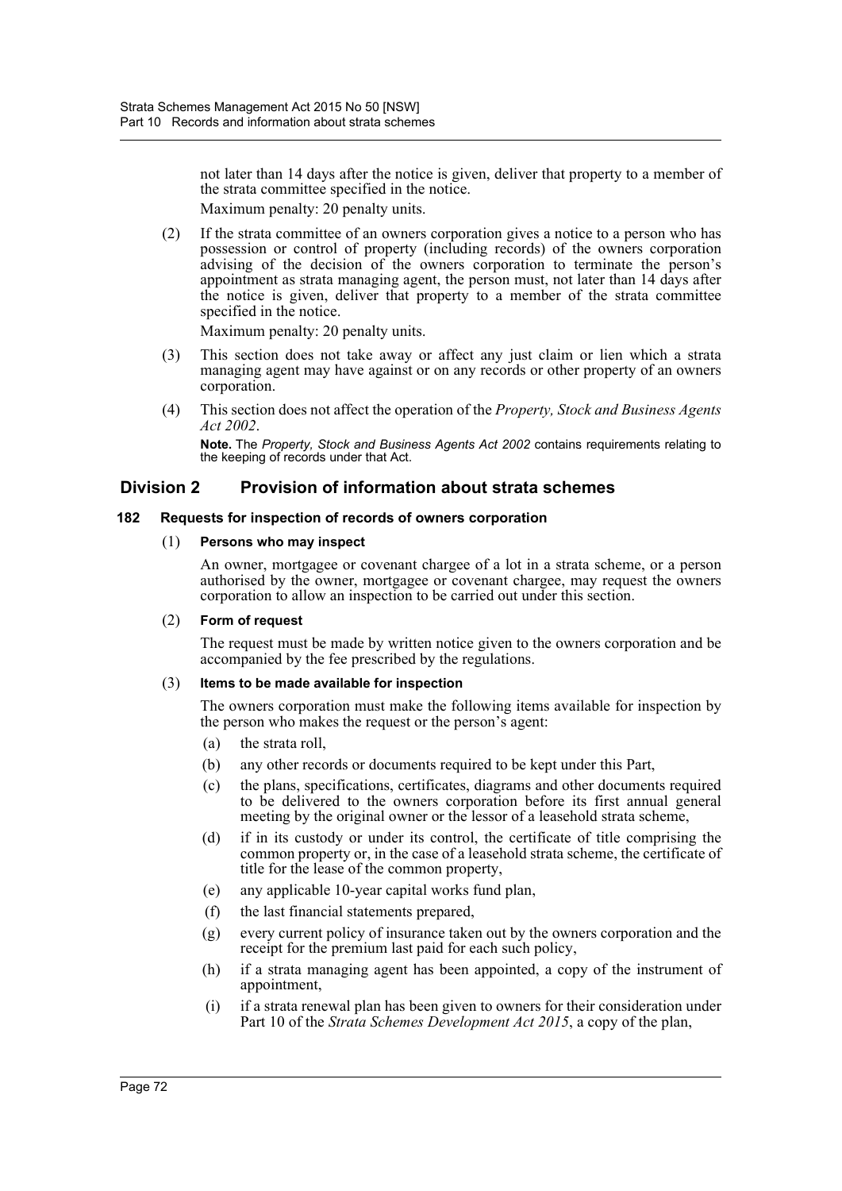not later than 14 days after the notice is given, deliver that property to a member of the strata committee specified in the notice.

Maximum penalty: 20 penalty units.

(2) If the strata committee of an owners corporation gives a notice to a person who has possession or control of property (including records) of the owners corporation advising of the decision of the owners corporation to terminate the person's appointment as strata managing agent, the person must, not later than 14 days after the notice is given, deliver that property to a member of the strata committee specified in the notice.

Maximum penalty: 20 penalty units.

(3) This section does not take away or affect any just claim or lien which a strata managing agent may have against or on any records or other property of an owners corporation.

(4) This section does not affect the operation of the *Property, Stock and Business Agents Act 2002*.

**Note.** The *Property, Stock and Business Agents Act 2002* contains requirements relating to the keeping of records under that Act.

## Division 2 Provision of information about strata schemes

### 182 Requests for inspection of records of owners corporation

(1) **Persons who may inspect**

An owner, mortgagee or covenant chargee of a lot in a strata scheme, or a person authorised by the owner, mortgagee or covenant chargee, may request the owners corporation to allow an inspection to be carried out under this section.

(2) **Form of request**

The request must be made by written notice given to the owners corporation and be accompanied by the fee prescribed by the regulations.

(3) **Items to be made available for inspection**

The owners corporation must make the following items available for inspection by the person who makes the request or the person's agent:

(a) the strata roll,

(b) any other records or documents required to be kept under this Part,

(c) the plans, specifications, certificates, diagrams and other documents required to be delivered to the owners corporation before its first annual general meeting by the original owner or the lessor of a leasehold strata scheme,

(d) if in its custody or under its control, the certificate of title comprising the common property or, in the case of a leasehold strata scheme, the certificate of title for the lease of the common property,

(e) any applicable 10-year capital works fund plan,

(f) the last financial statements prepared,

(g) every current policy of insurance taken out by the owners corporation and the receipt for the premium last paid for each such policy,

(h) if a strata managing agent has been appointed, a copy of the instrument of appointment,

(i) if a strata renewal plan has been given to owners for their consideration under Part 10 of the *Strata Schemes Development Act 2015*, a copy of the plan,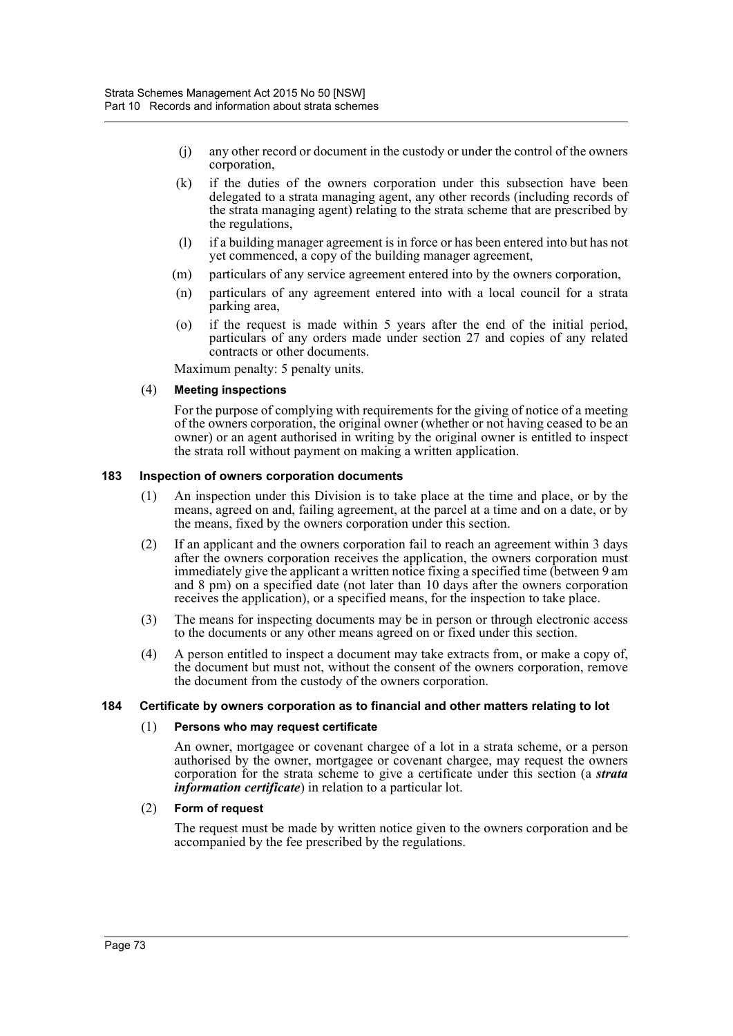(j) any other record or document in the custody or under the control of the owners corporation,

(k) if the duties of the owners corporation under this subsection have been delegated to a strata managing agent, any other records (including records of the strata managing agent) relating to the strata scheme that are prescribed by the regulations,

(l) if a building manager agreement is in force or has been entered into but has not yet commenced, a copy of the building manager agreement,

(m) particulars of any service agreement entered into by the owners corporation,

(n) particulars of any agreement entered into with a local council for a strata parking area,

(o) if the request is made within 5 years after the end of the initial period, particulars of any orders made under section 27 and copies of any related contracts or other documents.

Maximum penalty: 5 penalty units.

(4) **Meeting inspections**

For the purpose of complying with requirements for the giving of notice of a meeting of the owners corporation, the original owner (whether or not having ceased to be an owner) or an agent authorised in writing by the original owner is entitled to inspect the strata roll without payment on making a written application.

### 183 Inspection of owners corporation documents

(1) An inspection under this Division is to take place at the time and place, or by the means, agreed on and, failing agreement, at the parcel at a time and on a date, or by the means, fixed by the owners corporation under this section.

(2) If an applicant and the owners corporation fail to reach an agreement within 3 days after the owners corporation receives the application, the owners corporation must immediately give the applicant a written notice fixing a specified time (between 9 am and 8 pm) on a specified date (not later than 10 days after the owners corporation receives the application), or a specified means, for the inspection to take place.

(3) The means for inspecting documents may be in person or through electronic access to the documents or any other means agreed on or fixed under this section.

(4) A person entitled to inspect a document may take extracts from, or make a copy of, the document but must not, without the consent of the owners corporation, remove the document from the custody of the owners corporation.

### 184 Certificate by owners corporation as to financial and other matters relating to lot

(1) **Persons who may request certificate**

An owner, mortgagee or covenant chargee of a lot in a strata scheme, or a person authorised by the owner, mortgagee or covenant chargee, may request the owners corporation for the strata scheme to give a certificate under this section (a ***strata information certificate***) in relation to a particular lot.

(2) **Form of request**

The request must be made by written notice given to the owners corporation and be accompanied by the fee prescribed by the regulations.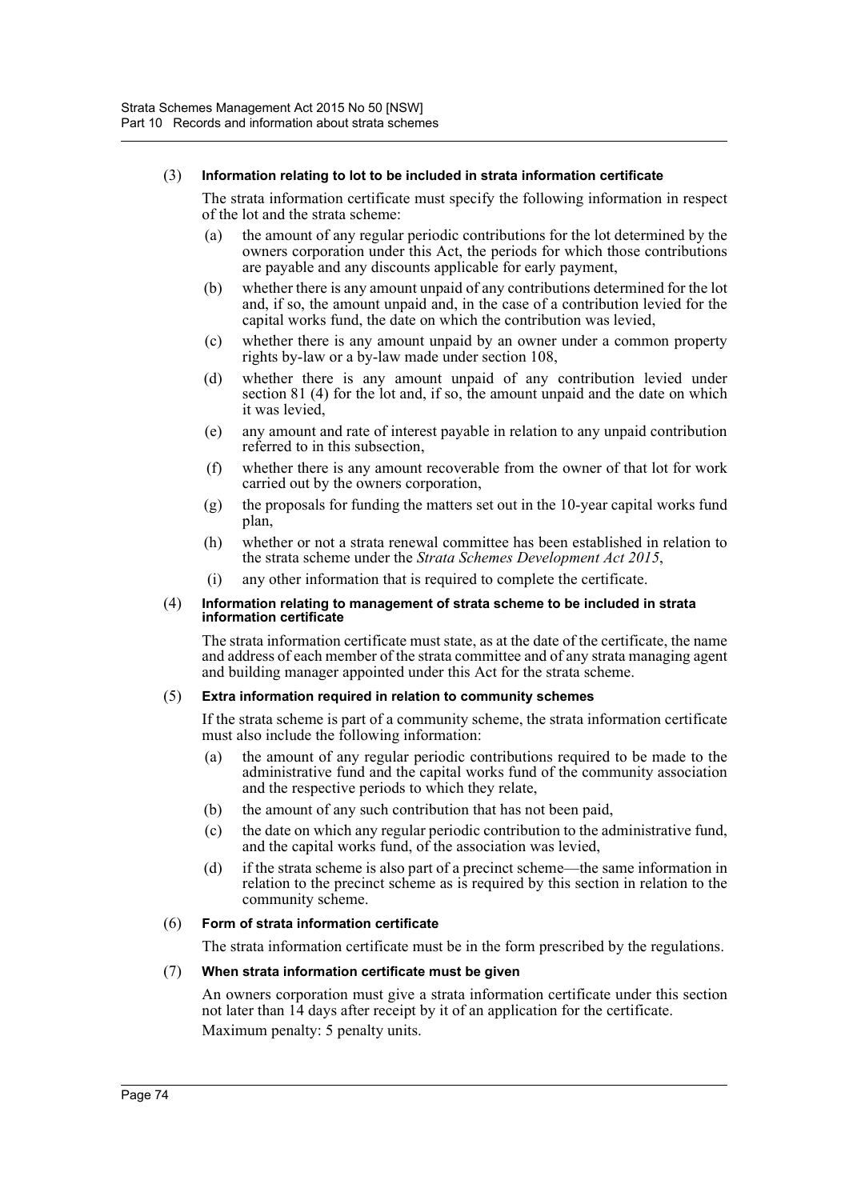(3) **Information relating to lot to be included in strata information certificate**

The strata information certificate must specify the following information in respect of the lot and the strata scheme:

(a) the amount of any regular periodic contributions for the lot determined by the owners corporation under this Act, the periods for which those contributions are payable and any discounts applicable for early payment,

(b) whether there is any amount unpaid of any contributions determined for the lot and, if so, the amount unpaid and, in the case of a contribution levied for the capital works fund, the date on which the contribution was levied,

(c) whether there is any amount unpaid by an owner under a common property rights by-law or a by-law made under section 108,

(d) whether there is any amount unpaid of any contribution levied under section 81 (4) for the lot and, if so, the amount unpaid and the date on which it was levied,

(e) any amount and rate of interest payable in relation to any unpaid contribution referred to in this subsection,

(f) whether there is any amount recoverable from the owner of that lot for work carried out by the owners corporation,

(g) the proposals for funding the matters set out in the 10-year capital works fund plan,

(h) whether or not a strata renewal committee has been established in relation to the strata scheme under the *Strata Schemes Development Act 2015*,

(i) any other information that is required to complete the certificate.

(4) **Information relating to management of strata scheme to be included in strata information certificate**

The strata information certificate must state, as at the date of the certificate, the name and address of each member of the strata committee and of any strata managing agent and building manager appointed under this Act for the strata scheme.

(5) **Extra information required in relation to community schemes**

If the strata scheme is part of a community scheme, the strata information certificate must also include the following information:

(a) the amount of any regular periodic contributions required to be made to the administrative fund and the capital works fund of the community association and the respective periods to which they relate,

(b) the amount of any such contribution that has not been paid,

(c) the date on which any regular periodic contribution to the administrative fund, and the capital works fund, of the association was levied,

(d) if the strata scheme is also part of a precinct scheme—the same information in relation to the precinct scheme as is required by this section in relation to the community scheme.

(6) **Form of strata information certificate**

The strata information certificate must be in the form prescribed by the regulations.

(7) **When strata information certificate must be given**

An owners corporation must give a strata information certificate under this section not later than 14 days after receipt by it of an application for the certificate.

Maximum penalty: 5 penalty units.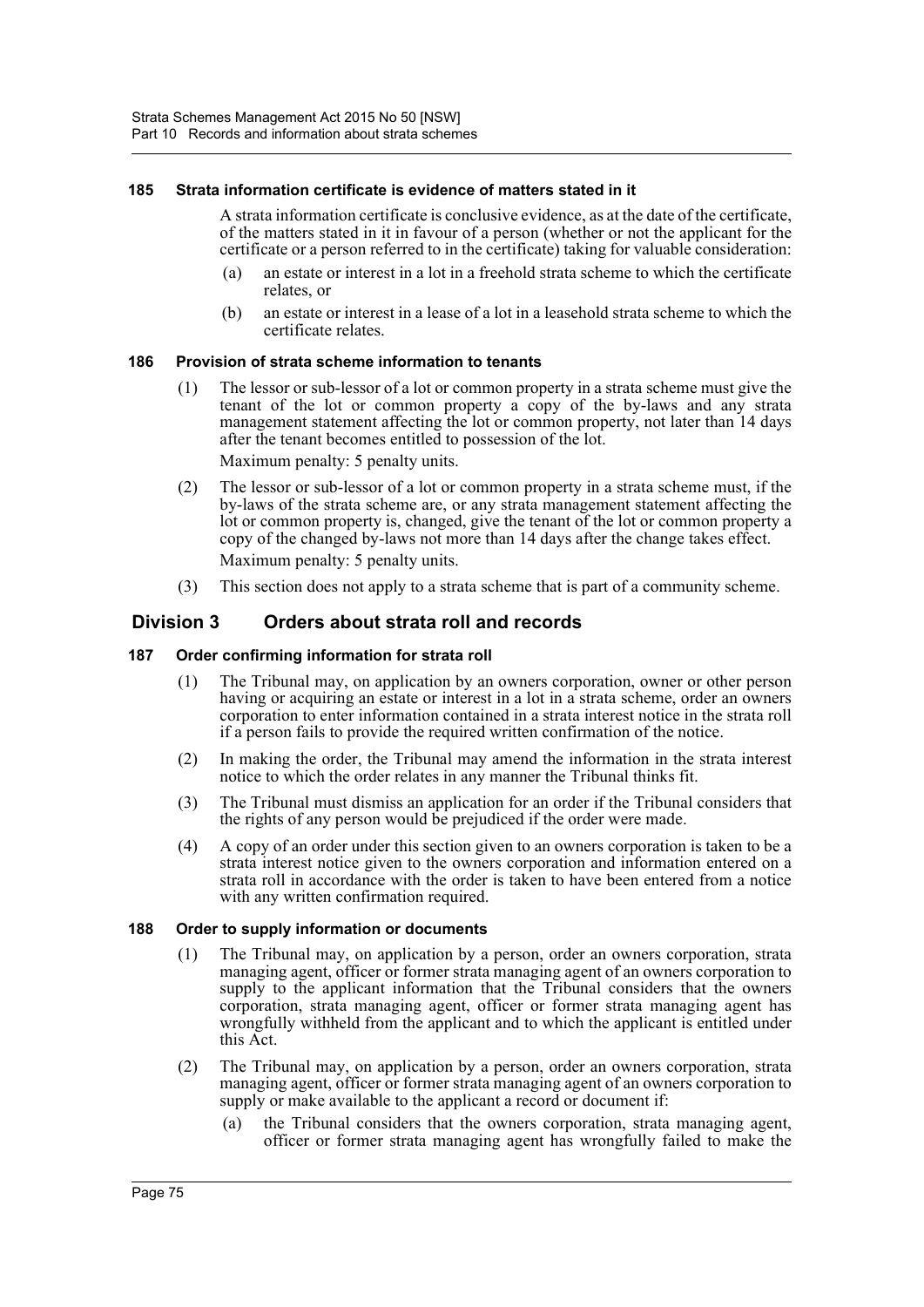#### 185 Strata information certificate is evidence of matters stated in it

A strata information certificate is conclusive evidence, as at the date of the certificate, of the matters stated in it in favour of a person (whether or not the applicant for the certificate or a person referred to in the certificate) taking for valuable consideration:

- (a) an estate or interest in a lot in a freehold strata scheme to which the certificate relates, or
- (b) an estate or interest in a lease of a lot in a leasehold strata scheme to which the certificate relates.

#### 186 Provision of strata scheme information to tenants

(1) The lessor or sub-lessor of a lot or common property in a strata scheme must give the tenant of the lot or common property a copy of the by-laws and any strata management statement affecting the lot or common property, not later than 14 days after the tenant becomes entitled to possession of the lot.

Maximum penalty: 5 penalty units.

(2) The lessor or sub-lessor of a lot or common property in a strata scheme must, if the by-laws of the strata scheme are, or any strata management statement affecting the lot or common property is, changed, give the tenant of the lot or common property a copy of the changed by-laws not more than 14 days after the change takes effect.

Maximum penalty: 5 penalty units.

(3) This section does not apply to a strata scheme that is part of a community scheme.

### Division 3 Orders about strata roll and records

#### 187 Order confirming information for strata roll

(1) The Tribunal may, on application by an owners corporation, owner or other person having or acquiring an estate or interest in a lot in a strata scheme, order an owners corporation to enter information contained in a strata interest notice in the strata roll if a person fails to provide the required written confirmation of the notice.

(2) In making the order, the Tribunal may amend the information in the strata interest notice to which the order relates in any manner the Tribunal thinks fit.

(3) The Tribunal must dismiss an application for an order if the Tribunal considers that the rights of any person would be prejudiced if the order were made.

(4) A copy of an order under this section given to an owners corporation is taken to be a strata interest notice given to the owners corporation and information entered on a strata roll in accordance with the order is taken to have been entered from a notice with any written confirmation required.

#### 188 Order to supply information or documents

(1) The Tribunal may, on application by a person, order an owners corporation, strata managing agent, officer or former strata managing agent of an owners corporation to supply to the applicant information that the Tribunal considers that the owners corporation, strata managing agent, officer or former strata managing agent has wrongfully withheld from the applicant and to which the applicant is entitled under this Act.

(2) The Tribunal may, on application by a person, order an owners corporation, strata managing agent, officer or former strata managing agent of an owners corporation to supply or make available to the applicant a record or document if:

- (a) the Tribunal considers that the owners corporation, strata managing agent, officer or former strata managing agent has wrongfully failed to make the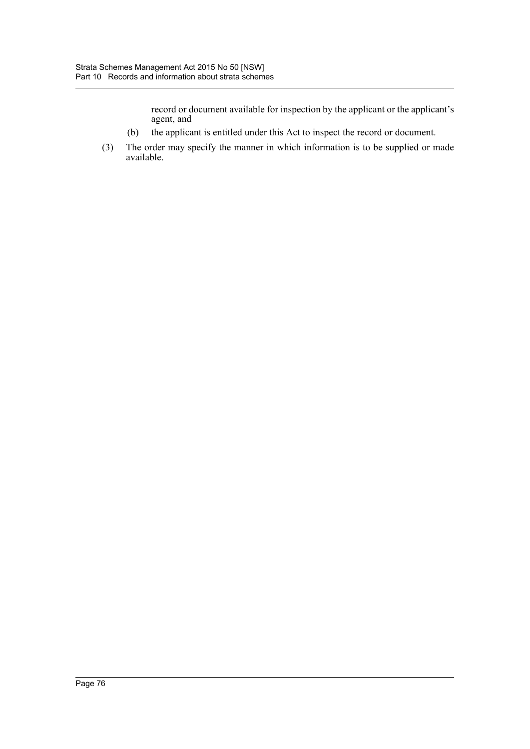record or document available for inspection by the applicant or the applicant's agent, and

(b) the applicant is entitled under this Act to inspect the record or document.

(3) The order may specify the manner in which information is to be supplied or made available.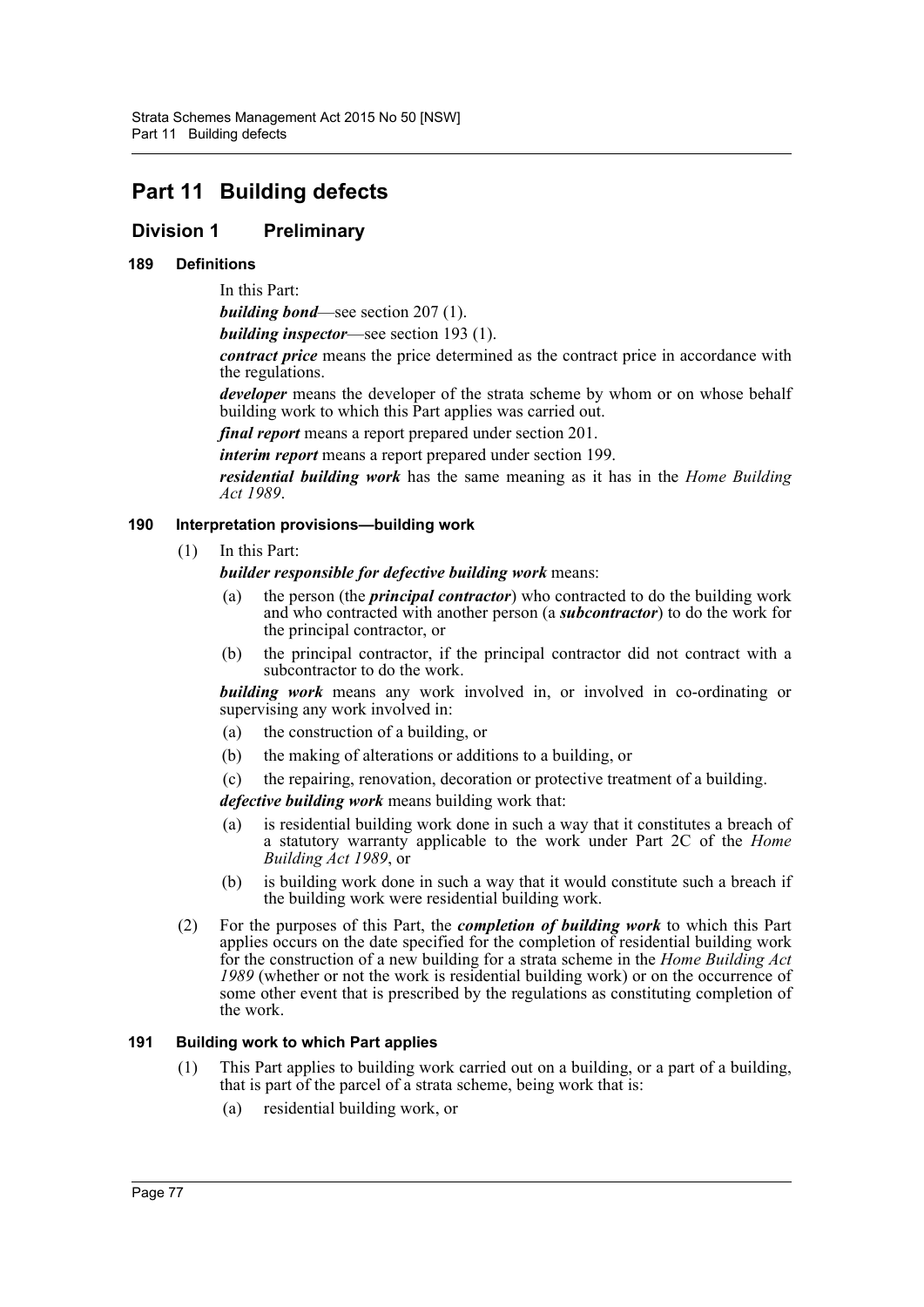# Part 11 Building defects

## Division 1 Preliminary

### 189 Definitions

In this Part:

***building bond***—see section 207 (1).

***building inspector***—see section 193 (1).

***contract price*** means the price determined as the contract price in accordance with the regulations.

***developer*** means the developer of the strata scheme by whom or on whose behalf building work to which this Part applies was carried out.

***final report*** means a report prepared under section 201.

***interim report*** means a report prepared under section 199.

***residential building work*** has the same meaning as it has in the *Home Building Act 1989*.

### 190 Interpretation provisions—building work

(1) In this Part:

***builder responsible for defective building work*** means:

(a) the person (the ***principal contractor***) who contracted to do the building work and who contracted with another person (a ***subcontractor***) to do the work for the principal contractor, or

(b) the principal contractor, if the principal contractor did not contract with a subcontractor to do the work.

***building work*** means any work involved in, or involved in co-ordinating or supervising any work involved in:

(a) the construction of a building, or

(b) the making of alterations or additions to a building, or

(c) the repairing, renovation, decoration or protective treatment of a building.

***defective building work*** means building work that:

(a) is residential building work done in such a way that it constitutes a breach of a statutory warranty applicable to the work under Part 2C of the *Home Building Act 1989*, or

(b) is building work done in such a way that it would constitute such a breach if the building work were residential building work.

(2) For the purposes of this Part, the ***completion of building work*** to which this Part applies occurs on the date specified for the completion of residential building work for the construction of a new building for a strata scheme in the *Home Building Act 1989* (whether or not the work is residential building work) or on the occurrence of some other event that is prescribed by the regulations as constituting completion of the work.

### 191 Building work to which Part applies

(1) This Part applies to building work carried out on a building, or a part of a building, that is part of the parcel of a strata scheme, being work that is:

(a) residential building work, or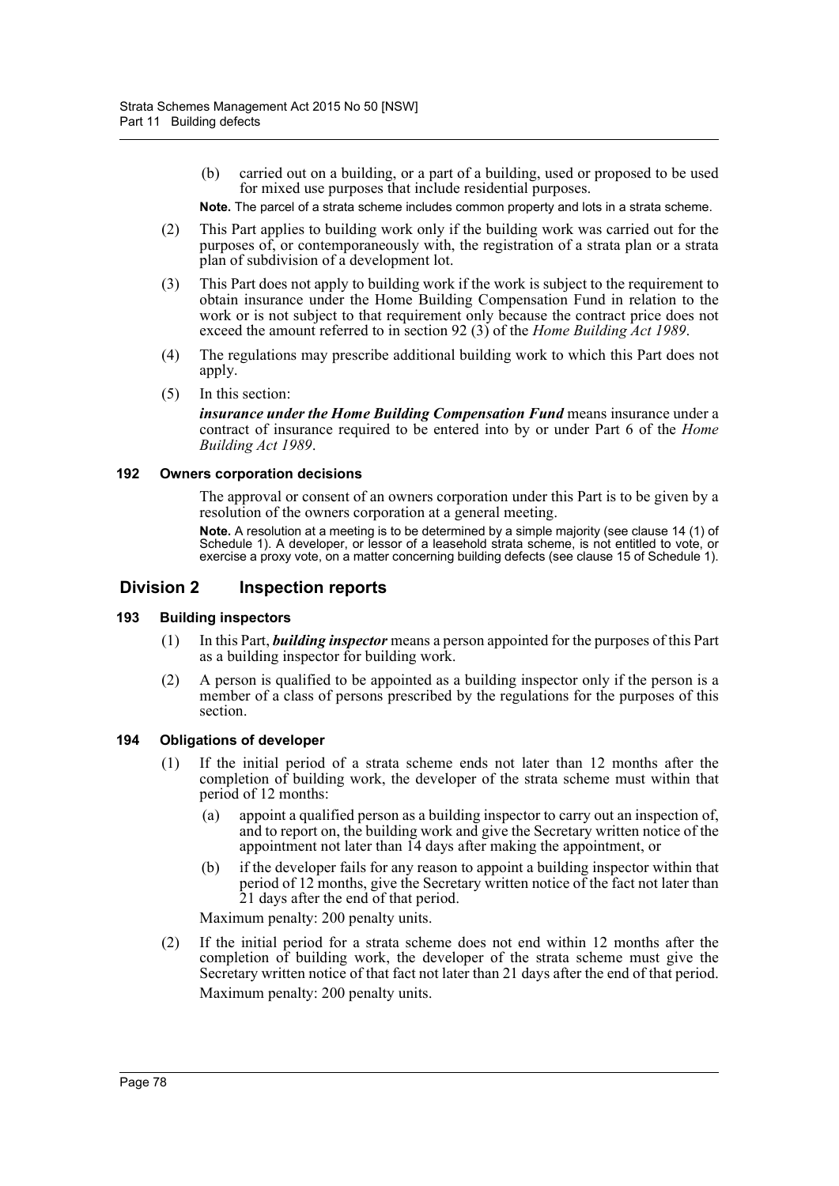(b) carried out on a building, or a part of a building, used or proposed to be used for mixed use purposes that include residential purposes.

**Note.** The parcel of a strata scheme includes common property and lots in a strata scheme.

(2) This Part applies to building work only if the building work was carried out for the purposes of, or contemporaneously with, the registration of a strata plan or a strata plan of subdivision of a development lot.

(3) This Part does not apply to building work if the work is subject to the requirement to obtain insurance under the Home Building Compensation Fund in relation to the work or is not subject to that requirement only because the contract price does not exceed the amount referred to in section 92 (3) of the *Home Building Act 1989*.

(4) The regulations may prescribe additional building work to which this Part does not apply.

(5) In this section:

***insurance under the Home Building Compensation Fund*** means insurance under a contract of insurance required to be entered into by or under Part 6 of the *Home Building Act 1989*.

#### 192 Owners corporation decisions

The approval or consent of an owners corporation under this Part is to be given by a resolution of the owners corporation at a general meeting.

**Note.** A resolution at a meeting is to be determined by a simple majority (see clause 14 (1) of Schedule 1). A developer, or lessor of a leasehold strata scheme, is not entitled to vote, or exercise a proxy vote, on a matter concerning building defects (see clause 15 of Schedule 1).

### Division 2 Inspection reports

#### 193 Building inspectors

(1) In this Part, ***building inspector*** means a person appointed for the purposes of this Part as a building inspector for building work.

(2) A person is qualified to be appointed as a building inspector only if the person is a member of a class of persons prescribed by the regulations for the purposes of this section.

#### 194 Obligations of developer

(1) If the initial period of a strata scheme ends not later than 12 months after the completion of building work, the developer of the strata scheme must within that period of 12 months:

(a) appoint a qualified person as a building inspector to carry out an inspection of, and to report on, the building work and give the Secretary written notice of the appointment not later than 14 days after making the appointment, or

(b) if the developer fails for any reason to appoint a building inspector within that period of 12 months, give the Secretary written notice of the fact not later than 21 days after the end of that period.

Maximum penalty: 200 penalty units.

(2) If the initial period for a strata scheme does not end within 12 months after the completion of building work, the developer of the strata scheme must give the Secretary written notice of that fact not later than 21 days after the end of that period.

Maximum penalty: 200 penalty units.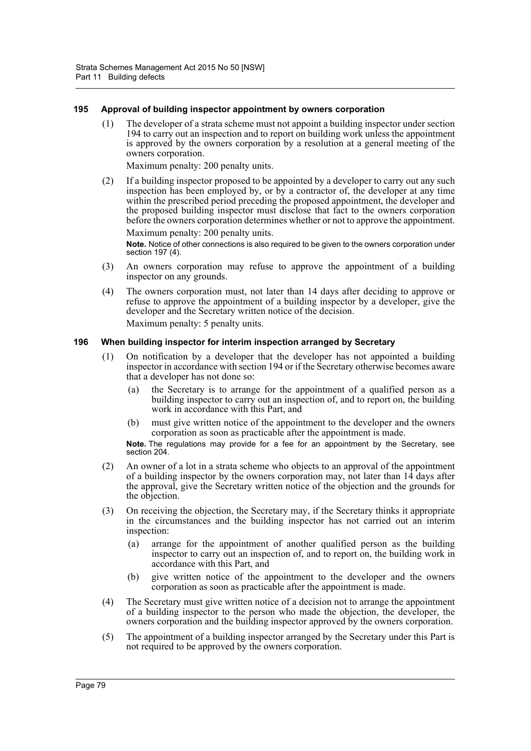### 195 Approval of building inspector appointment by owners corporation

(1) The developer of a strata scheme must not appoint a building inspector under section 194 to carry out an inspection and to report on building work unless the appointment is approved by the owners corporation by a resolution at a general meeting of the owners corporation.

Maximum penalty: 200 penalty units.

(2) If a building inspector proposed to be appointed by a developer to carry out any such inspection has been employed by, or by a contractor of, the developer at any time within the prescribed period preceding the proposed appointment, the developer and the proposed building inspector must disclose that fact to the owners corporation before the owners corporation determines whether or not to approve the appointment.

Maximum penalty: 200 penalty units.

**Note.** Notice of other connections is also required to be given to the owners corporation under section 197 (4).

(3) An owners corporation may refuse to approve the appointment of a building inspector on any grounds.

(4) The owners corporation must, not later than 14 days after deciding to approve or refuse to approve the appointment of a building inspector by a developer, give the developer and the Secretary written notice of the decision.

Maximum penalty: 5 penalty units.

### 196 When building inspector for interim inspection arranged by Secretary

(1) On notification by a developer that the developer has not appointed a building inspector in accordance with section 194 or if the Secretary otherwise becomes aware that a developer has not done so:

- (a) the Secretary is to arrange for the appointment of a qualified person as a building inspector to carry out an inspection of, and to report on, the building work in accordance with this Part, and
- (b) must give written notice of the appointment to the developer and the owners corporation as soon as practicable after the appointment is made.

**Note.** The regulations may provide for a fee for an appointment by the Secretary, see section 204.

(2) An owner of a lot in a strata scheme who objects to an approval of the appointment of a building inspector by the owners corporation may, not later than 14 days after the approval, give the Secretary written notice of the objection and the grounds for the objection.

(3) On receiving the objection, the Secretary may, if the Secretary thinks it appropriate in the circumstances and the building inspector has not carried out an interim inspection:

- (a) arrange for the appointment of another qualified person as the building inspector to carry out an inspection of, and to report on, the building work in accordance with this Part, and
- (b) give written notice of the appointment to the developer and the owners corporation as soon as practicable after the appointment is made.

(4) The Secretary must give written notice of a decision not to arrange the appointment of a building inspector to the person who made the objection, the developer, the owners corporation and the building inspector approved by the owners corporation.

(5) The appointment of a building inspector arranged by the Secretary under this Part is not required to be approved by the owners corporation.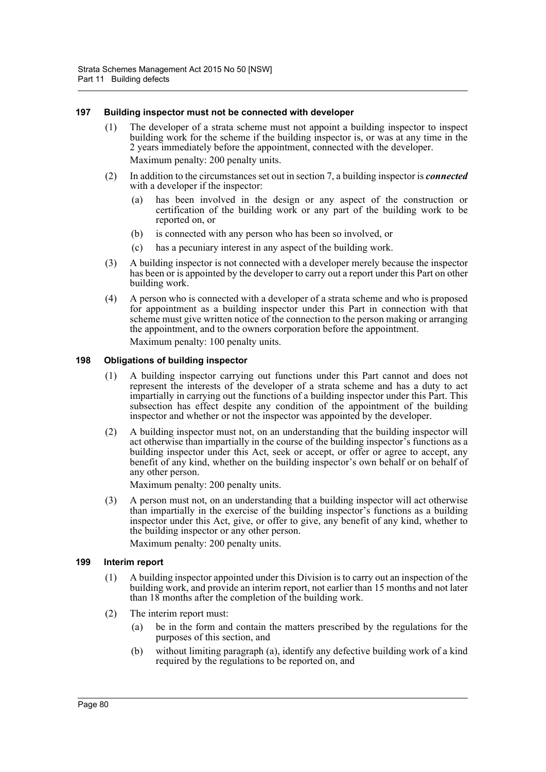### 197 Building inspector must not be connected with developer

(1) The developer of a strata scheme must not appoint a building inspector to inspect building work for the scheme if the building inspector is, or was at any time in the 2 years immediately before the appointment, connected with the developer.

Maximum penalty: 200 penalty units.

(2) In addition to the circumstances set out in section 7, a building inspector is ***connected*** with a developer if the inspector:

(a) has been involved in the design or any aspect of the construction or certification of the building work or any part of the building work to be reported on, or

(b) is connected with any person who has been so involved, or

(c) has a pecuniary interest in any aspect of the building work.

(3) A building inspector is not connected with a developer merely because the inspector has been or is appointed by the developer to carry out a report under this Part on other building work.

(4) A person who is connected with a developer of a strata scheme and who is proposed for appointment as a building inspector under this Part in connection with that scheme must give written notice of the connection to the person making or arranging the appointment, and to the owners corporation before the appointment.

Maximum penalty: 100 penalty units.

### 198 Obligations of building inspector

(1) A building inspector carrying out functions under this Part cannot and does not represent the interests of the developer of a strata scheme and has a duty to act impartially in carrying out the functions of a building inspector under this Part. This subsection has effect despite any condition of the appointment of the building inspector and whether or not the inspector was appointed by the developer.

(2) A building inspector must not, on an understanding that the building inspector will act otherwise than impartially in the course of the building inspector's functions as a building inspector under this Act, seek or accept, or offer or agree to accept, any benefit of any kind, whether on the building inspector's own behalf or on behalf of any other person.

Maximum penalty: 200 penalty units.

(3) A person must not, on an understanding that a building inspector will act otherwise than impartially in the exercise of the building inspector's functions as a building inspector under this Act, give, or offer to give, any benefit of any kind, whether to the building inspector or any other person.

Maximum penalty: 200 penalty units.

### 199 Interim report

(1) A building inspector appointed under this Division is to carry out an inspection of the building work, and provide an interim report, not earlier than 15 months and not later than 18 months after the completion of the building work.

(2) The interim report must:

(a) be in the form and contain the matters prescribed by the regulations for the purposes of this section, and

(b) without limiting paragraph (a), identify any defective building work of a kind required by the regulations to be reported on, and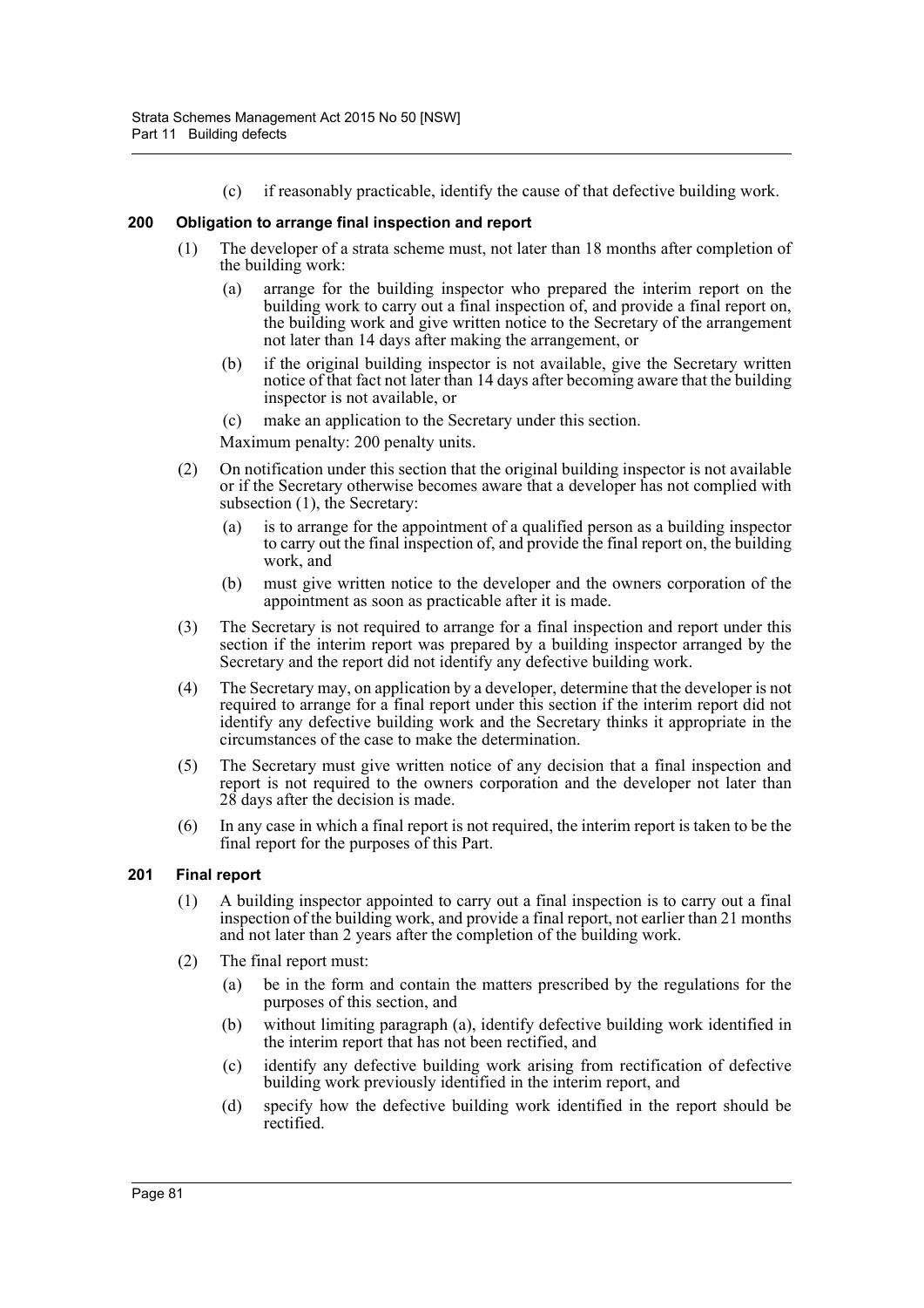(c) if reasonably practicable, identify the cause of that defective building work.

### 200 Obligation to arrange final inspection and report

(1) The developer of a strata scheme must, not later than 18 months after completion of the building work:

(a) arrange for the building inspector who prepared the interim report on the building work to carry out a final inspection of, and provide a final report on, the building work and give written notice to the Secretary of the arrangement not later than 14 days after making the arrangement, or

(b) if the original building inspector is not available, give the Secretary written notice of that fact not later than 14 days after becoming aware that the building inspector is not available, or

(c) make an application to the Secretary under this section.

Maximum penalty: 200 penalty units.

(2) On notification under this section that the original building inspector is not available or if the Secretary otherwise becomes aware that a developer has not complied with subsection (1), the Secretary:

(a) is to arrange for the appointment of a qualified person as a building inspector to carry out the final inspection of, and provide the final report on, the building work, and

(b) must give written notice to the developer and the owners corporation of the appointment as soon as practicable after it is made.

(3) The Secretary is not required to arrange for a final inspection and report under this section if the interim report was prepared by a building inspector arranged by the Secretary and the report did not identify any defective building work.

(4) The Secretary may, on application by a developer, determine that the developer is not required to arrange for a final report under this section if the interim report did not identify any defective building work and the Secretary thinks it appropriate in the circumstances of the case to make the determination.

(5) The Secretary must give written notice of any decision that a final inspection and report is not required to the owners corporation and the developer not later than 28 days after the decision is made.

(6) In any case in which a final report is not required, the interim report is taken to be the final report for the purposes of this Part.

### 201 Final report

(1) A building inspector appointed to carry out a final inspection is to carry out a final inspection of the building work, and provide a final report, not earlier than 21 months and not later than 2 years after the completion of the building work.

(2) The final report must:

(a) be in the form and contain the matters prescribed by the regulations for the purposes of this section, and

(b) without limiting paragraph (a), identify defective building work identified in the interim report that has not been rectified, and

(c) identify any defective building work arising from rectification of defective building work previously identified in the interim report, and

(d) specify how the defective building work identified in the report should be rectified.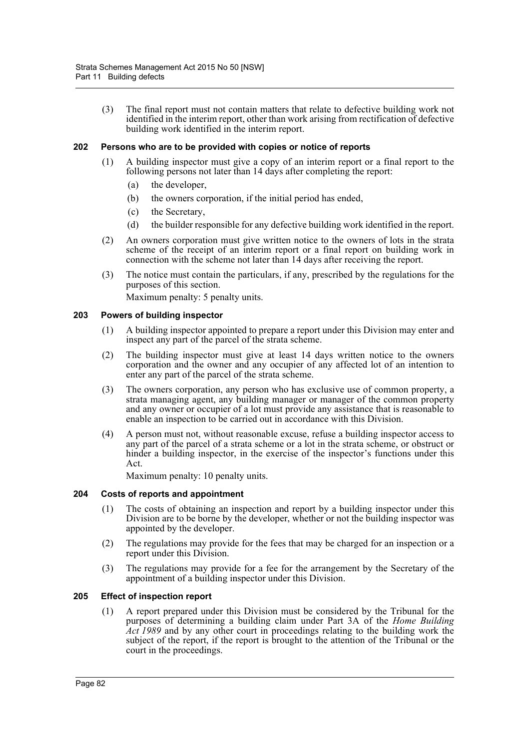(3) The final report must not contain matters that relate to defective building work not identified in the interim report, other than work arising from rectification of defective building work identified in the interim report.

### 202 Persons who are to be provided with copies or notice of reports

(1) A building inspector must give a copy of an interim report or a final report to the following persons not later than 14 days after completing the report:

- (a) the developer,
- (b) the owners corporation, if the initial period has ended,
- (c) the Secretary,
- (d) the builder responsible for any defective building work identified in the report.

(2) An owners corporation must give written notice to the owners of lots in the strata scheme of the receipt of an interim report or a final report on building work in connection with the scheme not later than 14 days after receiving the report.

(3) The notice must contain the particulars, if any, prescribed by the regulations for the purposes of this section.

Maximum penalty: 5 penalty units.

### 203 Powers of building inspector

(1) A building inspector appointed to prepare a report under this Division may enter and inspect any part of the parcel of the strata scheme.

(2) The building inspector must give at least 14 days written notice to the owners corporation and the owner and any occupier of any affected lot of an intention to enter any part of the parcel of the strata scheme.

(3) The owners corporation, any person who has exclusive use of common property, a strata managing agent, any building manager or manager of the common property and any owner or occupier of a lot must provide any assistance that is reasonable to enable an inspection to be carried out in accordance with this Division.

(4) A person must not, without reasonable excuse, refuse a building inspector access to any part of the parcel of a strata scheme or a lot in the strata scheme, or obstruct or hinder a building inspector, in the exercise of the inspector's functions under this Act.

Maximum penalty: 10 penalty units.

### 204 Costs of reports and appointment

(1) The costs of obtaining an inspection and report by a building inspector under this Division are to be borne by the developer, whether or not the building inspector was appointed by the developer.

(2) The regulations may provide for the fees that may be charged for an inspection or a report under this Division.

(3) The regulations may provide for a fee for the arrangement by the Secretary of the appointment of a building inspector under this Division.

### 205 Effect of inspection report

(1) A report prepared under this Division must be considered by the Tribunal for the purposes of determining a building claim under Part 3A of the *Home Building Act 1989* and by any other court in proceedings relating to the building work the subject of the report, if the report is brought to the attention of the Tribunal or the court in the proceedings.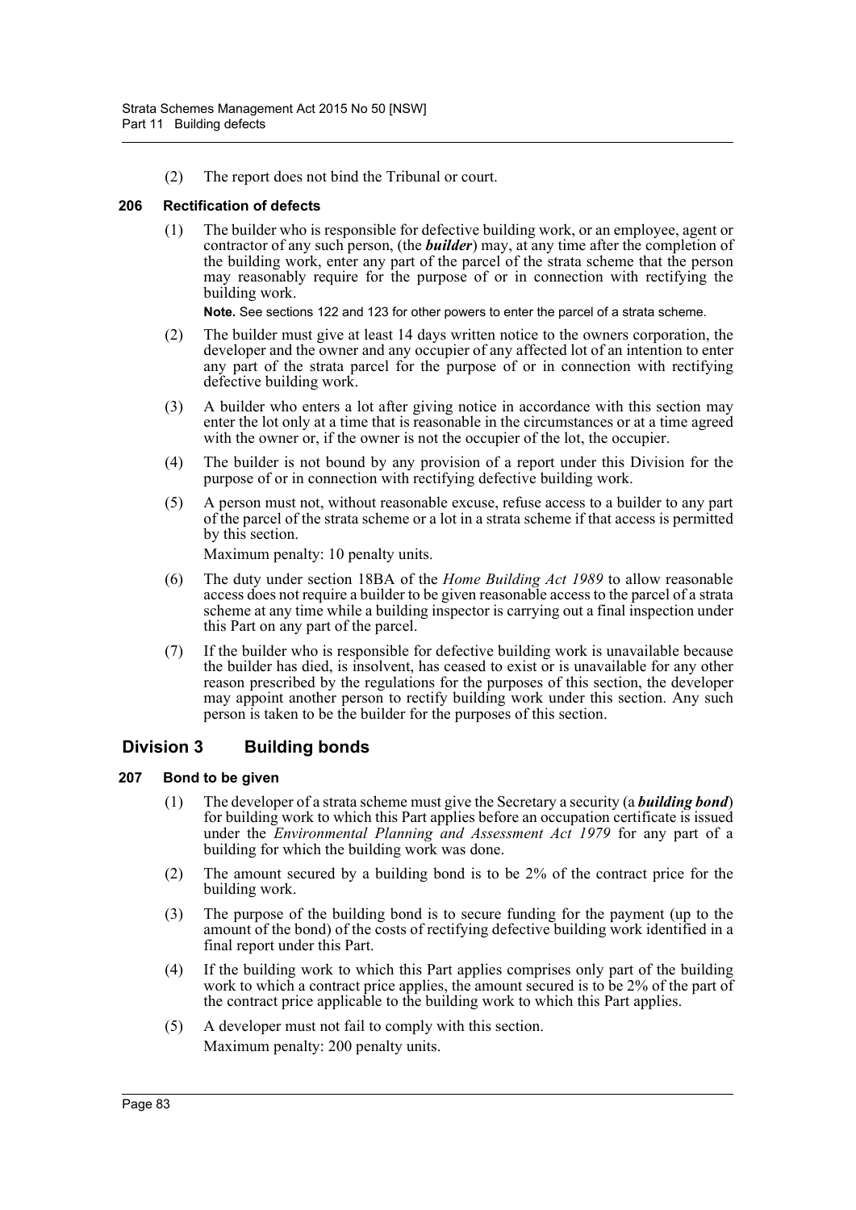(2) The report does not bind the Tribunal or court.

### 206 Rectification of defects

(1) The builder who is responsible for defective building work, or an employee, agent or contractor of any such person, (the ***builder***) may, at any time after the completion of the building work, enter any part of the parcel of the strata scheme that the person may reasonably require for the purpose of or in connection with rectifying the building work.

**Note.** See sections 122 and 123 for other powers to enter the parcel of a strata scheme.

(2) The builder must give at least 14 days written notice to the owners corporation, the developer and the owner and any occupier of any affected lot of an intention to enter any part of the strata parcel for the purpose of or in connection with rectifying defective building work.

(3) A builder who enters a lot after giving notice in accordance with this section may enter the lot only at a time that is reasonable in the circumstances or at a time agreed with the owner or, if the owner is not the occupier of the lot, the occupier.

(4) The builder is not bound by any provision of a report under this Division for the purpose of or in connection with rectifying defective building work.

(5) A person must not, without reasonable excuse, refuse access to a builder to any part of the parcel of the strata scheme or a lot in a strata scheme if that access is permitted by this section.

Maximum penalty: 10 penalty units.

(6) The duty under section 18BA of the *Home Building Act 1989* to allow reasonable access does not require a builder to be given reasonable access to the parcel of a strata scheme at any time while a building inspector is carrying out a final inspection under this Part on any part of the parcel.

(7) If the builder who is responsible for defective building work is unavailable because the builder has died, is insolvent, has ceased to exist or is unavailable for any other reason prescribed by the regulations for the purposes of this section, the developer may appoint another person to rectify building work under this section. Any such person is taken to be the builder for the purposes of this section.

## Division 3 Building bonds

### 207 Bond to be given

(1) The developer of a strata scheme must give the Secretary a security (a ***building bond***) for building work to which this Part applies before an occupation certificate is issued under the *Environmental Planning and Assessment Act 1979* for any part of a building for which the building work was done.

(2) The amount secured by a building bond is to be 2% of the contract price for the building work.

(3) The purpose of the building bond is to secure funding for the payment (up to the amount of the bond) of the costs of rectifying defective building work identified in a final report under this Part.

(4) If the building work to which this Part applies comprises only part of the building work to which a contract price applies, the amount secured is to be 2% of the part of the contract price applicable to the building work to which this Part applies.

(5) A developer must not fail to comply with this section.

Maximum penalty: 200 penalty units.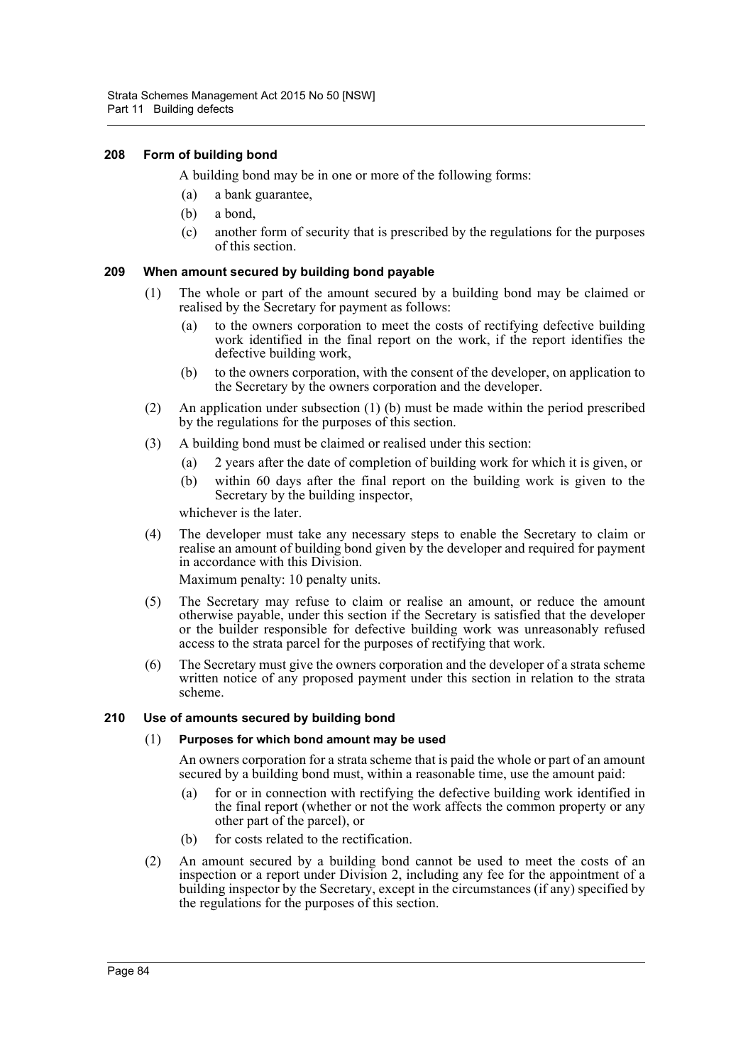### 208 Form of building bond

A building bond may be in one or more of the following forms:

(a) a bank guarantee,

(b) a bond,

(c) another form of security that is prescribed by the regulations for the purposes of this section.

### 209 When amount secured by building bond payable

(1) The whole or part of the amount secured by a building bond may be claimed or realised by the Secretary for payment as follows:

(a) to the owners corporation to meet the costs of rectifying defective building work identified in the final report on the work, if the report identifies the defective building work,

(b) to the owners corporation, with the consent of the developer, on application to the Secretary by the owners corporation and the developer.

(2) An application under subsection (1) (b) must be made within the period prescribed by the regulations for the purposes of this section.

(3) A building bond must be claimed or realised under this section:

(a) 2 years after the date of completion of building work for which it is given, or

(b) within 60 days after the final report on the building work is given to the Secretary by the building inspector,

whichever is the later.

(4) The developer must take any necessary steps to enable the Secretary to claim or realise an amount of building bond given by the developer and required for payment in accordance with this Division.

Maximum penalty: 10 penalty units.

(5) The Secretary may refuse to claim or realise an amount, or reduce the amount otherwise payable, under this section if the Secretary is satisfied that the developer or the builder responsible for defective building work was unreasonably refused access to the strata parcel for the purposes of rectifying that work.

(6) The Secretary must give the owners corporation and the developer of a strata scheme written notice of any proposed payment under this section in relation to the strata scheme.

### 210 Use of amounts secured by building bond

(1) **Purposes for which bond amount may be used**

An owners corporation for a strata scheme that is paid the whole or part of an amount secured by a building bond must, within a reasonable time, use the amount paid:

(a) for or in connection with rectifying the defective building work identified in the final report (whether or not the work affects the common property or any other part of the parcel), or

(b) for costs related to the rectification.

(2) An amount secured by a building bond cannot be used to meet the costs of an inspection or a report under Division 2, including any fee for the appointment of a building inspector by the Secretary, except in the circumstances (if any) specified by the regulations for the purposes of this section.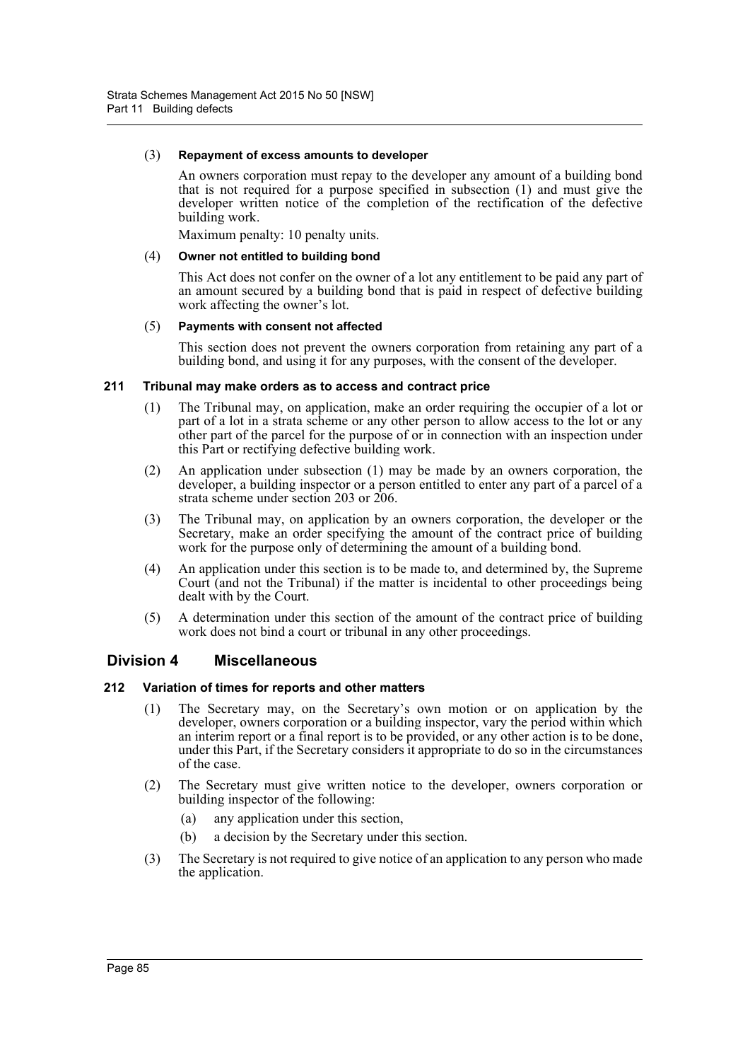(3) **Repayment of excess amounts to developer**

An owners corporation must repay to the developer any amount of a building bond that is not required for a purpose specified in subsection (1) and must give the developer written notice of the completion of the rectification of the defective building work.

Maximum penalty: 10 penalty units.

(4) **Owner not entitled to building bond**

This Act does not confer on the owner of a lot any entitlement to be paid any part of an amount secured by a building bond that is paid in respect of defective building work affecting the owner's lot.

(5) **Payments with consent not affected**

This section does not prevent the owners corporation from retaining any part of a building bond, and using it for any purposes, with the consent of the developer.

#### 211 Tribunal may make orders as to access and contract price

(1) The Tribunal may, on application, make an order requiring the occupier of a lot or part of a lot in a strata scheme or any other person to allow access to the lot or any other part of the parcel for the purpose of or in connection with an inspection under this Part or rectifying defective building work.

(2) An application under subsection (1) may be made by an owners corporation, the developer, a building inspector or a person entitled to enter any part of a parcel of a strata scheme under section 203 or 206.

(3) The Tribunal may, on application by an owners corporation, the developer or the Secretary, make an order specifying the amount of the contract price of building work for the purpose only of determining the amount of a building bond.

(4) An application under this section is to be made to, and determined by, the Supreme Court (and not the Tribunal) if the matter is incidental to other proceedings being dealt with by the Court.

(5) A determination under this section of the amount of the contract price of building work does not bind a court or tribunal in any other proceedings.

### Division 4 Miscellaneous

#### 212 Variation of times for reports and other matters

(1) The Secretary may, on the Secretary's own motion or on application by the developer, owners corporation or a building inspector, vary the period within which an interim report or a final report is to be provided, or any other action is to be done, under this Part, if the Secretary considers it appropriate to do so in the circumstances of the case.

(2) The Secretary must give written notice to the developer, owners corporation or building inspector of the following:

- (a) any application under this section,
- (b) a decision by the Secretary under this section.

(3) The Secretary is not required to give notice of an application to any person who made the application.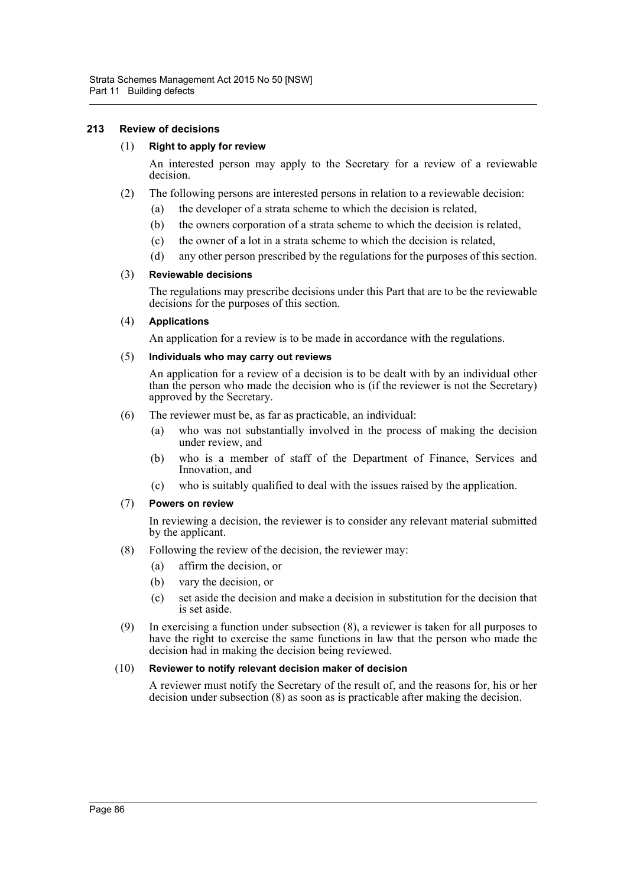### 213 Review of decisions

(1) **Right to apply for review**

An interested person may apply to the Secretary for a review of a reviewable decision.

(2) The following persons are interested persons in relation to a reviewable decision:

- (a) the developer of a strata scheme to which the decision is related,
- (b) the owners corporation of a strata scheme to which the decision is related,
- (c) the owner of a lot in a strata scheme to which the decision is related,
- (d) any other person prescribed by the regulations for the purposes of this section.

(3) **Reviewable decisions**

The regulations may prescribe decisions under this Part that are to be the reviewable decisions for the purposes of this section.

(4) **Applications**

An application for a review is to be made in accordance with the regulations.

(5) **Individuals who may carry out reviews**

An application for a review of a decision is to be dealt with by an individual other than the person who made the decision who is (if the reviewer is not the Secretary) approved by the Secretary.

(6) The reviewer must be, as far as practicable, an individual:

- (a) who was not substantially involved in the process of making the decision under review, and
- (b) who is a member of staff of the Department of Finance, Services and Innovation, and
- (c) who is suitably qualified to deal with the issues raised by the application.

(7) **Powers on review**

In reviewing a decision, the reviewer is to consider any relevant material submitted by the applicant.

(8) Following the review of the decision, the reviewer may:

- (a) affirm the decision, or
- (b) vary the decision, or
- (c) set aside the decision and make a decision in substitution for the decision that is set aside.

(9) In exercising a function under subsection (8), a reviewer is taken for all purposes to have the right to exercise the same functions in law that the person who made the decision had in making the decision being reviewed.

(10) **Reviewer to notify relevant decision maker of decision**

A reviewer must notify the Secretary of the result of, and the reasons for, his or her decision under subsection (8) as soon as is practicable after making the decision.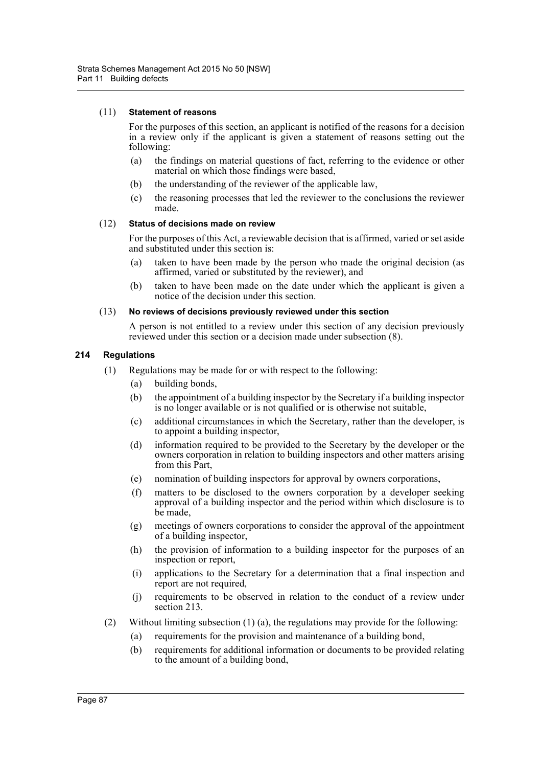(11) **Statement of reasons**

For the purposes of this section, an applicant is notified of the reasons for a decision in a review only if the applicant is given a statement of reasons setting out the following:

- (a) the findings on material questions of fact, referring to the evidence or other material on which those findings were based,
- (b) the understanding of the reviewer of the applicable law,
- (c) the reasoning processes that led the reviewer to the conclusions the reviewer made.

(12) **Status of decisions made on review**

For the purposes of this Act, a reviewable decision that is affirmed, varied or set aside and substituted under this section is:

- (a) taken to have been made by the person who made the original decision (as affirmed, varied or substituted by the reviewer), and
- (b) taken to have been made on the date under which the applicant is given a notice of the decision under this section.

(13) **No reviews of decisions previously reviewed under this section**

A person is not entitled to a review under this section of any decision previously reviewed under this section or a decision made under subsection (8).

### 214 Regulations

(1) Regulations may be made for or with respect to the following:

- (a) building bonds,
- (b) the appointment of a building inspector by the Secretary if a building inspector is no longer available or is not qualified or is otherwise not suitable,
- (c) additional circumstances in which the Secretary, rather than the developer, is to appoint a building inspector,
- (d) information required to be provided to the Secretary by the developer or the owners corporation in relation to building inspectors and other matters arising from this Part,
- (e) nomination of building inspectors for approval by owners corporations,
- (f) matters to be disclosed to the owners corporation by a developer seeking approval of a building inspector and the period within which disclosure is to be made,
- (g) meetings of owners corporations to consider the approval of the appointment of a building inspector,
- (h) the provision of information to a building inspector for the purposes of an inspection or report,
- (i) applications to the Secretary for a determination that a final inspection and report are not required,
- (j) requirements to be observed in relation to the conduct of a review under section 213.

(2) Without limiting subsection (1) (a), the regulations may provide for the following:

- (a) requirements for the provision and maintenance of a building bond,
- (b) requirements for additional information or documents to be provided relating to the amount of a building bond,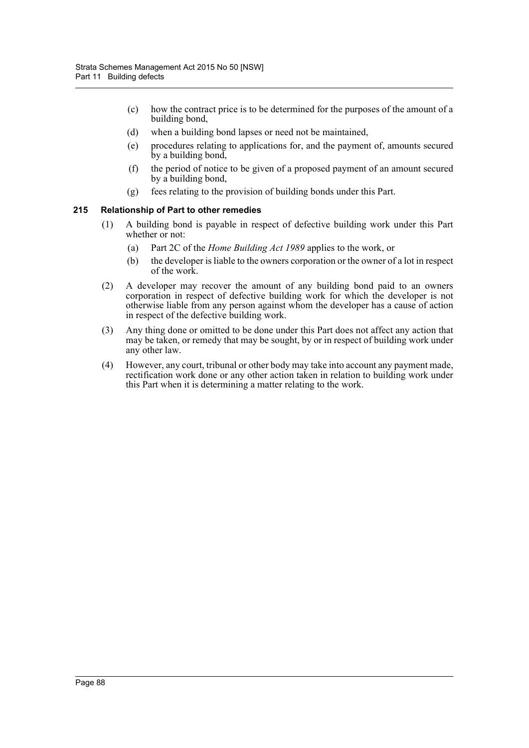(c) how the contract price is to be determined for the purposes of the amount of a building bond,

(d) when a building bond lapses or need not be maintained,

(e) procedures relating to applications for, and the payment of, amounts secured by a building bond,

(f) the period of notice to be given of a proposed payment of an amount secured by a building bond,

(g) fees relating to the provision of building bonds under this Part.

### 215 Relationship of Part to other remedies

(1) A building bond is payable in respect of defective building work under this Part whether or not:

(a) Part 2C of the *Home Building Act 1989* applies to the work, or

(b) the developer is liable to the owners corporation or the owner of a lot in respect of the work.

(2) A developer may recover the amount of any building bond paid to an owners corporation in respect of defective building work for which the developer is not otherwise liable from any person against whom the developer has a cause of action in respect of the defective building work.

(3) Any thing done or omitted to be done under this Part does not affect any action that may be taken, or remedy that may be sought, by or in respect of building work under any other law.

(4) However, any court, tribunal or other body may take into account any payment made, rectification work done or any other action taken in relation to building work under this Part when it is determining a matter relating to the work.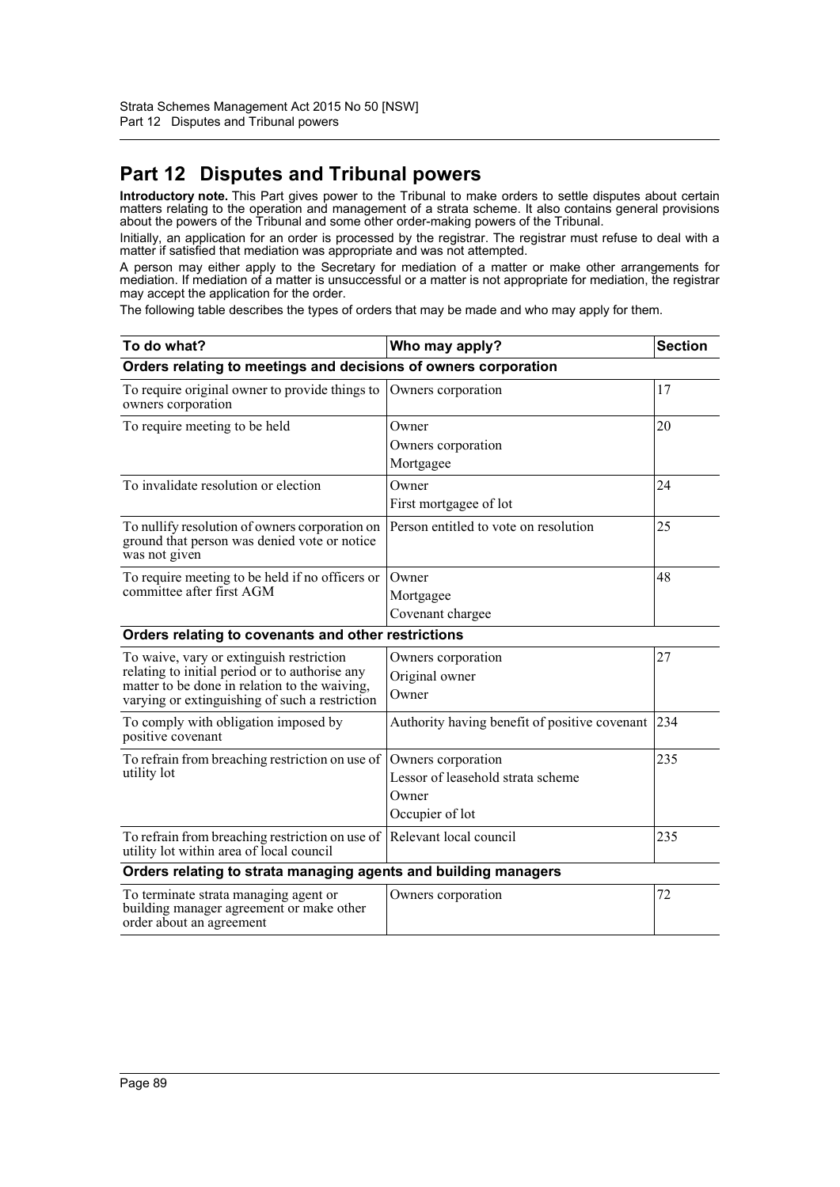# Part 12 Disputes and Tribunal powers

**Introductory note.** This Part gives power to the Tribunal to make orders to settle disputes about certain matters relating to the operation and management of a strata scheme. It also contains general provisions about the powers of the Tribunal and some other order-making powers of the Tribunal.

Initially, an application for an order is processed by the registrar. The registrar must refuse to deal with a matter if satisfied that mediation was appropriate and was not attempted.

A person may either apply to the Secretary for mediation of a matter or make other arrangements for mediation. If mediation of a matter is unsuccessful or a matter is not appropriate for mediation, the registrar may accept the application for the order.

The following table describes the types of orders that may be made and who may apply for them.

| To do what? | Who may apply? | Section |
|---|---|---|
| **Orders relating to meetings and decisions of owners corporation** | | |
| To require original owner to provide things to owners corporation | Owners corporation | 17 |
| To require meeting to be held | Owner<br>Owners corporation<br>Mortgagee | 20 |
| To invalidate resolution or election | Owner<br>First mortgagee of lot | 24 |
| To nullify resolution of owners corporation on ground that person was denied vote or notice was not given | Person entitled to vote on resolution | 25 |
| To require meeting to be held if no officers or committee after first AGM | Owner<br>Mortgagee<br>Covenant chargee | 48 |
| **Orders relating to covenants and other restrictions** | | |
| To waive, vary or extinguish restriction relating to initial period or to authorise any matter to be done in relation to the waiving, varying or extinguishing of such a restriction | Owners corporation<br>Original owner<br>Owner | 27 |
| To comply with obligation imposed by positive covenant | Authority having benefit of positive covenant | 234 |
| To refrain from breaching restriction on use of utility lot | Owners corporation<br>Lessor of leasehold strata scheme<br>Owner<br>Occupier of lot | 235 |
| To refrain from breaching restriction on use of utility lot within area of local council | Relevant local council | 235 |
| **Orders relating to strata managing agents and building managers** | | |
| To terminate strata managing agent or building manager agreement or make other order about an agreement | Owners corporation | 72 |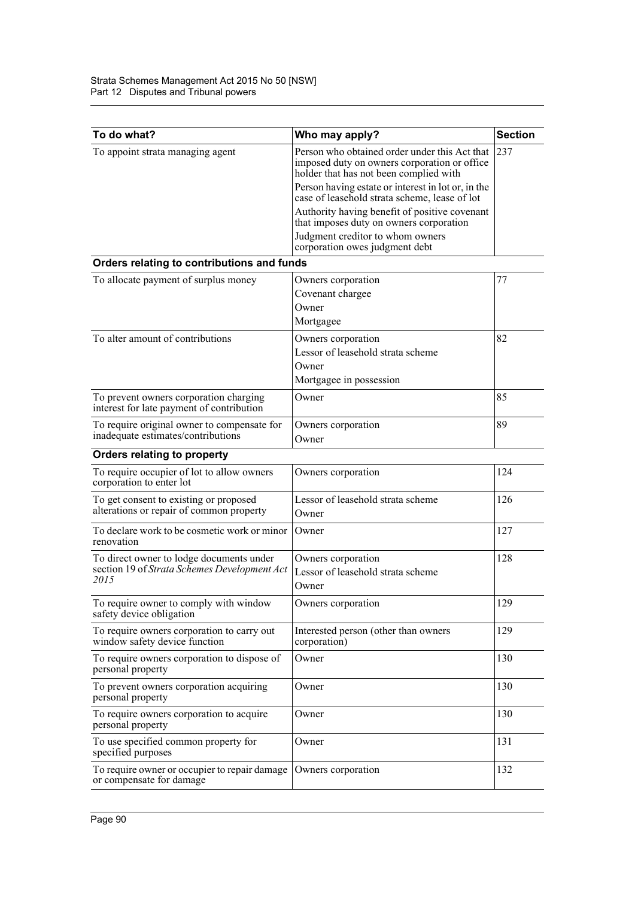| To do what? | Who may apply? | Section |
|---|---|---|
| To appoint strata managing agent | Person who obtained order under this Act that imposed duty on owners corporation or office holder that has not been complied with<br>Person having estate or interest in lot or, in the case of leasehold strata scheme, lease of lot<br>Authority having benefit of positive covenant that imposes duty on owners corporation<br>Judgment creditor to whom owners corporation owes judgment debt | 237 |
| **Orders relating to contributions and funds** | | |
| To allocate payment of surplus money | Owners corporation<br>Covenant chargee<br>Owner<br>Mortgagee | 77 |
| To alter amount of contributions | Owners corporation<br>Lessor of leasehold strata scheme<br>Owner<br>Mortgagee in possession | 82 |
| To prevent owners corporation charging interest for late payment of contribution | Owner | 85 |
| To require original owner to compensate for inadequate estimates/contributions | Owners corporation<br>Owner | 89 |
| **Orders relating to property** | | |
| To require occupier of lot to allow owners corporation to enter lot | Owners corporation | 124 |
| To get consent to existing or proposed alterations or repair of common property | Lessor of leasehold strata scheme<br>Owner | 126 |
| To declare work to be cosmetic work or minor renovation | Owner | 127 |
| To direct owner to lodge documents under section 19 of *Strata Schemes Development Act 2015* | Owners corporation<br>Lessor of leasehold strata scheme<br>Owner | 128 |
| To require owner to comply with window safety device obligation | Owners corporation | 129 |
| To require owners corporation to carry out window safety device function | Interested person (other than owners corporation) | 129 |
| To require owners corporation to dispose of personal property | Owner | 130 |
| To prevent owners corporation acquiring personal property | Owner | 130 |
| To require owners corporation to acquire personal property | Owner | 130 |
| To use specified common property for specified purposes | Owner | 131 |
| To require owner or occupier to repair damage or compensate for damage | Owners corporation | 132 |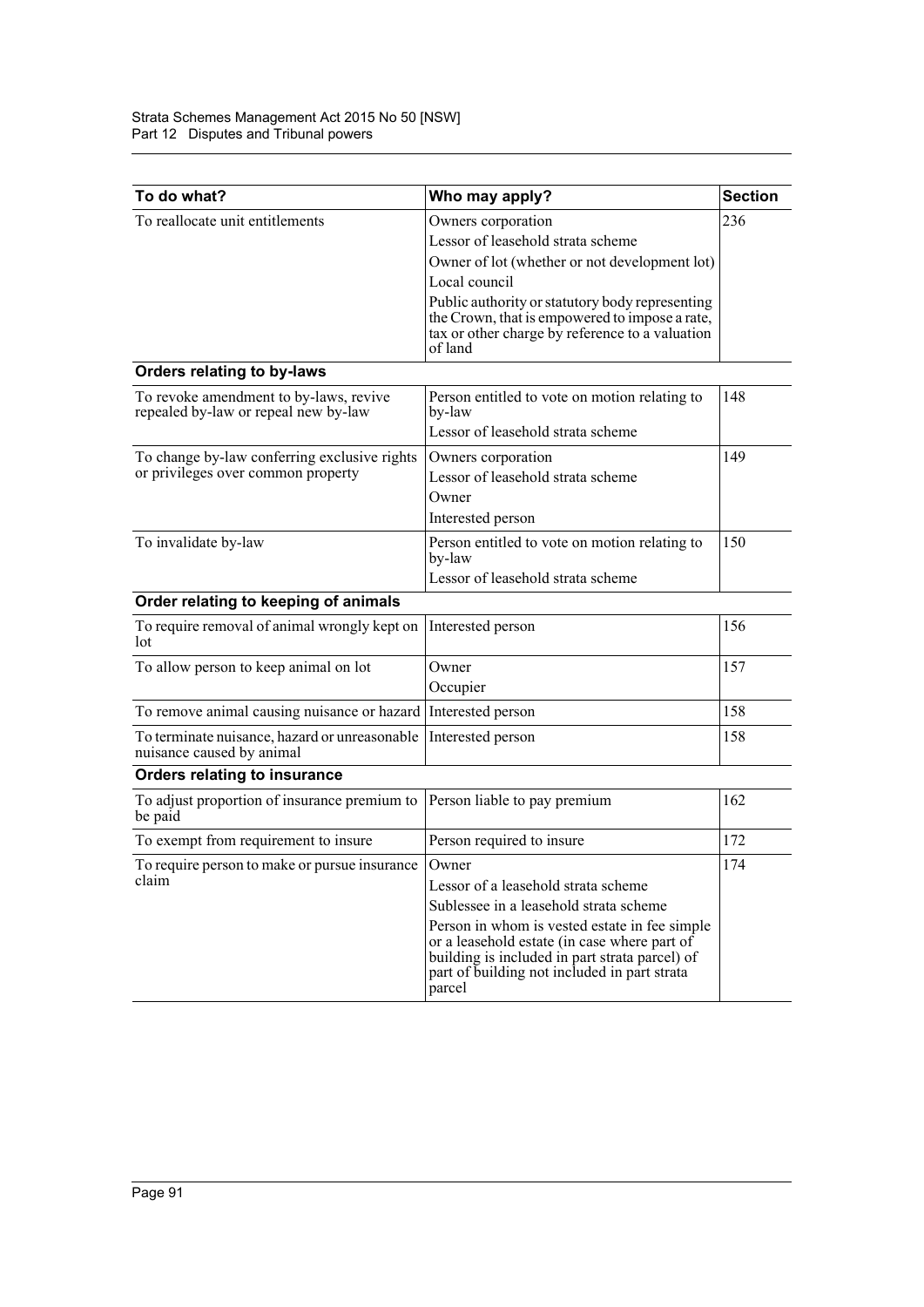| To do what? | Who may apply? | Section |
|---|---|---|
| To reallocate unit entitlements | Owners corporation<br>Lessor of leasehold strata scheme<br>Owner of lot (whether or not development lot)<br>Local council<br>Public authority or statutory body representing the Crown, that is empowered to impose a rate, tax or other charge by reference to a valuation of land | 236 |
| **Orders relating to by-laws** | | |
| To revoke amendment to by-laws, revive repealed by-law or repeal new by-law | Person entitled to vote on motion relating to by-law<br>Lessor of leasehold strata scheme | 148 |
| To change by-law conferring exclusive rights or privileges over common property | Owners corporation<br>Lessor of leasehold strata scheme<br>Owner<br>Interested person | 149 |
| To invalidate by-law | Person entitled to vote on motion relating to by-law<br>Lessor of leasehold strata scheme | 150 |
| **Order relating to keeping of animals** | | |
| To require removal of animal wrongly kept on lot | Interested person | 156 |
| To allow person to keep animal on lot | Owner<br>Occupier | 157 |
| To remove animal causing nuisance or hazard | Interested person | 158 |
| To terminate nuisance, hazard or unreasonable nuisance caused by animal | Interested person | 158 |
| **Orders relating to insurance** | | |
| To adjust proportion of insurance premium to be paid | Person liable to pay premium | 162 |
| To exempt from requirement to insure | Person required to insure | 172 |
| To require person to make or pursue insurance claim | Owner<br>Lessor of a leasehold strata scheme<br>Sublessee in a leasehold strata scheme<br>Person in whom is vested estate in fee simple or a leasehold estate (in case where part of building is included in part strata parcel) of part of building not included in part strata parcel | 174 |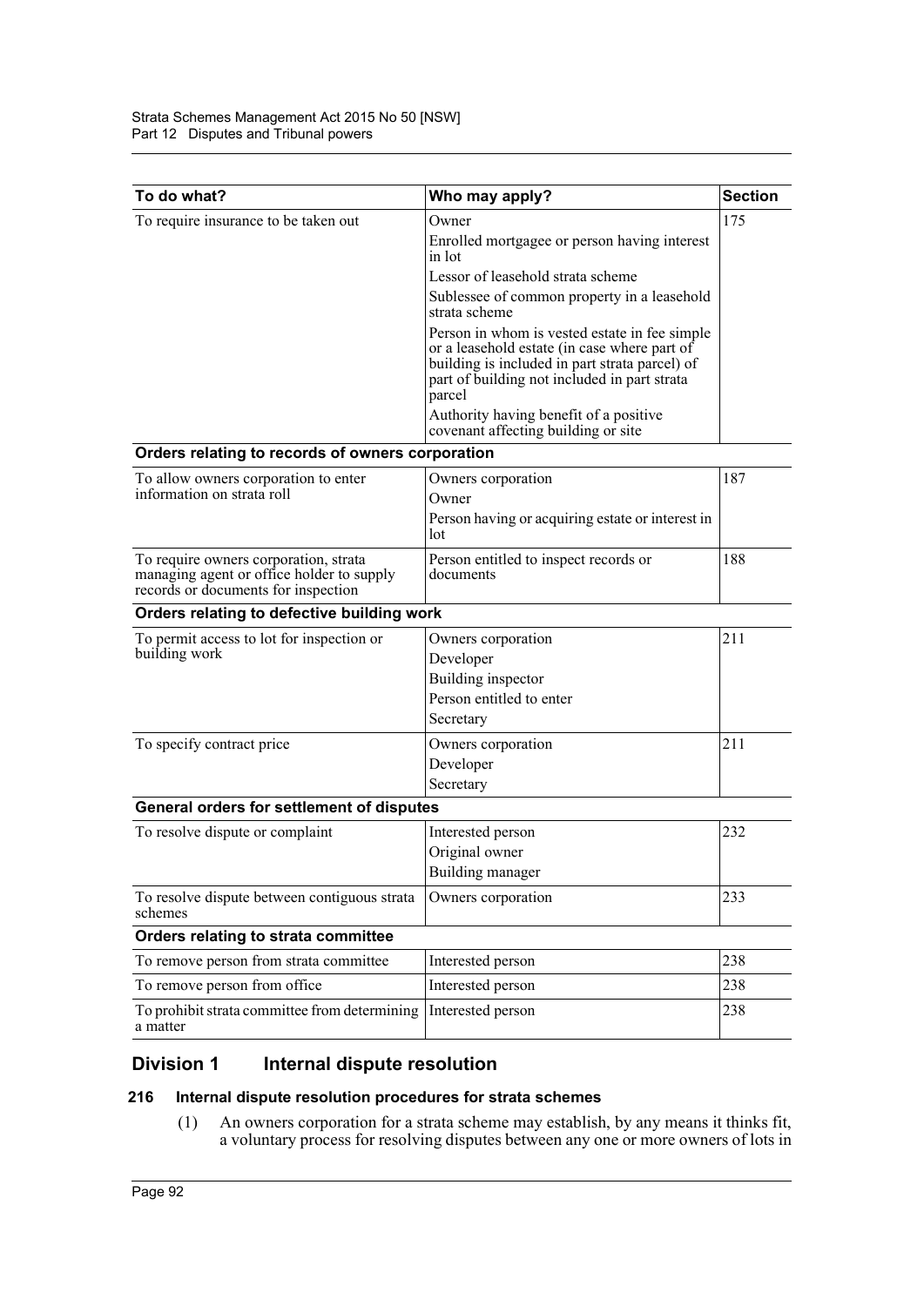| To do what? | Who may apply? | Section |
| --- | --- | --- |
| To require insurance to be taken out | Owner<br>Enrolled mortgagee or person having interest in lot<br>Lessor of leasehold strata scheme<br>Sublessee of common property in a leasehold strata scheme<br>Person in whom is vested estate in fee simple or a leasehold estate (in case where part of building is included in part strata parcel) of part of building not included in part strata parcel<br>Authority having benefit of a positive covenant affecting building or site | 175 |
| **Orders relating to records of owners corporation** | | |
| To allow owners corporation to enter information on strata roll | Owners corporation<br>Owner<br>Person having or acquiring estate or interest in lot | 187 |
| To require owners corporation, strata managing agent or office holder to supply records or documents for inspection | Person entitled to inspect records or documents | 188 |
| **Orders relating to defective building work** | | |
| To permit access to lot for inspection or building work | Owners corporation<br>Developer<br>Building inspector<br>Person entitled to enter<br>Secretary | 211 |
| To specify contract price | Owners corporation<br>Developer<br>Secretary | 211 |
| **General orders for settlement of disputes** | | |
| To resolve dispute or complaint | Interested person<br>Original owner<br>Building manager | 232 |
| To resolve dispute between contiguous strata schemes | Owners corporation | 233 |
| **Orders relating to strata committee** | | |
| To remove person from strata committee | Interested person | 238 |
| To remove person from office | Interested person | 238 |
| To prohibit strata committee from determining a matter | Interested person | 238 |

## Division 1 Internal dispute resolution

### 216 Internal dispute resolution procedures for strata schemes

(1) An owners corporation for a strata scheme may establish, by any means it thinks fit, a voluntary process for resolving disputes between any one or more owners of lots in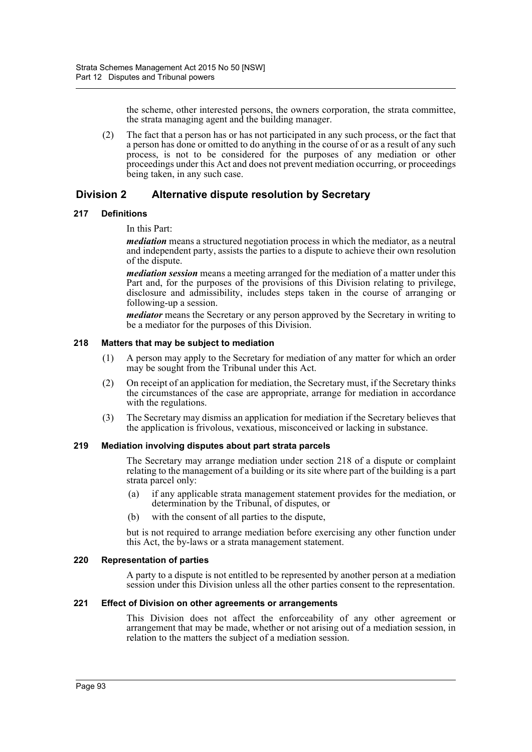the scheme, other interested persons, the owners corporation, the strata committee, the strata managing agent and the building manager.

(2) The fact that a person has or has not participated in any such process, or the fact that a person has done or omitted to do anything in the course of or as a result of any such process, is not to be considered for the purposes of any mediation or other proceedings under this Act and does not prevent mediation occurring, or proceedings being taken, in any such case.

## Division 2 Alternative dispute resolution by Secretary

### 217 Definitions

In this Part:

***mediation*** means a structured negotiation process in which the mediator, as a neutral and independent party, assists the parties to a dispute to achieve their own resolution of the dispute.

***mediation session*** means a meeting arranged for the mediation of a matter under this Part and, for the purposes of the provisions of this Division relating to privilege, disclosure and admissibility, includes steps taken in the course of arranging or following-up a session.

***mediator*** means the Secretary or any person approved by the Secretary in writing to be a mediator for the purposes of this Division.

### 218 Matters that may be subject to mediation

(1) A person may apply to the Secretary for mediation of any matter for which an order may be sought from the Tribunal under this Act.

(2) On receipt of an application for mediation, the Secretary must, if the Secretary thinks the circumstances of the case are appropriate, arrange for mediation in accordance with the regulations.

(3) The Secretary may dismiss an application for mediation if the Secretary believes that the application is frivolous, vexatious, misconceived or lacking in substance.

### 219 Mediation involving disputes about part strata parcels

The Secretary may arrange mediation under section 218 of a dispute or complaint relating to the management of a building or its site where part of the building is a part strata parcel only:

(a) if any applicable strata management statement provides for the mediation, or determination by the Tribunal, of disputes, or

(b) with the consent of all parties to the dispute,

but is not required to arrange mediation before exercising any other function under this Act, the by-laws or a strata management statement.

### 220 Representation of parties

A party to a dispute is not entitled to be represented by another person at a mediation session under this Division unless all the other parties consent to the representation.

### 221 Effect of Division on other agreements or arrangements

This Division does not affect the enforceability of any other agreement or arrangement that may be made, whether or not arising out of a mediation session, in relation to the matters the subject of a mediation session.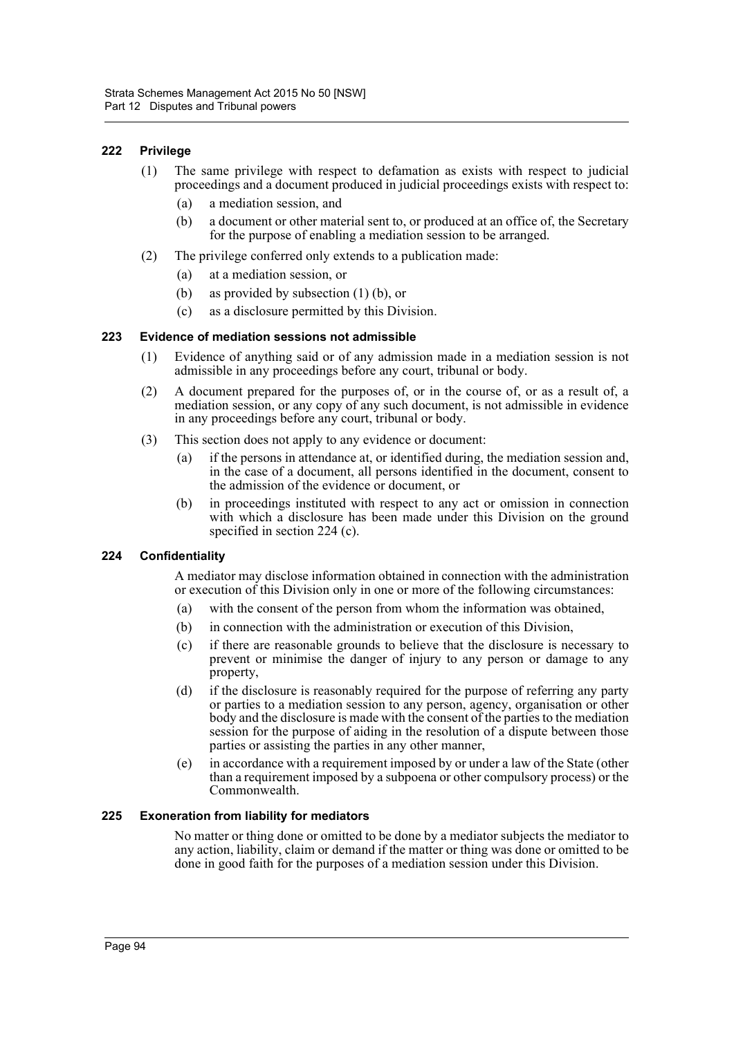### 222 Privilege

(1) The same privilege with respect to defamation as exists with respect to judicial proceedings and a document produced in judicial proceedings exists with respect to:

(a) a mediation session, and

(b) a document or other material sent to, or produced at an office of, the Secretary for the purpose of enabling a mediation session to be arranged.

(2) The privilege conferred only extends to a publication made:

(a) at a mediation session, or

(b) as provided by subsection (1) (b), or

(c) as a disclosure permitted by this Division.

### 223 Evidence of mediation sessions not admissible

(1) Evidence of anything said or of any admission made in a mediation session is not admissible in any proceedings before any court, tribunal or body.

(2) A document prepared for the purposes of, or in the course of, or as a result of, a mediation session, or any copy of any such document, is not admissible in evidence in any proceedings before any court, tribunal or body.

(3) This section does not apply to any evidence or document:

(a) if the persons in attendance at, or identified during, the mediation session and, in the case of a document, all persons identified in the document, consent to the admission of the evidence or document, or

(b) in proceedings instituted with respect to any act or omission in connection with which a disclosure has been made under this Division on the ground specified in section 224 (c).

### 224 Confidentiality

A mediator may disclose information obtained in connection with the administration or execution of this Division only in one or more of the following circumstances:

(a) with the consent of the person from whom the information was obtained,

(b) in connection with the administration or execution of this Division,

(c) if there are reasonable grounds to believe that the disclosure is necessary to prevent or minimise the danger of injury to any person or damage to any property,

(d) if the disclosure is reasonably required for the purpose of referring any party or parties to a mediation session to any person, agency, organisation or other body and the disclosure is made with the consent of the parties to the mediation session for the purpose of aiding in the resolution of a dispute between those parties or assisting the parties in any other manner,

(e) in accordance with a requirement imposed by or under a law of the State (other than a requirement imposed by a subpoena or other compulsory process) or the Commonwealth.

### 225 Exoneration from liability for mediators

No matter or thing done or omitted to be done by a mediator subjects the mediator to any action, liability, claim or demand if the matter or thing was done or omitted to be done in good faith for the purposes of a mediation session under this Division.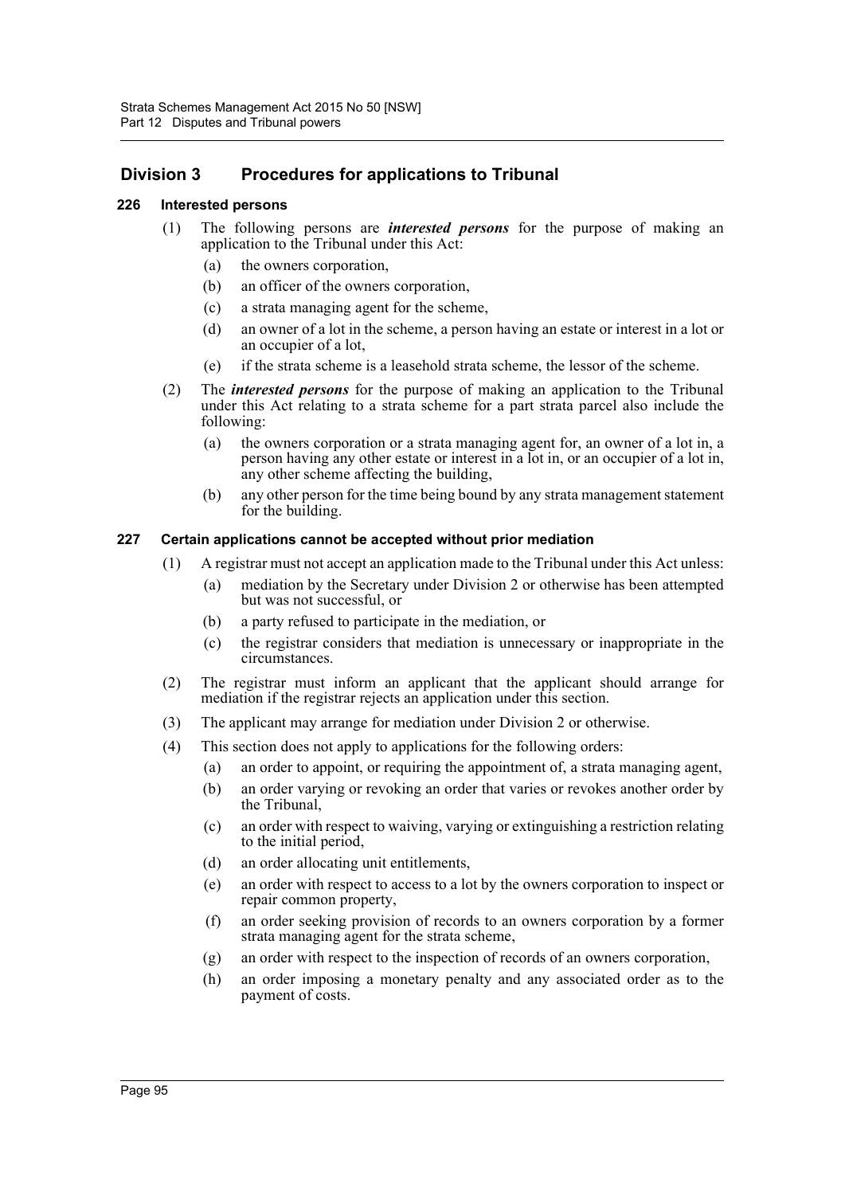## Division 3 Procedures for applications to Tribunal

### 226 Interested persons

(1) The following persons are ***interested persons*** for the purpose of making an application to the Tribunal under this Act:

- (a) the owners corporation,
- (b) an officer of the owners corporation,
- (c) a strata managing agent for the scheme,
- (d) an owner of a lot in the scheme, a person having an estate or interest in a lot or an occupier of a lot,
- (e) if the strata scheme is a leasehold strata scheme, the lessor of the scheme.

(2) The ***interested persons*** for the purpose of making an application to the Tribunal under this Act relating to a strata scheme for a part strata parcel also include the following:

- (a) the owners corporation or a strata managing agent for, an owner of a lot in, a person having any other estate or interest in a lot in, or an occupier of a lot in, any other scheme affecting the building,
- (b) any other person for the time being bound by any strata management statement for the building.

### 227 Certain applications cannot be accepted without prior mediation

(1) A registrar must not accept an application made to the Tribunal under this Act unless:

- (a) mediation by the Secretary under Division 2 or otherwise has been attempted but was not successful, or
- (b) a party refused to participate in the mediation, or
- (c) the registrar considers that mediation is unnecessary or inappropriate in the circumstances.

(2) The registrar must inform an applicant that the applicant should arrange for mediation if the registrar rejects an application under this section.

(3) The applicant may arrange for mediation under Division 2 or otherwise.

(4) This section does not apply to applications for the following orders:

- (a) an order to appoint, or requiring the appointment of, a strata managing agent,
- (b) an order varying or revoking an order that varies or revokes another order by the Tribunal,
- (c) an order with respect to waiving, varying or extinguishing a restriction relating to the initial period,
- (d) an order allocating unit entitlements,
- (e) an order with respect to access to a lot by the owners corporation to inspect or repair common property,
- (f) an order seeking provision of records to an owners corporation by a former strata managing agent for the strata scheme,
- (g) an order with respect to the inspection of records of an owners corporation,
- (h) an order imposing a monetary penalty and any associated order as to the payment of costs.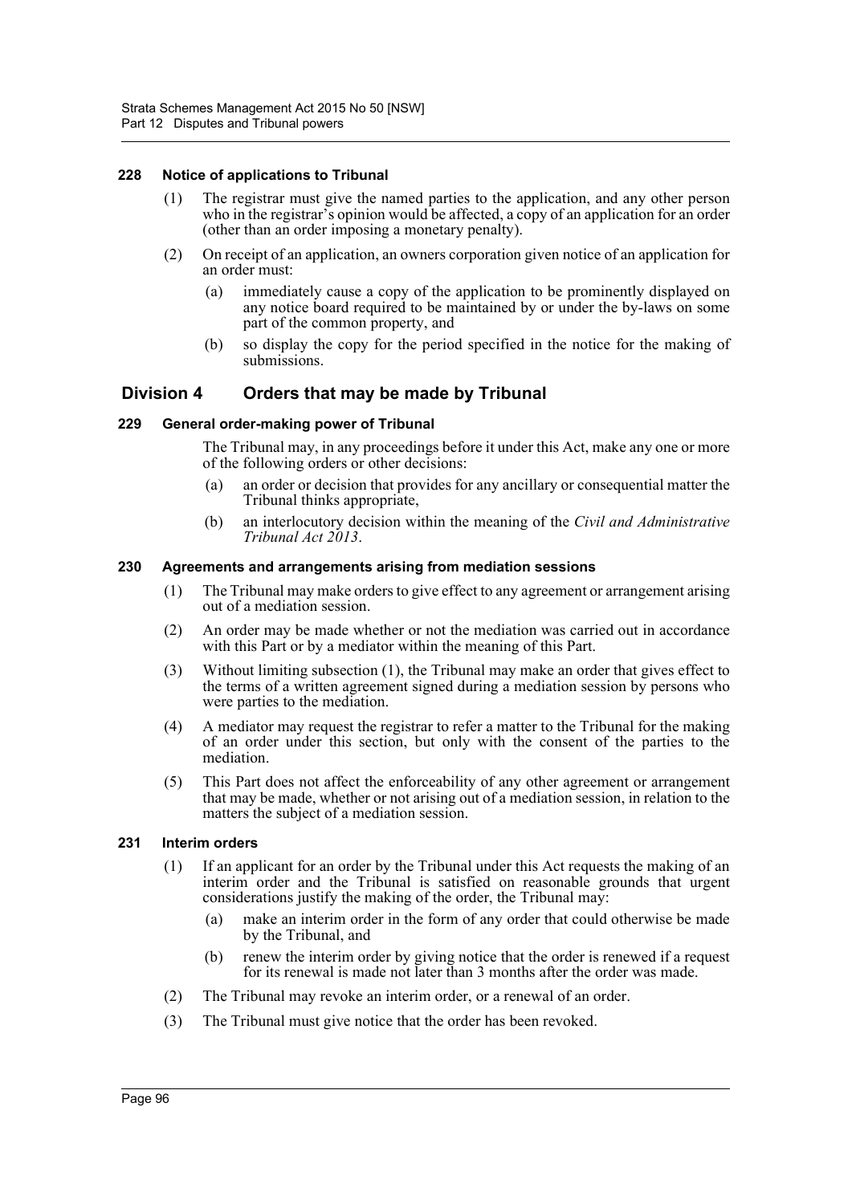#### 228 Notice of applications to Tribunal

(1) The registrar must give the named parties to the application, and any other person who in the registrar's opinion would be affected, a copy of an application for an order (other than an order imposing a monetary penalty).

(2) On receipt of an application, an owners corporation given notice of an application for an order must:

(a) immediately cause a copy of the application to be prominently displayed on any notice board required to be maintained by or under the by-laws on some part of the common property, and

(b) so display the copy for the period specified in the notice for the making of submissions.

### Division 4 Orders that may be made by Tribunal

#### 229 General order-making power of Tribunal

The Tribunal may, in any proceedings before it under this Act, make any one or more of the following orders or other decisions:

(a) an order or decision that provides for any ancillary or consequential matter the Tribunal thinks appropriate,

(b) an interlocutory decision within the meaning of the *Civil and Administrative Tribunal Act 2013*.

#### 230 Agreements and arrangements arising from mediation sessions

(1) The Tribunal may make orders to give effect to any agreement or arrangement arising out of a mediation session.

(2) An order may be made whether or not the mediation was carried out in accordance with this Part or by a mediator within the meaning of this Part.

(3) Without limiting subsection (1), the Tribunal may make an order that gives effect to the terms of a written agreement signed during a mediation session by persons who were parties to the mediation.

(4) A mediator may request the registrar to refer a matter to the Tribunal for the making of an order under this section, but only with the consent of the parties to the mediation.

(5) This Part does not affect the enforceability of any other agreement or arrangement that may be made, whether or not arising out of a mediation session, in relation to the matters the subject of a mediation session.

#### 231 Interim orders

(1) If an applicant for an order by the Tribunal under this Act requests the making of an interim order and the Tribunal is satisfied on reasonable grounds that urgent considerations justify the making of the order, the Tribunal may:

(a) make an interim order in the form of any order that could otherwise be made by the Tribunal, and

(b) renew the interim order by giving notice that the order is renewed if a request for its renewal is made not later than 3 months after the order was made.

(2) The Tribunal may revoke an interim order, or a renewal of an order.

(3) The Tribunal must give notice that the order has been revoked.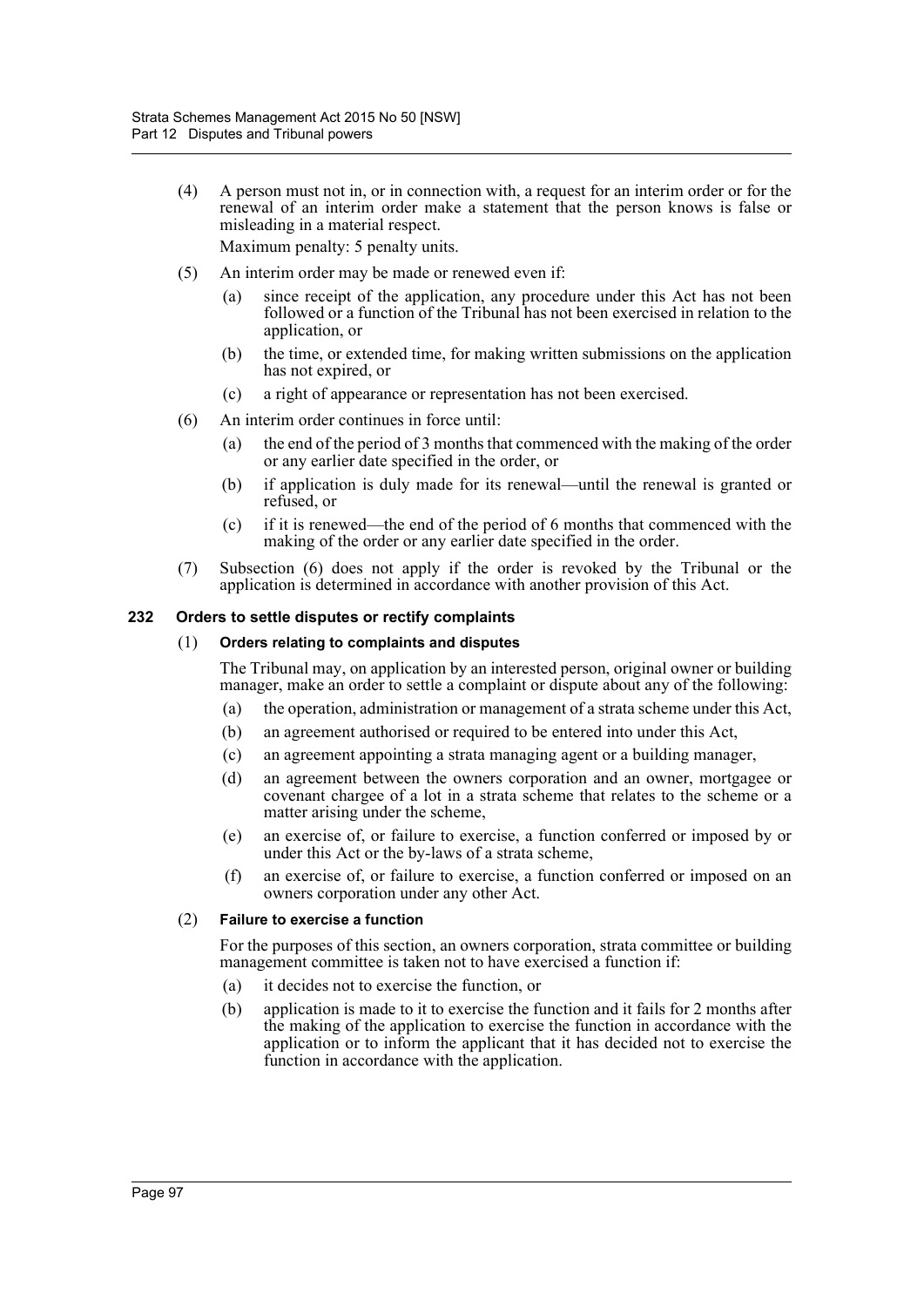(4) A person must not in, or in connection with, a request for an interim order or for the renewal of an interim order make a statement that the person knows is false or misleading in a material respect.

Maximum penalty: 5 penalty units.

(5) An interim order may be made or renewed even if:

(a) since receipt of the application, any procedure under this Act has not been followed or a function of the Tribunal has not been exercised in relation to the application, or

(b) the time, or extended time, for making written submissions on the application has not expired, or

(c) a right of appearance or representation has not been exercised.

(6) An interim order continues in force until:

(a) the end of the period of 3 months that commenced with the making of the order or any earlier date specified in the order, or

(b) if application is duly made for its renewal—until the renewal is granted or refused, or

(c) if it is renewed—the end of the period of 6 months that commenced with the making of the order or any earlier date specified in the order.

(7) Subsection (6) does not apply if the order is revoked by the Tribunal or the application is determined in accordance with another provision of this Act.

### 232 Orders to settle disputes or rectify complaints

(1) **Orders relating to complaints and disputes**

The Tribunal may, on application by an interested person, original owner or building manager, make an order to settle a complaint or dispute about any of the following:

(a) the operation, administration or management of a strata scheme under this Act,

(b) an agreement authorised or required to be entered into under this Act,

(c) an agreement appointing a strata managing agent or a building manager,

(d) an agreement between the owners corporation and an owner, mortgagee or covenant chargee of a lot in a strata scheme that relates to the scheme or a matter arising under the scheme,

(e) an exercise of, or failure to exercise, a function conferred or imposed by or under this Act or the by-laws of a strata scheme,

(f) an exercise of, or failure to exercise, a function conferred or imposed on an owners corporation under any other Act.

(2) **Failure to exercise a function**

For the purposes of this section, an owners corporation, strata committee or building management committee is taken not to have exercised a function if:

(a) it decides not to exercise the function, or

(b) application is made to it to exercise the function and it fails for 2 months after the making of the application to exercise the function in accordance with the application or to inform the applicant that it has decided not to exercise the function in accordance with the application.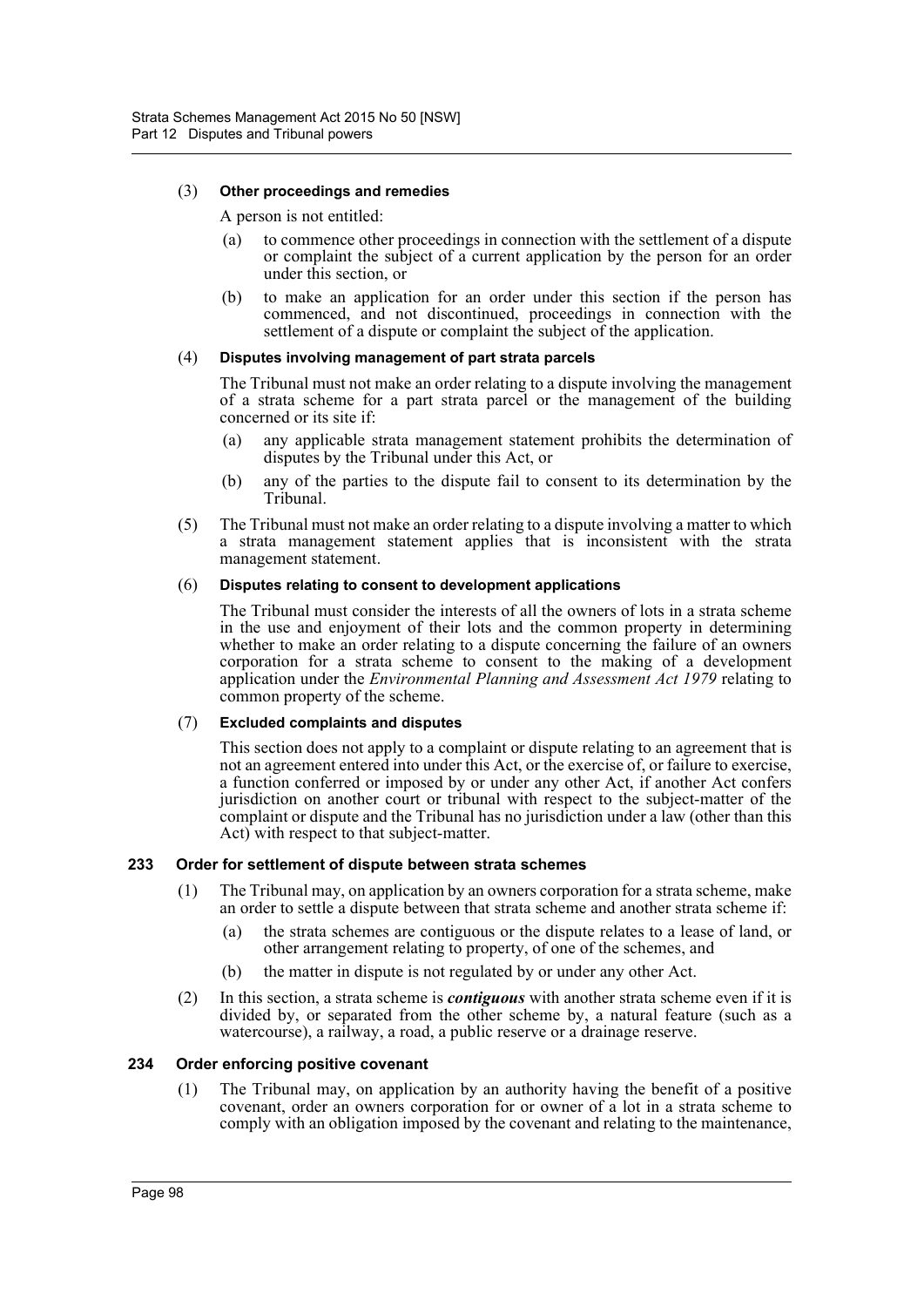(3) **Other proceedings and remedies**

A person is not entitled:

(a) to commence other proceedings in connection with the settlement of a dispute or complaint the subject of a current application by the person for an order under this section, or

(b) to make an application for an order under this section if the person has commenced, and not discontinued, proceedings in connection with the settlement of a dispute or complaint the subject of the application.

(4) **Disputes involving management of part strata parcels**

The Tribunal must not make an order relating to a dispute involving the management of a strata scheme for a part strata parcel or the management of the building concerned or its site if:

(a) any applicable strata management statement prohibits the determination of disputes by the Tribunal under this Act, or

(b) any of the parties to the dispute fail to consent to its determination by the Tribunal.

(5) The Tribunal must not make an order relating to a dispute involving a matter to which a strata management statement applies that is inconsistent with the strata management statement.

(6) **Disputes relating to consent to development applications**

The Tribunal must consider the interests of all the owners of lots in a strata scheme in the use and enjoyment of their lots and the common property in determining whether to make an order relating to a dispute concerning the failure of an owners corporation for a strata scheme to consent to the making of a development application under the *Environmental Planning and Assessment Act 1979* relating to common property of the scheme.

(7) **Excluded complaints and disputes**

This section does not apply to a complaint or dispute relating to an agreement that is not an agreement entered into under this Act, or the exercise of, or failure to exercise, a function conferred or imposed by or under any other Act, if another Act confers jurisdiction on another court or tribunal with respect to the subject-matter of the complaint or dispute and the Tribunal has no jurisdiction under a law (other than this Act) with respect to that subject-matter.

### 233 Order for settlement of dispute between strata schemes

(1) The Tribunal may, on application by an owners corporation for a strata scheme, make an order to settle a dispute between that strata scheme and another strata scheme if:

(a) the strata schemes are contiguous or the dispute relates to a lease of land, or other arrangement relating to property, of one of the schemes, and

(b) the matter in dispute is not regulated by or under any other Act.

(2) In this section, a strata scheme is ***contiguous*** with another strata scheme even if it is divided by, or separated from the other scheme by, a natural feature (such as a watercourse), a railway, a road, a public reserve or a drainage reserve.

### 234 Order enforcing positive covenant

(1) The Tribunal may, on application by an authority having the benefit of a positive covenant, order an owners corporation for or owner of a lot in a strata scheme to comply with an obligation imposed by the covenant and relating to the maintenance,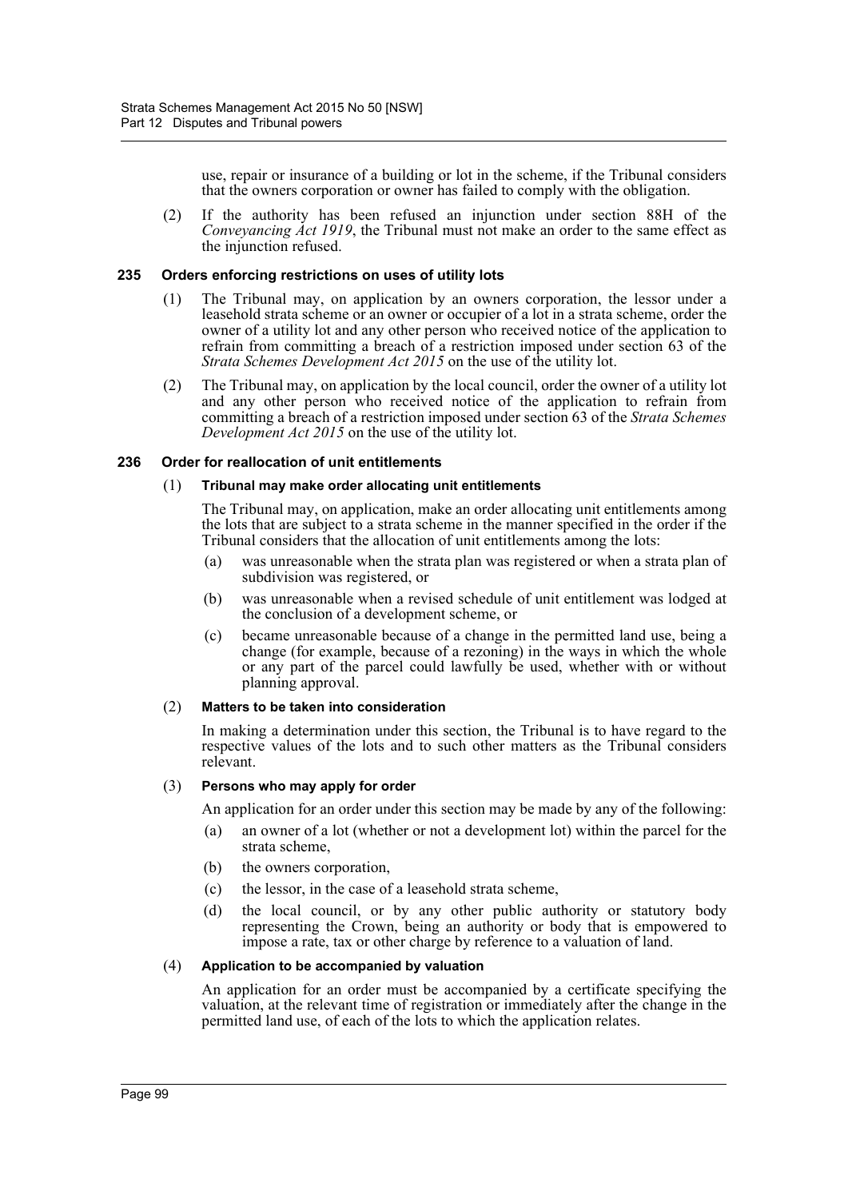use, repair or insurance of a building or lot in the scheme, if the Tribunal considers that the owners corporation or owner has failed to comply with the obligation.

(2) If the authority has been refused an injunction under section 88H of the *Conveyancing Act 1919*, the Tribunal must not make an order to the same effect as the injunction refused.

### 235 Orders enforcing restrictions on uses of utility lots

(1) The Tribunal may, on application by an owners corporation, the lessor under a leasehold strata scheme or an owner or occupier of a lot in a strata scheme, order the owner of a utility lot and any other person who received notice of the application to refrain from committing a breach of a restriction imposed under section 63 of the *Strata Schemes Development Act 2015* on the use of the utility lot.

(2) The Tribunal may, on application by the local council, order the owner of a utility lot and any other person who received notice of the application to refrain from committing a breach of a restriction imposed under section 63 of the *Strata Schemes Development Act 2015* on the use of the utility lot.

### 236 Order for reallocation of unit entitlements

(1) **Tribunal may make order allocating unit entitlements**

The Tribunal may, on application, make an order allocating unit entitlements among the lots that are subject to a strata scheme in the manner specified in the order if the Tribunal considers that the allocation of unit entitlements among the lots:

- (a) was unreasonable when the strata plan was registered or when a strata plan of subdivision was registered, or
- (b) was unreasonable when a revised schedule of unit entitlement was lodged at the conclusion of a development scheme, or
- (c) became unreasonable because of a change in the permitted land use, being a change (for example, because of a rezoning) in the ways in which the whole or any part of the parcel could lawfully be used, whether with or without planning approval.

(2) **Matters to be taken into consideration**

In making a determination under this section, the Tribunal is to have regard to the respective values of the lots and to such other matters as the Tribunal considers relevant.

(3) **Persons who may apply for order**

An application for an order under this section may be made by any of the following:

- (a) an owner of a lot (whether or not a development lot) within the parcel for the strata scheme,
- (b) the owners corporation,
- (c) the lessor, in the case of a leasehold strata scheme,
- (d) the local council, or by any other public authority or statutory body representing the Crown, being an authority or body that is empowered to impose a rate, tax or other charge by reference to a valuation of land.

(4) **Application to be accompanied by valuation**

An application for an order must be accompanied by a certificate specifying the valuation, at the relevant time of registration or immediately after the change in the permitted land use, of each of the lots to which the application relates.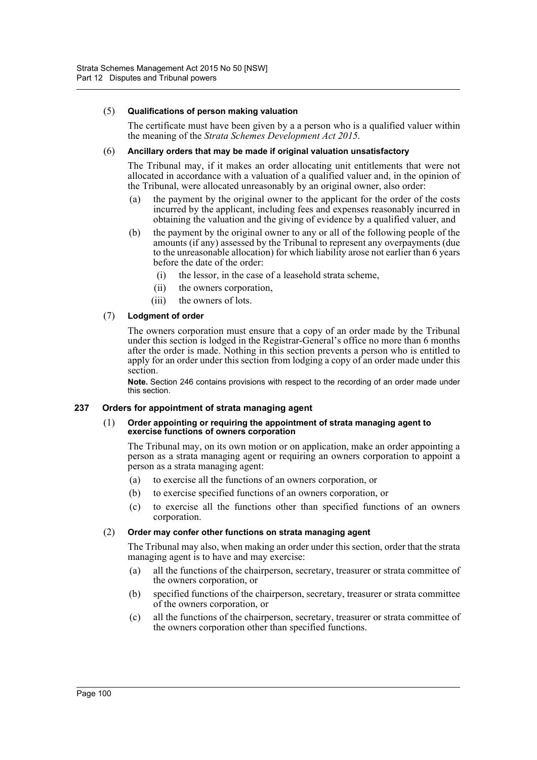(5) **Qualifications of person making valuation**

The certificate must have been given by a a person who is a qualified valuer within the meaning of the *Strata Schemes Development Act 2015*.

(6) **Ancillary orders that may be made if original valuation unsatisfactory**

The Tribunal may, if it makes an order allocating unit entitlements that were not allocated in accordance with a valuation of a qualified valuer and, in the opinion of the Tribunal, were allocated unreasonably by an original owner, also order:

- (a) the payment by the original owner to the applicant for the order of the costs incurred by the applicant, including fees and expenses reasonably incurred in obtaining the valuation and the giving of evidence by a qualified valuer, and
- (b) the payment by the original owner to any or all of the following people of the amounts (if any) assessed by the Tribunal to represent any overpayments (due to the unreasonable allocation) for which liability arose not earlier than 6 years before the date of the order:
  - (i) the lessor, in the case of a leasehold strata scheme,
  - (ii) the owners corporation,
  - (iii) the owners of lots.

(7) **Lodgment of order**

The owners corporation must ensure that a copy of an order made by the Tribunal under this section is lodged in the Registrar-General's office no more than 6 months after the order is made. Nothing in this section prevents a person who is entitled to apply for an order under this section from lodging a copy of an order made under this section.

**Note.** Section 246 contains provisions with respect to the recording of an order made under this section.

### 237 Orders for appointment of strata managing agent

(1) **Order appointing or requiring the appointment of strata managing agent to exercise functions of owners corporation**

The Tribunal may, on its own motion or on application, make an order appointing a person as a strata managing agent or requiring an owners corporation to appoint a person as a strata managing agent:

- (a) to exercise all the functions of an owners corporation, or
- (b) to exercise specified functions of an owners corporation, or
- (c) to exercise all the functions other than specified functions of an owners corporation.

(2) **Order may confer other functions on strata managing agent**

The Tribunal may also, when making an order under this section, order that the strata managing agent is to have and may exercise:

- (a) all the functions of the chairperson, secretary, treasurer or strata committee of the owners corporation, or
- (b) specified functions of the chairperson, secretary, treasurer or strata committee of the owners corporation, or
- (c) all the functions of the chairperson, secretary, treasurer or strata committee of the owners corporation other than specified functions.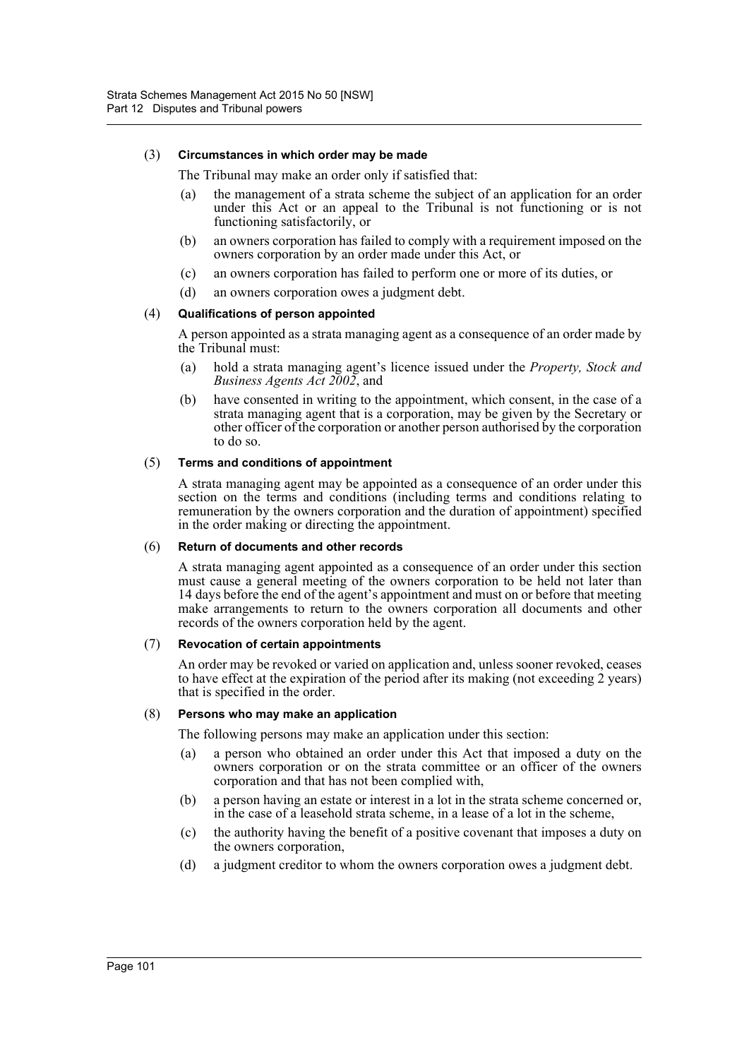(3) **Circumstances in which order may be made**

The Tribunal may make an order only if satisfied that:

- (a) the management of a strata scheme the subject of an application for an order under this Act or an appeal to the Tribunal is not functioning or is not functioning satisfactorily, or
- (b) an owners corporation has failed to comply with a requirement imposed on the owners corporation by an order made under this Act, or
- (c) an owners corporation has failed to perform one or more of its duties, or
- (d) an owners corporation owes a judgment debt.

(4) **Qualifications of person appointed**

A person appointed as a strata managing agent as a consequence of an order made by the Tribunal must:

- (a) hold a strata managing agent's licence issued under the *Property, Stock and Business Agents Act 2002*, and
- (b) have consented in writing to the appointment, which consent, in the case of a strata managing agent that is a corporation, may be given by the Secretary or other officer of the corporation or another person authorised by the corporation to do so.

(5) **Terms and conditions of appointment**

A strata managing agent may be appointed as a consequence of an order under this section on the terms and conditions (including terms and conditions relating to remuneration by the owners corporation and the duration of appointment) specified in the order making or directing the appointment.

(6) **Return of documents and other records**

A strata managing agent appointed as a consequence of an order under this section must cause a general meeting of the owners corporation to be held not later than 14 days before the end of the agent's appointment and must on or before that meeting make arrangements to return to the owners corporation all documents and other records of the owners corporation held by the agent.

(7) **Revocation of certain appointments**

An order may be revoked or varied on application and, unless sooner revoked, ceases to have effect at the expiration of the period after its making (not exceeding 2 years) that is specified in the order.

(8) **Persons who may make an application**

The following persons may make an application under this section:

- (a) a person who obtained an order under this Act that imposed a duty on the owners corporation or on the strata committee or an officer of the owners corporation and that has not been complied with,
- (b) a person having an estate or interest in a lot in the strata scheme concerned or, in the case of a leasehold strata scheme, in a lease of a lot in the scheme,
- (c) the authority having the benefit of a positive covenant that imposes a duty on the owners corporation,
- (d) a judgment creditor to whom the owners corporation owes a judgment debt.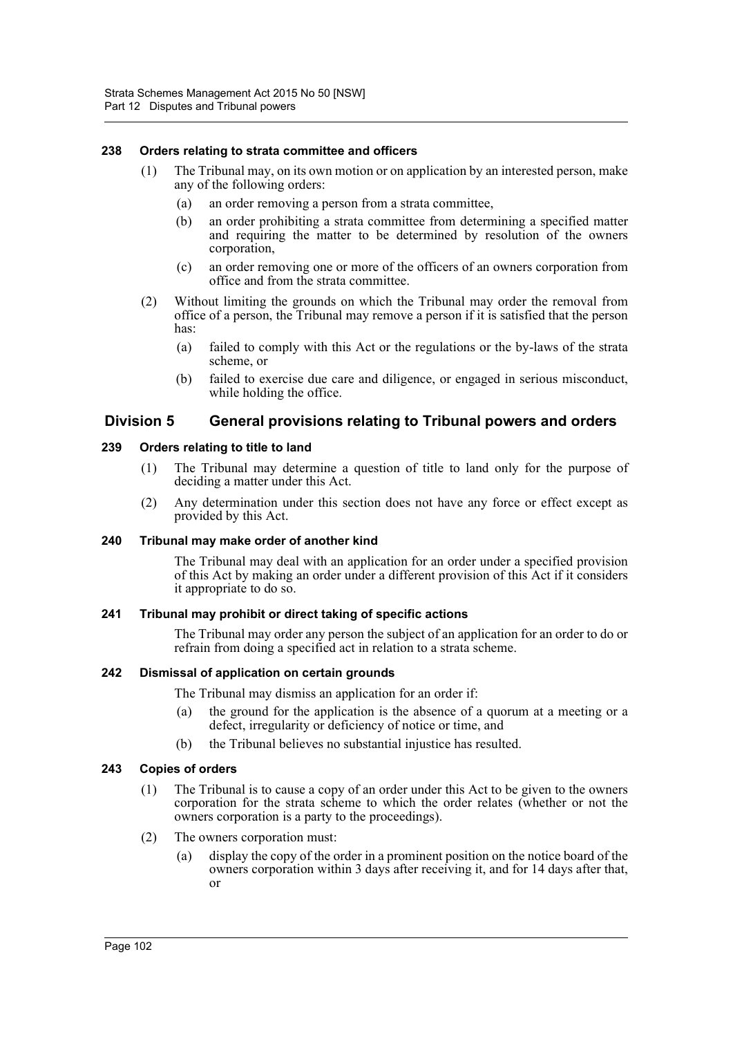#### 238 Orders relating to strata committee and officers

(1) The Tribunal may, on its own motion or on application by an interested person, make any of the following orders:

- (a) an order removing a person from a strata committee,
- (b) an order prohibiting a strata committee from determining a specified matter and requiring the matter to be determined by resolution of the owners corporation,
- (c) an order removing one or more of the officers of an owners corporation from office and from the strata committee.

(2) Without limiting the grounds on which the Tribunal may order the removal from office of a person, the Tribunal may remove a person if it is satisfied that the person has:

- (a) failed to comply with this Act or the regulations or the by-laws of the strata scheme, or
- (b) failed to exercise due care and diligence, or engaged in serious misconduct, while holding the office.

### Division 5 General provisions relating to Tribunal powers and orders

#### 239 Orders relating to title to land

(1) The Tribunal may determine a question of title to land only for the purpose of deciding a matter under this Act.

(2) Any determination under this section does not have any force or effect except as provided by this Act.

#### 240 Tribunal may make order of another kind

The Tribunal may deal with an application for an order under a specified provision of this Act by making an order under a different provision of this Act if it considers it appropriate to do so.

#### 241 Tribunal may prohibit or direct taking of specific actions

The Tribunal may order any person the subject of an application for an order to do or refrain from doing a specified act in relation to a strata scheme.

#### 242 Dismissal of application on certain grounds

The Tribunal may dismiss an application for an order if:

- (a) the ground for the application is the absence of a quorum at a meeting or a defect, irregularity or deficiency of notice or time, and
- (b) the Tribunal believes no substantial injustice has resulted.

#### 243 Copies of orders

(1) The Tribunal is to cause a copy of an order under this Act to be given to the owners corporation for the strata scheme to which the order relates (whether or not the owners corporation is a party to the proceedings).

(2) The owners corporation must:

- (a) display the copy of the order in a prominent position on the notice board of the owners corporation within 3 days after receiving it, and for 14 days after that, or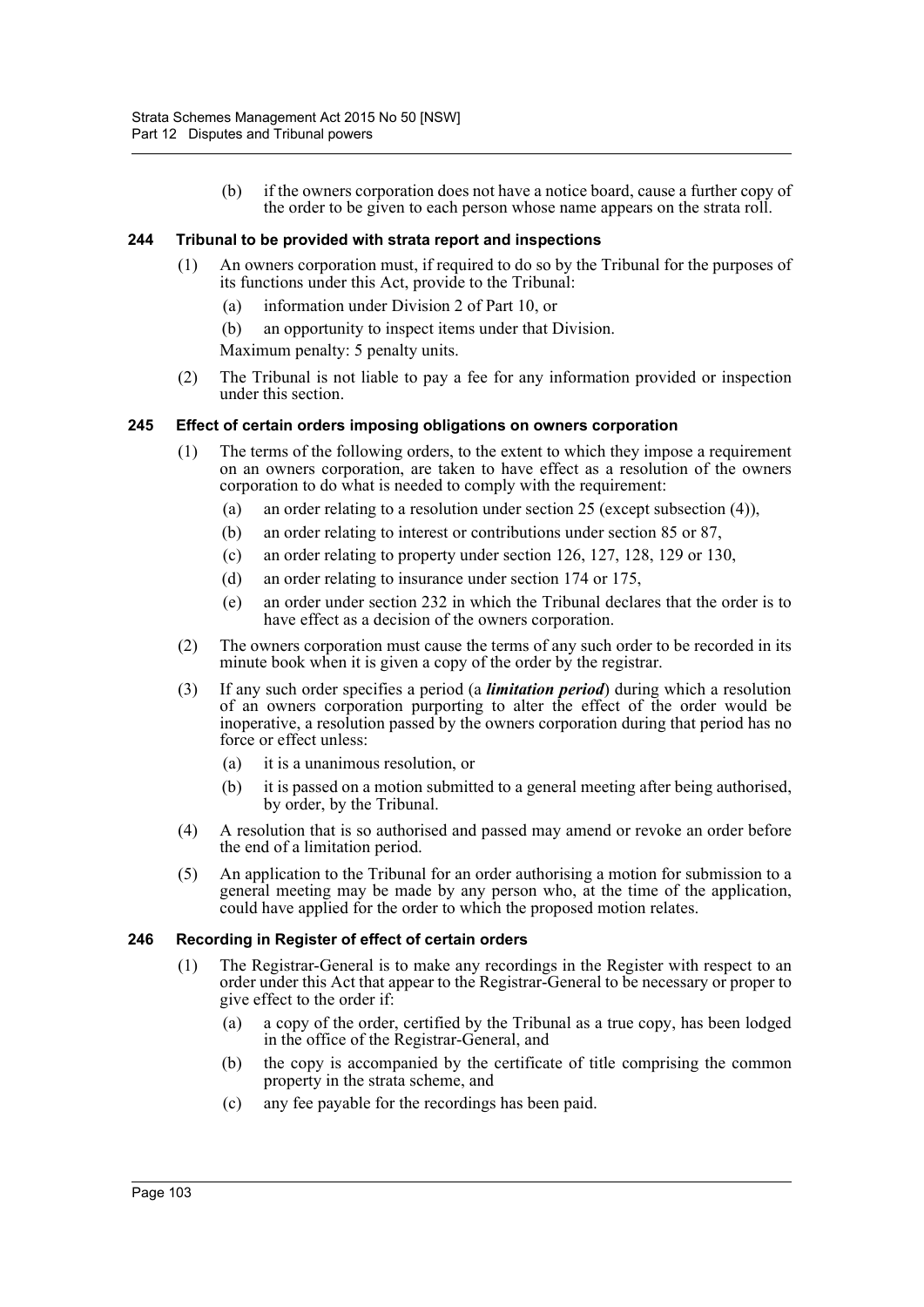(b) if the owners corporation does not have a notice board, cause a further copy of the order to be given to each person whose name appears on the strata roll.

### 244 Tribunal to be provided with strata report and inspections

(1) An owners corporation must, if required to do so by the Tribunal for the purposes of its functions under this Act, provide to the Tribunal:

(a) information under Division 2 of Part 10, or

(b) an opportunity to inspect items under that Division.

Maximum penalty: 5 penalty units.

(2) The Tribunal is not liable to pay a fee for any information provided or inspection under this section.

### 245 Effect of certain orders imposing obligations on owners corporation

(1) The terms of the following orders, to the extent to which they impose a requirement on an owners corporation, are taken to have effect as a resolution of the owners corporation to do what is needed to comply with the requirement:

(a) an order relating to a resolution under section 25 (except subsection (4)),

(b) an order relating to interest or contributions under section 85 or 87,

(c) an order relating to property under section 126, 127, 128, 129 or 130,

(d) an order relating to insurance under section 174 or 175,

(e) an order under section 232 in which the Tribunal declares that the order is to have effect as a decision of the owners corporation.

(2) The owners corporation must cause the terms of any such order to be recorded in its minute book when it is given a copy of the order by the registrar.

(3) If any such order specifies a period (a ***limitation period***) during which a resolution of an owners corporation purporting to alter the effect of the order would be inoperative, a resolution passed by the owners corporation during that period has no force or effect unless:

(a) it is a unanimous resolution, or

(b) it is passed on a motion submitted to a general meeting after being authorised, by order, by the Tribunal.

(4) A resolution that is so authorised and passed may amend or revoke an order before the end of a limitation period.

(5) An application to the Tribunal for an order authorising a motion for submission to a general meeting may be made by any person who, at the time of the application, could have applied for the order to which the proposed motion relates.

### 246 Recording in Register of effect of certain orders

(1) The Registrar-General is to make any recordings in the Register with respect to an order under this Act that appear to the Registrar-General to be necessary or proper to give effect to the order if:

(a) a copy of the order, certified by the Tribunal as a true copy, has been lodged in the office of the Registrar-General, and

(b) the copy is accompanied by the certificate of title comprising the common property in the strata scheme, and

(c) any fee payable for the recordings has been paid.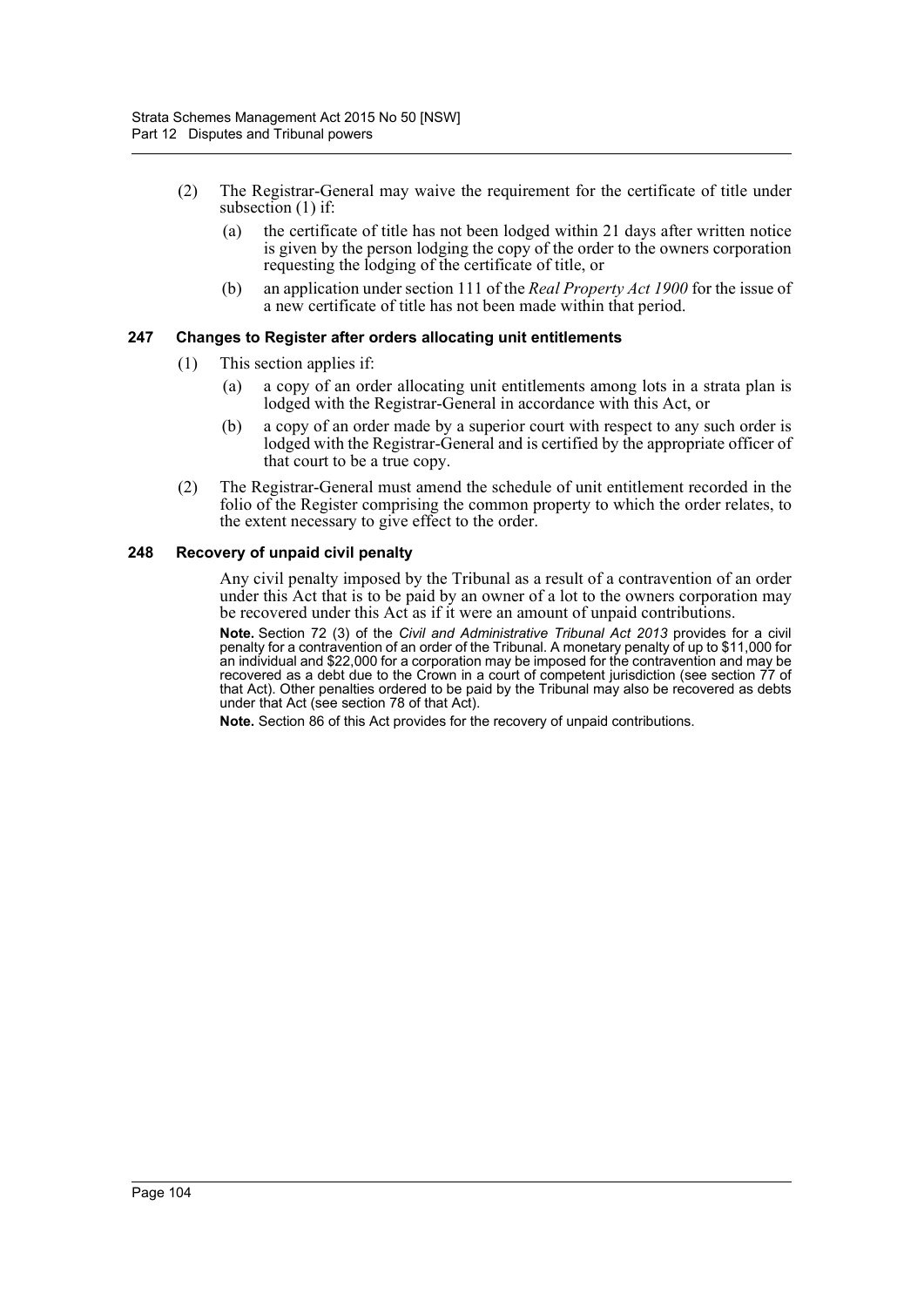(2) The Registrar-General may waive the requirement for the certificate of title under subsection (1) if:

(a) the certificate of title has not been lodged within 21 days after written notice is given by the person lodging the copy of the order to the owners corporation requesting the lodging of the certificate of title, or

(b) an application under section 111 of the *Real Property Act 1900* for the issue of a new certificate of title has not been made within that period.

### 247 Changes to Register after orders allocating unit entitlements

(1) This section applies if:

(a) a copy of an order allocating unit entitlements among lots in a strata plan is lodged with the Registrar-General in accordance with this Act, or

(b) a copy of an order made by a superior court with respect to any such order is lodged with the Registrar-General and is certified by the appropriate officer of that court to be a true copy.

(2) The Registrar-General must amend the schedule of unit entitlement recorded in the folio of the Register comprising the common property to which the order relates, to the extent necessary to give effect to the order.

### 248 Recovery of unpaid civil penalty

Any civil penalty imposed by the Tribunal as a result of a contravention of an order under this Act that is to be paid by an owner of a lot to the owners corporation may be recovered under this Act as if it were an amount of unpaid contributions.

**Note.** Section 72 (3) of the *Civil and Administrative Tribunal Act 2013* provides for a civil penalty for a contravention of an order of the Tribunal. A monetary penalty of up to $11,000 for an individual and $22,000 for a corporation may be imposed for the contravention and may be recovered as a debt due to the Crown in a court of competent jurisdiction (see section 77 of that Act). Other penalties ordered to be paid by the Tribunal may also be recovered as debts under that Act (see section 78 of that Act).

**Note.** Section 86 of this Act provides for the recovery of unpaid contributions.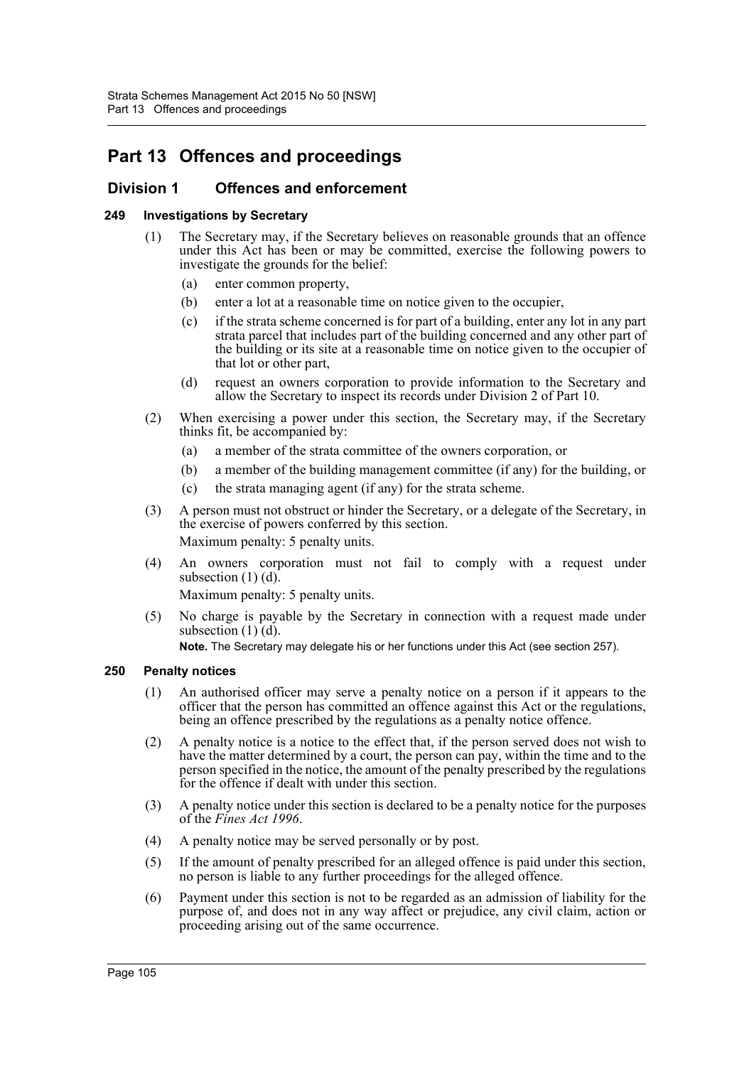# Part 13 Offences and proceedings

## Division 1 Offences and enforcement

### 249 Investigations by Secretary

(1) The Secretary may, if the Secretary believes on reasonable grounds that an offence under this Act has been or may be committed, exercise the following powers to investigate the grounds for the belief:

- (a) enter common property,
- (b) enter a lot at a reasonable time on notice given to the occupier,
- (c) if the strata scheme concerned is for part of a building, enter any lot in any part strata parcel that includes part of the building concerned and any other part of the building or its site at a reasonable time on notice given to the occupier of that lot or other part,
- (d) request an owners corporation to provide information to the Secretary and allow the Secretary to inspect its records under Division 2 of Part 10.

(2) When exercising a power under this section, the Secretary may, if the Secretary thinks fit, be accompanied by:

- (a) a member of the strata committee of the owners corporation, or
- (b) a member of the building management committee (if any) for the building, or
- (c) the strata managing agent (if any) for the strata scheme.

(3) A person must not obstruct or hinder the Secretary, or a delegate of the Secretary, in the exercise of powers conferred by this section.

Maximum penalty: 5 penalty units.

(4) An owners corporation must not fail to comply with a request under subsection (1) (d).

Maximum penalty: 5 penalty units.

(5) No charge is payable by the Secretary in connection with a request made under subsection (1) (d).

**Note.** The Secretary may delegate his or her functions under this Act (see section 257).

### 250 Penalty notices

(1) An authorised officer may serve a penalty notice on a person if it appears to the officer that the person has committed an offence against this Act or the regulations, being an offence prescribed by the regulations as a penalty notice offence.

(2) A penalty notice is a notice to the effect that, if the person served does not wish to have the matter determined by a court, the person can pay, within the time and to the person specified in the notice, the amount of the penalty prescribed by the regulations for the offence if dealt with under this section.

(3) A penalty notice under this section is declared to be a penalty notice for the purposes of the *Fines Act 1996*.

(4) A penalty notice may be served personally or by post.

(5) If the amount of penalty prescribed for an alleged offence is paid under this section, no person is liable to any further proceedings for the alleged offence.

(6) Payment under this section is not to be regarded as an admission of liability for the purpose of, and does not in any way affect or prejudice, any civil claim, action or proceeding arising out of the same occurrence.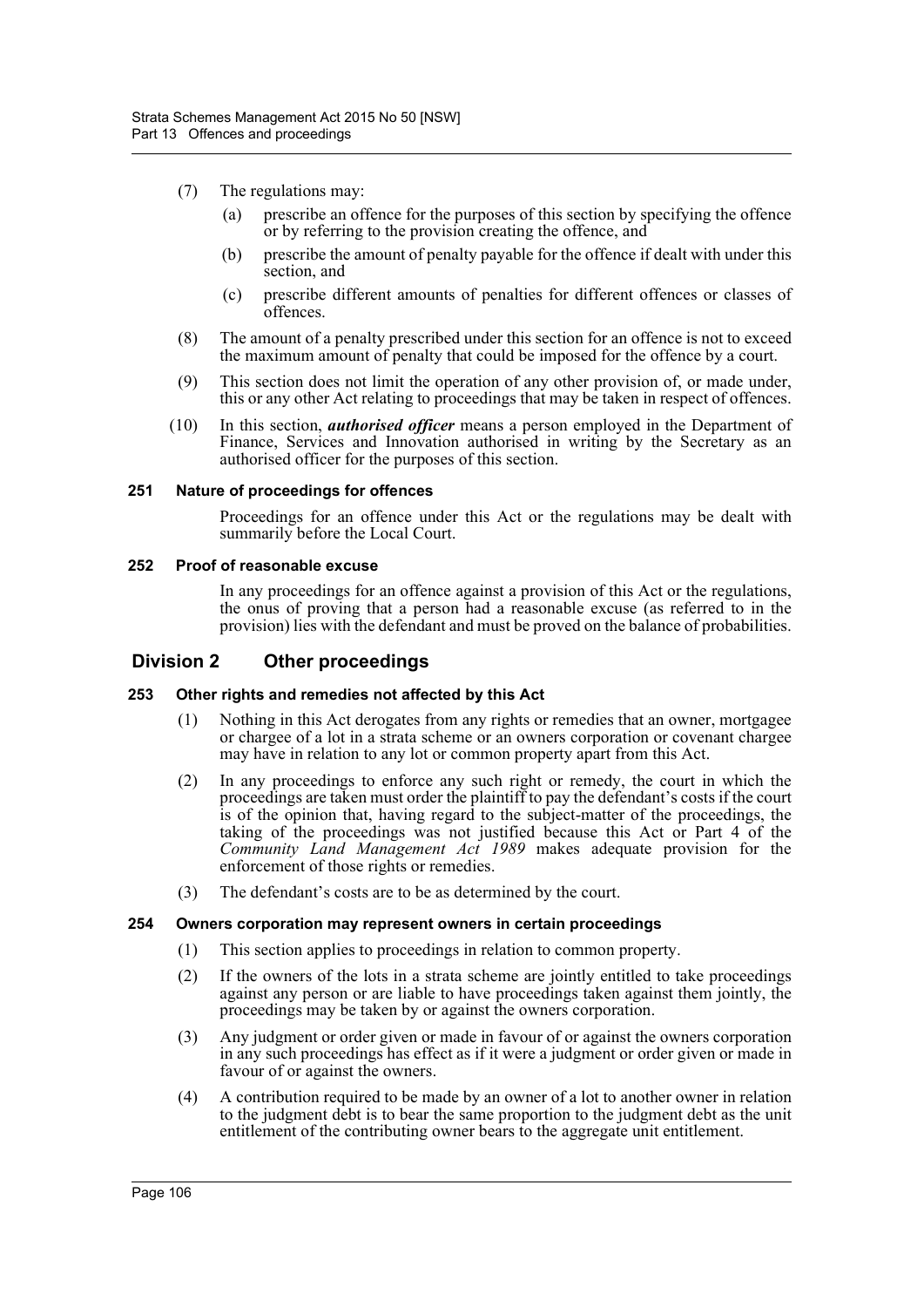(7) The regulations may:

(a) prescribe an offence for the purposes of this section by specifying the offence or by referring to the provision creating the offence, and

(b) prescribe the amount of penalty payable for the offence if dealt with under this section, and

(c) prescribe different amounts of penalties for different offences or classes of offences.

(8) The amount of a penalty prescribed under this section for an offence is not to exceed the maximum amount of penalty that could be imposed for the offence by a court.

(9) This section does not limit the operation of any other provision of, or made under, this or any other Act relating to proceedings that may be taken in respect of offences.

(10) In this section, ***authorised officer*** means a person employed in the Department of Finance, Services and Innovation authorised in writing by the Secretary as an authorised officer for the purposes of this section.

#### 251 Nature of proceedings for offences

Proceedings for an offence under this Act or the regulations may be dealt with summarily before the Local Court.

#### 252 Proof of reasonable excuse

In any proceedings for an offence against a provision of this Act or the regulations, the onus of proving that a person had a reasonable excuse (as referred to in the provision) lies with the defendant and must be proved on the balance of probabilities.

### Division 2 Other proceedings

#### 253 Other rights and remedies not affected by this Act

(1) Nothing in this Act derogates from any rights or remedies that an owner, mortgagee or chargee of a lot in a strata scheme or an owners corporation or covenant chargee may have in relation to any lot or common property apart from this Act.

(2) In any proceedings to enforce any such right or remedy, the court in which the proceedings are taken must order the plaintiff to pay the defendant's costs if the court is of the opinion that, having regard to the subject-matter of the proceedings, the taking of the proceedings was not justified because this Act or Part 4 of the *Community Land Management Act 1989* makes adequate provision for the enforcement of those rights or remedies.

(3) The defendant's costs are to be as determined by the court.

#### 254 Owners corporation may represent owners in certain proceedings

(1) This section applies to proceedings in relation to common property.

(2) If the owners of the lots in a strata scheme are jointly entitled to take proceedings against any person or are liable to have proceedings taken against them jointly, the proceedings may be taken by or against the owners corporation.

(3) Any judgment or order given or made in favour of or against the owners corporation in any such proceedings has effect as if it were a judgment or order given or made in favour of or against the owners.

(4) A contribution required to be made by an owner of a lot to another owner in relation to the judgment debt is to bear the same proportion to the judgment debt as the unit entitlement of the contributing owner bears to the aggregate unit entitlement.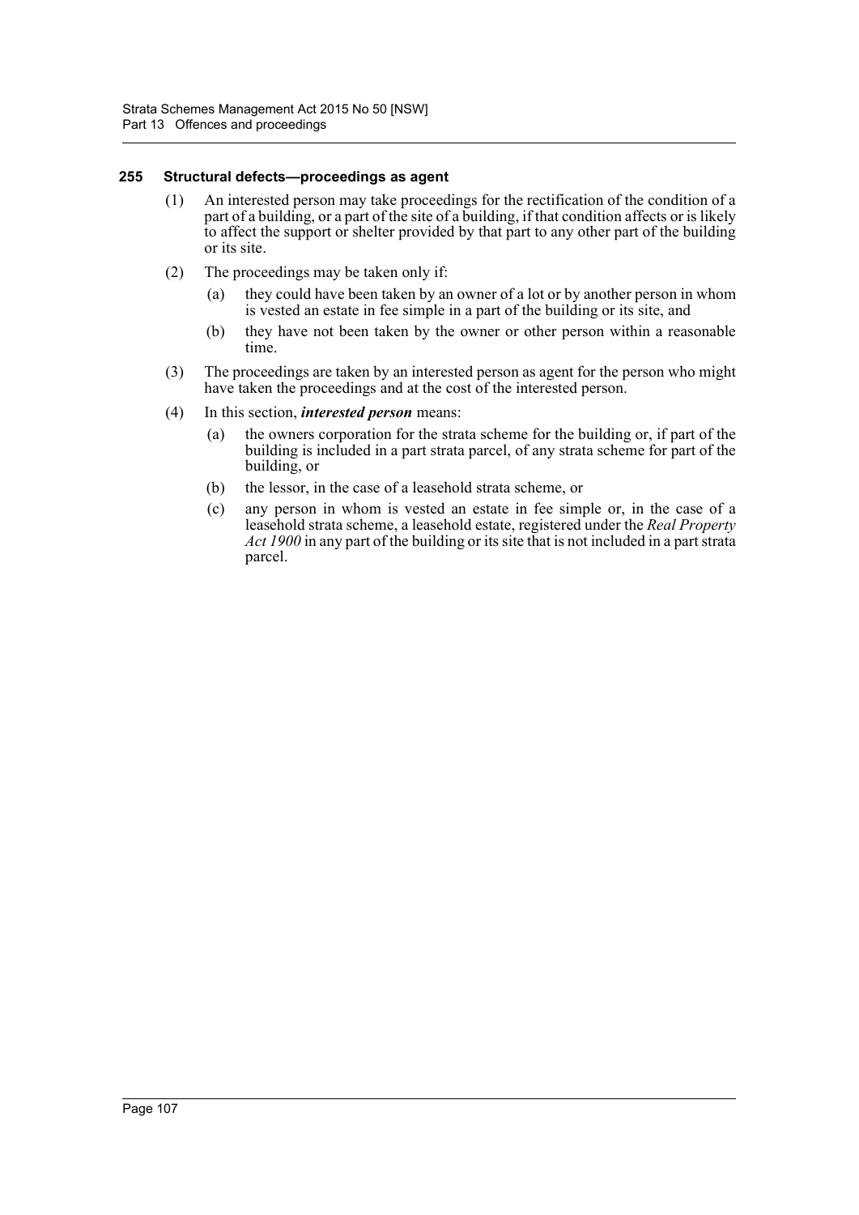#### 255 Structural defects—proceedings as agent

(1) An interested person may take proceedings for the rectification of the condition of a part of a building, or a part of the site of a building, if that condition affects or is likely to affect the support or shelter provided by that part to any other part of the building or its site.

(2) The proceedings may be taken only if:

(a) they could have been taken by an owner of a lot or by another person in whom is vested an estate in fee simple in a part of the building or its site, and

(b) they have not been taken by the owner or other person within a reasonable time.

(3) The proceedings are taken by an interested person as agent for the person who might have taken the proceedings and at the cost of the interested person.

(4) In this section, ***interested person*** means:

(a) the owners corporation for the strata scheme for the building or, if part of the building is included in a part strata parcel, of any strata scheme for part of the building, or

(b) the lessor, in the case of a leasehold strata scheme, or

(c) any person in whom is vested an estate in fee simple or, in the case of a leasehold strata scheme, a leasehold estate, registered under the *Real Property Act 1900* in any part of the building or its site that is not included in a part strata parcel.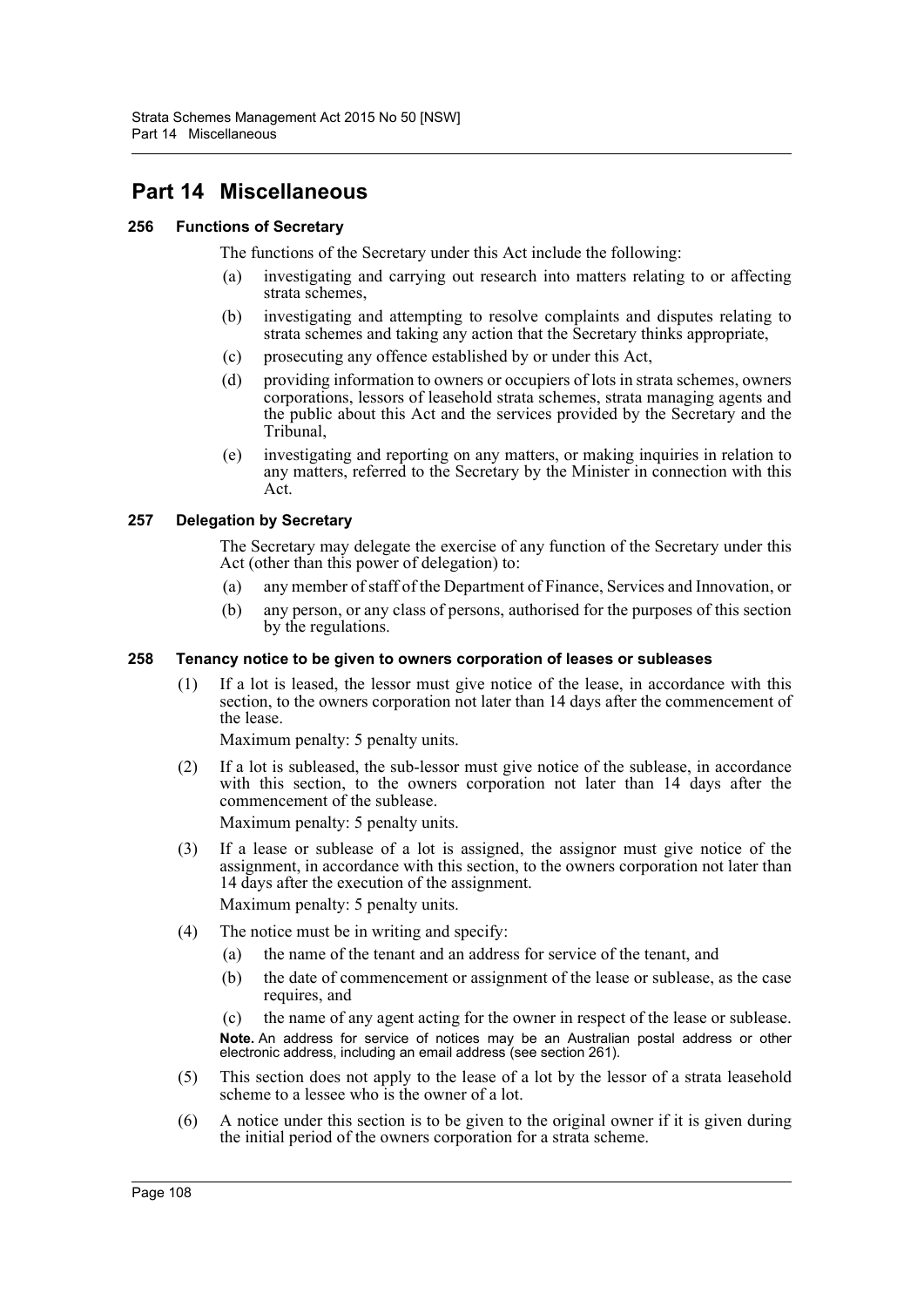# Part 14 Miscellaneous

### 256 Functions of Secretary

The functions of the Secretary under this Act include the following:

(a) investigating and carrying out research into matters relating to or affecting strata schemes,

(b) investigating and attempting to resolve complaints and disputes relating to strata schemes and taking any action that the Secretary thinks appropriate,

(c) prosecuting any offence established by or under this Act,

(d) providing information to owners or occupiers of lots in strata schemes, owners corporations, lessors of leasehold strata schemes, strata managing agents and the public about this Act and the services provided by the Secretary and the Tribunal,

(e) investigating and reporting on any matters, or making inquiries in relation to any matters, referred to the Secretary by the Minister in connection with this Act.

### 257 Delegation by Secretary

The Secretary may delegate the exercise of any function of the Secretary under this Act (other than this power of delegation) to:

(a) any member of staff of the Department of Finance, Services and Innovation, or

(b) any person, or any class of persons, authorised for the purposes of this section by the regulations.

### 258 Tenancy notice to be given to owners corporation of leases or subleases

(1) If a lot is leased, the lessor must give notice of the lease, in accordance with this section, to the owners corporation not later than 14 days after the commencement of the lease.

Maximum penalty: 5 penalty units.

(2) If a lot is subleased, the sub-lessor must give notice of the sublease, in accordance with this section, to the owners corporation not later than 14 days after the commencement of the sublease.

Maximum penalty: 5 penalty units.

(3) If a lease or sublease of a lot is assigned, the assignor must give notice of the assignment, in accordance with this section, to the owners corporation not later than 14 days after the execution of the assignment.

Maximum penalty: 5 penalty units.

(4) The notice must be in writing and specify:

(a) the name of the tenant and an address for service of the tenant, and

(b) the date of commencement or assignment of the lease or sublease, as the case requires, and

(c) the name of any agent acting for the owner in respect of the lease or sublease.

**Note.** An address for service of notices may be an Australian postal address or other electronic address, including an email address (see section 261).

(5) This section does not apply to the lease of a lot by the lessor of a strata leasehold scheme to a lessee who is the owner of a lot.

(6) A notice under this section is to be given to the original owner if it is given during the initial period of the owners corporation for a strata scheme.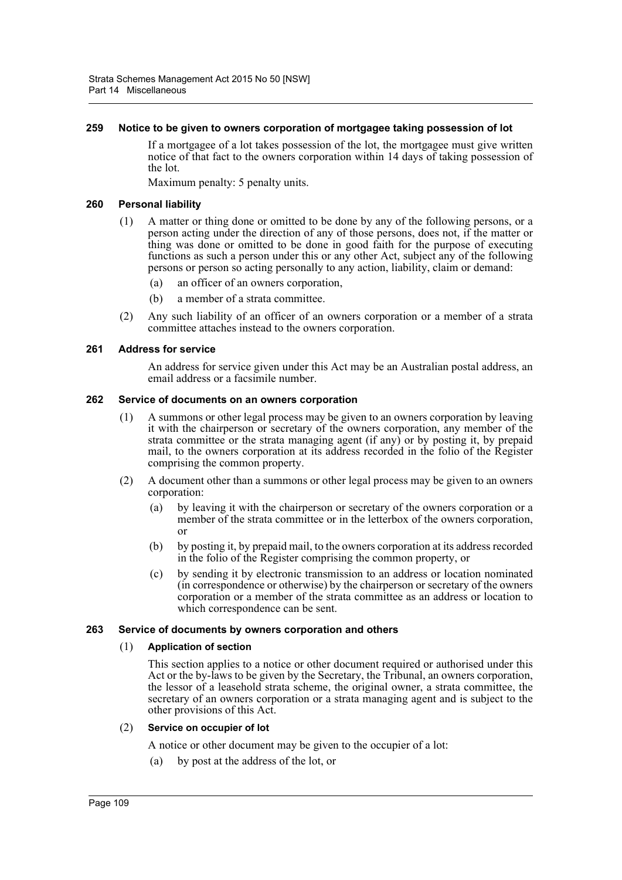#### 259 Notice to be given to owners corporation of mortgagee taking possession of lot

If a mortgagee of a lot takes possession of the lot, the mortgagee must give written notice of that fact to the owners corporation within 14 days of taking possession of the lot.

Maximum penalty: 5 penalty units.

#### 260 Personal liability

(1) A matter or thing done or omitted to be done by any of the following persons, or a person acting under the direction of any of those persons, does not, if the matter or thing was done or omitted to be done in good faith for the purpose of executing functions as such a person under this or any other Act, subject any of the following persons or person so acting personally to any action, liability, claim or demand:

(a) an officer of an owners corporation,

(b) a member of a strata committee.

(2) Any such liability of an officer of an owners corporation or a member of a strata committee attaches instead to the owners corporation.

#### 261 Address for service

An address for service given under this Act may be an Australian postal address, an email address or a facsimile number.

#### 262 Service of documents on an owners corporation

(1) A summons or other legal process may be given to an owners corporation by leaving it with the chairperson or secretary of the owners corporation, any member of the strata committee or the strata managing agent (if any) or by posting it, by prepaid mail, to the owners corporation at its address recorded in the folio of the Register comprising the common property.

(2) A document other than a summons or other legal process may be given to an owners corporation:

(a) by leaving it with the chairperson or secretary of the owners corporation or a member of the strata committee or in the letterbox of the owners corporation, or

(b) by posting it, by prepaid mail, to the owners corporation at its address recorded in the folio of the Register comprising the common property, or

(c) by sending it by electronic transmission to an address or location nominated (in correspondence or otherwise) by the chairperson or secretary of the owners corporation or a member of the strata committee as an address or location to which correspondence can be sent.

#### 263 Service of documents by owners corporation and others

(1) **Application of section**

This section applies to a notice or other document required or authorised under this Act or the by-laws to be given by the Secretary, the Tribunal, an owners corporation, the lessor of a leasehold strata scheme, the original owner, a strata committee, the secretary of an owners corporation or a strata managing agent and is subject to the other provisions of this Act.

(2) **Service on occupier of lot**

A notice or other document may be given to the occupier of a lot:

(a) by post at the address of the lot, or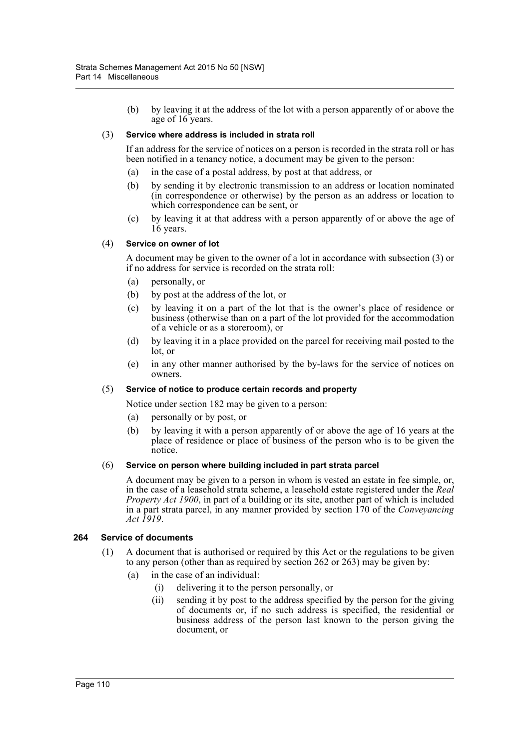(b) by leaving it at the address of the lot with a person apparently of or above the age of 16 years.

(3) **Service where address is included in strata roll**

If an address for the service of notices on a person is recorded in the strata roll or has been notified in a tenancy notice, a document may be given to the person:

(a) in the case of a postal address, by post at that address, or

(b) by sending it by electronic transmission to an address or location nominated (in correspondence or otherwise) by the person as an address or location to which correspondence can be sent, or

(c) by leaving it at that address with a person apparently of or above the age of 16 years.

(4) **Service on owner of lot**

A document may be given to the owner of a lot in accordance with subsection (3) or if no address for service is recorded on the strata roll:

(a) personally, or

(b) by post at the address of the lot, or

(c) by leaving it on a part of the lot that is the owner's place of residence or business (otherwise than on a part of the lot provided for the accommodation of a vehicle or as a storeroom), or

(d) by leaving it in a place provided on the parcel for receiving mail posted to the lot, or

(e) in any other manner authorised by the by-laws for the service of notices on owners.

(5) **Service of notice to produce certain records and property**

Notice under section 182 may be given to a person:

(a) personally or by post, or

(b) by leaving it with a person apparently of or above the age of 16 years at the place of residence or place of business of the person who is to be given the notice.

(6) **Service on person where building included in part strata parcel**

A document may be given to a person in whom is vested an estate in fee simple, or, in the case of a leasehold strata scheme, a leasehold estate registered under the *Real Property Act 1900*, in part of a building or its site, another part of which is included in a part strata parcel, in any manner provided by section 170 of the *Conveyancing Act 1919*.

### 264 Service of documents

(1) A document that is authorised or required by this Act or the regulations to be given to any person (other than as required by section 262 or 263) may be given by:

(a) in the case of an individual:

(i) delivering it to the person personally, or

(ii) sending it by post to the address specified by the person for the giving of documents or, if no such address is specified, the residential or business address of the person last known to the person giving the document, or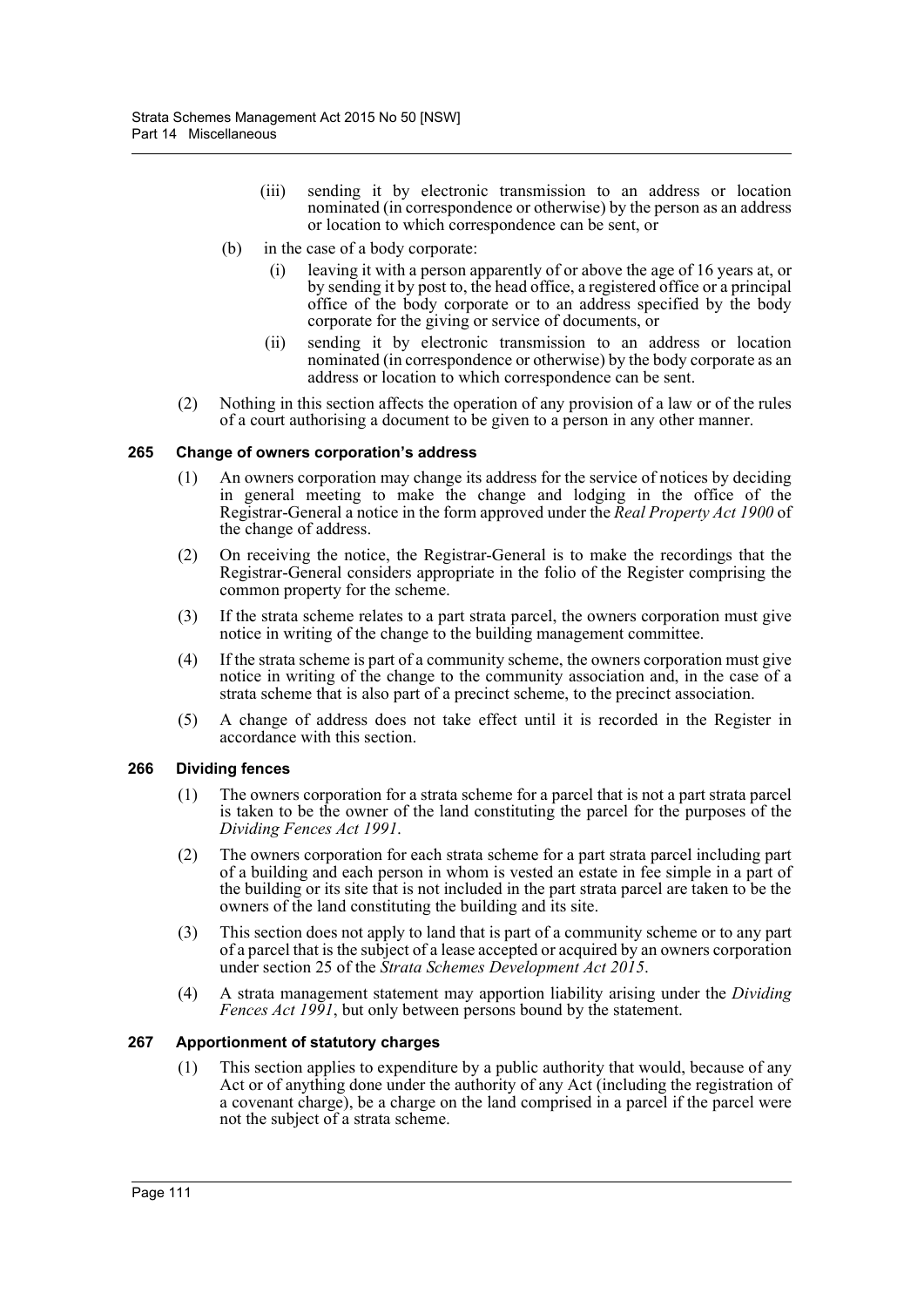(iii) sending it by electronic transmission to an address or location nominated (in correspondence or otherwise) by the person as an address or location to which correspondence can be sent, or

(b) in the case of a body corporate:

(i) leaving it with a person apparently of or above the age of 16 years at, or by sending it by post to, the head office, a registered office or a principal office of the body corporate or to an address specified by the body corporate for the giving or service of documents, or

(ii) sending it by electronic transmission to an address or location nominated (in correspondence or otherwise) by the body corporate as an address or location to which correspondence can be sent.

(2) Nothing in this section affects the operation of any provision of a law or of the rules of a court authorising a document to be given to a person in any other manner.

### 265 Change of owners corporation's address

(1) An owners corporation may change its address for the service of notices by deciding in general meeting to make the change and lodging in the office of the Registrar-General a notice in the form approved under the *Real Property Act 1900* of the change of address.

(2) On receiving the notice, the Registrar-General is to make the recordings that the Registrar-General considers appropriate in the folio of the Register comprising the common property for the scheme.

(3) If the strata scheme relates to a part strata parcel, the owners corporation must give notice in writing of the change to the building management committee.

(4) If the strata scheme is part of a community scheme, the owners corporation must give notice in writing of the change to the community association and, in the case of a strata scheme that is also part of a precinct scheme, to the precinct association.

(5) A change of address does not take effect until it is recorded in the Register in accordance with this section.

### 266 Dividing fences

(1) The owners corporation for a strata scheme for a parcel that is not a part strata parcel is taken to be the owner of the land constituting the parcel for the purposes of the *Dividing Fences Act 1991*.

(2) The owners corporation for each strata scheme for a part strata parcel including part of a building and each person in whom is vested an estate in fee simple in a part of the building or its site that is not included in the part strata parcel are taken to be the owners of the land constituting the building and its site.

(3) This section does not apply to land that is part of a community scheme or to any part of a parcel that is the subject of a lease accepted or acquired by an owners corporation under section 25 of the *Strata Schemes Development Act 2015*.

(4) A strata management statement may apportion liability arising under the *Dividing Fences Act 1991*, but only between persons bound by the statement.

### 267 Apportionment of statutory charges

(1) This section applies to expenditure by a public authority that would, because of any Act or of anything done under the authority of any Act (including the registration of a covenant charge), be a charge on the land comprised in a parcel if the parcel were not the subject of a strata scheme.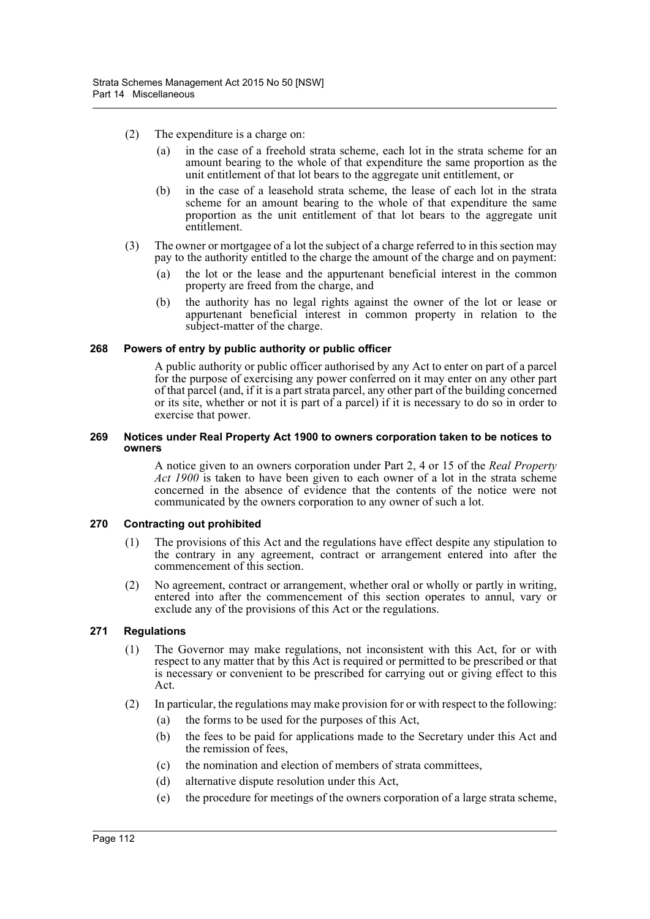(2) The expenditure is a charge on:

(a) in the case of a freehold strata scheme, each lot in the strata scheme for an amount bearing to the whole of that expenditure the same proportion as the unit entitlement of that lot bears to the aggregate unit entitlement, or

(b) in the case of a leasehold strata scheme, the lease of each lot in the strata scheme for an amount bearing to the whole of that expenditure the same proportion as the unit entitlement of that lot bears to the aggregate unit entitlement.

(3) The owner or mortgagee of a lot the subject of a charge referred to in this section may pay to the authority entitled to the charge the amount of the charge and on payment:

(a) the lot or the lease and the appurtenant beneficial interest in the common property are freed from the charge, and

(b) the authority has no legal rights against the owner of the lot or lease or appurtenant beneficial interest in common property in relation to the subject-matter of the charge.

### 268 Powers of entry by public authority or public officer

A public authority or public officer authorised by any Act to enter on part of a parcel for the purpose of exercising any power conferred on it may enter on any other part of that parcel (and, if it is a part strata parcel, any other part of the building concerned or its site, whether or not it is part of a parcel) if it is necessary to do so in order to exercise that power.

### 269 Notices under Real Property Act 1900 to owners corporation taken to be notices to owners

A notice given to an owners corporation under Part 2, 4 or 15 of the *Real Property Act 1900* is taken to have been given to each owner of a lot in the strata scheme concerned in the absence of evidence that the contents of the notice were not communicated by the owners corporation to any owner of such a lot.

### 270 Contracting out prohibited

(1) The provisions of this Act and the regulations have effect despite any stipulation to the contrary in any agreement, contract or arrangement entered into after the commencement of this section.

(2) No agreement, contract or arrangement, whether oral or wholly or partly in writing, entered into after the commencement of this section operates to annul, vary or exclude any of the provisions of this Act or the regulations.

### 271 Regulations

(1) The Governor may make regulations, not inconsistent with this Act, for or with respect to any matter that by this Act is required or permitted to be prescribed or that is necessary or convenient to be prescribed for carrying out or giving effect to this Act.

(2) In particular, the regulations may make provision for or with respect to the following:

(a) the forms to be used for the purposes of this Act,

(b) the fees to be paid for applications made to the Secretary under this Act and the remission of fees,

(c) the nomination and election of members of strata committees,

(d) alternative dispute resolution under this Act,

(e) the procedure for meetings of the owners corporation of a large strata scheme,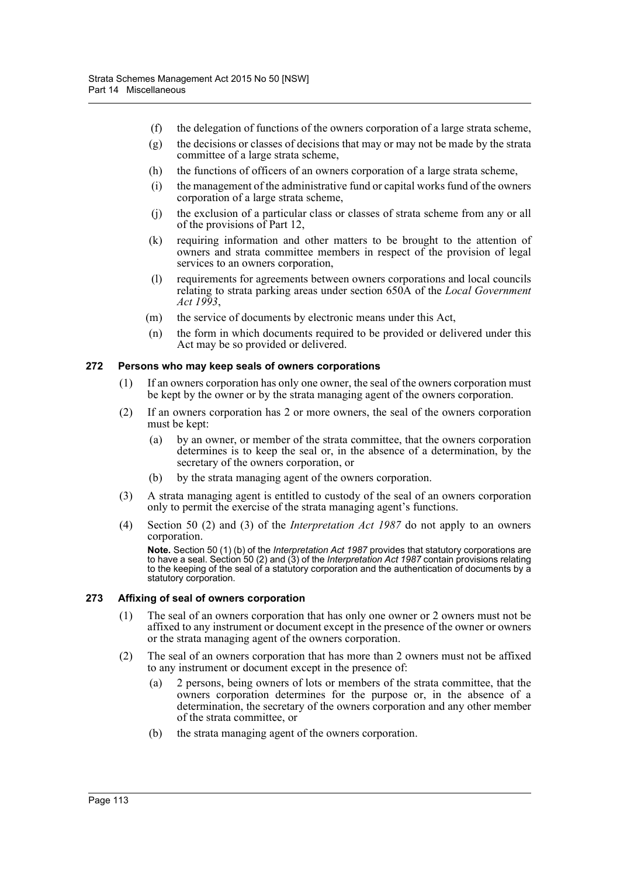(f) the delegation of functions of the owners corporation of a large strata scheme,

(g) the decisions or classes of decisions that may or may not be made by the strata committee of a large strata scheme,

(h) the functions of officers of an owners corporation of a large strata scheme,

(i) the management of the administrative fund or capital works fund of the owners corporation of a large strata scheme,

(j) the exclusion of a particular class or classes of strata scheme from any or all of the provisions of Part 12,

(k) requiring information and other matters to be brought to the attention of owners and strata committee members in respect of the provision of legal services to an owners corporation,

(l) requirements for agreements between owners corporations and local councils relating to strata parking areas under section 650A of the *Local Government Act 1993*,

(m) the service of documents by electronic means under this Act,

(n) the form in which documents required to be provided or delivered under this Act may be so provided or delivered.

### 272 Persons who may keep seals of owners corporations

(1) If an owners corporation has only one owner, the seal of the owners corporation must be kept by the owner or by the strata managing agent of the owners corporation.

(2) If an owners corporation has 2 or more owners, the seal of the owners corporation must be kept:

(a) by an owner, or member of the strata committee, that the owners corporation determines is to keep the seal or, in the absence of a determination, by the secretary of the owners corporation, or

(b) by the strata managing agent of the owners corporation.

(3) A strata managing agent is entitled to custody of the seal of an owners corporation only to permit the exercise of the strata managing agent's functions.

(4) Section 50 (2) and (3) of the *Interpretation Act 1987* do not apply to an owners corporation.

**Note.** Section 50 (1) (b) of the *Interpretation Act 1987* provides that statutory corporations are to have a seal. Section 50 (2) and (3) of the *Interpretation Act 1987* contain provisions relating to the keeping of the seal of a statutory corporation and the authentication of documents by a statutory corporation.

### 273 Affixing of seal of owners corporation

(1) The seal of an owners corporation that has only one owner or 2 owners must not be affixed to any instrument or document except in the presence of the owner or owners or the strata managing agent of the owners corporation.

(2) The seal of an owners corporation that has more than 2 owners must not be affixed to any instrument or document except in the presence of:

(a) 2 persons, being owners of lots or members of the strata committee, that the owners corporation determines for the purpose or, in the absence of a determination, the secretary of the owners corporation and any other member of the strata committee, or

(b) the strata managing agent of the owners corporation.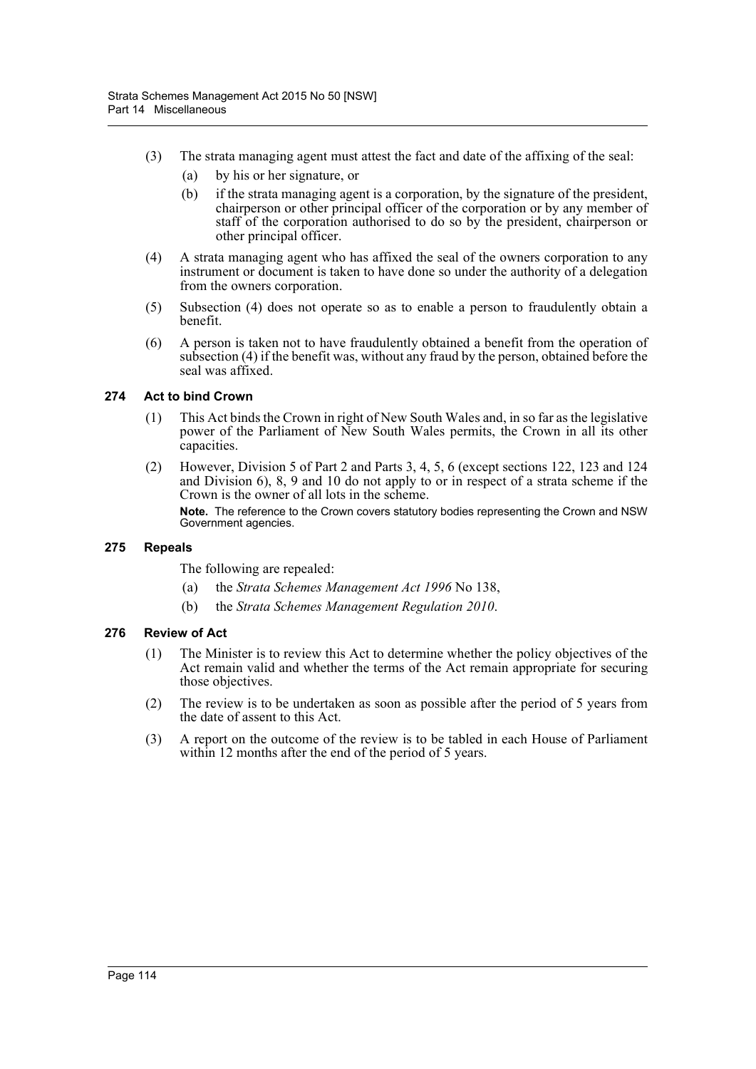(3) The strata managing agent must attest the fact and date of the affixing of the seal:

(a) by his or her signature, or

(b) if the strata managing agent is a corporation, by the signature of the president, chairperson or other principal officer of the corporation or by any member of staff of the corporation authorised to do so by the president, chairperson or other principal officer.

(4) A strata managing agent who has affixed the seal of the owners corporation to any instrument or document is taken to have done so under the authority of a delegation from the owners corporation.

(5) Subsection (4) does not operate so as to enable a person to fraudulently obtain a benefit.

(6) A person is taken not to have fraudulently obtained a benefit from the operation of subsection (4) if the benefit was, without any fraud by the person, obtained before the seal was affixed.

### 274 Act to bind Crown

(1) This Act binds the Crown in right of New South Wales and, in so far as the legislative power of the Parliament of New South Wales permits, the Crown in all its other capacities.

(2) However, Division 5 of Part 2 and Parts 3, 4, 5, 6 (except sections 122, 123 and 124 and Division 6), 8, 9 and 10 do not apply to or in respect of a strata scheme if the Crown is the owner of all lots in the scheme.

**Note.** The reference to the Crown covers statutory bodies representing the Crown and NSW Government agencies.

### 275 Repeals

The following are repealed:

(a) the *Strata Schemes Management Act 1996* No 138,

(b) the *Strata Schemes Management Regulation 2010*.

### 276 Review of Act

(1) The Minister is to review this Act to determine whether the policy objectives of the Act remain valid and whether the terms of the Act remain appropriate for securing those objectives.

(2) The review is to be undertaken as soon as possible after the period of 5 years from the date of assent to this Act.

(3) A report on the outcome of the review is to be tabled in each House of Parliament within 12 months after the end of the period of 5 years.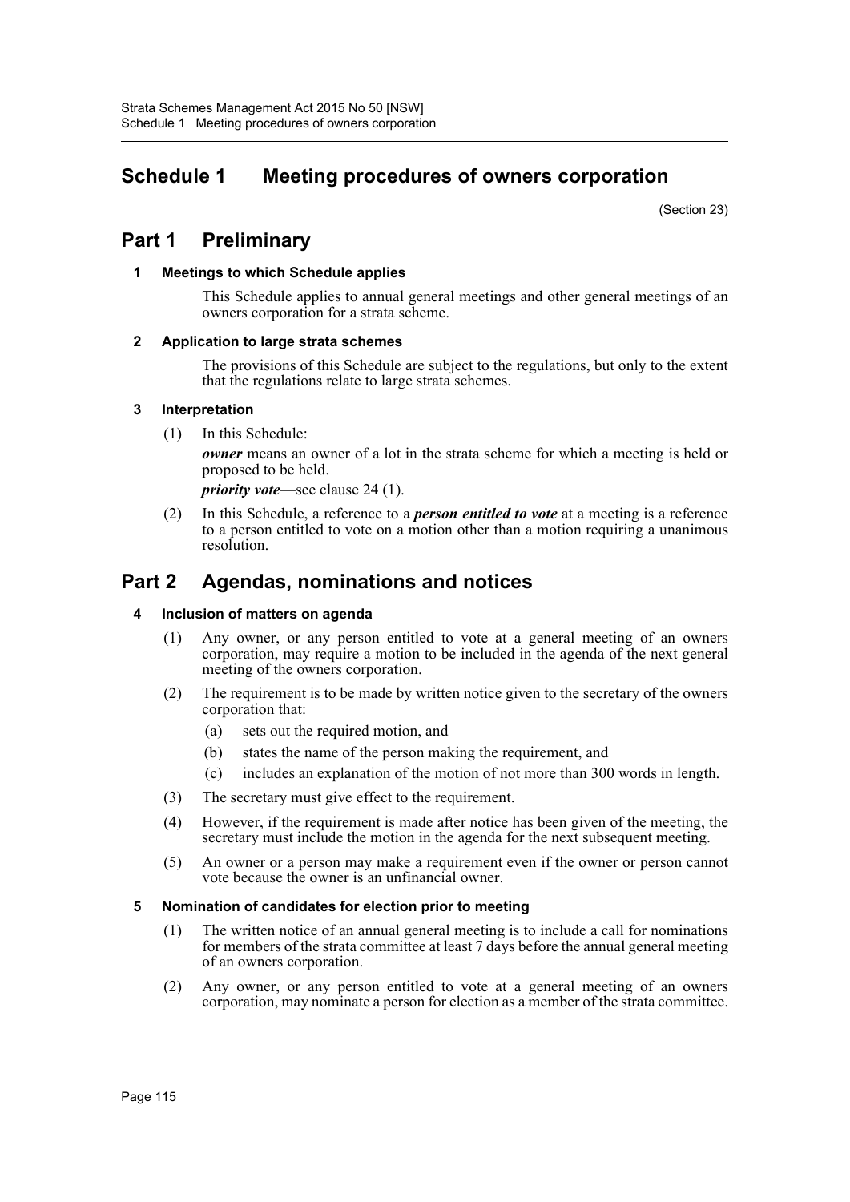# Schedule 1 Meeting procedures of owners corporation

(Section 23)

## Part 1 Preliminary

### 1 Meetings to which Schedule applies

This Schedule applies to annual general meetings and other general meetings of an owners corporation for a strata scheme.

### 2 Application to large strata schemes

The provisions of this Schedule are subject to the regulations, but only to the extent that the regulations relate to large strata schemes.

### 3 Interpretation

(1) In this Schedule:

***owner*** means an owner of a lot in the strata scheme for which a meeting is held or proposed to be held.

***priority vote***—see clause 24 (1).

(2) In this Schedule, a reference to a ***person entitled to vote*** at a meeting is a reference to a person entitled to vote on a motion other than a motion requiring a unanimous resolution.

## Part 2 Agendas, nominations and notices

### 4 Inclusion of matters on agenda

(1) Any owner, or any person entitled to vote at a general meeting of an owners corporation, may require a motion to be included in the agenda of the next general meeting of the owners corporation.

(2) The requirement is to be made by written notice given to the secretary of the owners corporation that:

- (a) sets out the required motion, and
- (b) states the name of the person making the requirement, and
- (c) includes an explanation of the motion of not more than 300 words in length.

(3) The secretary must give effect to the requirement.

(4) However, if the requirement is made after notice has been given of the meeting, the secretary must include the motion in the agenda for the next subsequent meeting.

(5) An owner or a person may make a requirement even if the owner or person cannot vote because the owner is an unfinancial owner.

### 5 Nomination of candidates for election prior to meeting

(1) The written notice of an annual general meeting is to include a call for nominations for members of the strata committee at least 7 days before the annual general meeting of an owners corporation.

(2) Any owner, or any person entitled to vote at a general meeting of an owners corporation, may nominate a person for election as a member of the strata committee.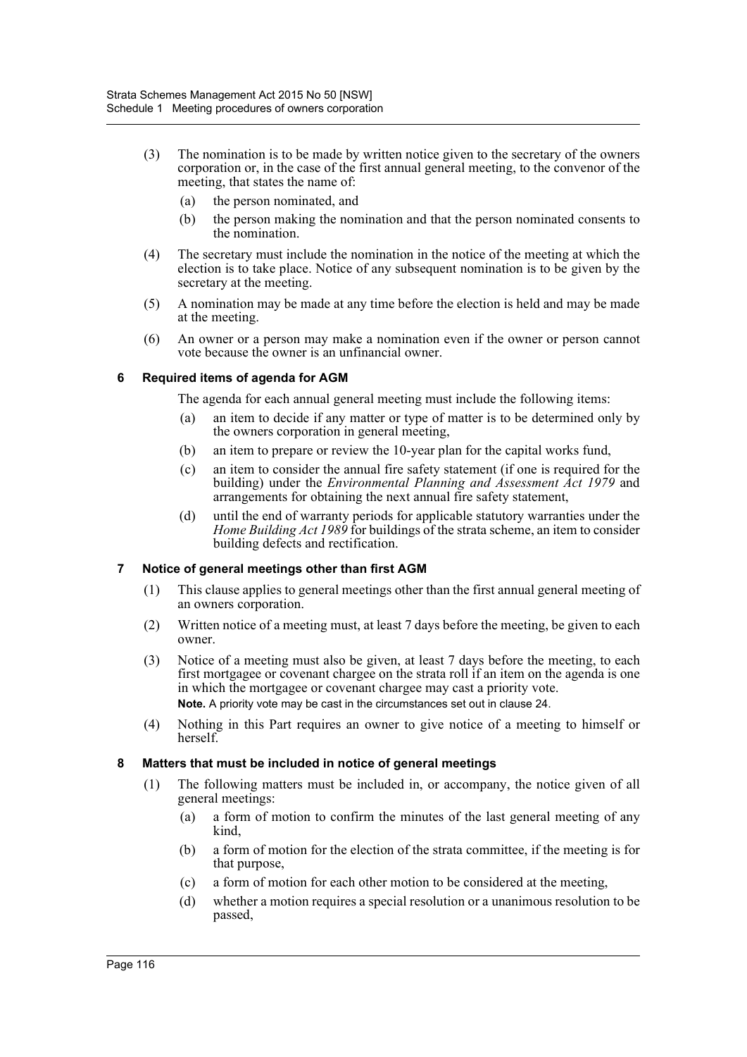(3) The nomination is to be made by written notice given to the secretary of the owners corporation or, in the case of the first annual general meeting, to the convenor of the meeting, that states the name of:

(a) the person nominated, and

(b) the person making the nomination and that the person nominated consents to the nomination.

(4) The secretary must include the nomination in the notice of the meeting at which the election is to take place. Notice of any subsequent nomination is to be given by the secretary at the meeting.

(5) A nomination may be made at any time before the election is held and may be made at the meeting.

(6) An owner or a person may make a nomination even if the owner or person cannot vote because the owner is an unfinancial owner.

### 6 Required items of agenda for AGM

The agenda for each annual general meeting must include the following items:

(a) an item to decide if any matter or type of matter is to be determined only by the owners corporation in general meeting,

(b) an item to prepare or review the 10-year plan for the capital works fund,

(c) an item to consider the annual fire safety statement (if one is required for the building) under the *Environmental Planning and Assessment Act 1979* and arrangements for obtaining the next annual fire safety statement,

(d) until the end of warranty periods for applicable statutory warranties under the *Home Building Act 1989* for buildings of the strata scheme, an item to consider building defects and rectification.

### 7 Notice of general meetings other than first AGM

(1) This clause applies to general meetings other than the first annual general meeting of an owners corporation.

(2) Written notice of a meeting must, at least 7 days before the meeting, be given to each owner.

(3) Notice of a meeting must also be given, at least 7 days before the meeting, to each first mortgagee or covenant chargee on the strata roll if an item on the agenda is one in which the mortgagee or covenant chargee may cast a priority vote.

**Note.** A priority vote may be cast in the circumstances set out in clause 24.

(4) Nothing in this Part requires an owner to give notice of a meeting to himself or herself.

### 8 Matters that must be included in notice of general meetings

(1) The following matters must be included in, or accompany, the notice given of all general meetings:

(a) a form of motion to confirm the minutes of the last general meeting of any kind,

(b) a form of motion for the election of the strata committee, if the meeting is for that purpose,

(c) a form of motion for each other motion to be considered at the meeting,

(d) whether a motion requires a special resolution or a unanimous resolution to be passed,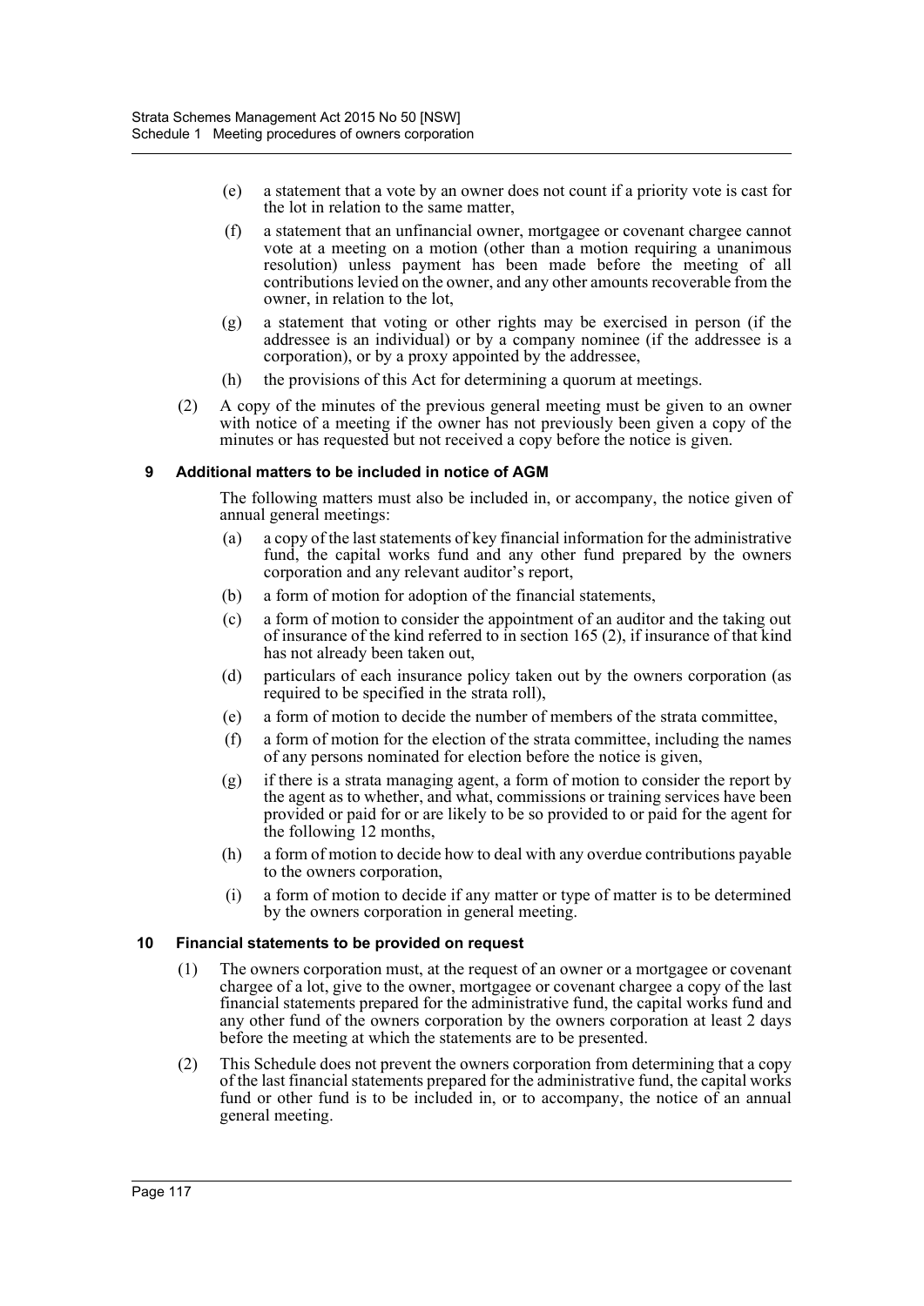(e) a statement that a vote by an owner does not count if a priority vote is cast for the lot in relation to the same matter,

(f) a statement that an unfinancial owner, mortgagee or covenant chargee cannot vote at a meeting on a motion (other than a motion requiring a unanimous resolution) unless payment has been made before the meeting of all contributions levied on the owner, and any other amounts recoverable from the owner, in relation to the lot,

(g) a statement that voting or other rights may be exercised in person (if the addressee is an individual) or by a company nominee (if the addressee is a corporation), or by a proxy appointed by the addressee,

(h) the provisions of this Act for determining a quorum at meetings.

(2) A copy of the minutes of the previous general meeting must be given to an owner with notice of a meeting if the owner has not previously been given a copy of the minutes or has requested but not received a copy before the notice is given.

### 9 Additional matters to be included in notice of AGM

The following matters must also be included in, or accompany, the notice given of annual general meetings:

(a) a copy of the last statements of key financial information for the administrative fund, the capital works fund and any other fund prepared by the owners corporation and any relevant auditor's report,

(b) a form of motion for adoption of the financial statements,

(c) a form of motion to consider the appointment of an auditor and the taking out of insurance of the kind referred to in section 165 (2), if insurance of that kind has not already been taken out,

(d) particulars of each insurance policy taken out by the owners corporation (as required to be specified in the strata roll),

(e) a form of motion to decide the number of members of the strata committee,

(f) a form of motion for the election of the strata committee, including the names of any persons nominated for election before the notice is given,

(g) if there is a strata managing agent, a form of motion to consider the report by the agent as to whether, and what, commissions or training services have been provided or paid for or are likely to be so provided to or paid for the agent for the following 12 months,

(h) a form of motion to decide how to deal with any overdue contributions payable to the owners corporation,

(i) a form of motion to decide if any matter or type of matter is to be determined by the owners corporation in general meeting.

### 10 Financial statements to be provided on request

(1) The owners corporation must, at the request of an owner or a mortgagee or covenant chargee of a lot, give to the owner, mortgagee or covenant chargee a copy of the last financial statements prepared for the administrative fund, the capital works fund and any other fund of the owners corporation by the owners corporation at least 2 days before the meeting at which the statements are to be presented.

(2) This Schedule does not prevent the owners corporation from determining that a copy of the last financial statements prepared for the administrative fund, the capital works fund or other fund is to be included in, or to accompany, the notice of an annual general meeting.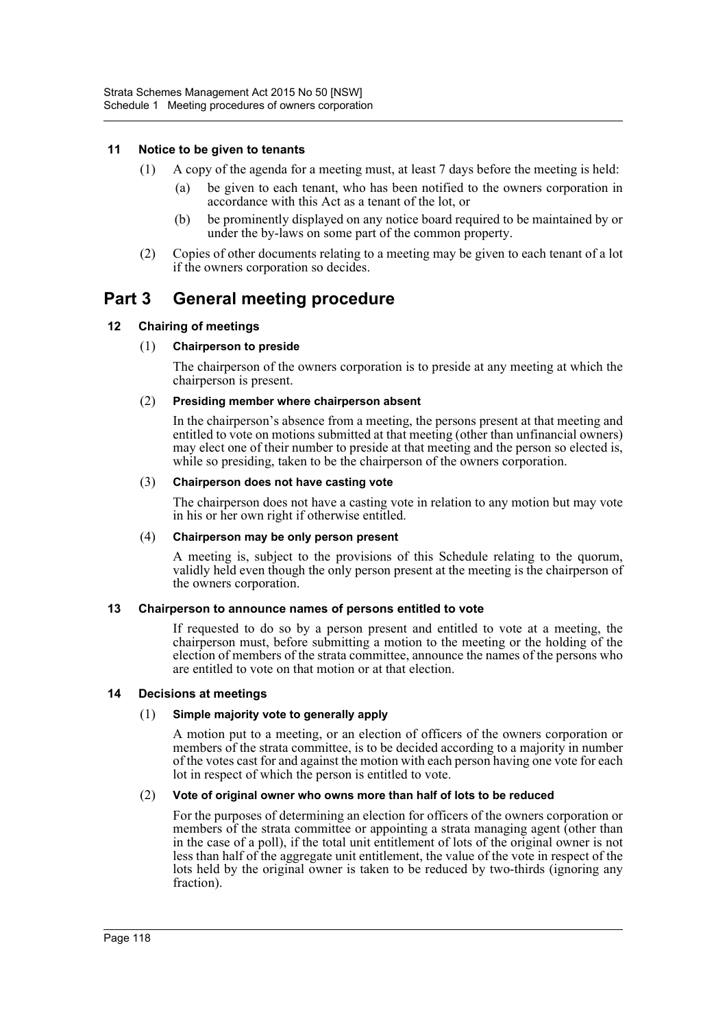### 11 Notice to be given to tenants

(1) A copy of the agenda for a meeting must, at least 7 days before the meeting is held:

- (a) be given to each tenant, who has been notified to the owners corporation in accordance with this Act as a tenant of the lot, or
- (b) be prominently displayed on any notice board required to be maintained by or under the by-laws on some part of the common property.

(2) Copies of other documents relating to a meeting may be given to each tenant of a lot if the owners corporation so decides.

## Part 3 General meeting procedure

### 12 Chairing of meetings

(1) **Chairperson to preside**

The chairperson of the owners corporation is to preside at any meeting at which the chairperson is present.

(2) **Presiding member where chairperson absent**

In the chairperson's absence from a meeting, the persons present at that meeting and entitled to vote on motions submitted at that meeting (other than unfinancial owners) may elect one of their number to preside at that meeting and the person so elected is, while so presiding, taken to be the chairperson of the owners corporation.

(3) **Chairperson does not have casting vote**

The chairperson does not have a casting vote in relation to any motion but may vote in his or her own right if otherwise entitled.

(4) **Chairperson may be only person present**

A meeting is, subject to the provisions of this Schedule relating to the quorum, validly held even though the only person present at the meeting is the chairperson of the owners corporation.

### 13 Chairperson to announce names of persons entitled to vote

If requested to do so by a person present and entitled to vote at a meeting, the chairperson must, before submitting a motion to the meeting or the holding of the election of members of the strata committee, announce the names of the persons who are entitled to vote on that motion or at that election.

### 14 Decisions at meetings

(1) **Simple majority vote to generally apply**

A motion put to a meeting, or an election of officers of the owners corporation or members of the strata committee, is to be decided according to a majority in number of the votes cast for and against the motion with each person having one vote for each lot in respect of which the person is entitled to vote.

(2) **Vote of original owner who owns more than half of lots to be reduced**

For the purposes of determining an election for officers of the owners corporation or members of the strata committee or appointing a strata managing agent (other than in the case of a poll), if the total unit entitlement of lots of the original owner is not less than half of the aggregate unit entitlement, the value of the vote in respect of the lots held by the original owner is taken to be reduced by two-thirds (ignoring any fraction).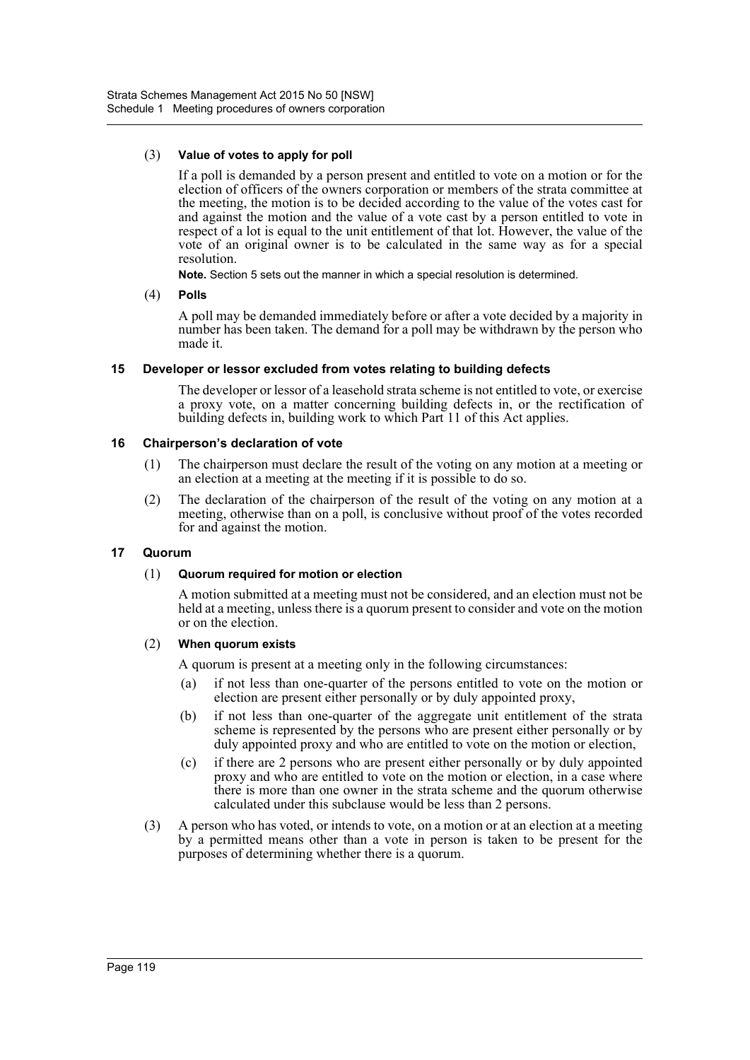(3) **Value of votes to apply for poll**

If a poll is demanded by a person present and entitled to vote on a motion or for the election of officers of the owners corporation or members of the strata committee at the meeting, the motion is to be decided according to the value of the votes cast for and against the motion and the value of a vote cast by a person entitled to vote in respect of a lot is equal to the unit entitlement of that lot. However, the value of the vote of an original owner is to be calculated in the same way as for a special resolution.

**Note.** Section 5 sets out the manner in which a special resolution is determined.

(4) **Polls**

A poll may be demanded immediately before or after a vote decided by a majority in number has been taken. The demand for a poll may be withdrawn by the person who made it.

### 15 Developer or lessor excluded from votes relating to building defects

The developer or lessor of a leasehold strata scheme is not entitled to vote, or exercise a proxy vote, on a matter concerning building defects in, or the rectification of building defects in, building work to which Part 11 of this Act applies.

### 16 Chairperson's declaration of vote

(1) The chairperson must declare the result of the voting on any motion at a meeting or an election at a meeting at the meeting if it is possible to do so.

(2) The declaration of the chairperson of the result of the voting on any motion at a meeting, otherwise than on a poll, is conclusive without proof of the votes recorded for and against the motion.

### 17 Quorum

(1) **Quorum required for motion or election**

A motion submitted at a meeting must not be considered, and an election must not be held at a meeting, unless there is a quorum present to consider and vote on the motion or on the election.

(2) **When quorum exists**

A quorum is present at a meeting only in the following circumstances:

(a) if not less than one-quarter of the persons entitled to vote on the motion or election are present either personally or by duly appointed proxy,

(b) if not less than one-quarter of the aggregate unit entitlement of the strata scheme is represented by the persons who are present either personally or by duly appointed proxy and who are entitled to vote on the motion or election,

(c) if there are 2 persons who are present either personally or by duly appointed proxy and who are entitled to vote on the motion or election, in a case where there is more than one owner in the strata scheme and the quorum otherwise calculated under this subclause would be less than 2 persons.

(3) A person who has voted, or intends to vote, on a motion or at an election at a meeting by a permitted means other than a vote in person is taken to be present for the purposes of determining whether there is a quorum.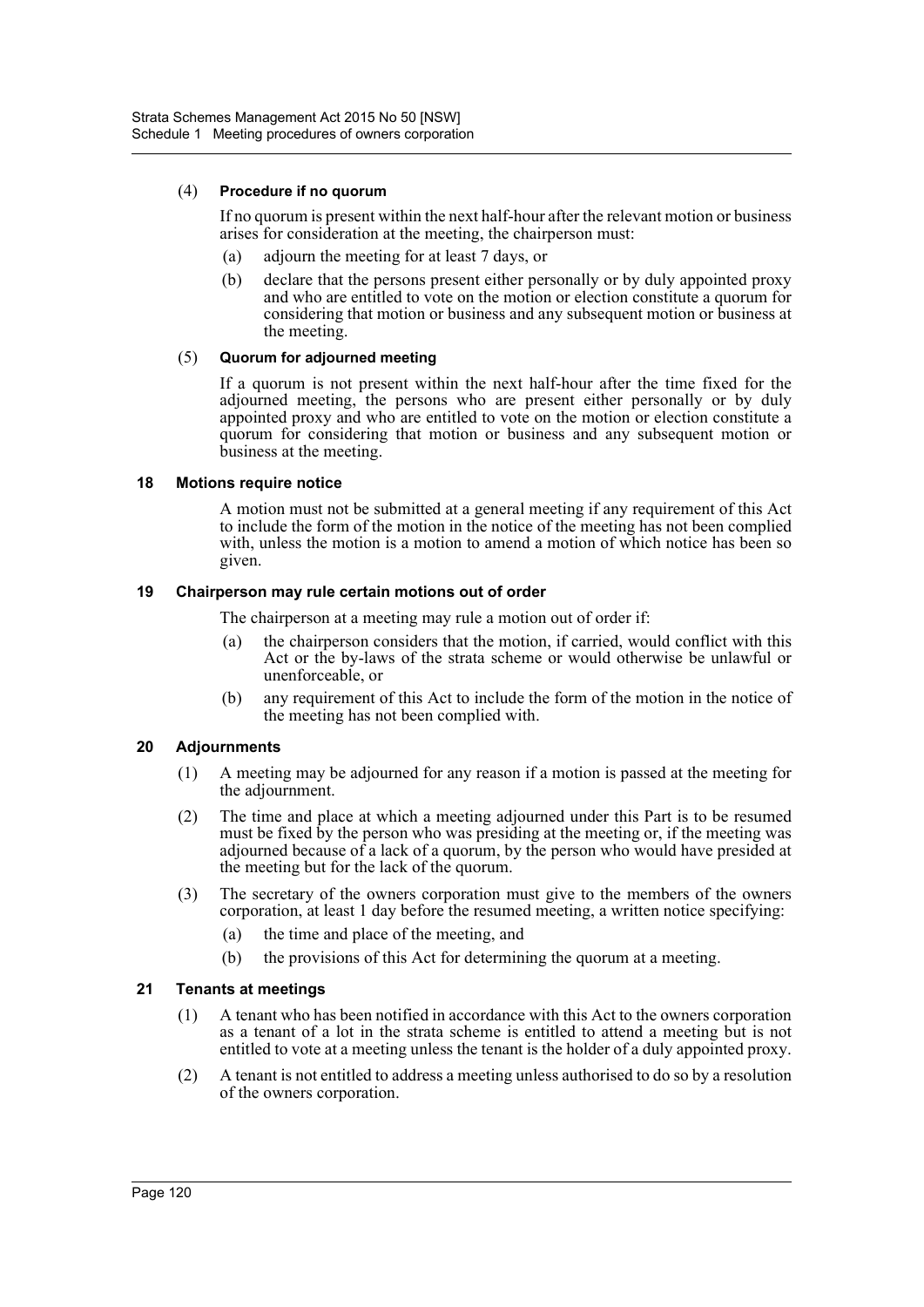(4) **Procedure if no quorum**

If no quorum is present within the next half-hour after the relevant motion or business arises for consideration at the meeting, the chairperson must:

- (a) adjourn the meeting for at least 7 days, or
- (b) declare that the persons present either personally or by duly appointed proxy and who are entitled to vote on the motion or election constitute a quorum for considering that motion or business and any subsequent motion or business at the meeting.

(5) **Quorum for adjourned meeting**

If a quorum is not present within the next half-hour after the time fixed for the adjourned meeting, the persons who are present either personally or by duly appointed proxy and who are entitled to vote on the motion or election constitute a quorum for considering that motion or business and any subsequent motion or business at the meeting.

### 18 Motions require notice

A motion must not be submitted at a general meeting if any requirement of this Act to include the form of the motion in the notice of the meeting has not been complied with, unless the motion is a motion to amend a motion of which notice has been so given.

### 19 Chairperson may rule certain motions out of order

The chairperson at a meeting may rule a motion out of order if:

- (a) the chairperson considers that the motion, if carried, would conflict with this Act or the by-laws of the strata scheme or would otherwise be unlawful or unenforceable, or
- (b) any requirement of this Act to include the form of the motion in the notice of the meeting has not been complied with.

### 20 Adjournments

(1) A meeting may be adjourned for any reason if a motion is passed at the meeting for the adjournment.

(2) The time and place at which a meeting adjourned under this Part is to be resumed must be fixed by the person who was presiding at the meeting or, if the meeting was adjourned because of a lack of a quorum, by the person who would have presided at the meeting but for the lack of the quorum.

(3) The secretary of the owners corporation must give to the members of the owners corporation, at least 1 day before the resumed meeting, a written notice specifying:

- (a) the time and place of the meeting, and
- (b) the provisions of this Act for determining the quorum at a meeting.

### 21 Tenants at meetings

(1) A tenant who has been notified in accordance with this Act to the owners corporation as a tenant of a lot in the strata scheme is entitled to attend a meeting but is not entitled to vote at a meeting unless the tenant is the holder of a duly appointed proxy.

(2) A tenant is not entitled to address a meeting unless authorised to do so by a resolution of the owners corporation.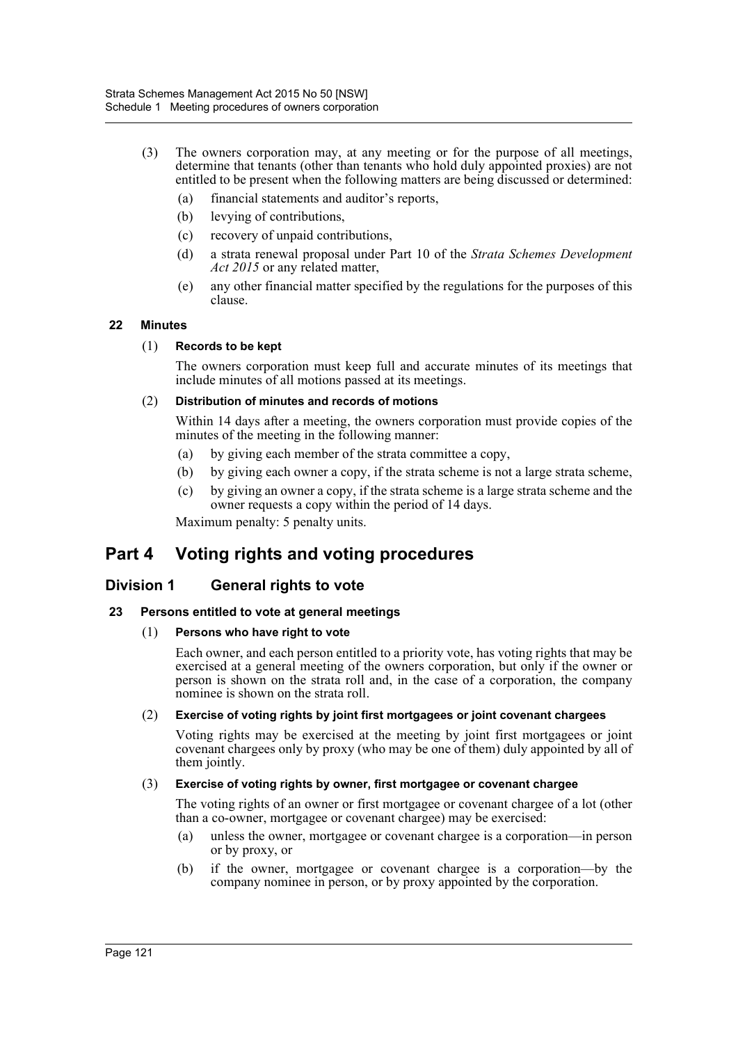(3) The owners corporation may, at any meeting or for the purpose of all meetings, determine that tenants (other than tenants who hold duly appointed proxies) are not entitled to be present when the following matters are being discussed or determined:

- (a) financial statements and auditor's reports,
- (b) levying of contributions,
- (c) recovery of unpaid contributions,
- (d) a strata renewal proposal under Part 10 of the *Strata Schemes Development Act 2015* or any related matter,
- (e) any other financial matter specified by the regulations for the purposes of this clause.

#### 22 Minutes

(1) **Records to be kept**

The owners corporation must keep full and accurate minutes of its meetings that include minutes of all motions passed at its meetings.

(2) **Distribution of minutes and records of motions**

Within 14 days after a meeting, the owners corporation must provide copies of the minutes of the meeting in the following manner:

- (a) by giving each member of the strata committee a copy,
- (b) by giving each owner a copy, if the strata scheme is not a large strata scheme,
- (c) by giving an owner a copy, if the strata scheme is a large strata scheme and the owner requests a copy within the period of 14 days.

Maximum penalty: 5 penalty units.

## Part 4 Voting rights and voting procedures

### Division 1 General rights to vote

#### 23 Persons entitled to vote at general meetings

(1) **Persons who have right to vote**

Each owner, and each person entitled to a priority vote, has voting rights that may be exercised at a general meeting of the owners corporation, but only if the owner or person is shown on the strata roll and, in the case of a corporation, the company nominee is shown on the strata roll.

(2) **Exercise of voting rights by joint first mortgagees or joint covenant chargees**

Voting rights may be exercised at the meeting by joint first mortgagees or joint covenant chargees only by proxy (who may be one of them) duly appointed by all of them jointly.

(3) **Exercise of voting rights by owner, first mortgagee or covenant chargee**

The voting rights of an owner or first mortgagee or covenant chargee of a lot (other than a co-owner, mortgagee or covenant chargee) may be exercised:

- (a) unless the owner, mortgagee or covenant chargee is a corporation—in person or by proxy, or
- (b) if the owner, mortgagee or covenant chargee is a corporation—by the company nominee in person, or by proxy appointed by the corporation.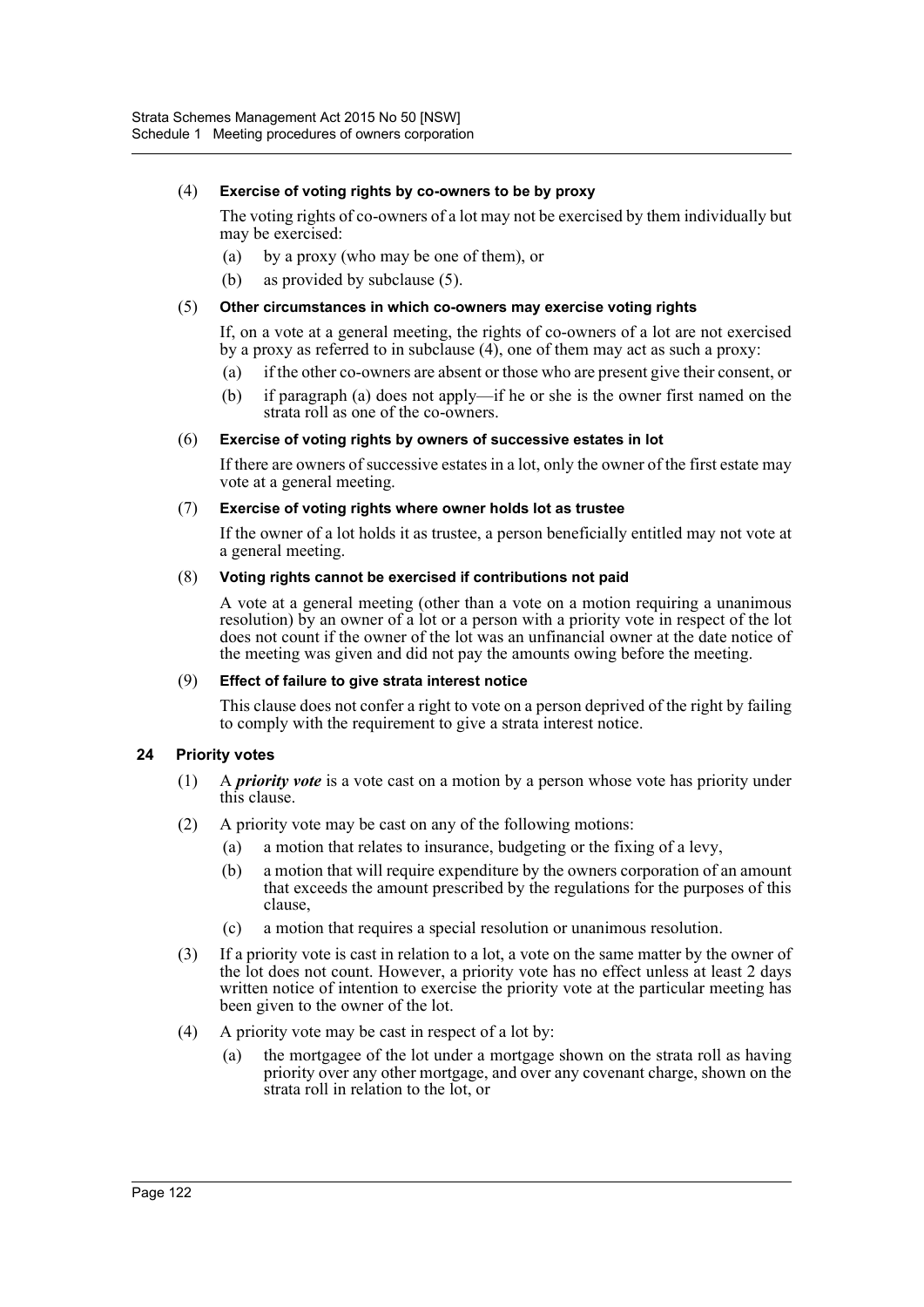(4) **Exercise of voting rights by co-owners to be by proxy**

The voting rights of co-owners of a lot may not be exercised by them individually but may be exercised:

- (a) by a proxy (who may be one of them), or
- (b) as provided by subclause (5).

(5) **Other circumstances in which co-owners may exercise voting rights**

If, on a vote at a general meeting, the rights of co-owners of a lot are not exercised by a proxy as referred to in subclause (4), one of them may act as such a proxy:

- (a) if the other co-owners are absent or those who are present give their consent, or
- (b) if paragraph (a) does not apply—if he or she is the owner first named on the strata roll as one of the co-owners.

(6) **Exercise of voting rights by owners of successive estates in lot**

If there are owners of successive estates in a lot, only the owner of the first estate may vote at a general meeting.

(7) **Exercise of voting rights where owner holds lot as trustee**

If the owner of a lot holds it as trustee, a person beneficially entitled may not vote at a general meeting.

(8) **Voting rights cannot be exercised if contributions not paid**

A vote at a general meeting (other than a vote on a motion requiring a unanimous resolution) by an owner of a lot or a person with a priority vote in respect of the lot does not count if the owner of the lot was an unfinancial owner at the date notice of the meeting was given and did not pay the amounts owing before the meeting.

(9) **Effect of failure to give strata interest notice**

This clause does not confer a right to vote on a person deprived of the right by failing to comply with the requirement to give a strata interest notice.

### 24 Priority votes

(1) A ***priority vote*** is a vote cast on a motion by a person whose vote has priority under this clause.

(2) A priority vote may be cast on any of the following motions:

- (a) a motion that relates to insurance, budgeting or the fixing of a levy,
- (b) a motion that will require expenditure by the owners corporation of an amount that exceeds the amount prescribed by the regulations for the purposes of this clause,
- (c) a motion that requires a special resolution or unanimous resolution.

(3) If a priority vote is cast in relation to a lot, a vote on the same matter by the owner of the lot does not count. However, a priority vote has no effect unless at least 2 days written notice of intention to exercise the priority vote at the particular meeting has been given to the owner of the lot.

(4) A priority vote may be cast in respect of a lot by:

- (a) the mortgagee of the lot under a mortgage shown on the strata roll as having priority over any other mortgage, and over any covenant charge, shown on the strata roll in relation to the lot, or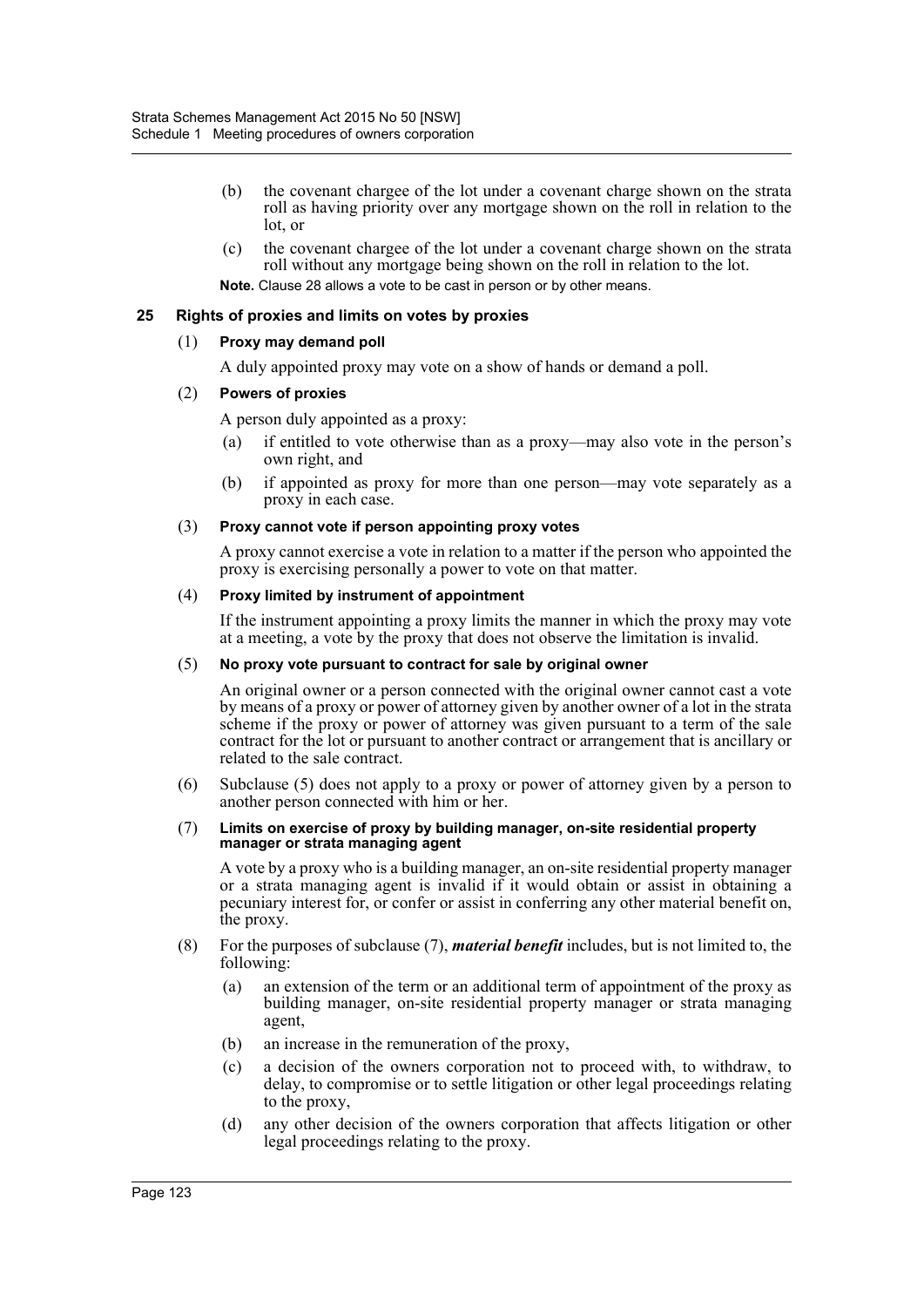(b) the covenant chargee of the lot under a covenant charge shown on the strata roll as having priority over any mortgage shown on the roll in relation to the lot, or

(c) the covenant chargee of the lot under a covenant charge shown on the strata roll without any mortgage being shown on the roll in relation to the lot.

**Note.** Clause 28 allows a vote to be cast in person or by other means.

### 25 Rights of proxies and limits on votes by proxies

(1) **Proxy may demand poll**

A duly appointed proxy may vote on a show of hands or demand a poll.

(2) **Powers of proxies**

A person duly appointed as a proxy:

(a) if entitled to vote otherwise than as a proxy—may also vote in the person's own right, and

(b) if appointed as proxy for more than one person—may vote separately as a proxy in each case.

(3) **Proxy cannot vote if person appointing proxy votes**

A proxy cannot exercise a vote in relation to a matter if the person who appointed the proxy is exercising personally a power to vote on that matter.

(4) **Proxy limited by instrument of appointment**

If the instrument appointing a proxy limits the manner in which the proxy may vote at a meeting, a vote by the proxy that does not observe the limitation is invalid.

(5) **No proxy vote pursuant to contract for sale by original owner**

An original owner or a person connected with the original owner cannot cast a vote by means of a proxy or power of attorney given by another owner of a lot in the strata scheme if the proxy or power of attorney was given pursuant to a term of the sale contract for the lot or pursuant to another contract or arrangement that is ancillary or related to the sale contract.

(6) Subclause (5) does not apply to a proxy or power of attorney given by a person to another person connected with him or her.

(7) **Limits on exercise of proxy by building manager, on-site residential property manager or strata managing agent**

A vote by a proxy who is a building manager, an on-site residential property manager or a strata managing agent is invalid if it would obtain or assist in obtaining a pecuniary interest for, or confer or assist in conferring any other material benefit on, the proxy.

(8) For the purposes of subclause (7), ***material benefit*** includes, but is not limited to, the following:

(a) an extension of the term or an additional term of appointment of the proxy as building manager, on-site residential property manager or strata managing agent,

(b) an increase in the remuneration of the proxy,

(c) a decision of the owners corporation not to proceed with, to withdraw, to delay, to compromise or to settle litigation or other legal proceedings relating to the proxy,

(d) any other decision of the owners corporation that affects litigation or other legal proceedings relating to the proxy.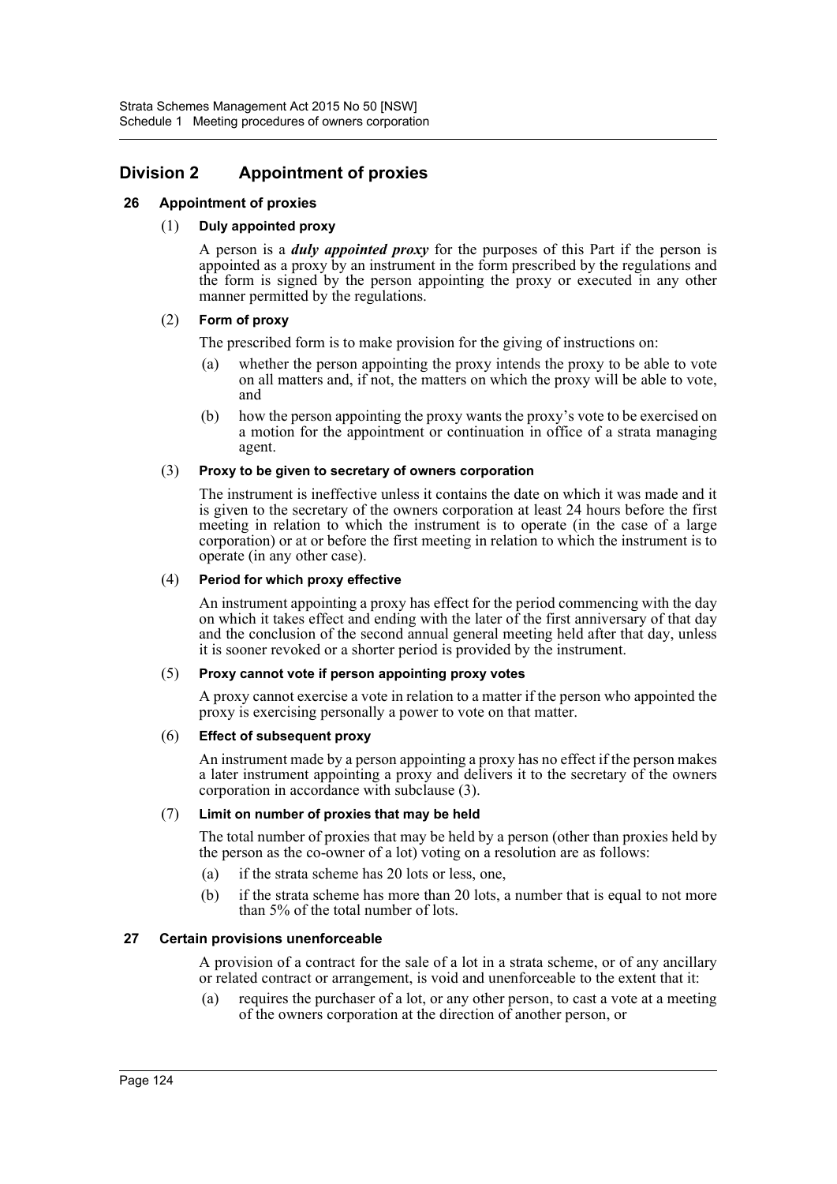## Division 2 Appointment of proxies

### 26 Appointment of proxies

(1) **Duly appointed proxy**

A person is a ***duly appointed proxy*** for the purposes of this Part if the person is appointed as a proxy by an instrument in the form prescribed by the regulations and the form is signed by the person appointing the proxy or executed in any other manner permitted by the regulations.

(2) **Form of proxy**

The prescribed form is to make provision for the giving of instructions on:

(a) whether the person appointing the proxy intends the proxy to be able to vote on all matters and, if not, the matters on which the proxy will be able to vote, and

(b) how the person appointing the proxy wants the proxy's vote to be exercised on a motion for the appointment or continuation in office of a strata managing agent.

(3) **Proxy to be given to secretary of owners corporation**

The instrument is ineffective unless it contains the date on which it was made and it is given to the secretary of the owners corporation at least 24 hours before the first meeting in relation to which the instrument is to operate (in the case of a large corporation) or at or before the first meeting in relation to which the instrument is to operate (in any other case).

(4) **Period for which proxy effective**

An instrument appointing a proxy has effect for the period commencing with the day on which it takes effect and ending with the later of the first anniversary of that day and the conclusion of the second annual general meeting held after that day, unless it is sooner revoked or a shorter period is provided by the instrument.

(5) **Proxy cannot vote if person appointing proxy votes**

A proxy cannot exercise a vote in relation to a matter if the person who appointed the proxy is exercising personally a power to vote on that matter.

(6) **Effect of subsequent proxy**

An instrument made by a person appointing a proxy has no effect if the person makes a later instrument appointing a proxy and delivers it to the secretary of the owners corporation in accordance with subclause (3).

(7) **Limit on number of proxies that may be held**

The total number of proxies that may be held by a person (other than proxies held by the person as the co-owner of a lot) voting on a resolution are as follows:

(a) if the strata scheme has 20 lots or less, one,

(b) if the strata scheme has more than 20 lots, a number that is equal to not more than 5% of the total number of lots.

### 27 Certain provisions unenforceable

A provision of a contract for the sale of a lot in a strata scheme, or of any ancillary or related contract or arrangement, is void and unenforceable to the extent that it:

(a) requires the purchaser of a lot, or any other person, to cast a vote at a meeting of the owners corporation at the direction of another person, or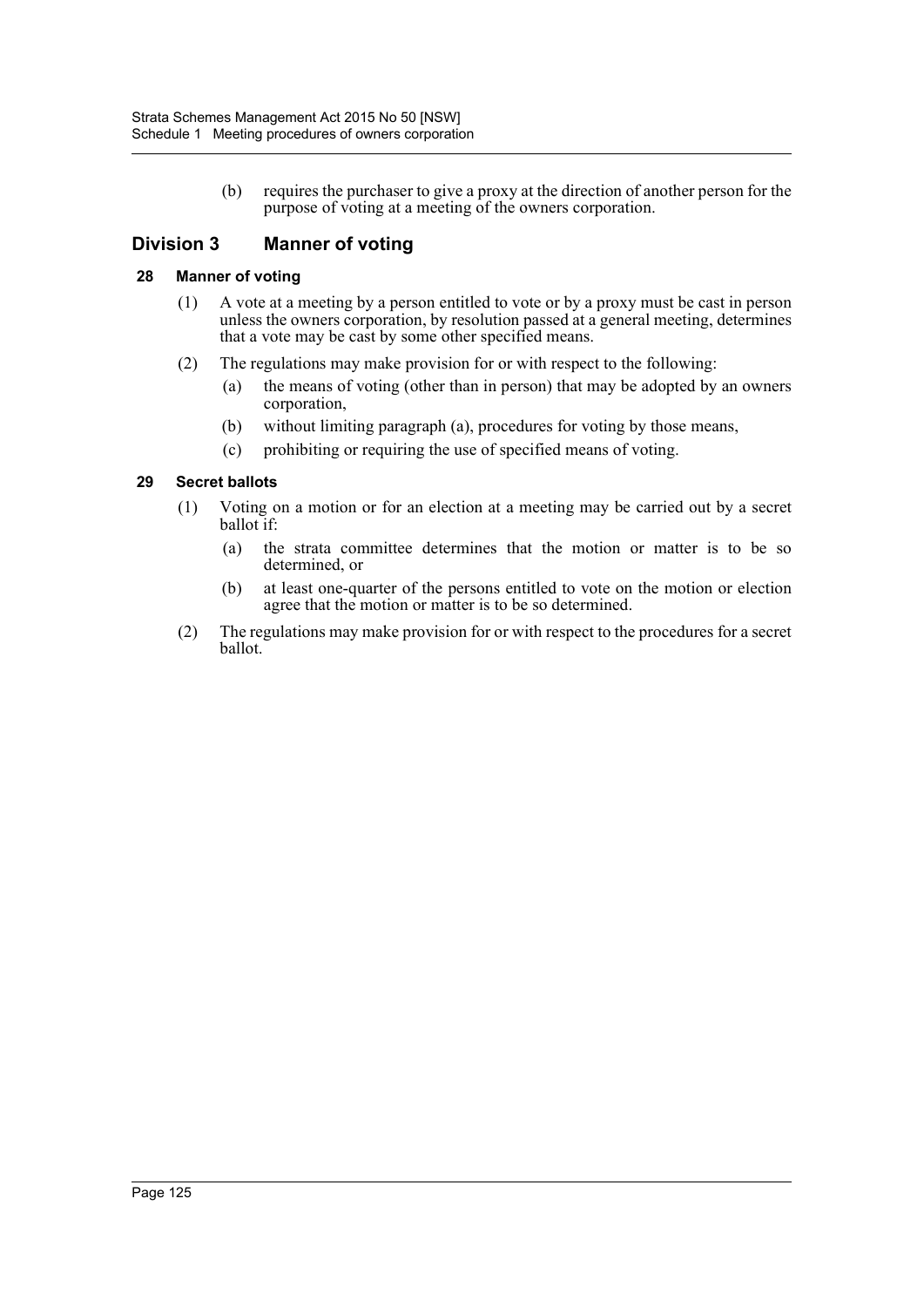(b) requires the purchaser to give a proxy at the direction of another person for the purpose of voting at a meeting of the owners corporation.

## Division 3 Manner of voting

### 28 Manner of voting

(1) A vote at a meeting by a person entitled to vote or by a proxy must be cast in person unless the owners corporation, by resolution passed at a general meeting, determines that a vote may be cast by some other specified means.

(2) The regulations may make provision for or with respect to the following:

(a) the means of voting (other than in person) that may be adopted by an owners corporation,

(b) without limiting paragraph (a), procedures for voting by those means,

(c) prohibiting or requiring the use of specified means of voting.

### 29 Secret ballots

(1) Voting on a motion or for an election at a meeting may be carried out by a secret ballot if:

(a) the strata committee determines that the motion or matter is to be so determined, or

(b) at least one-quarter of the persons entitled to vote on the motion or election agree that the motion or matter is to be so determined.

(2) The regulations may make provision for or with respect to the procedures for a secret ballot.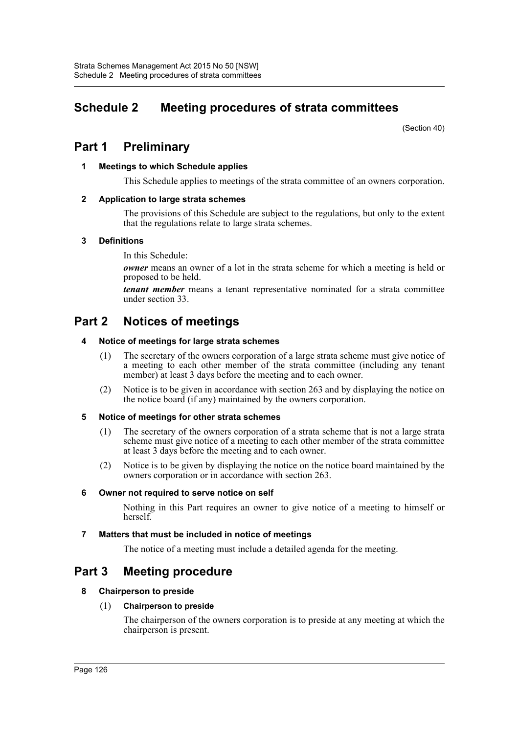# Schedule 2 Meeting procedures of strata committees

(Section 40)

## Part 1 Preliminary

### 1 Meetings to which Schedule applies

This Schedule applies to meetings of the strata committee of an owners corporation.

### 2 Application to large strata schemes

The provisions of this Schedule are subject to the regulations, but only to the extent that the regulations relate to large strata schemes.

### 3 Definitions

In this Schedule:

***owner*** means an owner of a lot in the strata scheme for which a meeting is held or proposed to be held.

***tenant member*** means a tenant representative nominated for a strata committee under section 33.

## Part 2 Notices of meetings

### 4 Notice of meetings for large strata schemes

(1) The secretary of the owners corporation of a large strata scheme must give notice of a meeting to each other member of the strata committee (including any tenant member) at least 3 days before the meeting and to each owner.

(2) Notice is to be given in accordance with section 263 and by displaying the notice on the notice board (if any) maintained by the owners corporation.

### 5 Notice of meetings for other strata schemes

(1) The secretary of the owners corporation of a strata scheme that is not a large strata scheme must give notice of a meeting to each other member of the strata committee at least 3 days before the meeting and to each owner.

(2) Notice is to be given by displaying the notice on the notice board maintained by the owners corporation or in accordance with section 263.

### 6 Owner not required to serve notice on self

Nothing in this Part requires an owner to give notice of a meeting to himself or herself.

### 7 Matters that must be included in notice of meetings

The notice of a meeting must include a detailed agenda for the meeting.

## Part 3 Meeting procedure

### 8 Chairperson to preside

#### (1) Chairperson to preside

The chairperson of the owners corporation is to preside at any meeting at which the chairperson is present.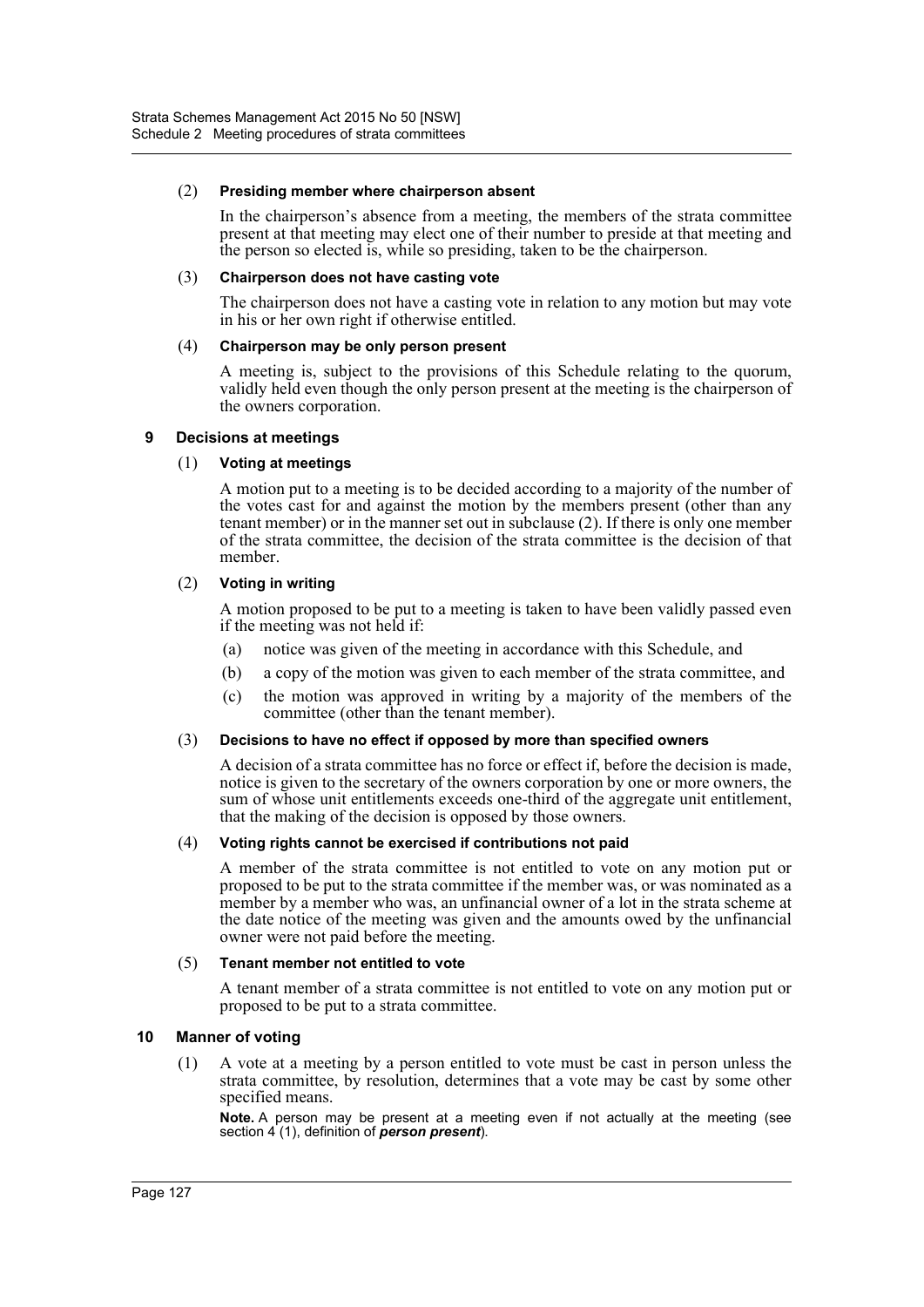(2) **Presiding member where chairperson absent**

In the chairperson's absence from a meeting, the members of the strata committee present at that meeting may elect one of their number to preside at that meeting and the person so elected is, while so presiding, taken to be the chairperson.

(3) **Chairperson does not have casting vote**

The chairperson does not have a casting vote in relation to any motion but may vote in his or her own right if otherwise entitled.

(4) **Chairperson may be only person present**

A meeting is, subject to the provisions of this Schedule relating to the quorum, validly held even though the only person present at the meeting is the chairperson of the owners corporation.

### 9 Decisions at meetings

(1) **Voting at meetings**

A motion put to a meeting is to be decided according to a majority of the number of the votes cast for and against the motion by the members present (other than any tenant member) or in the manner set out in subclause (2). If there is only one member of the strata committee, the decision of the strata committee is the decision of that member.

(2) **Voting in writing**

A motion proposed to be put to a meeting is taken to have been validly passed even if the meeting was not held if:

- (a) notice was given of the meeting in accordance with this Schedule, and
- (b) a copy of the motion was given to each member of the strata committee, and
- (c) the motion was approved in writing by a majority of the members of the committee (other than the tenant member).

(3) **Decisions to have no effect if opposed by more than specified owners**

A decision of a strata committee has no force or effect if, before the decision is made, notice is given to the secretary of the owners corporation by one or more owners, the sum of whose unit entitlements exceeds one-third of the aggregate unit entitlement, that the making of the decision is opposed by those owners.

(4) **Voting rights cannot be exercised if contributions not paid**

A member of the strata committee is not entitled to vote on any motion put or proposed to be put to the strata committee if the member was, or was nominated as a member by a member who was, an unfinancial owner of a lot in the strata scheme at the date notice of the meeting was given and the amounts owed by the unfinancial owner were not paid before the meeting.

(5) **Tenant member not entitled to vote**

A tenant member of a strata committee is not entitled to vote on any motion put or proposed to be put to a strata committee.

### 10 Manner of voting

(1) A vote at a meeting by a person entitled to vote must be cast in person unless the strata committee, by resolution, determines that a vote may be cast by some other specified means.

**Note.** A person may be present at a meeting even if not actually at the meeting (see section 4 (1), definition of ***person present***).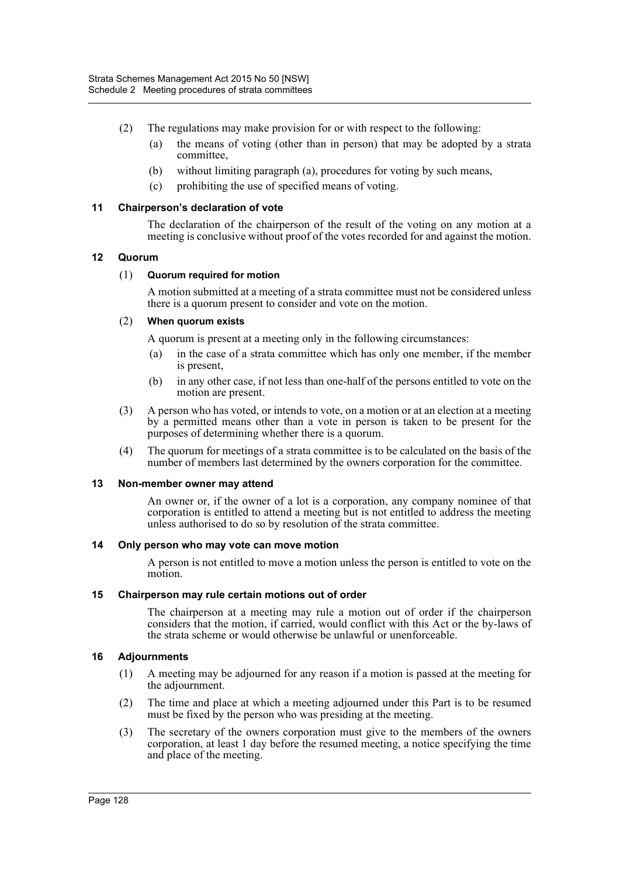(2) The regulations may make provision for or with respect to the following:

- (a) the means of voting (other than in person) that may be adopted by a strata committee,
- (b) without limiting paragraph (a), procedures for voting by such means,
- (c) prohibiting the use of specified means of voting.

### 11 Chairperson's declaration of vote

The declaration of the chairperson of the result of the voting on any motion at a meeting is conclusive without proof of the votes recorded for and against the motion.

### 12 Quorum

(1) **Quorum required for motion**

A motion submitted at a meeting of a strata committee must not be considered unless there is a quorum present to consider and vote on the motion.

(2) **When quorum exists**

A quorum is present at a meeting only in the following circumstances:

- (a) in the case of a strata committee which has only one member, if the member is present,
- (b) in any other case, if not less than one-half of the persons entitled to vote on the motion are present.

(3) A person who has voted, or intends to vote, on a motion or at an election at a meeting by a permitted means other than a vote in person is taken to be present for the purposes of determining whether there is a quorum.

(4) The quorum for meetings of a strata committee is to be calculated on the basis of the number of members last determined by the owners corporation for the committee.

### 13 Non-member owner may attend

An owner or, if the owner of a lot is a corporation, any company nominee of that corporation is entitled to attend a meeting but is not entitled to address the meeting unless authorised to do so by resolution of the strata committee.

### 14 Only person who may vote can move motion

A person is not entitled to move a motion unless the person is entitled to vote on the motion.

### 15 Chairperson may rule certain motions out of order

The chairperson at a meeting may rule a motion out of order if the chairperson considers that the motion, if carried, would conflict with this Act or the by-laws of the strata scheme or would otherwise be unlawful or unenforceable.

### 16 Adjournments

(1) A meeting may be adjourned for any reason if a motion is passed at the meeting for the adjournment.

(2) The time and place at which a meeting adjourned under this Part is to be resumed must be fixed by the person who was presiding at the meeting.

(3) The secretary of the owners corporation must give to the members of the owners corporation, at least 1 day before the resumed meeting, a notice specifying the time and place of the meeting.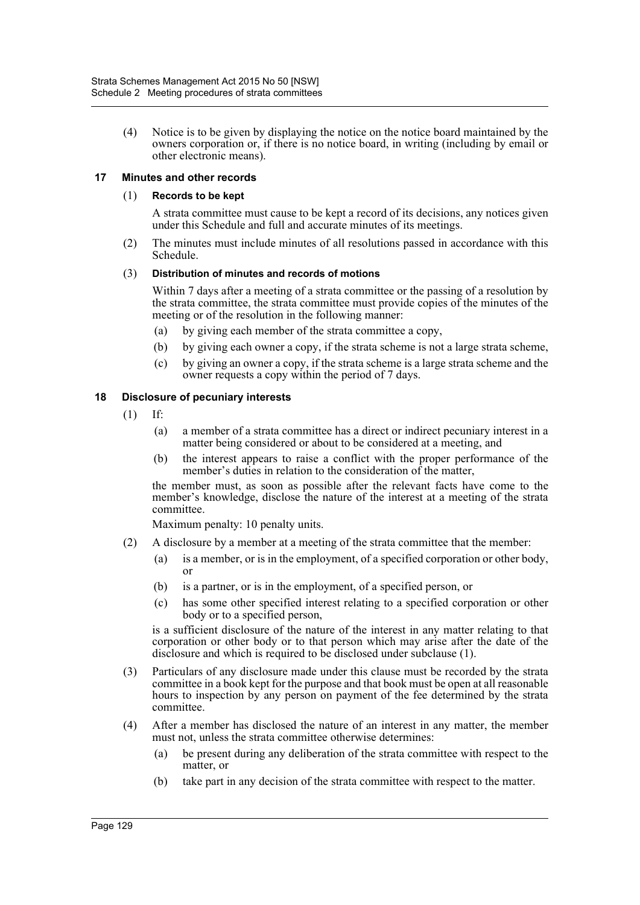(4) Notice is to be given by displaying the notice on the notice board maintained by the owners corporation or, if there is no notice board, in writing (including by email or other electronic means).

### 17 Minutes and other records

(1) **Records to be kept**

A strata committee must cause to be kept a record of its decisions, any notices given under this Schedule and full and accurate minutes of its meetings.

(2) The minutes must include minutes of all resolutions passed in accordance with this Schedule.

(3) **Distribution of minutes and records of motions**

Within 7 days after a meeting of a strata committee or the passing of a resolution by the strata committee, the strata committee must provide copies of the minutes of the meeting or of the resolution in the following manner:

- (a) by giving each member of the strata committee a copy,
- (b) by giving each owner a copy, if the strata scheme is not a large strata scheme,
- (c) by giving an owner a copy, if the strata scheme is a large strata scheme and the owner requests a copy within the period of 7 days.

### 18 Disclosure of pecuniary interests

(1) If:

- (a) a member of a strata committee has a direct or indirect pecuniary interest in a matter being considered or about to be considered at a meeting, and
- (b) the interest appears to raise a conflict with the proper performance of the member's duties in relation to the consideration of the matter,

the member must, as soon as possible after the relevant facts have come to the member's knowledge, disclose the nature of the interest at a meeting of the strata committee.

Maximum penalty: 10 penalty units.

(2) A disclosure by a member at a meeting of the strata committee that the member:

- (a) is a member, or is in the employment, of a specified corporation or other body, or
- (b) is a partner, or is in the employment, of a specified person, or
- (c) has some other specified interest relating to a specified corporation or other body or to a specified person,

is a sufficient disclosure of the nature of the interest in any matter relating to that corporation or other body or to that person which may arise after the date of the disclosure and which is required to be disclosed under subclause (1).

(3) Particulars of any disclosure made under this clause must be recorded by the strata committee in a book kept for the purpose and that book must be open at all reasonable hours to inspection by any person on payment of the fee determined by the strata committee.

(4) After a member has disclosed the nature of an interest in any matter, the member must not, unless the strata committee otherwise determines:

- (a) be present during any deliberation of the strata committee with respect to the matter, or
- (b) take part in any decision of the strata committee with respect to the matter.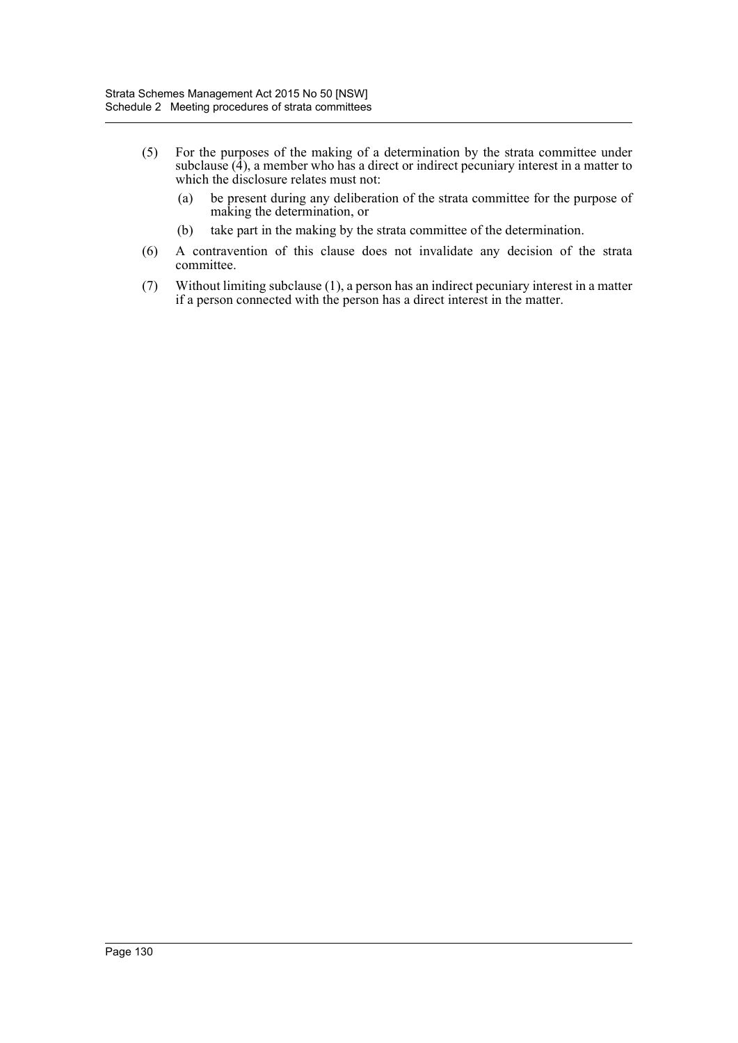(5) For the purposes of the making of a determination by the strata committee under subclause (4), a member who has a direct or indirect pecuniary interest in a matter to which the disclosure relates must not:

  (a) be present during any deliberation of the strata committee for the purpose of making the determination, or

  (b) take part in the making by the strata committee of the determination.

(6) A contravention of this clause does not invalidate any decision of the strata committee.

(7) Without limiting subclause (1), a person has an indirect pecuniary interest in a matter if a person connected with the person has a direct interest in the matter.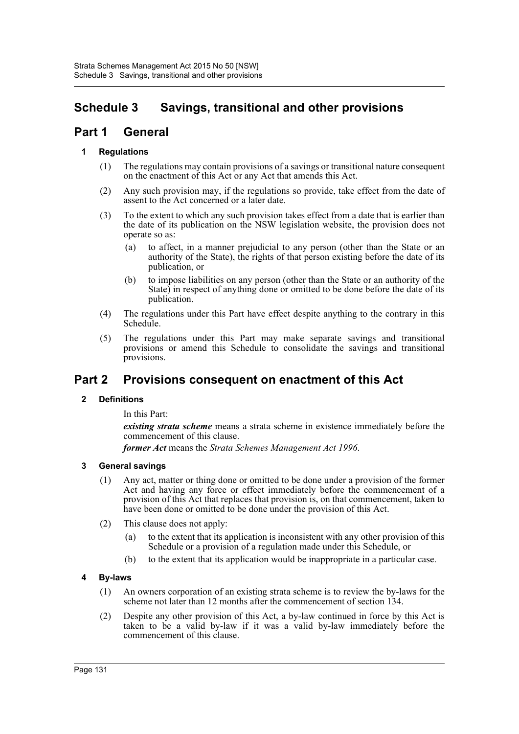# Schedule 3 Savings, transitional and other provisions

## Part 1 General

### 1 Regulations

(1) The regulations may contain provisions of a savings or transitional nature consequent on the enactment of this Act or any Act that amends this Act.

(2) Any such provision may, if the regulations so provide, take effect from the date of assent to the Act concerned or a later date.

(3) To the extent to which any such provision takes effect from a date that is earlier than the date of its publication on the NSW legislation website, the provision does not operate so as:

- (a) to affect, in a manner prejudicial to any person (other than the State or an authority of the State), the rights of that person existing before the date of its publication, or
- (b) to impose liabilities on any person (other than the State or an authority of the State) in respect of anything done or omitted to be done before the date of its publication.

(4) The regulations under this Part have effect despite anything to the contrary in this Schedule.

(5) The regulations under this Part may make separate savings and transitional provisions or amend this Schedule to consolidate the savings and transitional provisions.

## Part 2 Provisions consequent on enactment of this Act

### 2 Definitions

In this Part:

***existing strata scheme*** means a strata scheme in existence immediately before the commencement of this clause.

***former Act*** means the *Strata Schemes Management Act 1996*.

### 3 General savings

(1) Any act, matter or thing done or omitted to be done under a provision of the former Act and having any force or effect immediately before the commencement of a provision of this Act that replaces that provision is, on that commencement, taken to have been done or omitted to be done under the provision of this Act.

(2) This clause does not apply:

- (a) to the extent that its application is inconsistent with any other provision of this Schedule or a provision of a regulation made under this Schedule, or
- (b) to the extent that its application would be inappropriate in a particular case.

### 4 By-laws

(1) An owners corporation of an existing strata scheme is to review the by-laws for the scheme not later than 12 months after the commencement of section 134.

(2) Despite any other provision of this Act, a by-law continued in force by this Act is taken to be a valid by-law if it was a valid by-law immediately before the commencement of this clause.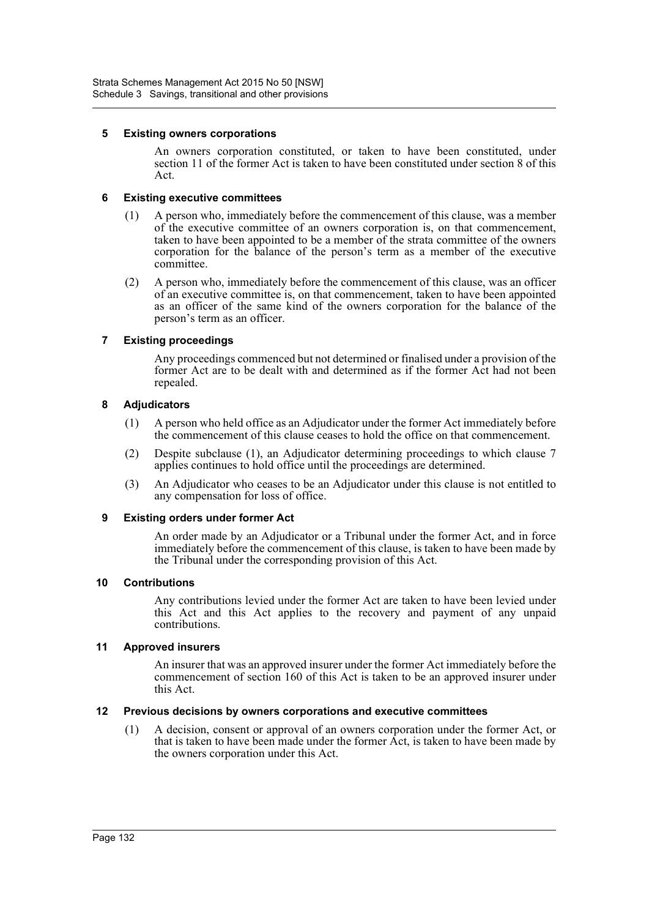### 5 Existing owners corporations

An owners corporation constituted, or taken to have been constituted, under section 11 of the former Act is taken to have been constituted under section 8 of this Act.

### 6 Existing executive committees

(1) A person who, immediately before the commencement of this clause, was a member of the executive committee of an owners corporation is, on that commencement, taken to have been appointed to be a member of the strata committee of the owners corporation for the balance of the person's term as a member of the executive committee.

(2) A person who, immediately before the commencement of this clause, was an officer of an executive committee is, on that commencement, taken to have been appointed as an officer of the same kind of the owners corporation for the balance of the person's term as an officer.

### 7 Existing proceedings

Any proceedings commenced but not determined or finalised under a provision of the former Act are to be dealt with and determined as if the former Act had not been repealed.

### 8 Adjudicators

(1) A person who held office as an Adjudicator under the former Act immediately before the commencement of this clause ceases to hold the office on that commencement.

(2) Despite subclause (1), an Adjudicator determining proceedings to which clause 7 applies continues to hold office until the proceedings are determined.

(3) An Adjudicator who ceases to be an Adjudicator under this clause is not entitled to any compensation for loss of office.

### 9 Existing orders under former Act

An order made by an Adjudicator or a Tribunal under the former Act, and in force immediately before the commencement of this clause, is taken to have been made by the Tribunal under the corresponding provision of this Act.

### 10 Contributions

Any contributions levied under the former Act are taken to have been levied under this Act and this Act applies to the recovery and payment of any unpaid contributions.

### 11 Approved insurers

An insurer that was an approved insurer under the former Act immediately before the commencement of section 160 of this Act is taken to be an approved insurer under this Act.

### 12 Previous decisions by owners corporations and executive committees

(1) A decision, consent or approval of an owners corporation under the former Act, or that is taken to have been made under the former Act, is taken to have been made by the owners corporation under this Act.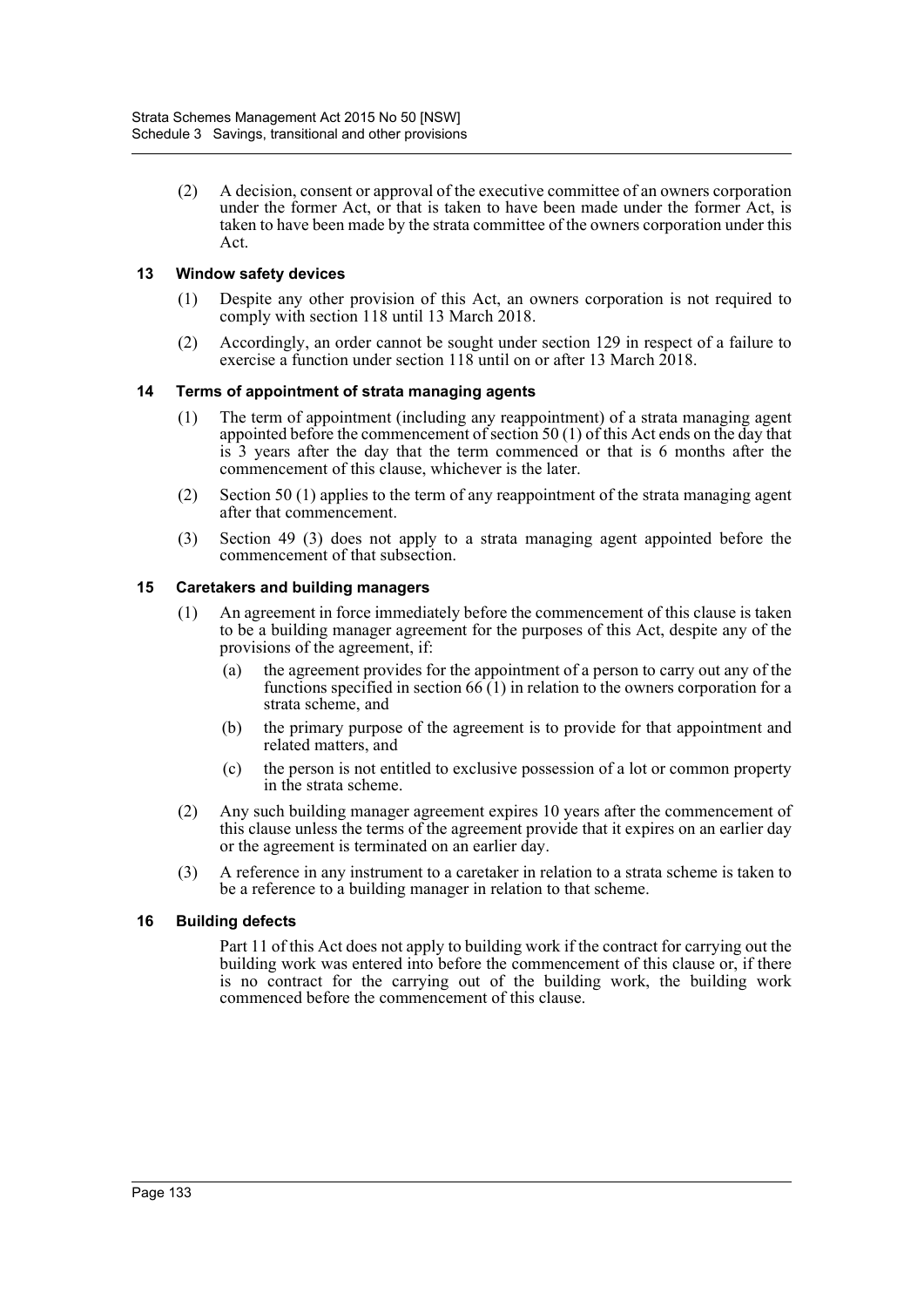(2) A decision, consent or approval of the executive committee of an owners corporation under the former Act, or that is taken to have been made under the former Act, is taken to have been made by the strata committee of the owners corporation under this Act.

### 13 Window safety devices

(1) Despite any other provision of this Act, an owners corporation is not required to comply with section 118 until 13 March 2018.

(2) Accordingly, an order cannot be sought under section 129 in respect of a failure to exercise a function under section 118 until on or after 13 March 2018.

### 14 Terms of appointment of strata managing agents

(1) The term of appointment (including any reappointment) of a strata managing agent appointed before the commencement of section 50 (1) of this Act ends on the day that is 3 years after the day that the term commenced or that is 6 months after the commencement of this clause, whichever is the later.

(2) Section 50 (1) applies to the term of any reappointment of the strata managing agent after that commencement.

(3) Section 49 (3) does not apply to a strata managing agent appointed before the commencement of that subsection.

### 15 Caretakers and building managers

(1) An agreement in force immediately before the commencement of this clause is taken to be a building manager agreement for the purposes of this Act, despite any of the provisions of the agreement, if:

- (a) the agreement provides for the appointment of a person to carry out any of the functions specified in section 66 (1) in relation to the owners corporation for a strata scheme, and
- (b) the primary purpose of the agreement is to provide for that appointment and related matters, and
- (c) the person is not entitled to exclusive possession of a lot or common property in the strata scheme.

(2) Any such building manager agreement expires 10 years after the commencement of this clause unless the terms of the agreement provide that it expires on an earlier day or the agreement is terminated on an earlier day.

(3) A reference in any instrument to a caretaker in relation to a strata scheme is taken to be a reference to a building manager in relation to that scheme.

### 16 Building defects

Part 11 of this Act does not apply to building work if the contract for carrying out the building work was entered into before the commencement of this clause or, if there is no contract for the carrying out of the building work, the building work commenced before the commencement of this clause.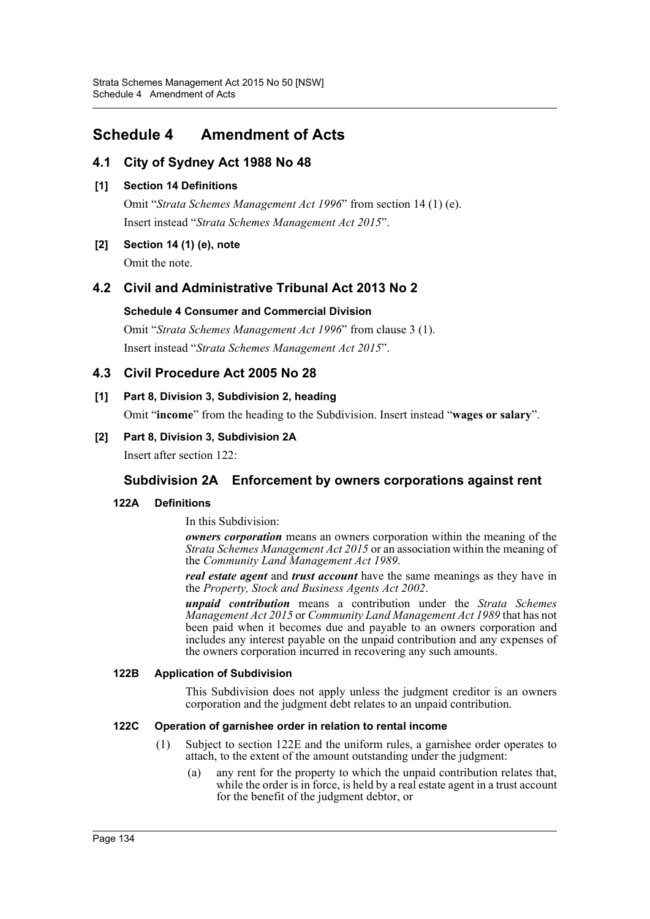# Schedule 4 Amendment of Acts

## 4.1 City of Sydney Act 1988 No 48

**[1] Section 14 Definitions**

Omit "*Strata Schemes Management Act 1996*" from section 14 (1) (e).

Insert instead "*Strata Schemes Management Act 2015*".

**[2] Section 14 (1) (e), note**

Omit the note.

## 4.2 Civil and Administrative Tribunal Act 2013 No 2

**Schedule 4 Consumer and Commercial Division**

Omit "*Strata Schemes Management Act 1996*" from clause 3 (1).

Insert instead "*Strata Schemes Management Act 2015*".

## 4.3 Civil Procedure Act 2005 No 28

**[1] Part 8, Division 3, Subdivision 2, heading**

Omit "**income**" from the heading to the Subdivision. Insert instead "**wages or salary**".

**[2] Part 8, Division 3, Subdivision 2A**

Insert after section 122:

### Subdivision 2A Enforcement by owners corporations against rent

**122A Definitions**

In this Subdivision:

***owners corporation*** means an owners corporation within the meaning of the *Strata Schemes Management Act 2015* or an association within the meaning of the *Community Land Management Act 1989*.

***real estate agent*** and ***trust account*** have the same meanings as they have in the *Property, Stock and Business Agents Act 2002*.

***unpaid contribution*** means a contribution under the *Strata Schemes Management Act 2015* or *Community Land Management Act 1989* that has not been paid when it becomes due and payable to an owners corporation and includes any interest payable on the unpaid contribution and any expenses of the owners corporation incurred in recovering any such amounts.

**122B Application of Subdivision**

This Subdivision does not apply unless the judgment creditor is an owners corporation and the judgment debt relates to an unpaid contribution.

**122C Operation of garnishee order in relation to rental income**

(1) Subject to section 122E and the uniform rules, a garnishee order operates to attach, to the extent of the amount outstanding under the judgment:

(a) any rent for the property to which the unpaid contribution relates that, while the order is in force, is held by a real estate agent in a trust account for the benefit of the judgment debtor, or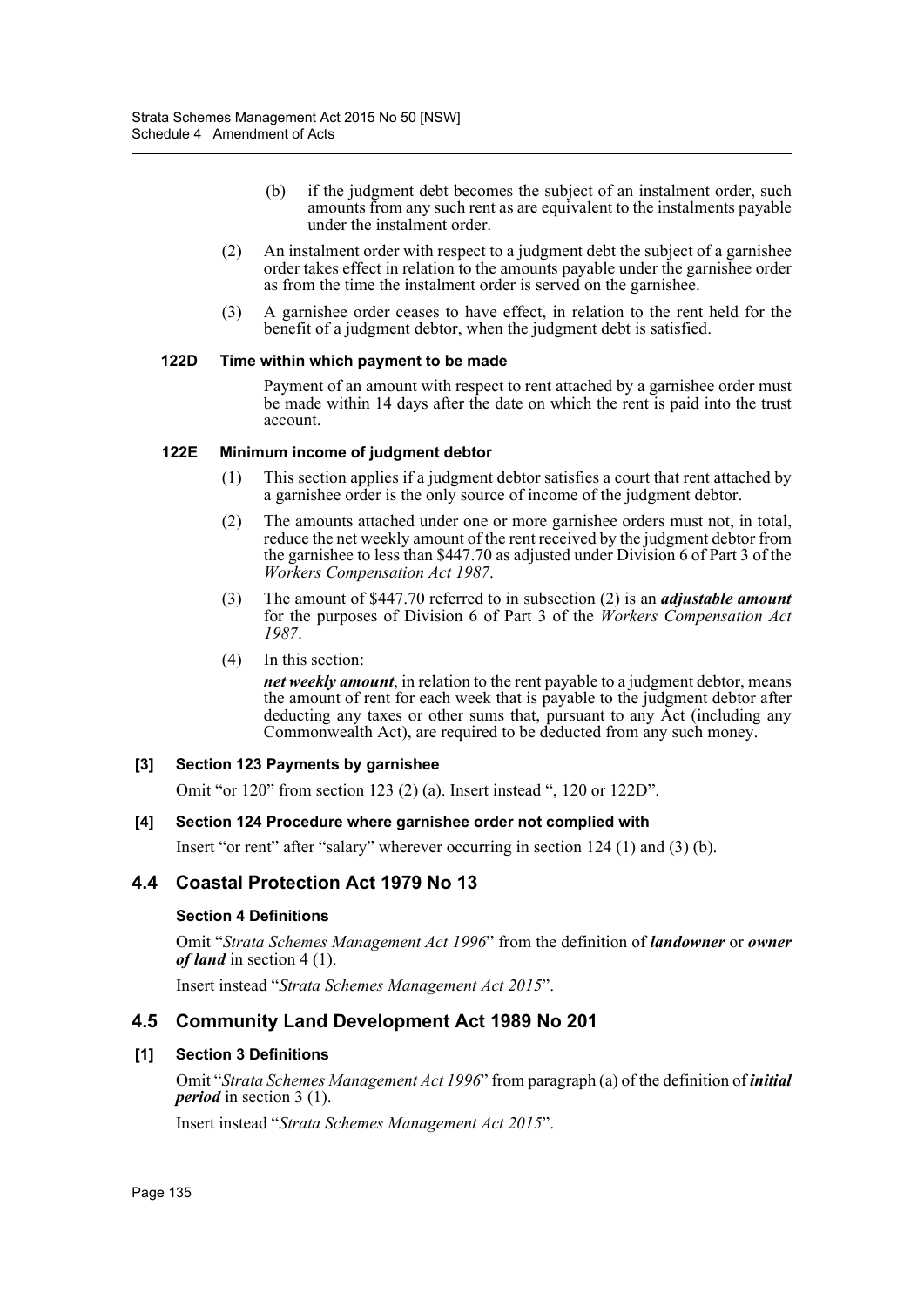(b) if the judgment debt becomes the subject of an instalment order, such amounts from any such rent as are equivalent to the instalments payable under the instalment order.

(2) An instalment order with respect to a judgment debt the subject of a garnishee order takes effect in relation to the amounts payable under the garnishee order as from the time the instalment order is served on the garnishee.

(3) A garnishee order ceases to have effect, in relation to the rent held for the benefit of a judgment debtor, when the judgment debt is satisfied.

**122D Time within which payment to be made**

Payment of an amount with respect to rent attached by a garnishee order must be made within 14 days after the date on which the rent is paid into the trust account.

**122E Minimum income of judgment debtor**

(1) This section applies if a judgment debtor satisfies a court that rent attached by a garnishee order is the only source of income of the judgment debtor.

(2) The amounts attached under one or more garnishee orders must not, in total, reduce the net weekly amount of the rent received by the judgment debtor from the garnishee to less than $447.70 as adjusted under Division 6 of Part 3 of the *Workers Compensation Act 1987*.

(3) The amount of $447.70 referred to in subsection (2) is an ***adjustable amount*** for the purposes of Division 6 of Part 3 of the *Workers Compensation Act 1987*.

(4) In this section:

***net weekly amount***, in relation to the rent payable to a judgment debtor, means the amount of rent for each week that is payable to the judgment debtor after deducting any taxes or other sums that, pursuant to any Act (including any Commonwealth Act), are required to be deducted from any such money.

**[3] Section 123 Payments by garnishee**

Omit "or 120" from section 123 (2) (a). Insert instead ", 120 or 122D".

**[4] Section 124 Procedure where garnishee order not complied with**

Insert "or rent" after "salary" wherever occurring in section 124 (1) and (3) (b).

## 4.4 Coastal Protection Act 1979 No 13

**Section 4 Definitions**

Omit "*Strata Schemes Management Act 1996*" from the definition of ***landowner*** or ***owner of land*** in section 4 (1).

Insert instead "*Strata Schemes Management Act 2015*".

## 4.5 Community Land Development Act 1989 No 201

**[1] Section 3 Definitions**

Omit "*Strata Schemes Management Act 1996*" from paragraph (a) of the definition of ***initial period*** in section 3 (1).

Insert instead "*Strata Schemes Management Act 2015*".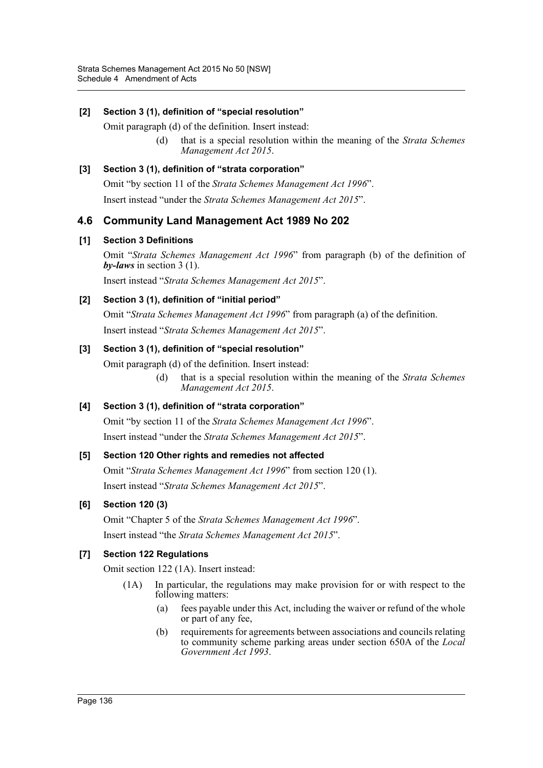**[2] Section 3 (1), definition of "special resolution"**

Omit paragraph (d) of the definition. Insert instead:

> (d) that is a special resolution within the meaning of the *Strata Schemes Management Act 2015*.

**[3] Section 3 (1), definition of "strata corporation"**

Omit "by section 11 of the *Strata Schemes Management Act 1996*".

Insert instead "under the *Strata Schemes Management Act 2015*".

## 4.6 Community Land Management Act 1989 No 202

**[1] Section 3 Definitions**

Omit "*Strata Schemes Management Act 1996*" from paragraph (b) of the definition of ***by-laws*** in section 3 (1).

Insert instead "*Strata Schemes Management Act 2015*".

**[2] Section 3 (1), definition of "initial period"**

Omit "*Strata Schemes Management Act 1996*" from paragraph (a) of the definition.

Insert instead "*Strata Schemes Management Act 2015*".

**[3] Section 3 (1), definition of "special resolution"**

Omit paragraph (d) of the definition. Insert instead:

> (d) that is a special resolution within the meaning of the *Strata Schemes Management Act 2015*.

**[4] Section 3 (1), definition of "strata corporation"**

Omit "by section 11 of the *Strata Schemes Management Act 1996*".

Insert instead "under the *Strata Schemes Management Act 2015*".

**[5] Section 120 Other rights and remedies not affected**

Omit "*Strata Schemes Management Act 1996*" from section 120 (1).

Insert instead "*Strata Schemes Management Act 2015*".

**[6] Section 120 (3)**

Omit "Chapter 5 of the *Strata Schemes Management Act 1996*".

Insert instead "the *Strata Schemes Management Act 2015*".

**[7] Section 122 Regulations**

Omit section 122 (1A). Insert instead:

> (1A) In particular, the regulations may make provision for or with respect to the following matters:
>
> (a) fees payable under this Act, including the waiver or refund of the whole or part of any fee,
>
> (b) requirements for agreements between associations and councils relating to community scheme parking areas under section 650A of the *Local Government Act 1993*.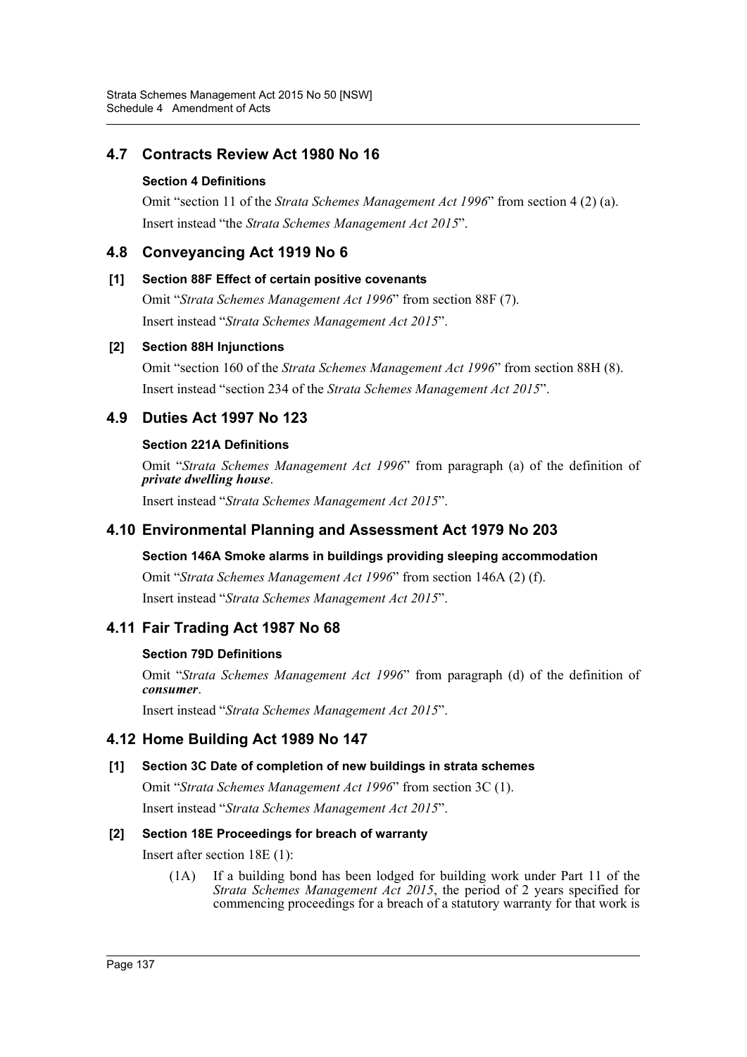## 4.7 Contracts Review Act 1980 No 16

### Section 4 Definitions

Omit "section 11 of the *Strata Schemes Management Act 1996*" from section 4 (2) (a).

Insert instead "the *Strata Schemes Management Act 2015*".

## 4.8 Conveyancing Act 1919 No 6

### [1] Section 88F Effect of certain positive covenants

Omit "*Strata Schemes Management Act 1996*" from section 88F (7).

Insert instead "*Strata Schemes Management Act 2015*".

### [2] Section 88H Injunctions

Omit "section 160 of the *Strata Schemes Management Act 1996*" from section 88H (8).

Insert instead "section 234 of the *Strata Schemes Management Act 2015*".

## 4.9 Duties Act 1997 No 123

### Section 221A Definitions

Omit "*Strata Schemes Management Act 1996*" from paragraph (a) of the definition of ***private dwelling house***.

Insert instead "*Strata Schemes Management Act 2015*".

## 4.10 Environmental Planning and Assessment Act 1979 No 203

### Section 146A Smoke alarms in buildings providing sleeping accommodation

Omit "*Strata Schemes Management Act 1996*" from section 146A (2) (f).

Insert instead "*Strata Schemes Management Act 2015*".

## 4.11 Fair Trading Act 1987 No 68

### Section 79D Definitions

Omit "*Strata Schemes Management Act 1996*" from paragraph (d) of the definition of ***consumer***.

Insert instead "*Strata Schemes Management Act 2015*".

## 4.12 Home Building Act 1989 No 147

### [1] Section 3C Date of completion of new buildings in strata schemes

Omit "*Strata Schemes Management Act 1996*" from section 3C (1).

Insert instead "*Strata Schemes Management Act 2015*".

### [2] Section 18E Proceedings for breach of warranty

Insert after section 18E (1):

> (1A) If a building bond has been lodged for building work under Part 11 of the *Strata Schemes Management Act 2015*, the period of 2 years specified for commencing proceedings for a breach of a statutory warranty for that work is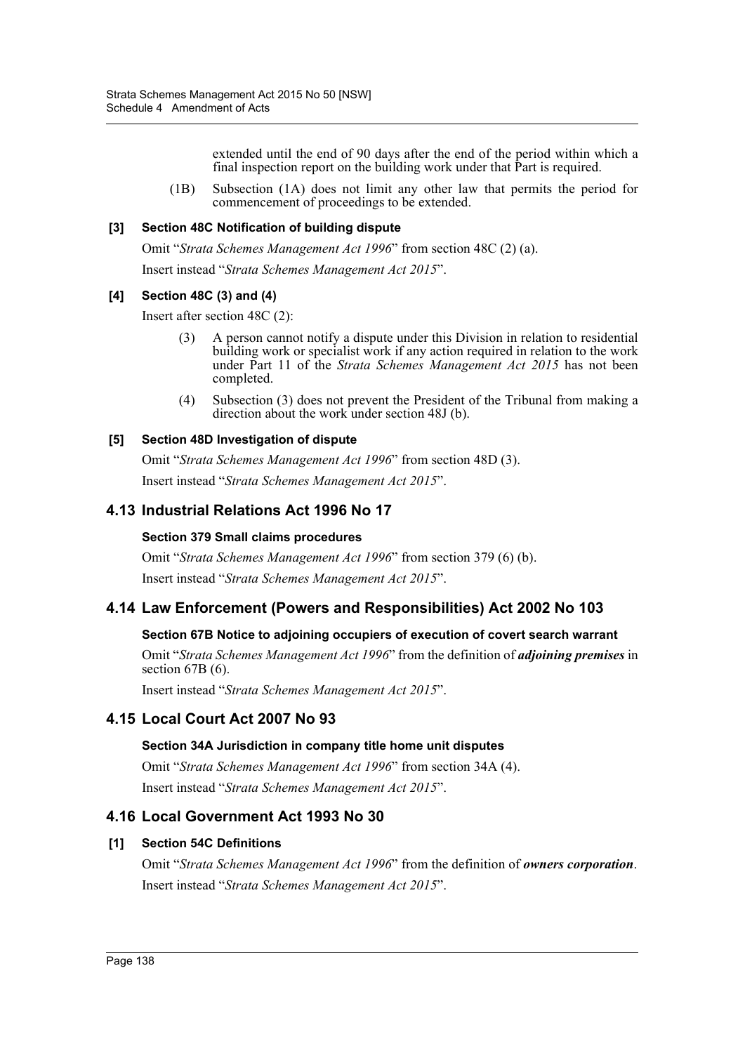extended until the end of 90 days after the end of the period within which a final inspection report on the building work under that Part is required.

(1B) Subsection (1A) does not limit any other law that permits the period for commencement of proceedings to be extended.

#### [3] Section 48C Notification of building dispute

Omit "*Strata Schemes Management Act 1996*" from section 48C (2) (a).

Insert instead "*Strata Schemes Management Act 2015*".

#### [4] Section 48C (3) and (4)

Insert after section 48C (2):

(3) A person cannot notify a dispute under this Division in relation to residential building work or specialist work if any action required in relation to the work under Part 11 of the *Strata Schemes Management Act 2015* has not been completed.

(4) Subsection (3) does not prevent the President of the Tribunal from making a direction about the work under section 48J (b).

#### [5] Section 48D Investigation of dispute

Omit "*Strata Schemes Management Act 1996*" from section 48D (3).

Insert instead "*Strata Schemes Management Act 2015*".

## 4.13 Industrial Relations Act 1996 No 17

#### Section 379 Small claims procedures

Omit "*Strata Schemes Management Act 1996*" from section 379 (6) (b).

Insert instead "*Strata Schemes Management Act 2015*".

## 4.14 Law Enforcement (Powers and Responsibilities) Act 2002 No 103

#### Section 67B Notice to adjoining occupiers of execution of covert search warrant

Omit "*Strata Schemes Management Act 1996*" from the definition of ***adjoining premises*** in section 67B (6).

Insert instead "*Strata Schemes Management Act 2015*".

## 4.15 Local Court Act 2007 No 93

#### Section 34A Jurisdiction in company title home unit disputes

Omit "*Strata Schemes Management Act 1996*" from section 34A (4).

Insert instead "*Strata Schemes Management Act 2015*".

## 4.16 Local Government Act 1993 No 30

#### [1] Section 54C Definitions

Omit "*Strata Schemes Management Act 1996*" from the definition of ***owners corporation***.

Insert instead "*Strata Schemes Management Act 2015*".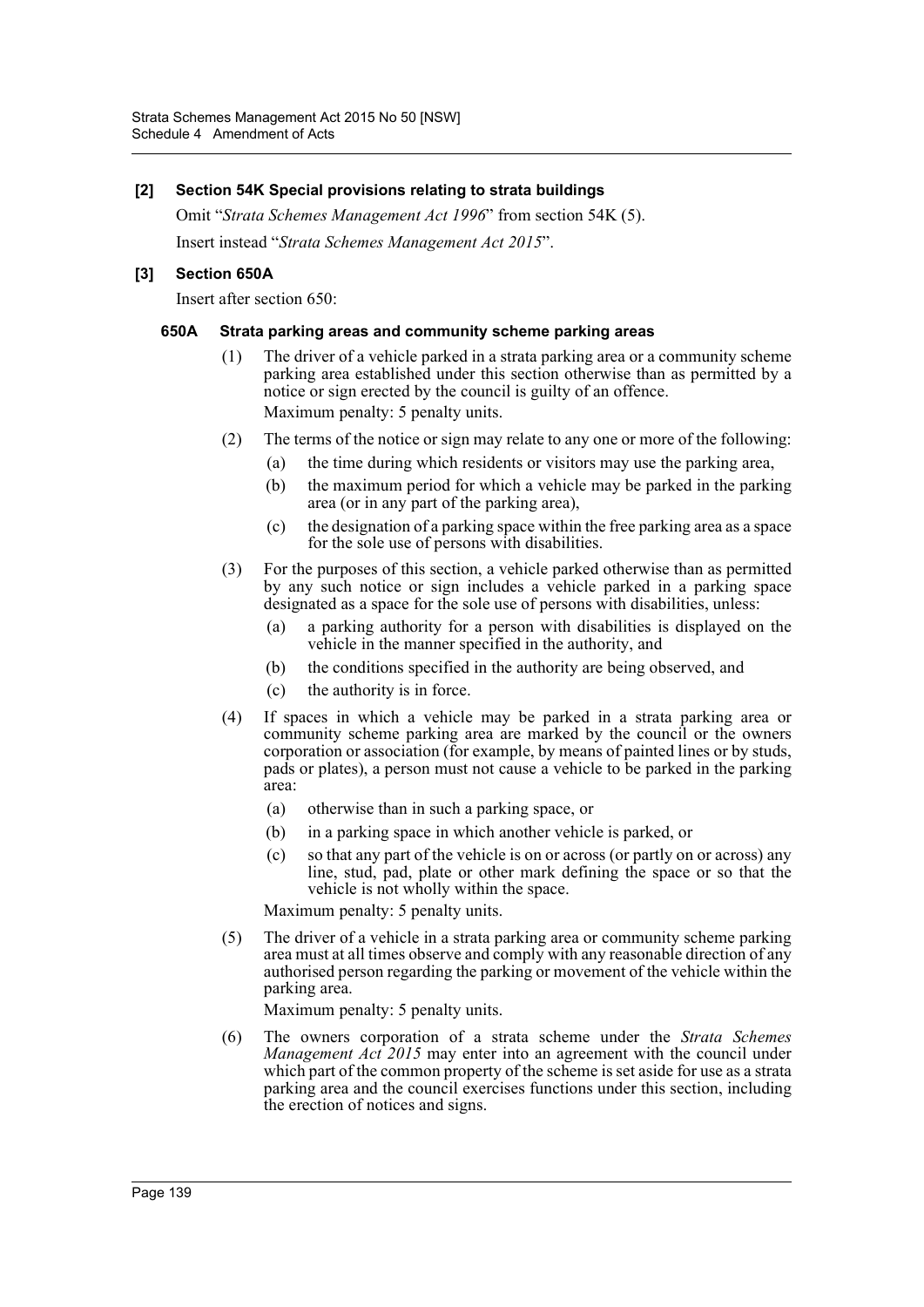#### [2] Section 54K Special provisions relating to strata buildings

Omit "*Strata Schemes Management Act 1996*" from section 54K (5).

Insert instead "*Strata Schemes Management Act 2015*".

#### [3] Section 650A

Insert after section 650:

##### 650A Strata parking areas and community scheme parking areas

(1) The driver of a vehicle parked in a strata parking area or a community scheme parking area established under this section otherwise than as permitted by a notice or sign erected by the council is guilty of an offence.

Maximum penalty: 5 penalty units.

(2) The terms of the notice or sign may relate to any one or more of the following:

- (a) the time during which residents or visitors may use the parking area,
- (b) the maximum period for which a vehicle may be parked in the parking area (or in any part of the parking area),
- (c) the designation of a parking space within the free parking area as a space for the sole use of persons with disabilities.

(3) For the purposes of this section, a vehicle parked otherwise than as permitted by any such notice or sign includes a vehicle parked in a parking space designated as a space for the sole use of persons with disabilities, unless:

- (a) a parking authority for a person with disabilities is displayed on the vehicle in the manner specified in the authority, and
- (b) the conditions specified in the authority are being observed, and
- (c) the authority is in force.

(4) If spaces in which a vehicle may be parked in a strata parking area or community scheme parking area are marked by the council or the owners corporation or association (for example, by means of painted lines or by studs, pads or plates), a person must not cause a vehicle to be parked in the parking area:

- (a) otherwise than in such a parking space, or
- (b) in a parking space in which another vehicle is parked, or
- (c) so that any part of the vehicle is on or across (or partly on or across) any line, stud, pad, plate or other mark defining the space or so that the vehicle is not wholly within the space.

Maximum penalty: 5 penalty units.

(5) The driver of a vehicle in a strata parking area or community scheme parking area must at all times observe and comply with any reasonable direction of any authorised person regarding the parking or movement of the vehicle within the parking area.

Maximum penalty: 5 penalty units.

(6) The owners corporation of a strata scheme under the *Strata Schemes Management Act 2015* may enter into an agreement with the council under which part of the common property of the scheme is set aside for use as a strata parking area and the council exercises functions under this section, including the erection of notices and signs.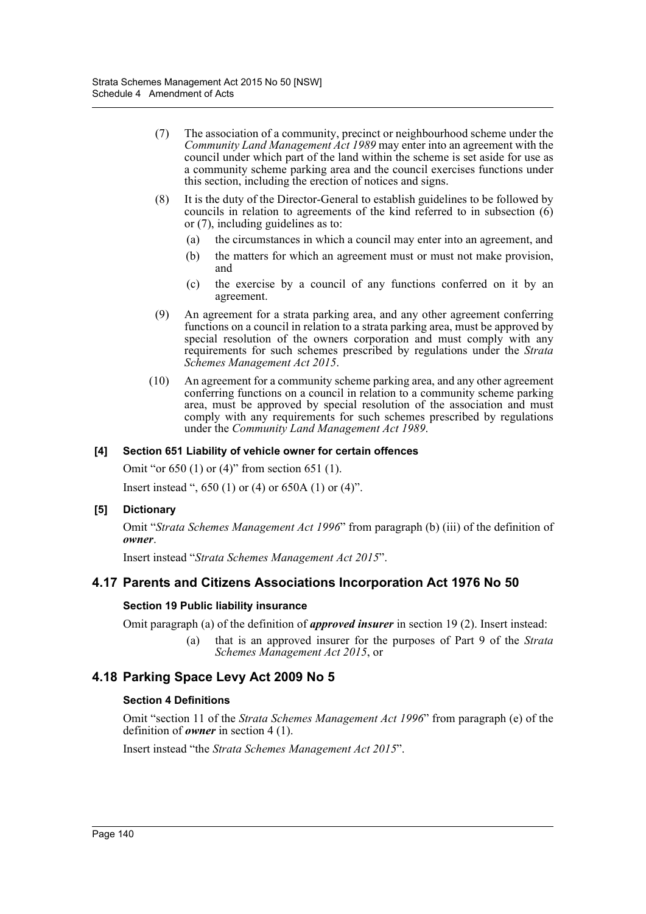(7) The association of a community, precinct or neighbourhood scheme under the *Community Land Management Act 1989* may enter into an agreement with the council under which part of the land within the scheme is set aside for use as a community scheme parking area and the council exercises functions under this section, including the erection of notices and signs.

(8) It is the duty of the Director-General to establish guidelines to be followed by councils in relation to agreements of the kind referred to in subsection (6) or (7), including guidelines as to:

- (a) the circumstances in which a council may enter into an agreement, and
- (b) the matters for which an agreement must or must not make provision, and
- (c) the exercise by a council of any functions conferred on it by an agreement.

(9) An agreement for a strata parking area, and any other agreement conferring functions on a council in relation to a strata parking area, must be approved by special resolution of the owners corporation and must comply with any requirements for such schemes prescribed by regulations under the *Strata Schemes Management Act 2015*.

(10) An agreement for a community scheme parking area, and any other agreement conferring functions on a council in relation to a community scheme parking area, must be approved by special resolution of the association and must comply with any requirements for such schemes prescribed by regulations under the *Community Land Management Act 1989*.

#### [4] Section 651 Liability of vehicle owner for certain offences

Omit "or 650 (1) or (4)" from section 651 (1).

Insert instead ", 650 (1) or (4) or 650A (1) or (4)".

#### [5] Dictionary

Omit "*Strata Schemes Management Act 1996*" from paragraph (b) (iii) of the definition of ***owner***.

Insert instead "*Strata Schemes Management Act 2015*".

## 4.17 Parents and Citizens Associations Incorporation Act 1976 No 50

#### Section 19 Public liability insurance

Omit paragraph (a) of the definition of ***approved insurer*** in section 19 (2). Insert instead:

- (a) that is an approved insurer for the purposes of Part 9 of the *Strata Schemes Management Act 2015*, or

## 4.18 Parking Space Levy Act 2009 No 5

#### Section 4 Definitions

Omit "section 11 of the *Strata Schemes Management Act 1996*" from paragraph (e) of the definition of ***owner*** in section 4 (1).

Insert instead "the *Strata Schemes Management Act 2015*".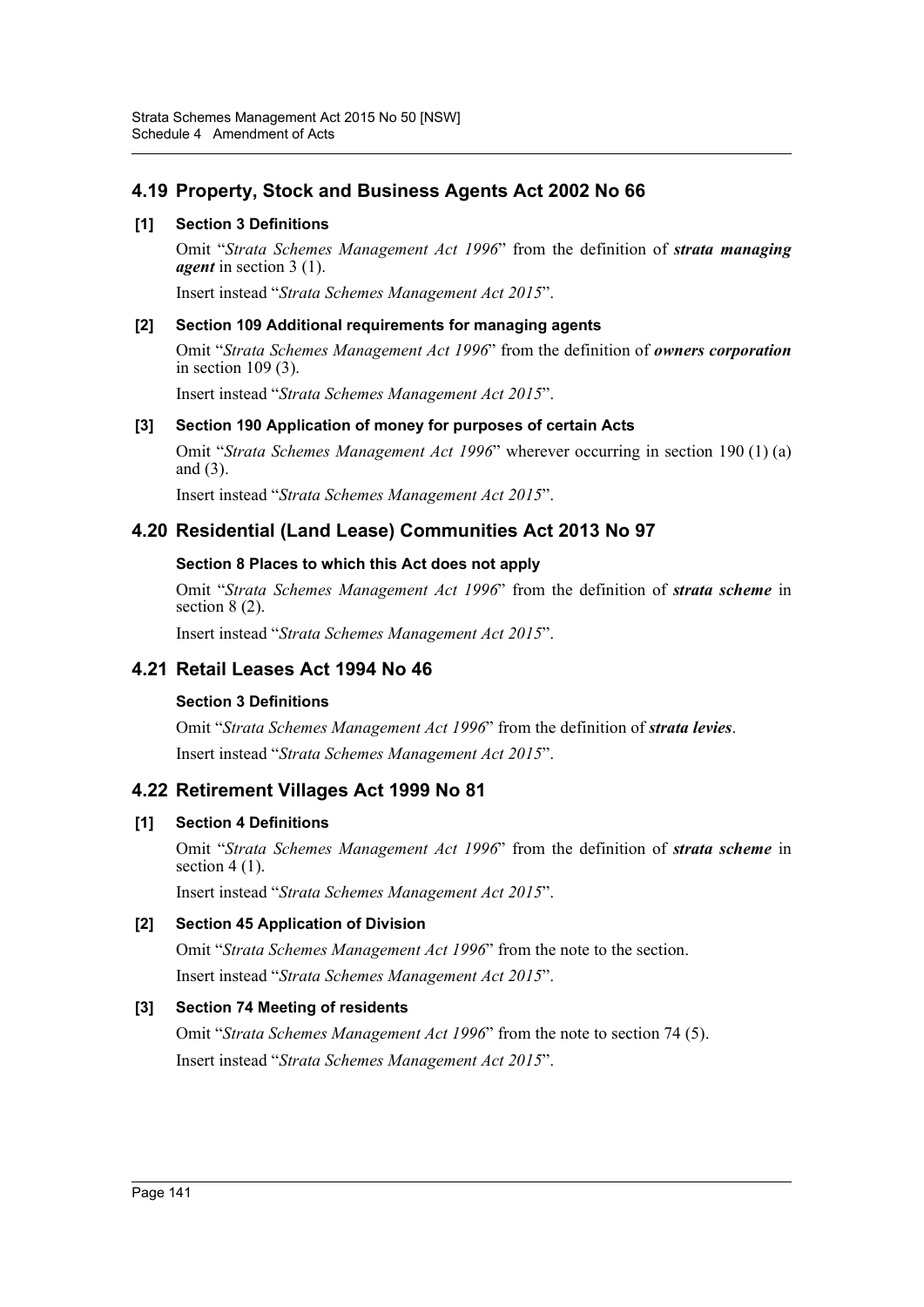## 4.19 Property, Stock and Business Agents Act 2002 No 66

### [1] Section 3 Definitions

Omit "*Strata Schemes Management Act 1996*" from the definition of ***strata managing agent*** in section 3 (1).

Insert instead "*Strata Schemes Management Act 2015*".

### [2] Section 109 Additional requirements for managing agents

Omit "*Strata Schemes Management Act 1996*" from the definition of ***owners corporation*** in section 109 (3).

Insert instead "*Strata Schemes Management Act 2015*".

### [3] Section 190 Application of money for purposes of certain Acts

Omit "*Strata Schemes Management Act 1996*" wherever occurring in section 190 (1) (a) and (3).

Insert instead "*Strata Schemes Management Act 2015*".

## 4.20 Residential (Land Lease) Communities Act 2013 No 97

### Section 8 Places to which this Act does not apply

Omit "*Strata Schemes Management Act 1996*" from the definition of ***strata scheme*** in section 8 (2).

Insert instead "*Strata Schemes Management Act 2015*".

## 4.21 Retail Leases Act 1994 No 46

### Section 3 Definitions

Omit "*Strata Schemes Management Act 1996*" from the definition of ***strata levies***.

Insert instead "*Strata Schemes Management Act 2015*".

## 4.22 Retirement Villages Act 1999 No 81

### [1] Section 4 Definitions

Omit "*Strata Schemes Management Act 1996*" from the definition of ***strata scheme*** in section 4 (1).

Insert instead "*Strata Schemes Management Act 2015*".

### [2] Section 45 Application of Division

Omit "*Strata Schemes Management Act 1996*" from the note to the section.

Insert instead "*Strata Schemes Management Act 2015*".

### [3] Section 74 Meeting of residents

Omit "*Strata Schemes Management Act 1996*" from the note to section 74 (5).

Insert instead "*Strata Schemes Management Act 2015*".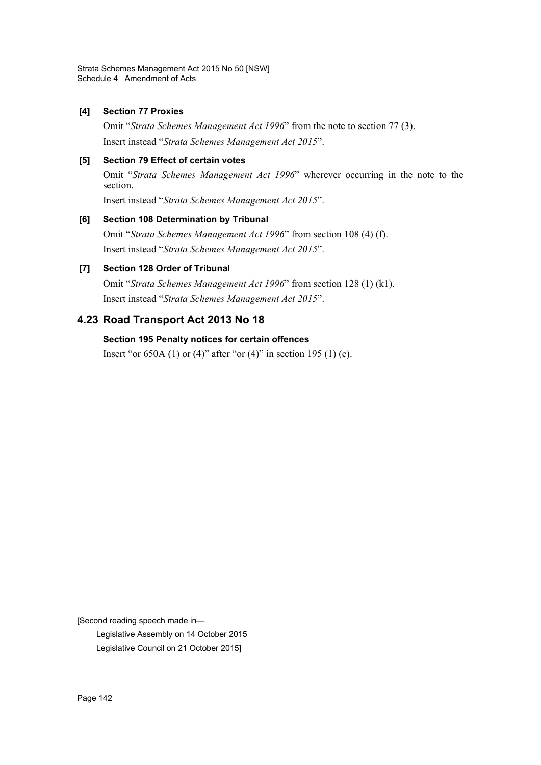**[4] Section 77 Proxies**

Omit "*Strata Schemes Management Act 1996*" from the note to section 77 (3).

Insert instead "*Strata Schemes Management Act 2015*".

**[5] Section 79 Effect of certain votes**

Omit "*Strata Schemes Management Act 1996*" wherever occurring in the note to the section.

Insert instead "*Strata Schemes Management Act 2015*".

**[6] Section 108 Determination by Tribunal**

Omit "*Strata Schemes Management Act 1996*" from section 108 (4) (f).

Insert instead "*Strata Schemes Management Act 2015*".

**[7] Section 128 Order of Tribunal**

Omit "*Strata Schemes Management Act 1996*" from section 128 (1) (k1).

Insert instead "*Strata Schemes Management Act 2015*".

## 4.23 Road Transport Act 2013 No 18

**Section 195 Penalty notices for certain offences**

Insert "or 650A (1) or (4)" after "or (4)" in section 195 (1) (c).

[Second reading speech made in—

Legislative Assembly on 14 October 2015

Legislative Council on 21 October 2015]